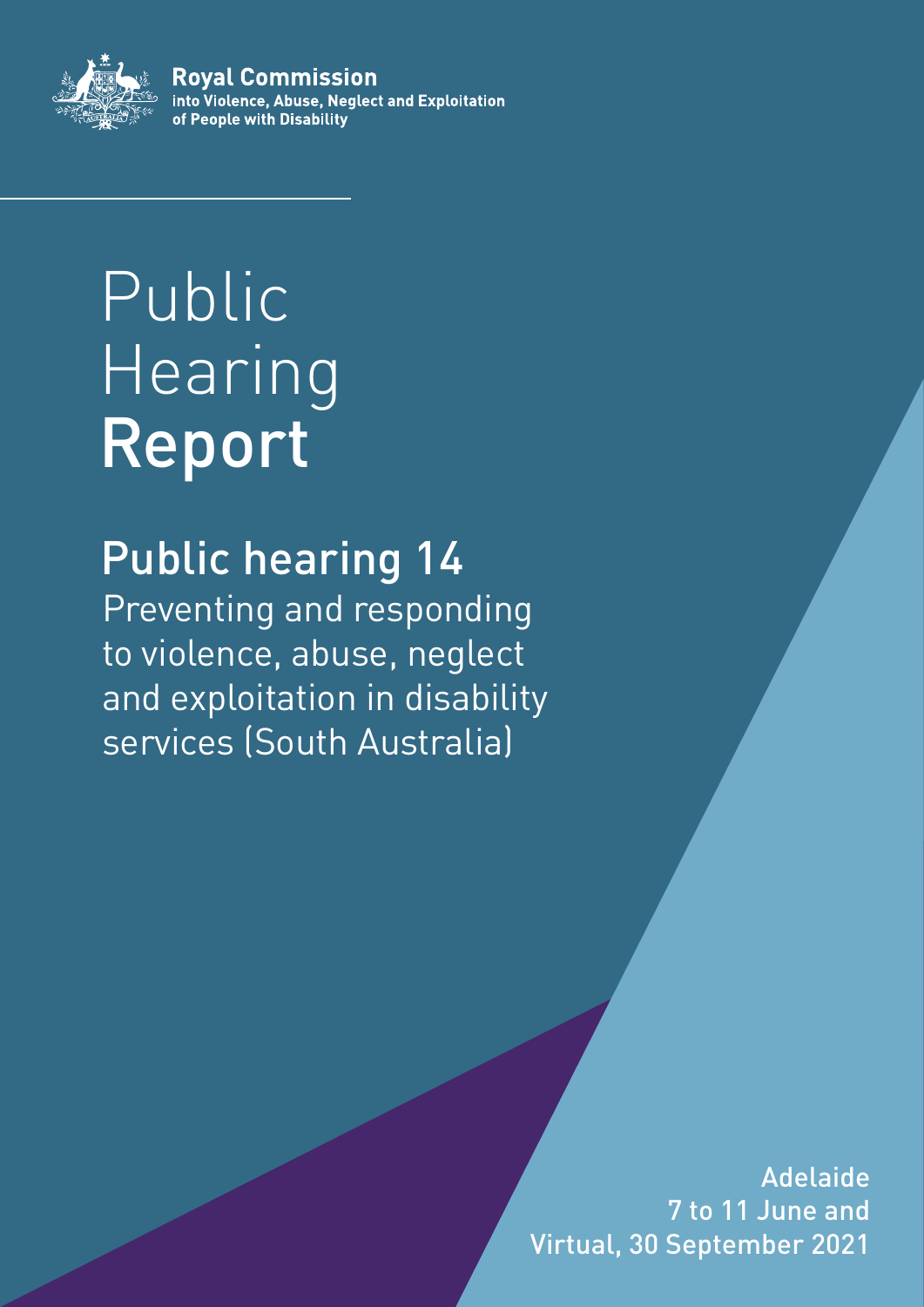**Royal Commission**
into Violence, Abuse, Neglect and Exploitation
of People with Disability

# Public Hearing **Report**

## Public hearing 14

Preventing and responding to violence, abuse, neglect and exploitation in disability services (South Australia)

Adelaide
7 to 11 June and
Virtual, 30 September 2021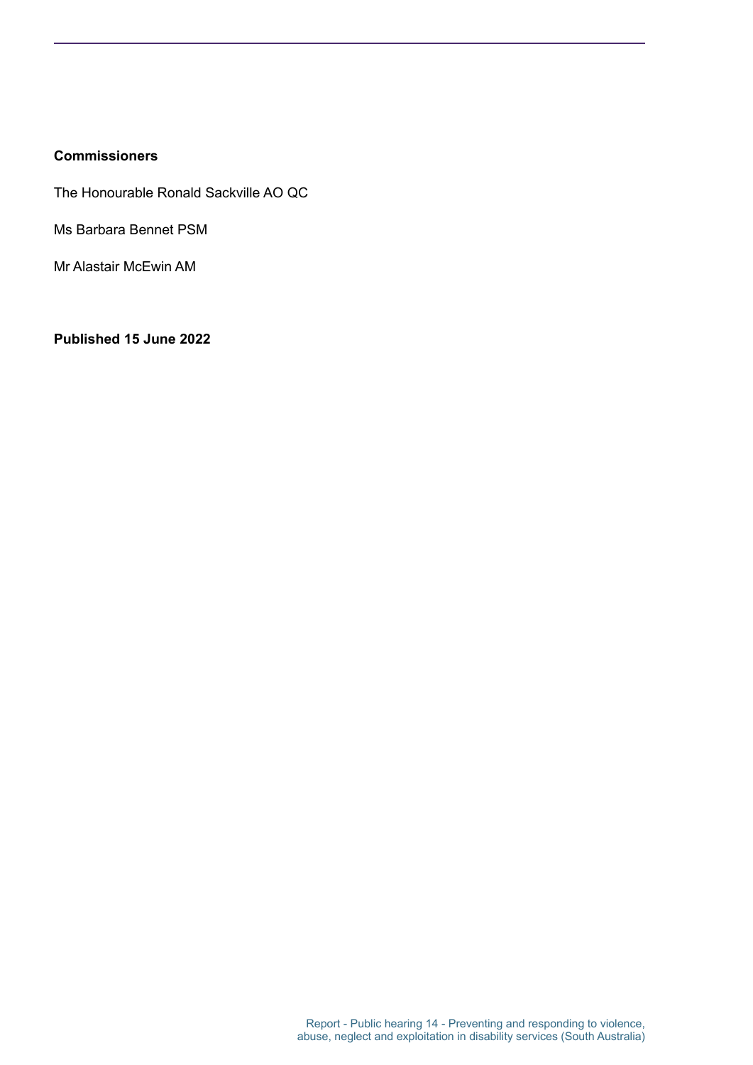**Commissioners**

The Honourable Ronald Sackville AO QC

Ms Barbara Bennet PSM

Mr Alastair McEwin AM

**Published 15 June 2022**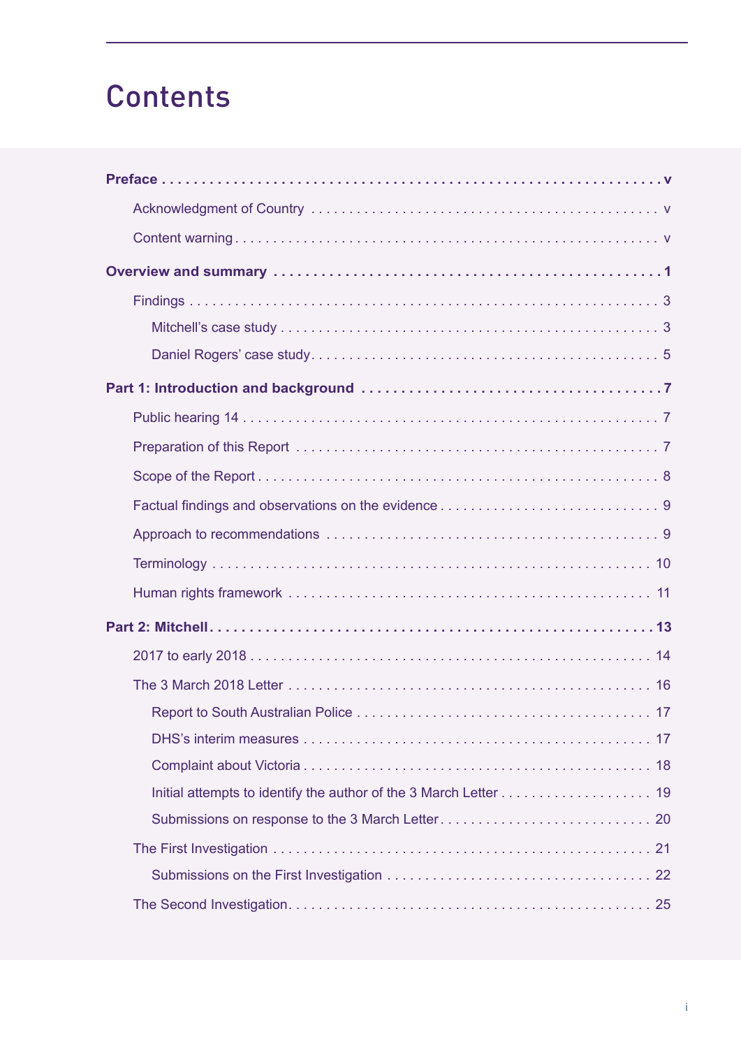# Contents

**Preface** ..... **v**

- Acknowledgment of Country ..... v
- Content warning ..... v

**Overview and summary** ..... **1**

- Findings ..... 3
  - Mitchell's case study ..... 3
  - Daniel Rogers' case study ..... 5

**Part 1: Introduction and background** ..... **7**

- Public hearing 14 ..... 7
- Preparation of this Report ..... 7
- Scope of the Report ..... 8
- Factual findings and observations on the evidence ..... 9
- Approach to recommendations ..... 9
- Terminology ..... 10
- Human rights framework ..... 11

**Part 2: Mitchell** ..... **13**

- 2017 to early 2018 ..... 14
- The 3 March 2018 Letter ..... 16
  - Report to South Australian Police ..... 17
  - DHS's interim measures ..... 17
  - Complaint about Victoria ..... 18
  - Initial attempts to identify the author of the 3 March Letter ..... 19
  - Submissions on response to the 3 March Letter ..... 20
- The First Investigation ..... 21
  - Submissions on the First Investigation ..... 22
- The Second Investigation ..... 25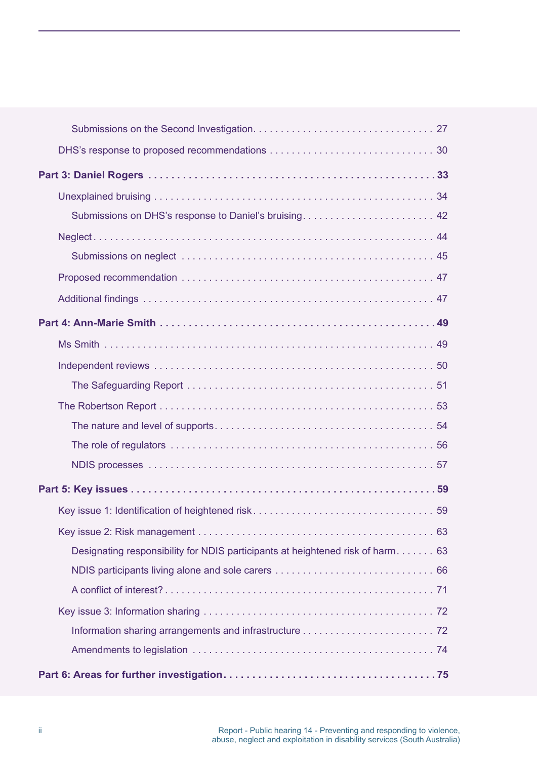Submissions on the Second Investigation . . . . . . . . . . . . . . . . . . . . . . . . . . . . . . . . 27

DHS's response to proposed recommendations . . . . . . . . . . . . . . . . . . . . . . . . . . . . . 30

**Part 3: Daniel Rogers . . . . . . . . . . . . . . . . . . . . . . . . . . . . . . . . . . . . . . . . . . . . . . . . 33**

Unexplained bruising . . . . . . . . . . . . . . . . . . . . . . . . . . . . . . . . . . . . . . . . . . . . . . . . 34

Submissions on DHS's response to Daniel's bruising . . . . . . . . . . . . . . . . . . . . . . . . 42

Neglect . . . . . . . . . . . . . . . . . . . . . . . . . . . . . . . . . . . . . . . . . . . . . . . . . . . . . . . . . . 44

Submissions on neglect . . . . . . . . . . . . . . . . . . . . . . . . . . . . . . . . . . . . . . . . . . . . . 45

Proposed recommendation . . . . . . . . . . . . . . . . . . . . . . . . . . . . . . . . . . . . . . . . . . . . 47

Additional findings . . . . . . . . . . . . . . . . . . . . . . . . . . . . . . . . . . . . . . . . . . . . . . . . . . . 47

**Part 4: Ann-Marie Smith . . . . . . . . . . . . . . . . . . . . . . . . . . . . . . . . . . . . . . . . . . . . . . 49**

Ms Smith . . . . . . . . . . . . . . . . . . . . . . . . . . . . . . . . . . . . . . . . . . . . . . . . . . . . . . . . . 49

Independent reviews . . . . . . . . . . . . . . . . . . . . . . . . . . . . . . . . . . . . . . . . . . . . . . . . . 50

The Safeguarding Report . . . . . . . . . . . . . . . . . . . . . . . . . . . . . . . . . . . . . . . . . . . . . 51

The Robertson Report . . . . . . . . . . . . . . . . . . . . . . . . . . . . . . . . . . . . . . . . . . . . . . . . 53

The nature and level of supports . . . . . . . . . . . . . . . . . . . . . . . . . . . . . . . . . . . . . . . 54

The role of regulators . . . . . . . . . . . . . . . . . . . . . . . . . . . . . . . . . . . . . . . . . . . . . . . 56

NDIS processes . . . . . . . . . . . . . . . . . . . . . . . . . . . . . . . . . . . . . . . . . . . . . . . . . . . . 57

**Part 5: Key issues . . . . . . . . . . . . . . . . . . . . . . . . . . . . . . . . . . . . . . . . . . . . . . . . . . 59**

Key issue 1: Identification of heightened risk . . . . . . . . . . . . . . . . . . . . . . . . . . . . . . . 59

Key issue 2: Risk management . . . . . . . . . . . . . . . . . . . . . . . . . . . . . . . . . . . . . . . . . . 63

Designating responsibility for NDIS participants at heightened risk of harm . . . . . . . 63

NDIS participants living alone and sole carers . . . . . . . . . . . . . . . . . . . . . . . . . . . . 66

A conflict of interest? . . . . . . . . . . . . . . . . . . . . . . . . . . . . . . . . . . . . . . . . . . . . . . . . 71

Key issue 3: Information sharing . . . . . . . . . . . . . . . . . . . . . . . . . . . . . . . . . . . . . . . . . 72

Information sharing arrangements and infrastructure . . . . . . . . . . . . . . . . . . . . . . . 72

Amendments to legislation . . . . . . . . . . . . . . . . . . . . . . . . . . . . . . . . . . . . . . . . . . . . 74

**Part 6: Areas for further investigation . . . . . . . . . . . . . . . . . . . . . . . . . . . . . . . . . . . 75**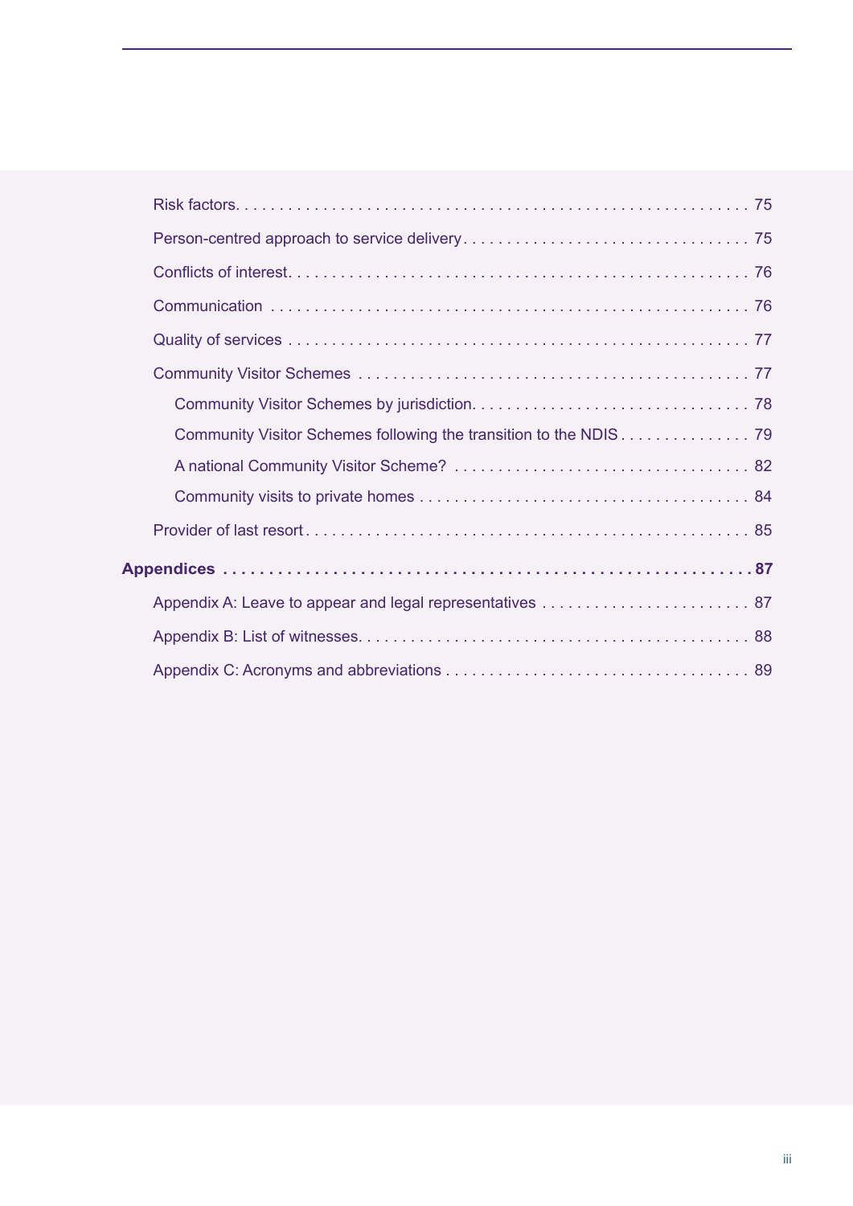Risk factors . . . . . . . . . . 75

Person-centred approach to service delivery . . . . . . . . . . 75

Conflicts of interest . . . . . . . . . . 76

Communication . . . . . . . . . . 76

Quality of services . . . . . . . . . . 77

Community Visitor Schemes . . . . . . . . . . 77

- Community Visitor Schemes by jurisdiction . . . . . . . . . . 78
- Community Visitor Schemes following the transition to the NDIS . . . . . . . . . . 79
- A national Community Visitor Scheme? . . . . . . . . . . 82
- Community visits to private homes . . . . . . . . . . 84

Provider of last resort . . . . . . . . . . 85

**Appendices . . . . . . . . . . 87**

Appendix A: Leave to appear and legal representatives . . . . . . . . . . 87

Appendix B: List of witnesses . . . . . . . . . . 88

Appendix C: Acronyms and abbreviations . . . . . . . . . . 89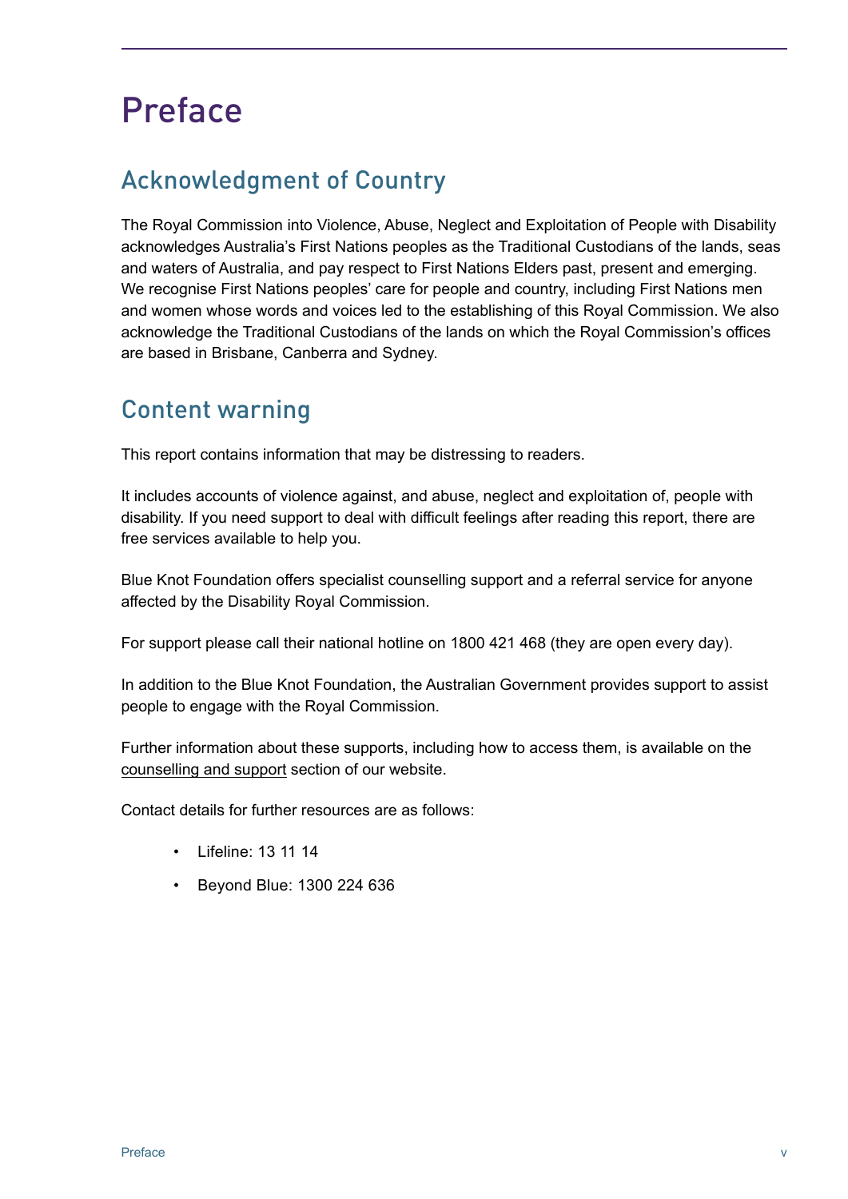# Preface

## Acknowledgment of Country

The Royal Commission into Violence, Abuse, Neglect and Exploitation of People with Disability acknowledges Australia's First Nations peoples as the Traditional Custodians of the lands, seas and waters of Australia, and pay respect to First Nations Elders past, present and emerging. We recognise First Nations peoples' care for people and country, including First Nations men and women whose words and voices led to the establishing of this Royal Commission. We also acknowledge the Traditional Custodians of the lands on which the Royal Commission's offices are based in Brisbane, Canberra and Sydney.

## Content warning

This report contains information that may be distressing to readers.

It includes accounts of violence against, and abuse, neglect and exploitation of, people with disability. If you need support to deal with difficult feelings after reading this report, there are free services available to help you.

Blue Knot Foundation offers specialist counselling support and a referral service for anyone affected by the Disability Royal Commission.

For support please call their national hotline on 1800 421 468 (they are open every day).

In addition to the Blue Knot Foundation, the Australian Government provides support to assist people to engage with the Royal Commission.

Further information about these supports, including how to access them, is available on the counselling and support section of our website.

Contact details for further resources are as follows:

- Lifeline: 13 11 14
- Beyond Blue: 1300 224 636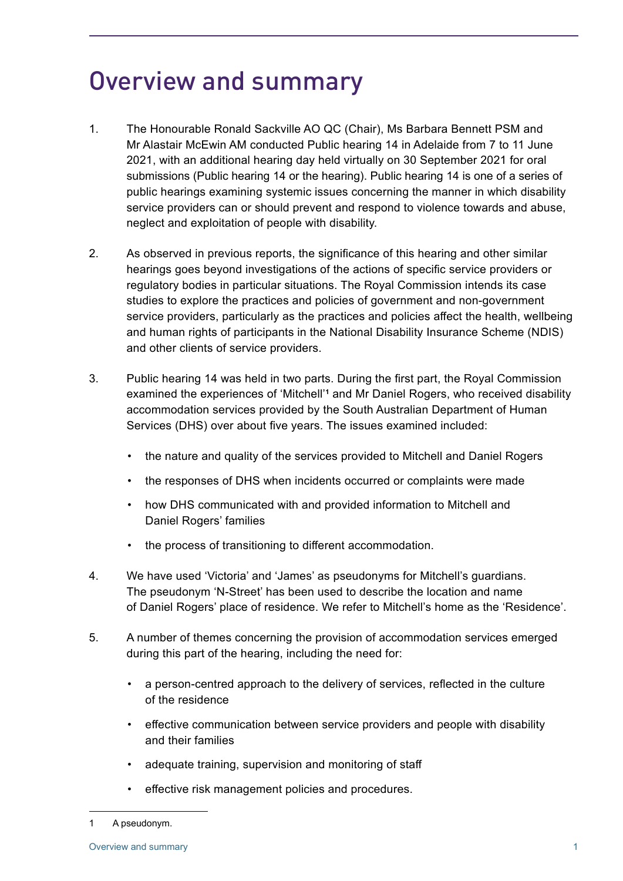# Overview and summary

1. The Honourable Ronald Sackville AO QC (Chair), Ms Barbara Bennett PSM and Mr Alastair McEwin AM conducted Public hearing 14 in Adelaide from 7 to 11 June 2021, with an additional hearing day held virtually on 30 September 2021 for oral submissions (Public hearing 14 or the hearing). Public hearing 14 is one of a series of public hearings examining systemic issues concerning the manner in which disability service providers can or should prevent and respond to violence towards and abuse, neglect and exploitation of people with disability.

2. As observed in previous reports, the significance of this hearing and other similar hearings goes beyond investigations of the actions of specific service providers or regulatory bodies in particular situations. The Royal Commission intends its case studies to explore the practices and policies of government and non-government service providers, particularly as the practices and policies affect the health, wellbeing and human rights of participants in the National Disability Insurance Scheme (NDIS) and other clients of service providers.

3. Public hearing 14 was held in two parts. During the first part, the Royal Commission examined the experiences of 'Mitchell'[1] and Mr Daniel Rogers, who received disability accommodation services provided by the South Australian Department of Human Services (DHS) over about five years. The issues examined included:

   - the nature and quality of the services provided to Mitchell and Daniel Rogers
   - the responses of DHS when incidents occurred or complaints were made
   - how DHS communicated with and provided information to Mitchell and Daniel Rogers' families
   - the process of transitioning to different accommodation.

4. We have used 'Victoria' and 'James' as pseudonyms for Mitchell's guardians. The pseudonym 'N-Street' has been used to describe the location and name of Daniel Rogers' place of residence. We refer to Mitchell's home as the 'Residence'.

5. A number of themes concerning the provision of accommodation services emerged during this part of the hearing, including the need for:

   - a person-centred approach to the delivery of services, reflected in the culture of the residence
   - effective communication between service providers and people with disability and their families
   - adequate training, supervision and monitoring of staff
   - effective risk management policies and procedures.

---

1 A pseudonym.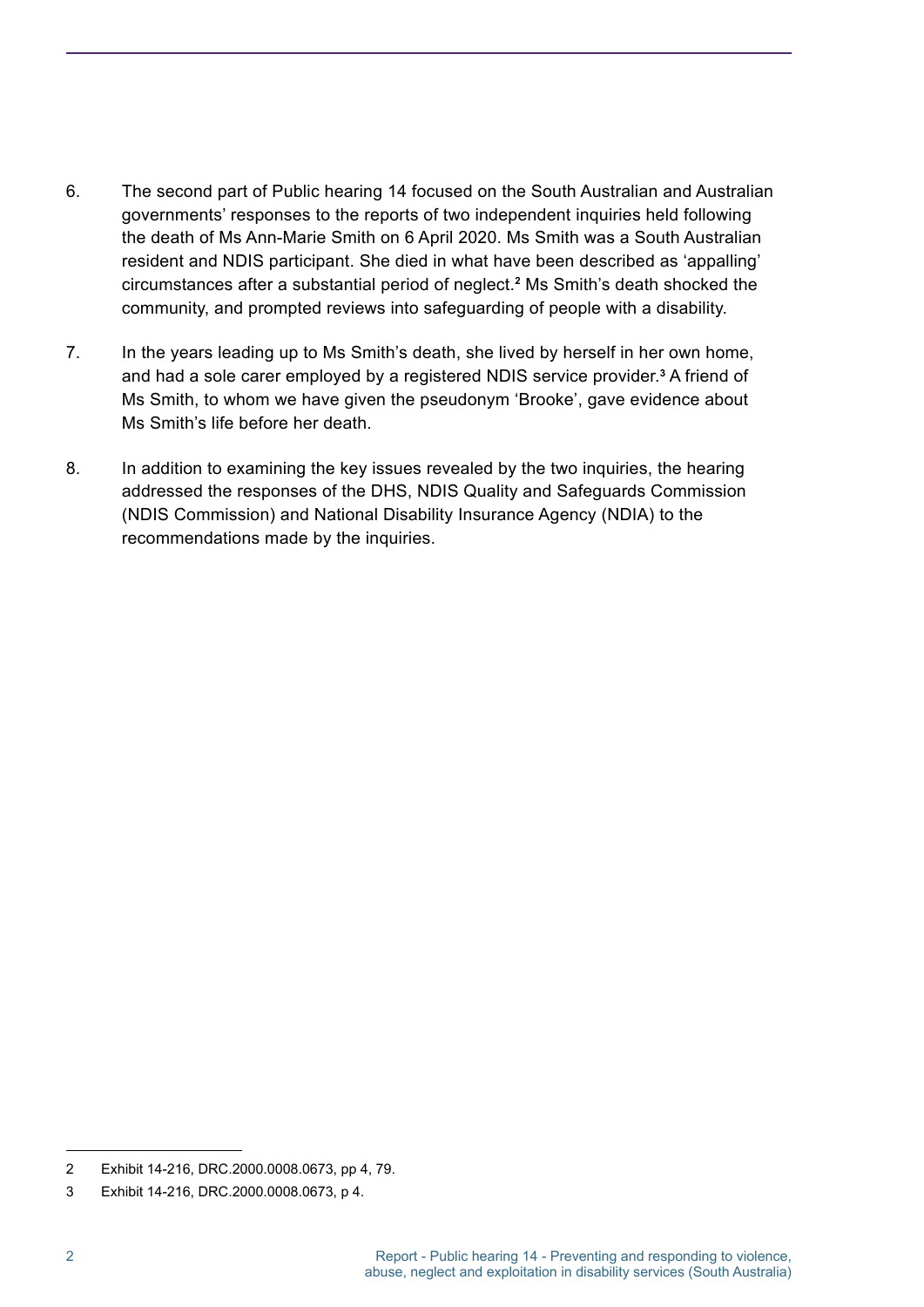6. The second part of Public hearing 14 focused on the South Australian and Australian governments' responses to the reports of two independent inquiries held following the death of Ms Ann-Marie Smith on 6 April 2020. Ms Smith was a South Australian resident and NDIS participant. She died in what have been described as 'appalling' circumstances after a substantial period of neglect.[2] Ms Smith's death shocked the community, and prompted reviews into safeguarding of people with a disability.

7. In the years leading up to Ms Smith's death, she lived by herself in her own home, and had a sole carer employed by a registered NDIS service provider.[3] A friend of Ms Smith, to whom we have given the pseudonym 'Brooke', gave evidence about Ms Smith's life before her death.

8. In addition to examining the key issues revealed by the two inquiries, the hearing addressed the responses of the DHS, NDIS Quality and Safeguards Commission (NDIS Commission) and National Disability Insurance Agency (NDIA) to the recommendations made by the inquiries.

---

2 Exhibit 14-216, DRC.2000.0008.0673, pp 4, 79.

3 Exhibit 14-216, DRC.2000.0008.0673, p 4.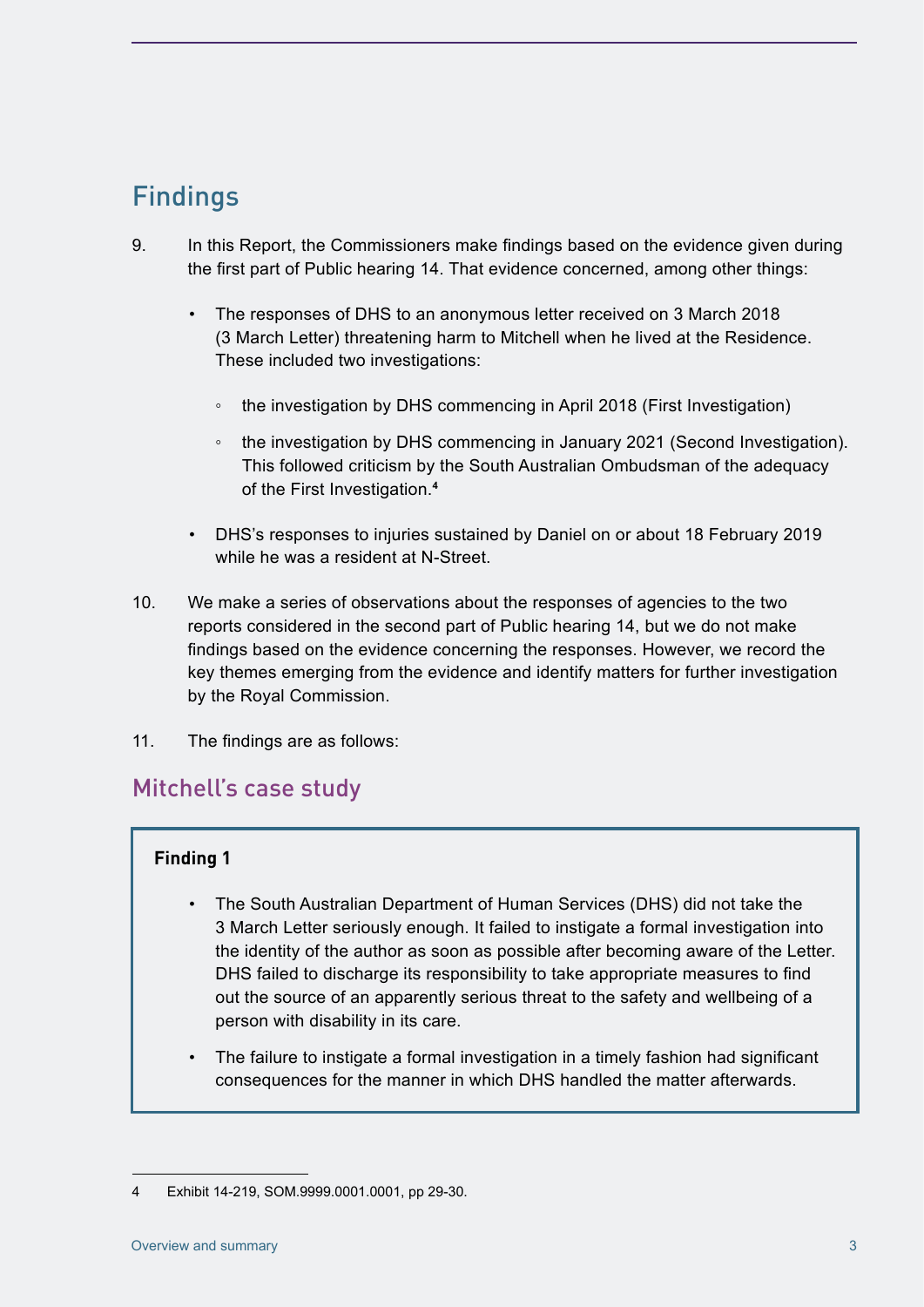## Findings

9. In this Report, the Commissioners make findings based on the evidence given during the first part of Public hearing 14. That evidence concerned, among other things:

   - The responses of DHS to an anonymous letter received on 3 March 2018 (3 March Letter) threatening harm to Mitchell when he lived at the Residence. These included two investigations:
     - the investigation by DHS commencing in April 2018 (First Investigation)
     - the investigation by DHS commencing in January 2021 (Second Investigation). This followed criticism by the South Australian Ombudsman of the adequacy of the First Investigation.[4]
   - DHS's responses to injuries sustained by Daniel on or about 18 February 2019 while he was a resident at N-Street.

10. We make a series of observations about the responses of agencies to the two reports considered in the second part of Public hearing 14, but we do not make findings based on the evidence concerning the responses. However, we record the key themes emerging from the evidence and identify matters for further investigation by the Royal Commission.

11. The findings are as follows:

### Mitchell's case study

**Finding 1**

- The South Australian Department of Human Services (DHS) did not take the 3 March Letter seriously enough. It failed to instigate a formal investigation into the identity of the author as soon as possible after becoming aware of the Letter. DHS failed to discharge its responsibility to take appropriate measures to find out the source of an apparently serious threat to the safety and wellbeing of a person with disability in its care.
- The failure to instigate a formal investigation in a timely fashion had significant consequences for the manner in which DHS handled the matter afterwards.

---

4 Exhibit 14-219, SOM.9999.0001.0001, pp 29-30.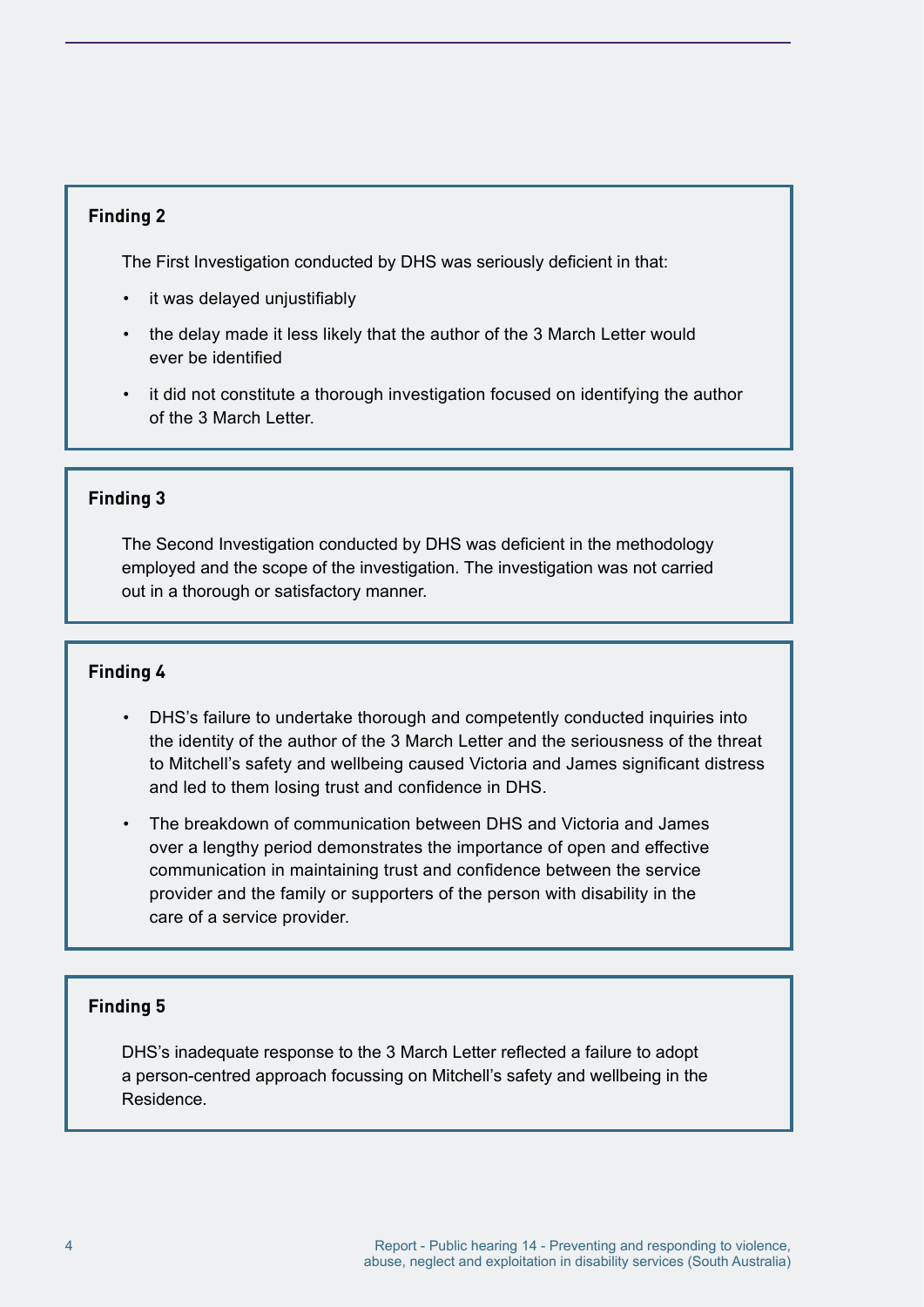**Finding 2**

The First Investigation conducted by DHS was seriously deficient in that:

- it was delayed unjustifiably
- the delay made it less likely that the author of the 3 March Letter would ever be identified
- it did not constitute a thorough investigation focused on identifying the author of the 3 March Letter.

**Finding 3**

The Second Investigation conducted by DHS was deficient in the methodology employed and the scope of the investigation. The investigation was not carried out in a thorough or satisfactory manner.

**Finding 4**

- DHS's failure to undertake thorough and competently conducted inquiries into the identity of the author of the 3 March Letter and the seriousness of the threat to Mitchell's safety and wellbeing caused Victoria and James significant distress and led to them losing trust and confidence in DHS.
- The breakdown of communication between DHS and Victoria and James over a lengthy period demonstrates the importance of open and effective communication in maintaining trust and confidence between the service provider and the family or supporters of the person with disability in the care of a service provider.

**Finding 5**

DHS's inadequate response to the 3 March Letter reflected a failure to adopt a person-centred approach focussing on Mitchell's safety and wellbeing in the Residence.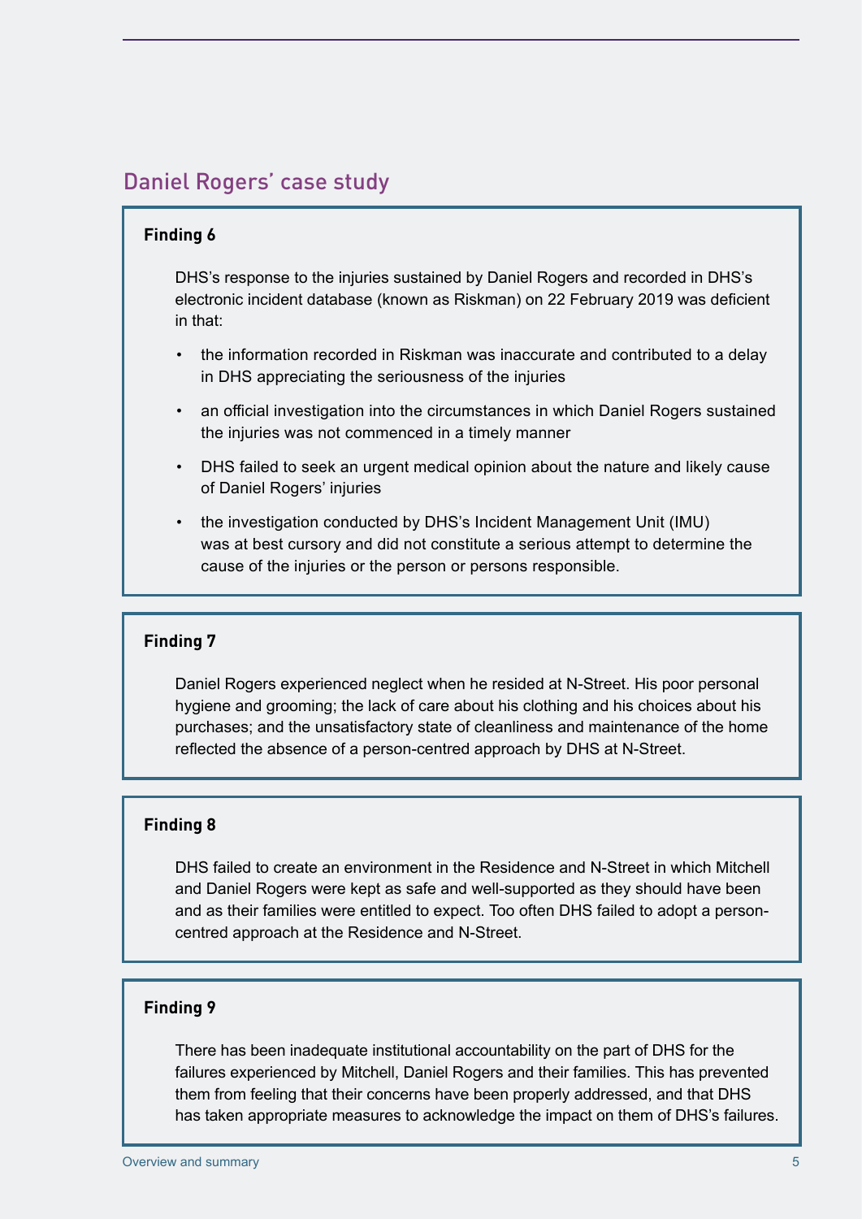## Daniel Rogers' case study

**Finding 6**

DHS's response to the injuries sustained by Daniel Rogers and recorded in DHS's electronic incident database (known as Riskman) on 22 February 2019 was deficient in that:

- the information recorded in Riskman was inaccurate and contributed to a delay in DHS appreciating the seriousness of the injuries
- an official investigation into the circumstances in which Daniel Rogers sustained the injuries was not commenced in a timely manner
- DHS failed to seek an urgent medical opinion about the nature and likely cause of Daniel Rogers' injuries
- the investigation conducted by DHS's Incident Management Unit (IMU) was at best cursory and did not constitute a serious attempt to determine the cause of the injuries or the person or persons responsible.

**Finding 7**

Daniel Rogers experienced neglect when he resided at N-Street. His poor personal hygiene and grooming; the lack of care about his clothing and his choices about his purchases; and the unsatisfactory state of cleanliness and maintenance of the home reflected the absence of a person-centred approach by DHS at N-Street.

**Finding 8**

DHS failed to create an environment in the Residence and N-Street in which Mitchell and Daniel Rogers were kept as safe and well-supported as they should have been and as their families were entitled to expect. Too often DHS failed to adopt a person-centred approach at the Residence and N-Street.

**Finding 9**

There has been inadequate institutional accountability on the part of DHS for the failures experienced by Mitchell, Daniel Rogers and their families. This has prevented them from feeling that their concerns have been properly addressed, and that DHS has taken appropriate measures to acknowledge the impact on them of DHS's failures.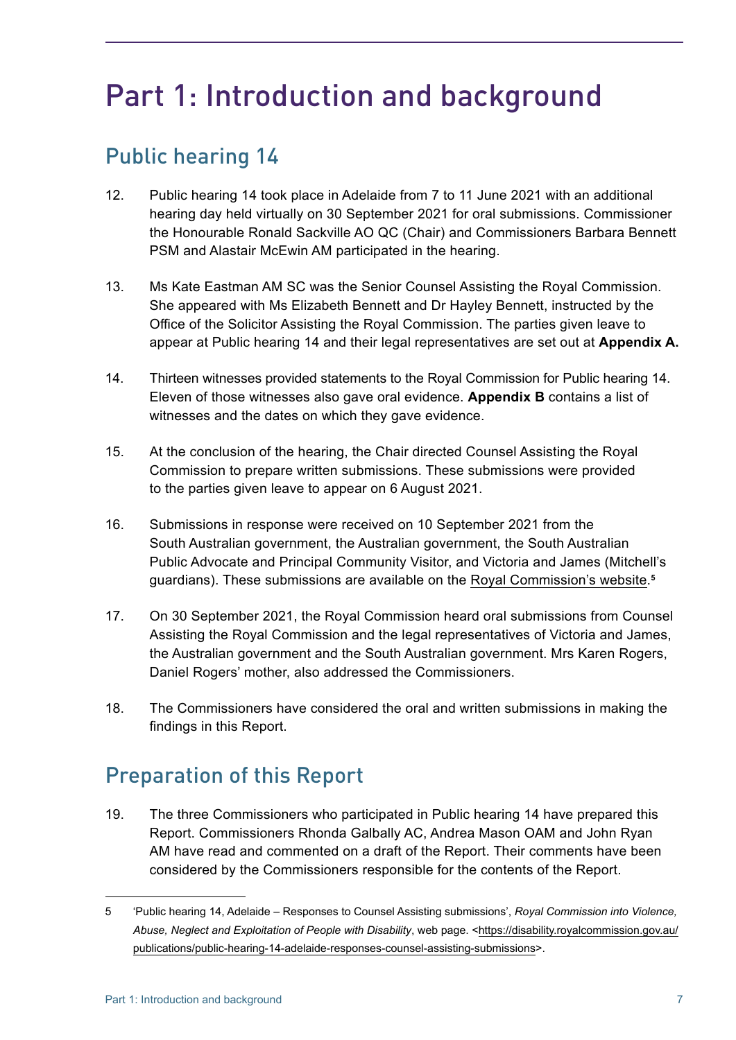# Part 1: Introduction and background

## Public hearing 14

12. Public hearing 14 took place in Adelaide from 7 to 11 June 2021 with an additional hearing day held virtually on 30 September 2021 for oral submissions. Commissioner the Honourable Ronald Sackville AO QC (Chair) and Commissioners Barbara Bennett PSM and Alastair McEwin AM participated in the hearing.

13. Ms Kate Eastman AM SC was the Senior Counsel Assisting the Royal Commission. She appeared with Ms Elizabeth Bennett and Dr Hayley Bennett, instructed by the Office of the Solicitor Assisting the Royal Commission. The parties given leave to appear at Public hearing 14 and their legal representatives are set out at **Appendix A.**

14. Thirteen witnesses provided statements to the Royal Commission for Public hearing 14. Eleven of those witnesses also gave oral evidence. **Appendix B** contains a list of witnesses and the dates on which they gave evidence.

15. At the conclusion of the hearing, the Chair directed Counsel Assisting the Royal Commission to prepare written submissions. These submissions were provided to the parties given leave to appear on 6 August 2021.

16. Submissions in response were received on 10 September 2021 from the South Australian government, the Australian government, the South Australian Public Advocate and Principal Community Visitor, and Victoria and James (Mitchell's guardians). These submissions are available on the Royal Commission's website.[5]

17. On 30 September 2021, the Royal Commission heard oral submissions from Counsel Assisting the Royal Commission and the legal representatives of Victoria and James, the Australian government and the South Australian government. Mrs Karen Rogers, Daniel Rogers' mother, also addressed the Commissioners.

18. The Commissioners have considered the oral and written submissions in making the findings in this Report.

## Preparation of this Report

19. The three Commissioners who participated in Public hearing 14 have prepared this Report. Commissioners Rhonda Galbally AC, Andrea Mason OAM and John Ryan AM have read and commented on a draft of the Report. Their comments have been considered by the Commissioners responsible for the contents of the Report.

---

5 'Public hearing 14, Adelaide – Responses to Counsel Assisting submissions', *Royal Commission into Violence, Abuse, Neglect and Exploitation of People with Disability*, web page. <https://disability.royalcommission.gov.au/publications/public-hearing-14-adelaide-responses-counsel-assisting-submissions>.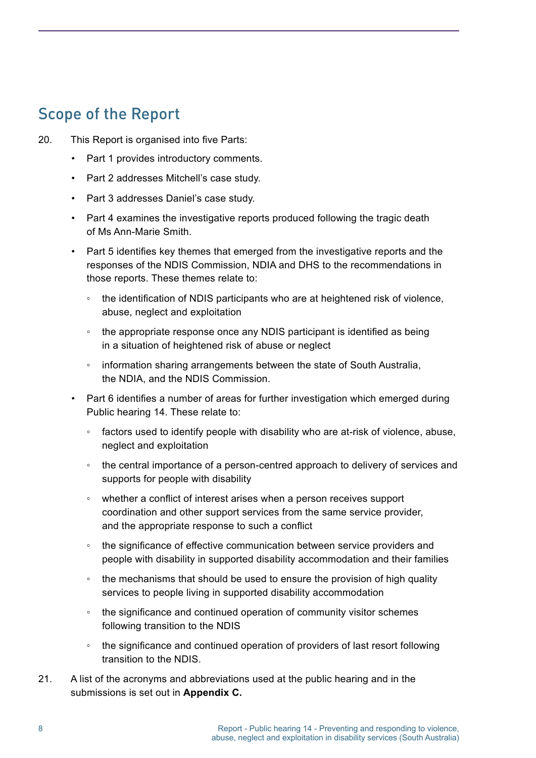## Scope of the Report

20. This Report is organised into five Parts:

    - Part 1 provides introductory comments.
    - Part 2 addresses Mitchell's case study.
    - Part 3 addresses Daniel's case study.
    - Part 4 examines the investigative reports produced following the tragic death of Ms Ann-Marie Smith.
    - Part 5 identifies key themes that emerged from the investigative reports and the responses of the NDIS Commission, NDIA and DHS to the recommendations in those reports. These themes relate to:
        - the identification of NDIS participants who are at heightened risk of violence, abuse, neglect and exploitation
        - the appropriate response once any NDIS participant is identified as being in a situation of heightened risk of abuse or neglect
        - information sharing arrangements between the state of South Australia, the NDIA, and the NDIS Commission.
    - Part 6 identifies a number of areas for further investigation which emerged during Public hearing 14. These relate to:
        - factors used to identify people with disability who are at-risk of violence, abuse, neglect and exploitation
        - the central importance of a person-centred approach to delivery of services and supports for people with disability
        - whether a conflict of interest arises when a person receives support coordination and other support services from the same service provider, and the appropriate response to such a conflict
        - the significance of effective communication between service providers and people with disability in supported disability accommodation and their families
        - the mechanisms that should be used to ensure the provision of high quality services to people living in supported disability accommodation
        - the significance and continued operation of community visitor schemes following transition to the NDIS
        - the significance and continued operation of providers of last resort following transition to the NDIS.

21. A list of the acronyms and abbreviations used at the public hearing and in the submissions is set out in **Appendix C.**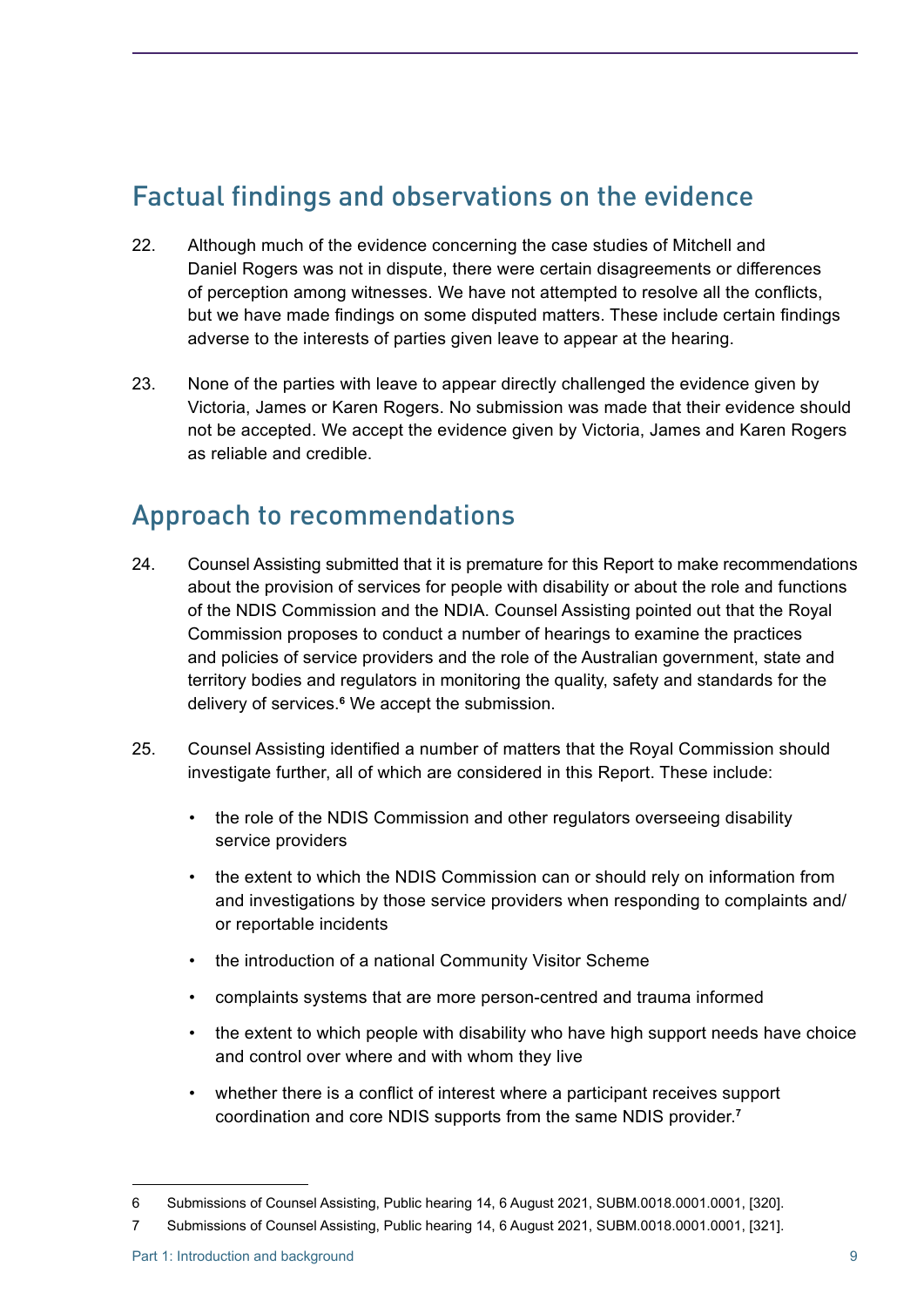## Factual findings and observations on the evidence

22. Although much of the evidence concerning the case studies of Mitchell and Daniel Rogers was not in dispute, there were certain disagreements or differences of perception among witnesses. We have not attempted to resolve all the conflicts, but we have made findings on some disputed matters. These include certain findings adverse to the interests of parties given leave to appear at the hearing.

23. None of the parties with leave to appear directly challenged the evidence given by Victoria, James or Karen Rogers. No submission was made that their evidence should not be accepted. We accept the evidence given by Victoria, James and Karen Rogers as reliable and credible.

## Approach to recommendations

24. Counsel Assisting submitted that it is premature for this Report to make recommendations about the provision of services for people with disability or about the role and functions of the NDIS Commission and the NDIA. Counsel Assisting pointed out that the Royal Commission proposes to conduct a number of hearings to examine the practices and policies of service providers and the role of the Australian government, state and territory bodies and regulators in monitoring the quality, safety and standards for the delivery of services.[6] We accept the submission.

25. Counsel Assisting identified a number of matters that the Royal Commission should investigate further, all of which are considered in this Report. These include:

    - the role of the NDIS Commission and other regulators overseeing disability service providers
    - the extent to which the NDIS Commission can or should rely on information from and investigations by those service providers when responding to complaints and/or reportable incidents
    - the introduction of a national Community Visitor Scheme
    - complaints systems that are more person-centred and trauma informed
    - the extent to which people with disability who have high support needs have choice and control over where and with whom they live
    - whether there is a conflict of interest where a participant receives support coordination and core NDIS supports from the same NDIS provider.[7]

---

6 Submissions of Counsel Assisting, Public hearing 14, 6 August 2021, SUBM.0018.0001.0001, [320].

7 Submissions of Counsel Assisting, Public hearing 14, 6 August 2021, SUBM.0018.0001.0001, [321].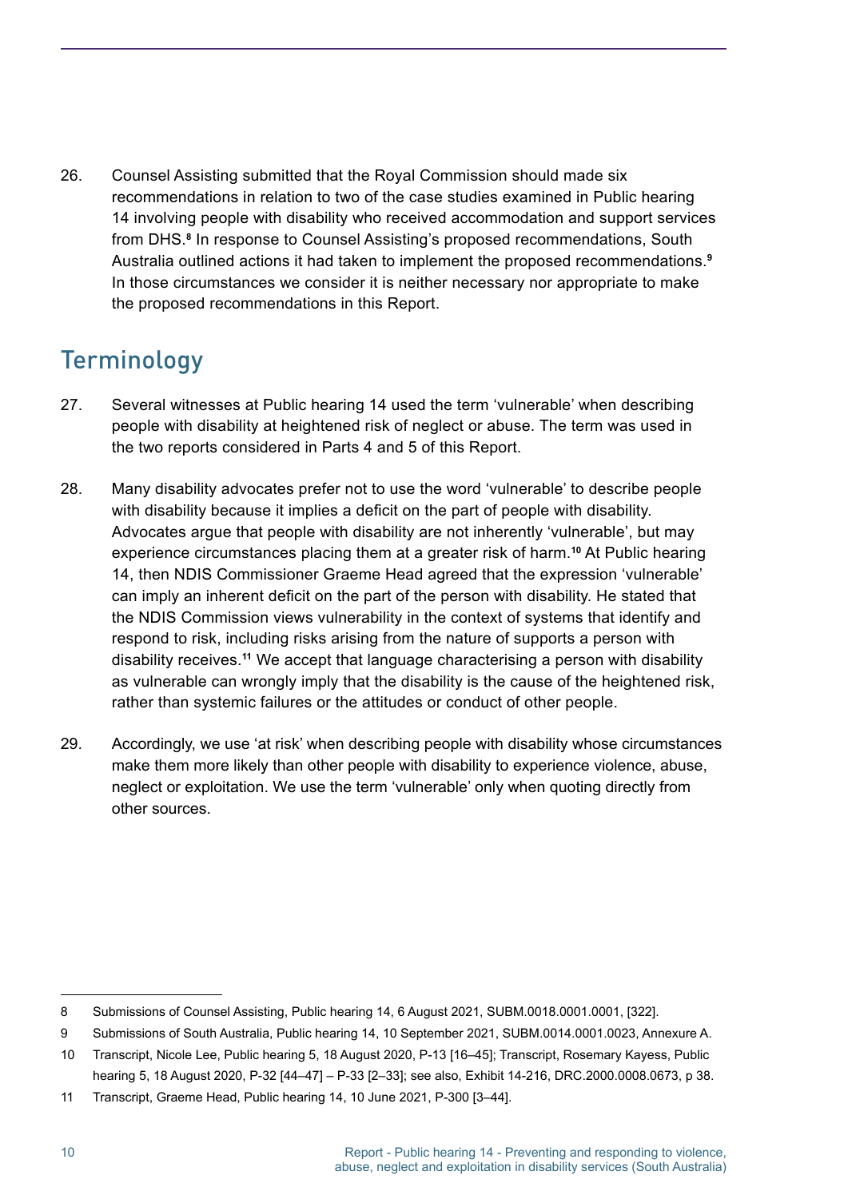26. Counsel Assisting submitted that the Royal Commission should made six recommendations in relation to two of the case studies examined in Public hearing 14 involving people with disability who received accommodation and support services from DHS.[8] In response to Counsel Assisting's proposed recommendations, South Australia outlined actions it had taken to implement the proposed recommendations.[9] In those circumstances we consider it is neither necessary nor appropriate to make the proposed recommendations in this Report.

## Terminology

27. Several witnesses at Public hearing 14 used the term 'vulnerable' when describing people with disability at heightened risk of neglect or abuse. The term was used in the two reports considered in Parts 4 and 5 of this Report.

28. Many disability advocates prefer not to use the word 'vulnerable' to describe people with disability because it implies a deficit on the part of people with disability. Advocates argue that people with disability are not inherently 'vulnerable', but may experience circumstances placing them at a greater risk of harm.[10] At Public hearing 14, then NDIS Commissioner Graeme Head agreed that the expression 'vulnerable' can imply an inherent deficit on the part of the person with disability. He stated that the NDIS Commission views vulnerability in the context of systems that identify and respond to risk, including risks arising from the nature of supports a person with disability receives.[11] We accept that language characterising a person with disability as vulnerable can wrongly imply that the disability is the cause of the heightened risk, rather than systemic failures or the attitudes or conduct of other people.

29. Accordingly, we use 'at risk' when describing people with disability whose circumstances make them more likely than other people with disability to experience violence, abuse, neglect or exploitation. We use the term 'vulnerable' only when quoting directly from other sources.

---

8 Submissions of Counsel Assisting, Public hearing 14, 6 August 2021, SUBM.0018.0001.0001, [322].

9 Submissions of South Australia, Public hearing 14, 10 September 2021, SUBM.0014.0001.0023, Annexure A.

10 Transcript, Nicole Lee, Public hearing 5, 18 August 2020, P-13 [16–45]; Transcript, Rosemary Kayess, Public hearing 5, 18 August 2020, P-32 [44–47] – P-33 [2–33]; see also, Exhibit 14-216, DRC.2000.0008.0673, p 38.

11 Transcript, Graeme Head, Public hearing 14, 10 June 2021, P-300 [3–44].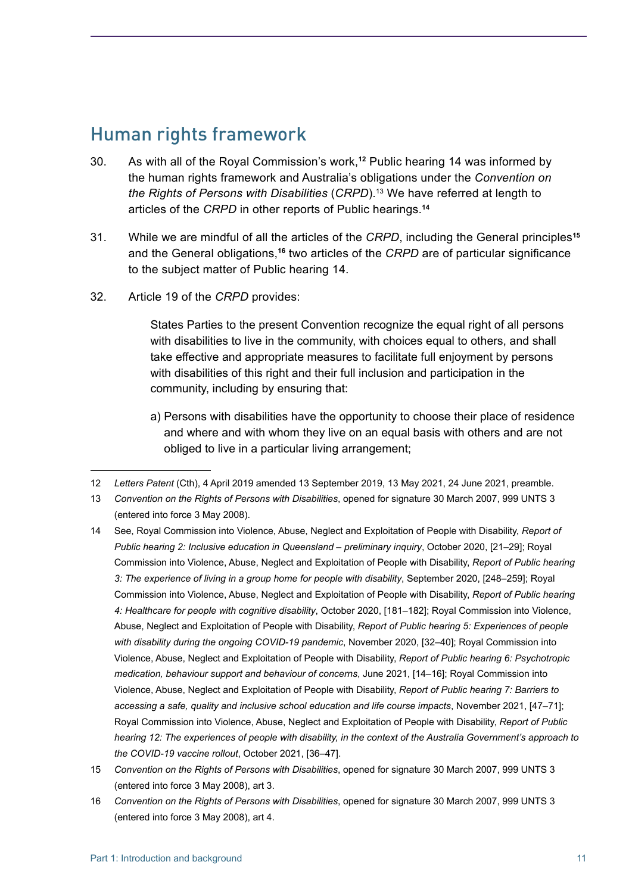## Human rights framework

30. As with all of the Royal Commission's work,[12] Public hearing 14 was informed by the human rights framework and Australia's obligations under the *Convention on the Rights of Persons with Disabilities* (*CRPD*).[13] We have referred at length to articles of the *CRPD* in other reports of Public hearings.[14]

31. While we are mindful of all the articles of the *CRPD*, including the General principles[15] and the General obligations,[16] two articles of the *CRPD* are of particular significance to the subject matter of Public hearing 14.

32. Article 19 of the *CRPD* provides:

> States Parties to the present Convention recognize the equal right of all persons with disabilities to live in the community, with choices equal to others, and shall take effective and appropriate measures to facilitate full enjoyment by persons with disabilities of this right and their full inclusion and participation in the community, including by ensuring that:
>
> a) Persons with disabilities have the opportunity to choose their place of residence and where and with whom they live on an equal basis with others and are not obliged to live in a particular living arrangement;

---

12 *Letters Patent* (Cth), 4 April 2019 amended 13 September 2019, 13 May 2021, 24 June 2021, preamble.

13 *Convention on the Rights of Persons with Disabilities*, opened for signature 30 March 2007, 999 UNTS 3 (entered into force 3 May 2008).

14 See, Royal Commission into Violence, Abuse, Neglect and Exploitation of People with Disability, *Report of Public hearing 2: Inclusive education in Queensland – preliminary inquiry*, October 2020, [21–29]; Royal Commission into Violence, Abuse, Neglect and Exploitation of People with Disability, *Report of Public hearing 3: The experience of living in a group home for people with disability*, September 2020, [248–259]; Royal Commission into Violence, Abuse, Neglect and Exploitation of People with Disability, *Report of Public hearing 4: Healthcare for people with cognitive disability*, October 2020, [181–182]; Royal Commission into Violence, Abuse, Neglect and Exploitation of People with Disability, *Report of Public hearing 5: Experiences of people with disability during the ongoing COVID-19 pandemic*, November 2020, [32–40]; Royal Commission into Violence, Abuse, Neglect and Exploitation of People with Disability, *Report of Public hearing 6: Psychotropic medication, behaviour support and behaviour of concerns*, June 2021, [14–16]; Royal Commission into Violence, Abuse, Neglect and Exploitation of People with Disability, *Report of Public hearing 7: Barriers to accessing a safe, quality and inclusive school education and life course impacts*, November 2021, [47–71]; Royal Commission into Violence, Abuse, Neglect and Exploitation of People with Disability, *Report of Public hearing 12: The experiences of people with disability, in the context of the Australia Government's approach to the COVID-19 vaccine rollout*, October 2021, [36–47].

15 *Convention on the Rights of Persons with Disabilities*, opened for signature 30 March 2007, 999 UNTS 3 (entered into force 3 May 2008), art 3.

16 *Convention on the Rights of Persons with Disabilities*, opened for signature 30 March 2007, 999 UNTS 3 (entered into force 3 May 2008), art 4.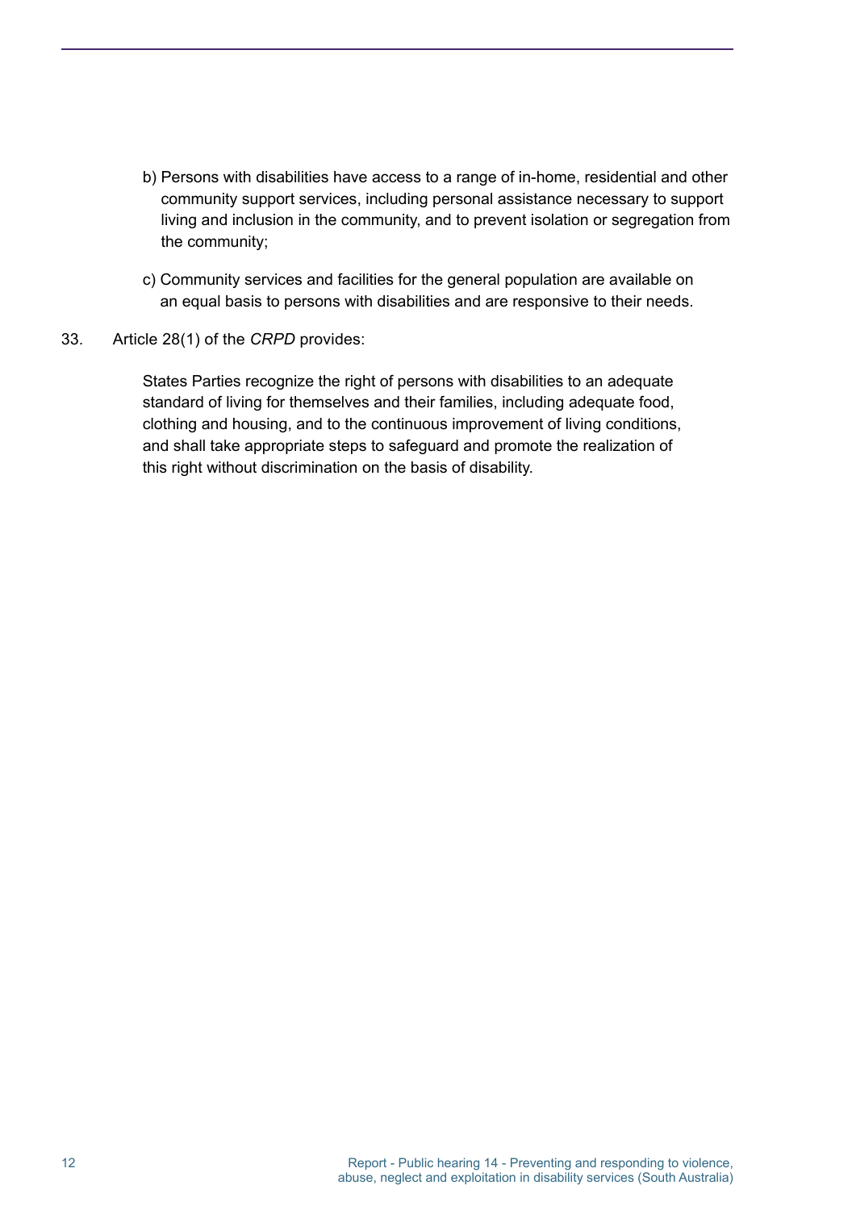b) Persons with disabilities have access to a range of in-home, residential and other community support services, including personal assistance necessary to support living and inclusion in the community, and to prevent isolation or segregation from the community;

c) Community services and facilities for the general population are available on an equal basis to persons with disabilities and are responsive to their needs.

33. Article 28(1) of the *CRPD* provides:

> States Parties recognize the right of persons with disabilities to an adequate standard of living for themselves and their families, including adequate food, clothing and housing, and to the continuous improvement of living conditions, and shall take appropriate steps to safeguard and promote the realization of this right without discrimination on the basis of disability.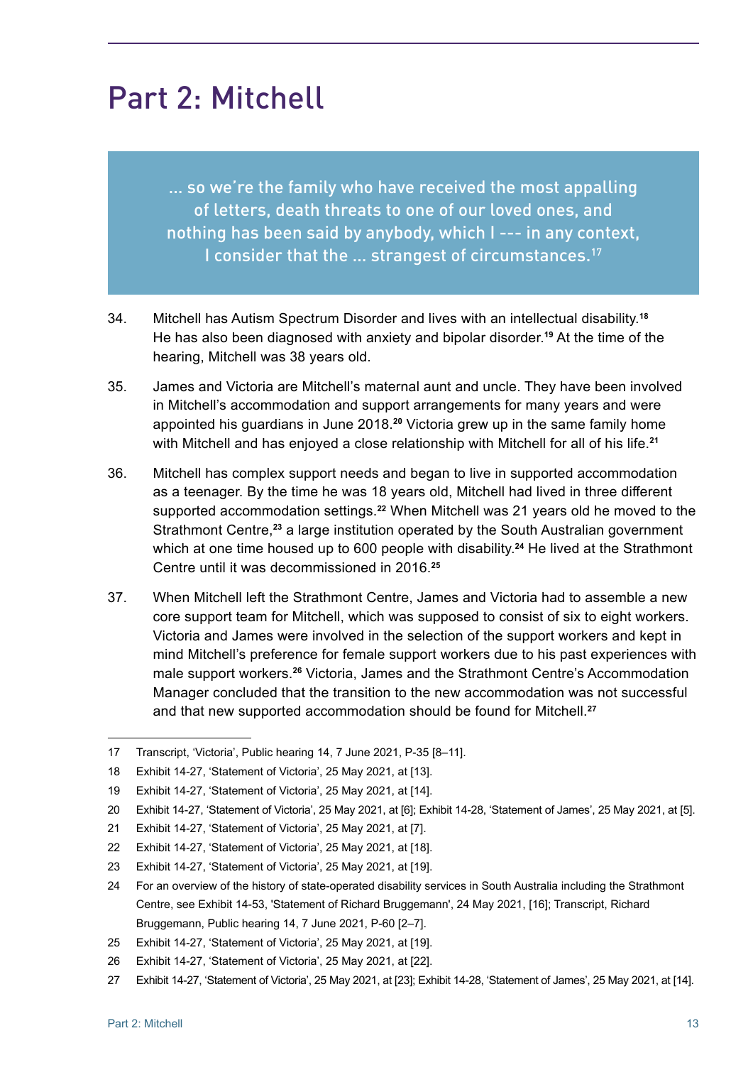# Part 2: Mitchell

> … so we’re the family who have received the most appalling of letters, death threats to one of our loved ones, and nothing has been said by anybody, which I --- in any context, I consider that the … strangest of circumstances.[17]

34. Mitchell has Autism Spectrum Disorder and lives with an intellectual disability.[18] He has also been diagnosed with anxiety and bipolar disorder.[19] At the time of the hearing, Mitchell was 38 years old.

35. James and Victoria are Mitchell’s maternal aunt and uncle. They have been involved in Mitchell’s accommodation and support arrangements for many years and were appointed his guardians in June 2018.[20] Victoria grew up in the same family home with Mitchell and has enjoyed a close relationship with Mitchell for all of his life.[21]

36. Mitchell has complex support needs and began to live in supported accommodation as a teenager. By the time he was 18 years old, Mitchell had lived in three different supported accommodation settings.[22] When Mitchell was 21 years old he moved to the Strathmont Centre,[23] a large institution operated by the South Australian government which at one time housed up to 600 people with disability.[24] He lived at the Strathmont Centre until it was decommissioned in 2016.[25]

37. When Mitchell left the Strathmont Centre, James and Victoria had to assemble a new core support team for Mitchell, which was supposed to consist of six to eight workers. Victoria and James were involved in the selection of the support workers and kept in mind Mitchell’s preference for female support workers due to his past experiences with male support workers.[26] Victoria, James and the Strathmont Centre’s Accommodation Manager concluded that the transition to the new accommodation was not successful and that new supported accommodation should be found for Mitchell.[27]

---

17 Transcript, ‘Victoria’, Public hearing 14, 7 June 2021, P-35 [8–11].

18 Exhibit 14-27, ‘Statement of Victoria’, 25 May 2021, at [13].

19 Exhibit 14-27, ‘Statement of Victoria’, 25 May 2021, at [14].

20 Exhibit 14-27, ‘Statement of Victoria’, 25 May 2021, at [6]; Exhibit 14-28, ‘Statement of James’, 25 May 2021, at [5].

21 Exhibit 14-27, ‘Statement of Victoria’, 25 May 2021, at [7].

22 Exhibit 14-27, ‘Statement of Victoria’, 25 May 2021, at [18].

23 Exhibit 14-27, ‘Statement of Victoria’, 25 May 2021, at [19].

24 For an overview of the history of state-operated disability services in South Australia including the Strathmont Centre, see Exhibit 14-53, 'Statement of Richard Bruggemann', 24 May 2021, [16]; Transcript, Richard Bruggemann, Public hearing 14, 7 June 2021, P-60 [2–7].

25 Exhibit 14-27, ‘Statement of Victoria’, 25 May 2021, at [19].

26 Exhibit 14-27, ‘Statement of Victoria’, 25 May 2021, at [22].

27 Exhibit 14-27, ‘Statement of Victoria’, 25 May 2021, at [23]; Exhibit 14-28, ‘Statement of James’, 25 May 2021, at [14].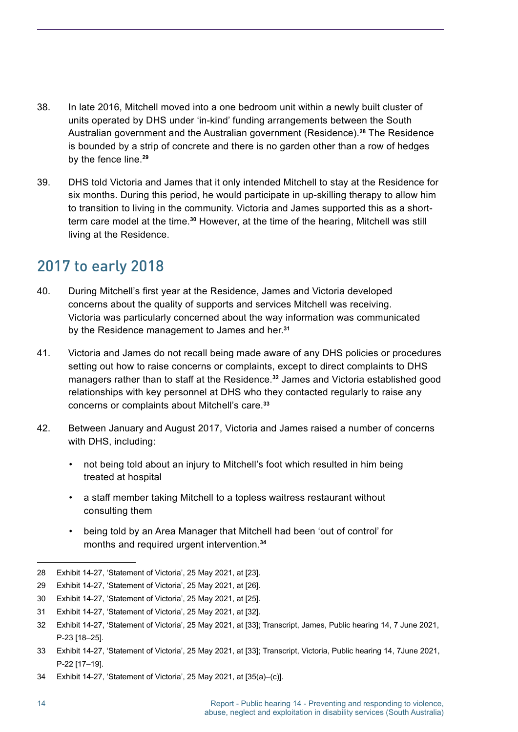38. In late 2016, Mitchell moved into a one bedroom unit within a newly built cluster of units operated by DHS under 'in-kind' funding arrangements between the South Australian government and the Australian government (Residence).[28] The Residence is bounded by a strip of concrete and there is no garden other than a row of hedges by the fence line.[29]

39. DHS told Victoria and James that it only intended Mitchell to stay at the Residence for six months. During this period, he would participate in up-skilling therapy to allow him to transition to living in the community. Victoria and James supported this as a short-term care model at the time.[30] However, at the time of the hearing, Mitchell was still living at the Residence.

## 2017 to early 2018

40. During Mitchell's first year at the Residence, James and Victoria developed concerns about the quality of supports and services Mitchell was receiving. Victoria was particularly concerned about the way information was communicated by the Residence management to James and her.[31]

41. Victoria and James do not recall being made aware of any DHS policies or procedures setting out how to raise concerns or complaints, except to direct complaints to DHS managers rather than to staff at the Residence.[32] James and Victoria established good relationships with key personnel at DHS who they contacted regularly to raise any concerns or complaints about Mitchell's care.[33]

42. Between January and August 2017, Victoria and James raised a number of concerns with DHS, including:

    - not being told about an injury to Mitchell's foot which resulted in him being treated at hospital
    - a staff member taking Mitchell to a topless waitress restaurant without consulting them
    - being told by an Area Manager that Mitchell had been 'out of control' for months and required urgent intervention.[34]

---

28 Exhibit 14-27, 'Statement of Victoria', 25 May 2021, at [23].

29 Exhibit 14-27, 'Statement of Victoria', 25 May 2021, at [26].

30 Exhibit 14-27, 'Statement of Victoria', 25 May 2021, at [25].

31 Exhibit 14-27, 'Statement of Victoria', 25 May 2021, at [32].

32 Exhibit 14-27, 'Statement of Victoria', 25 May 2021, at [33]; Transcript, James, Public hearing 14, 7 June 2021, P-23 [18–25].

33 Exhibit 14-27, 'Statement of Victoria', 25 May 2021, at [33]; Transcript, Victoria, Public hearing 14, 7June 2021, P-22 [17–19].

34 Exhibit 14-27, 'Statement of Victoria', 25 May 2021, at [35(a)–(c)].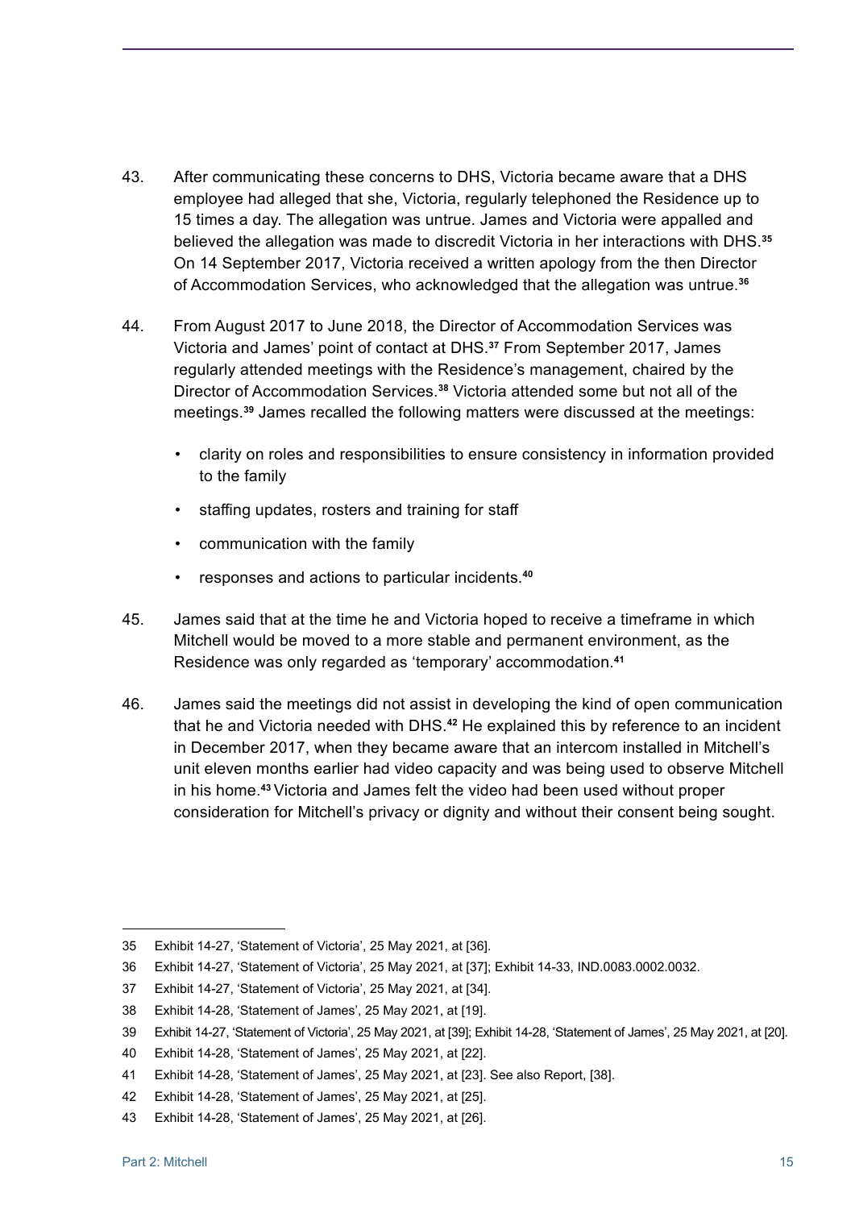43. After communicating these concerns to DHS, Victoria became aware that a DHS employee had alleged that she, Victoria, regularly telephoned the Residence up to 15 times a day. The allegation was untrue. James and Victoria were appalled and believed the allegation was made to discredit Victoria in her interactions with DHS.[35] On 14 September 2017, Victoria received a written apology from the then Director of Accommodation Services, who acknowledged that the allegation was untrue.[36]

44. From August 2017 to June 2018, the Director of Accommodation Services was Victoria and James' point of contact at DHS.[37] From September 2017, James regularly attended meetings with the Residence's management, chaired by the Director of Accommodation Services.[38] Victoria attended some but not all of the meetings.[39] James recalled the following matters were discussed at the meetings:

   - clarity on roles and responsibilities to ensure consistency in information provided to the family
   - staffing updates, rosters and training for staff
   - communication with the family
   - responses and actions to particular incidents.[40]

45. James said that at the time he and Victoria hoped to receive a timeframe in which Mitchell would be moved to a more stable and permanent environment, as the Residence was only regarded as 'temporary' accommodation.[41]

46. James said the meetings did not assist in developing the kind of open communication that he and Victoria needed with DHS.[42] He explained this by reference to an incident in December 2017, when they became aware that an intercom installed in Mitchell's unit eleven months earlier had video capacity and was being used to observe Mitchell in his home.[43] Victoria and James felt the video had been used without proper consideration for Mitchell's privacy or dignity and without their consent being sought.

---

35 Exhibit 14-27, 'Statement of Victoria', 25 May 2021, at [36].

36 Exhibit 14-27, 'Statement of Victoria', 25 May 2021, at [37]; Exhibit 14-33, IND.0083.0002.0032.

37 Exhibit 14-27, 'Statement of Victoria', 25 May 2021, at [34].

38 Exhibit 14-28, 'Statement of James', 25 May 2021, at [19].

39 Exhibit 14-27, 'Statement of Victoria', 25 May 2021, at [39]; Exhibit 14-28, 'Statement of James', 25 May 2021, at [20].

40 Exhibit 14-28, 'Statement of James', 25 May 2021, at [22].

41 Exhibit 14-28, 'Statement of James', 25 May 2021, at [23]. See also Report, [38].

42 Exhibit 14-28, 'Statement of James', 25 May 2021, at [25].

43 Exhibit 14-28, 'Statement of James', 25 May 2021, at [26].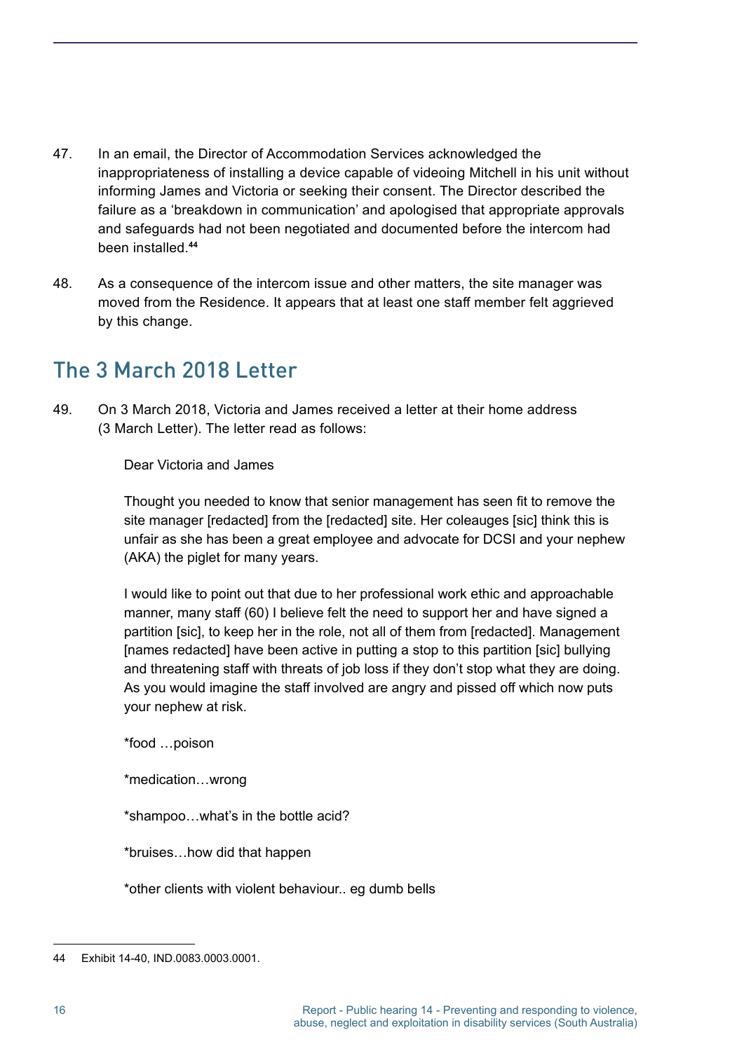47. In an email, the Director of Accommodation Services acknowledged the inappropriateness of installing a device capable of videoing Mitchell in his unit without informing James and Victoria or seeking their consent. The Director described the failure as a 'breakdown in communication' and apologised that appropriate approvals and safeguards had not been negotiated and documented before the intercom had been installed.[44]

48. As a consequence of the intercom issue and other matters, the site manager was moved from the Residence. It appears that at least one staff member felt aggrieved by this change.

## The 3 March 2018 Letter

49. On 3 March 2018, Victoria and James received a letter at their home address (3 March Letter). The letter read as follows:

> Dear Victoria and James
>
> Thought you needed to know that senior management has seen fit to remove the site manager [redacted] from the [redacted] site. Her coleauges [sic] think this is unfair as she has been a great employee and advocate for DCSI and your nephew (AKA) the piglet for many years.
>
> I would like to point out that due to her professional work ethic and approachable manner, many staff (60) I believe felt the need to support her and have signed a partition [sic], to keep her in the role, not all of them from [redacted]. Management [names redacted] have been active in putting a stop to this partition [sic] bullying and threatening staff with threats of job loss if they don't stop what they are doing. As you would imagine the staff involved are angry and pissed off which now puts your nephew at risk.
>
> *food …poison
>
> *medication…wrong
>
> *shampoo…what's in the bottle acid?
>
> *bruises…how did that happen
>
> *other clients with violent behaviour.. eg dumb bells

44 Exhibit 14-40, IND.0083.0003.0001.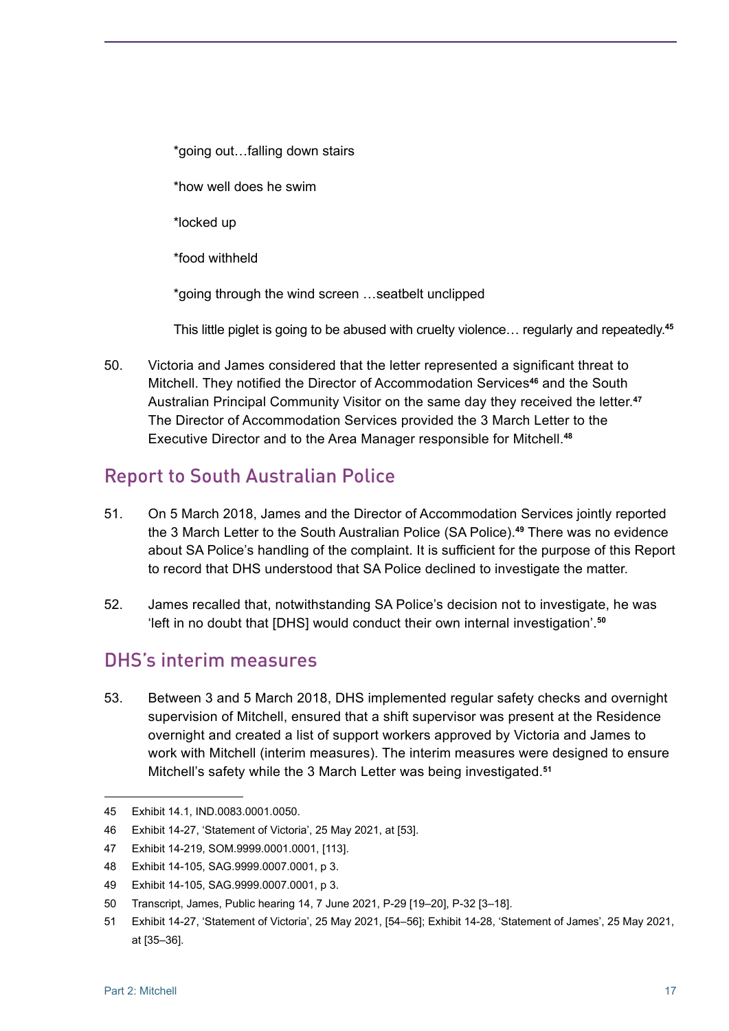*going out…falling down stairs

*how well does he swim

*locked up

*food withheld

*going through the wind screen …seatbelt unclipped

This little piglet is going to be abused with cruelty violence… regularly and repeatedly.[45]

50. Victoria and James considered that the letter represented a significant threat to Mitchell. They notified the Director of Accommodation Services[46] and the South Australian Principal Community Visitor on the same day they received the letter.[47] The Director of Accommodation Services provided the 3 March Letter to the Executive Director and to the Area Manager responsible for Mitchell.[48]

## Report to South Australian Police

51. On 5 March 2018, James and the Director of Accommodation Services jointly reported the 3 March Letter to the South Australian Police (SA Police).[49] There was no evidence about SA Police's handling of the complaint. It is sufficient for the purpose of this Report to record that DHS understood that SA Police declined to investigate the matter.

52. James recalled that, notwithstanding SA Police's decision not to investigate, he was 'left in no doubt that [DHS] would conduct their own internal investigation'.[50]

## DHS's interim measures

53. Between 3 and 5 March 2018, DHS implemented regular safety checks and overnight supervision of Mitchell, ensured that a shift supervisor was present at the Residence overnight and created a list of support workers approved by Victoria and James to work with Mitchell (interim measures). The interim measures were designed to ensure Mitchell's safety while the 3 March Letter was being investigated.[51]

---

45 Exhibit 14.1, IND.0083.0001.0050.

46 Exhibit 14-27, 'Statement of Victoria', 25 May 2021, at [53].

47 Exhibit 14-219, SOM.9999.0001.0001, [113].

48 Exhibit 14-105, SAG.9999.0007.0001, p 3.

49 Exhibit 14-105, SAG.9999.0007.0001, p 3.

50 Transcript, James, Public hearing 14, 7 June 2021, P-29 [19–20], P-32 [3–18].

51 Exhibit 14-27, 'Statement of Victoria', 25 May 2021, [54–56]; Exhibit 14-28, 'Statement of James', 25 May 2021, at [35–36].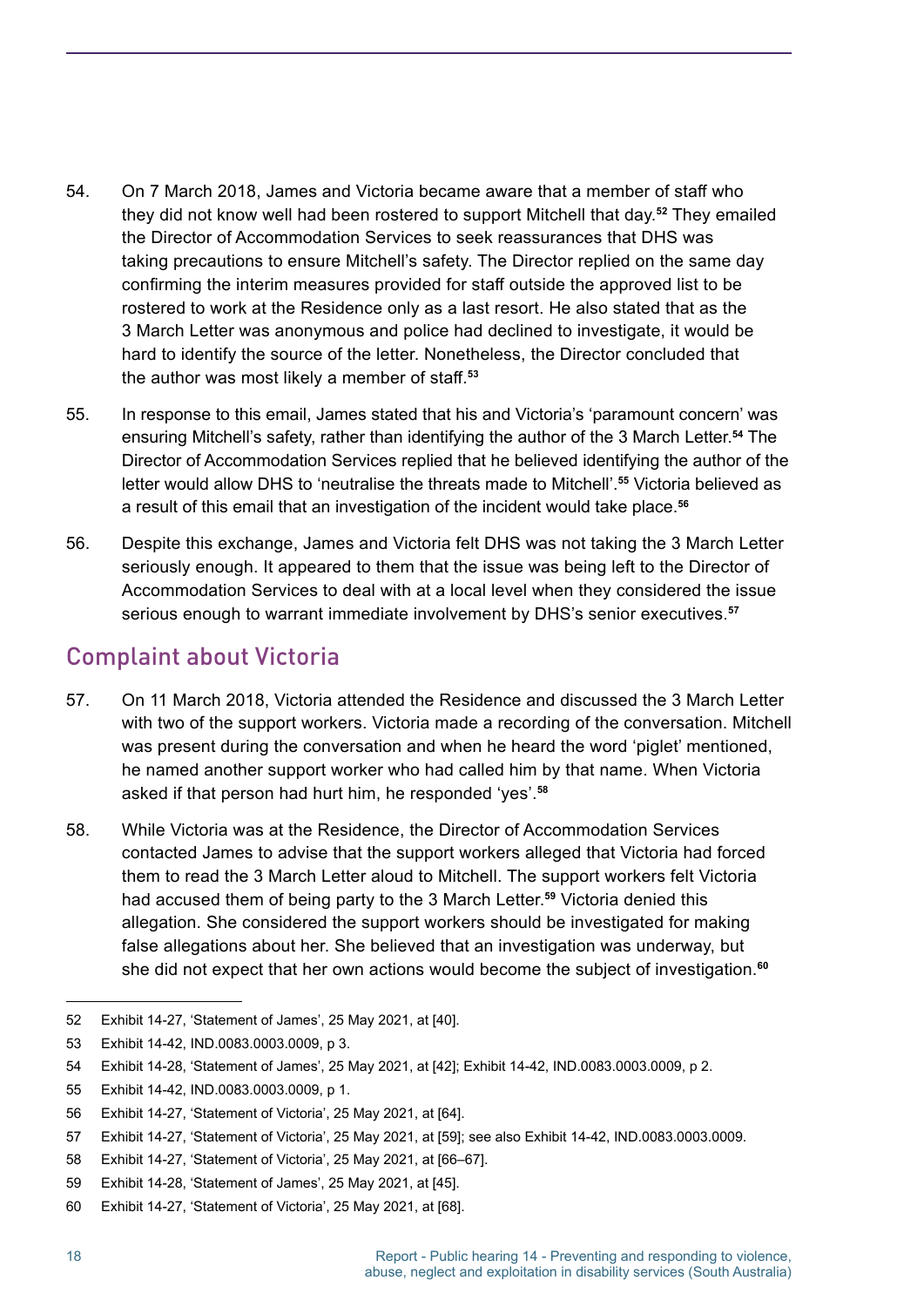54. On 7 March 2018, James and Victoria became aware that a member of staff who they did not know well had been rostered to support Mitchell that day.[52] They emailed the Director of Accommodation Services to seek reassurances that DHS was taking precautions to ensure Mitchell's safety. The Director replied on the same day confirming the interim measures provided for staff outside the approved list to be rostered to work at the Residence only as a last resort. He also stated that as the 3 March Letter was anonymous and police had declined to investigate, it would be hard to identify the source of the letter. Nonetheless, the Director concluded that the author was most likely a member of staff.[53]

55. In response to this email, James stated that his and Victoria's 'paramount concern' was ensuring Mitchell's safety, rather than identifying the author of the 3 March Letter.[54] The Director of Accommodation Services replied that he believed identifying the author of the letter would allow DHS to 'neutralise the threats made to Mitchell'.[55] Victoria believed as a result of this email that an investigation of the incident would take place.[56]

56. Despite this exchange, James and Victoria felt DHS was not taking the 3 March Letter seriously enough. It appeared to them that the issue was being left to the Director of Accommodation Services to deal with at a local level when they considered the issue serious enough to warrant immediate involvement by DHS's senior executives.[57]

## Complaint about Victoria

57. On 11 March 2018, Victoria attended the Residence and discussed the 3 March Letter with two of the support workers. Victoria made a recording of the conversation. Mitchell was present during the conversation and when he heard the word 'piglet' mentioned, he named another support worker who had called him by that name. When Victoria asked if that person had hurt him, he responded 'yes'.[58]

58. While Victoria was at the Residence, the Director of Accommodation Services contacted James to advise that the support workers alleged that Victoria had forced them to read the 3 March Letter aloud to Mitchell. The support workers felt Victoria had accused them of being party to the 3 March Letter.[59] Victoria denied this allegation. She considered the support workers should be investigated for making false allegations about her. She believed that an investigation was underway, but she did not expect that her own actions would become the subject of investigation.[60]

---

52 Exhibit 14-27, 'Statement of James', 25 May 2021, at [40].

53 Exhibit 14-42, IND.0083.0003.0009, p 3.

54 Exhibit 14-28, 'Statement of James', 25 May 2021, at [42]; Exhibit 14-42, IND.0083.0003.0009, p 2.

55 Exhibit 14-42, IND.0083.0003.0009, p 1.

56 Exhibit 14-27, 'Statement of Victoria', 25 May 2021, at [64].

57 Exhibit 14-27, 'Statement of Victoria', 25 May 2021, at [59]; see also Exhibit 14-42, IND.0083.0003.0009.

58 Exhibit 14-27, 'Statement of Victoria', 25 May 2021, at [66–67].

59 Exhibit 14-28, 'Statement of James', 25 May 2021, at [45].

60 Exhibit 14-27, 'Statement of Victoria', 25 May 2021, at [68].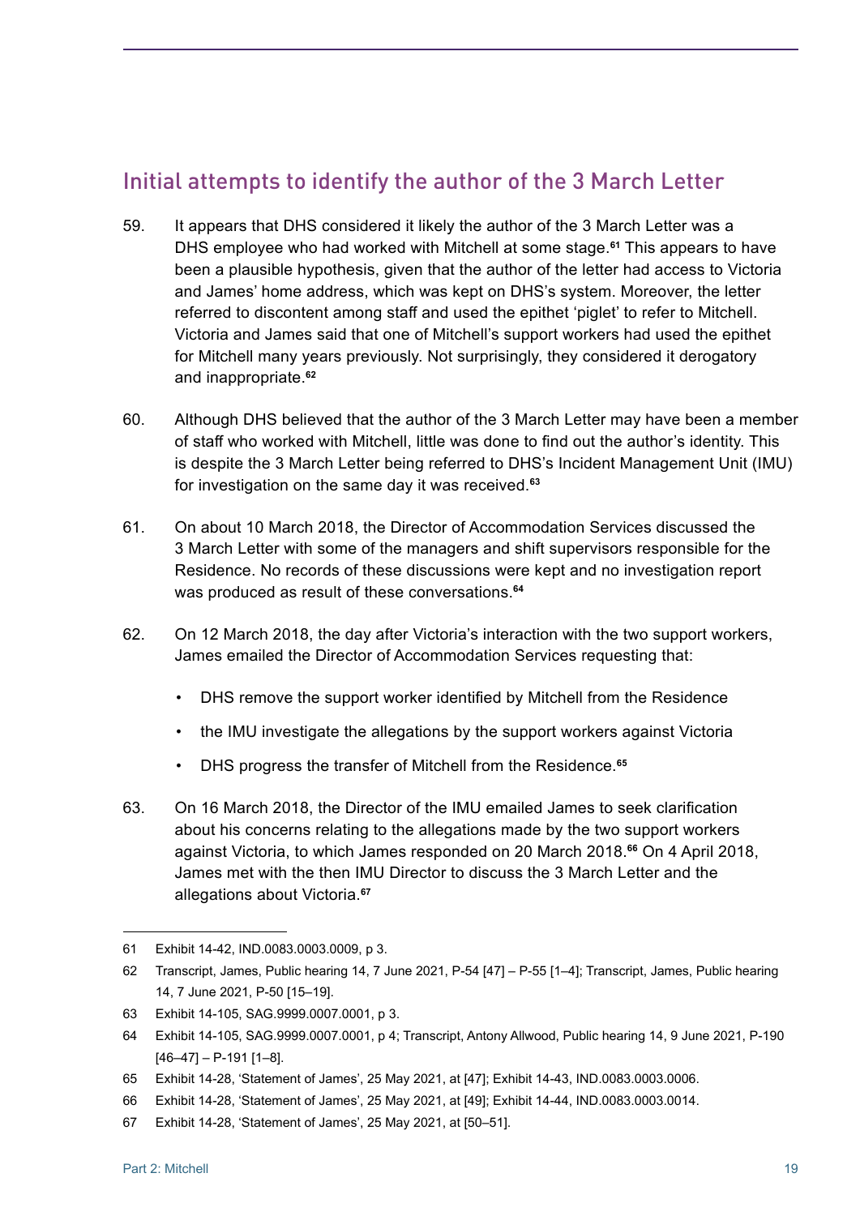## Initial attempts to identify the author of the 3 March Letter

59. It appears that DHS considered it likely the author of the 3 March Letter was a DHS employee who had worked with Mitchell at some stage.[61] This appears to have been a plausible hypothesis, given that the author of the letter had access to Victoria and James' home address, which was kept on DHS's system. Moreover, the letter referred to discontent among staff and used the epithet 'piglet' to refer to Mitchell. Victoria and James said that one of Mitchell's support workers had used the epithet for Mitchell many years previously. Not surprisingly, they considered it derogatory and inappropriate.[62]

60. Although DHS believed that the author of the 3 March Letter may have been a member of staff who worked with Mitchell, little was done to find out the author's identity. This is despite the 3 March Letter being referred to DHS's Incident Management Unit (IMU) for investigation on the same day it was received.[63]

61. On about 10 March 2018, the Director of Accommodation Services discussed the 3 March Letter with some of the managers and shift supervisors responsible for the Residence. No records of these discussions were kept and no investigation report was produced as result of these conversations.[64]

62. On 12 March 2018, the day after Victoria's interaction with the two support workers, James emailed the Director of Accommodation Services requesting that:

    - DHS remove the support worker identified by Mitchell from the Residence
    - the IMU investigate the allegations by the support workers against Victoria
    - DHS progress the transfer of Mitchell from the Residence.[65]

63. On 16 March 2018, the Director of the IMU emailed James to seek clarification about his concerns relating to the allegations made by the two support workers against Victoria, to which James responded on 20 March 2018.[66] On 4 April 2018, James met with the then IMU Director to discuss the 3 March Letter and the allegations about Victoria.[67]

---

61 Exhibit 14-42, IND.0083.0003.0009, p 3.

62 Transcript, James, Public hearing 14, 7 June 2021, P-54 [47] – P-55 [1–4]; Transcript, James, Public hearing 14, 7 June 2021, P-50 [15–19].

63 Exhibit 14-105, SAG.9999.0007.0001, p 3.

64 Exhibit 14-105, SAG.9999.0007.0001, p 4; Transcript, Antony Allwood, Public hearing 14, 9 June 2021, P-190 [46–47] – P-191 [1–8].

65 Exhibit 14-28, 'Statement of James', 25 May 2021, at [47]; Exhibit 14-43, IND.0083.0003.0006.

66 Exhibit 14-28, 'Statement of James', 25 May 2021, at [49]; Exhibit 14-44, IND.0083.0003.0014.

67 Exhibit 14-28, 'Statement of James', 25 May 2021, at [50–51].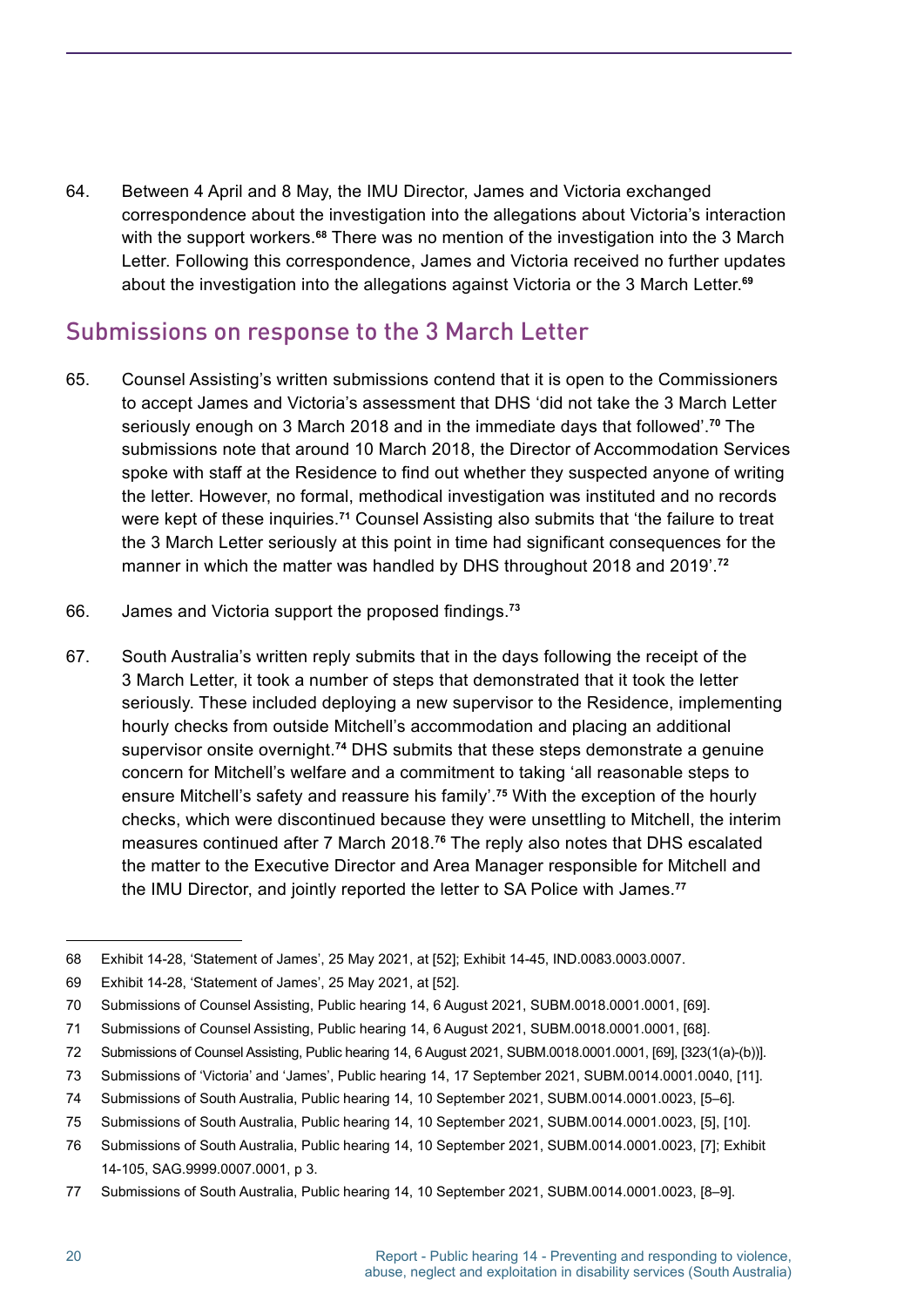64. Between 4 April and 8 May, the IMU Director, James and Victoria exchanged correspondence about the investigation into the allegations about Victoria's interaction with the support workers.[68] There was no mention of the investigation into the 3 March Letter. Following this correspondence, James and Victoria received no further updates about the investigation into the allegations against Victoria or the 3 March Letter.[69]

## Submissions on response to the 3 March Letter

65. Counsel Assisting's written submissions contend that it is open to the Commissioners to accept James and Victoria's assessment that DHS 'did not take the 3 March Letter seriously enough on 3 March 2018 and in the immediate days that followed'.[70] The submissions note that around 10 March 2018, the Director of Accommodation Services spoke with staff at the Residence to find out whether they suspected anyone of writing the letter. However, no formal, methodical investigation was instituted and no records were kept of these inquiries.[71] Counsel Assisting also submits that 'the failure to treat the 3 March Letter seriously at this point in time had significant consequences for the manner in which the matter was handled by DHS throughout 2018 and 2019'.[72]

66. James and Victoria support the proposed findings.[73]

67. South Australia's written reply submits that in the days following the receipt of the 3 March Letter, it took a number of steps that demonstrated that it took the letter seriously. These included deploying a new supervisor to the Residence, implementing hourly checks from outside Mitchell's accommodation and placing an additional supervisor onsite overnight.[74] DHS submits that these steps demonstrate a genuine concern for Mitchell's welfare and a commitment to taking 'all reasonable steps to ensure Mitchell's safety and reassure his family'.[75] With the exception of the hourly checks, which were discontinued because they were unsettling to Mitchell, the interim measures continued after 7 March 2018.[76] The reply also notes that DHS escalated the matter to the Executive Director and Area Manager responsible for Mitchell and the IMU Director, and jointly reported the letter to SA Police with James.[77]

---

68 Exhibit 14-28, 'Statement of James', 25 May 2021, at [52]; Exhibit 14-45, IND.0083.0003.0007.

69 Exhibit 14-28, 'Statement of James', 25 May 2021, at [52].

70 Submissions of Counsel Assisting, Public hearing 14, 6 August 2021, SUBM.0018.0001.0001, [69].

71 Submissions of Counsel Assisting, Public hearing 14, 6 August 2021, SUBM.0018.0001.0001, [68].

72 Submissions of Counsel Assisting, Public hearing 14, 6 August 2021, SUBM.0018.0001.0001, [69], [323(1(a)-(b))].

73 Submissions of 'Victoria' and 'James', Public hearing 14, 17 September 2021, SUBM.0014.0001.0040, [11].

74 Submissions of South Australia, Public hearing 14, 10 September 2021, SUBM.0014.0001.0023, [5–6].

75 Submissions of South Australia, Public hearing 14, 10 September 2021, SUBM.0014.0001.0023, [5], [10].

76 Submissions of South Australia, Public hearing 14, 10 September 2021, SUBM.0014.0001.0023, [7]; Exhibit 14-105, SAG.9999.0007.0001, p 3.

77 Submissions of South Australia, Public hearing 14, 10 September 2021, SUBM.0014.0001.0023, [8–9].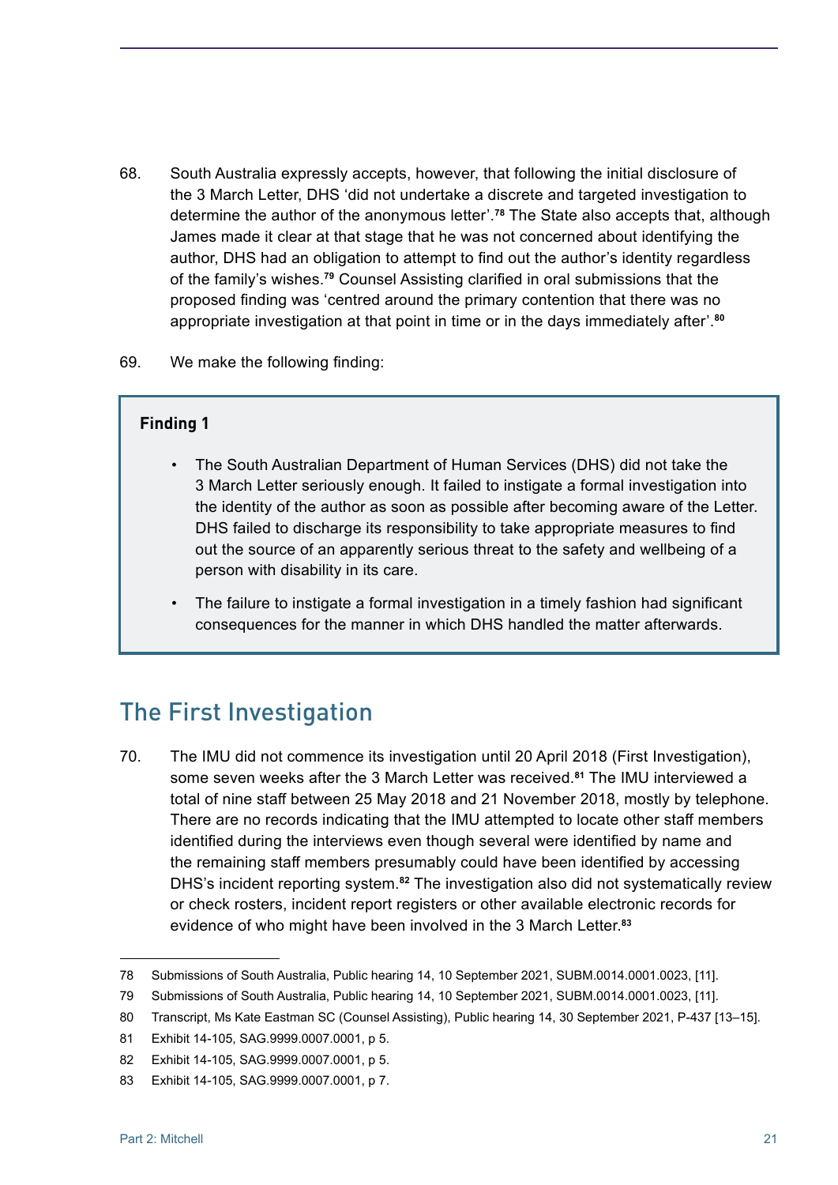68. South Australia expressly accepts, however, that following the initial disclosure of the 3 March Letter, DHS 'did not undertake a discrete and targeted investigation to determine the author of the anonymous letter'.[78] The State also accepts that, although James made it clear at that stage that he was not concerned about identifying the author, DHS had an obligation to attempt to find out the author's identity regardless of the family's wishes.[79] Counsel Assisting clarified in oral submissions that the proposed finding was 'centred around the primary contention that there was no appropriate investigation at that point in time or in the days immediately after'.[80]

69. We make the following finding:

> **Finding 1**
>
> - The South Australian Department of Human Services (DHS) did not take the 3 March Letter seriously enough. It failed to instigate a formal investigation into the identity of the author as soon as possible after becoming aware of the Letter. DHS failed to discharge its responsibility to take appropriate measures to find out the source of an apparently serious threat to the safety and wellbeing of a person with disability in its care.
> - The failure to instigate a formal investigation in a timely fashion had significant consequences for the manner in which DHS handled the matter afterwards.

## The First Investigation

70. The IMU did not commence its investigation until 20 April 2018 (First Investigation), some seven weeks after the 3 March Letter was received.[81] The IMU interviewed a total of nine staff between 25 May 2018 and 21 November 2018, mostly by telephone. There are no records indicating that the IMU attempted to locate other staff members identified during the interviews even though several were identified by name and the remaining staff members presumably could have been identified by accessing DHS's incident reporting system.[82] The investigation also did not systematically review or check rosters, incident report registers or other available electronic records for evidence of who might have been involved in the 3 March Letter.[83]

---

78 Submissions of South Australia, Public hearing 14, 10 September 2021, SUBM.0014.0001.0023, [11].

79 Submissions of South Australia, Public hearing 14, 10 September 2021, SUBM.0014.0001.0023, [11].

80 Transcript, Ms Kate Eastman SC (Counsel Assisting), Public hearing 14, 30 September 2021, P-437 [13–15].

81 Exhibit 14-105, SAG.9999.0007.0001, p 5.

82 Exhibit 14-105, SAG.9999.0007.0001, p 5.

83 Exhibit 14-105, SAG.9999.0007.0001, p 7.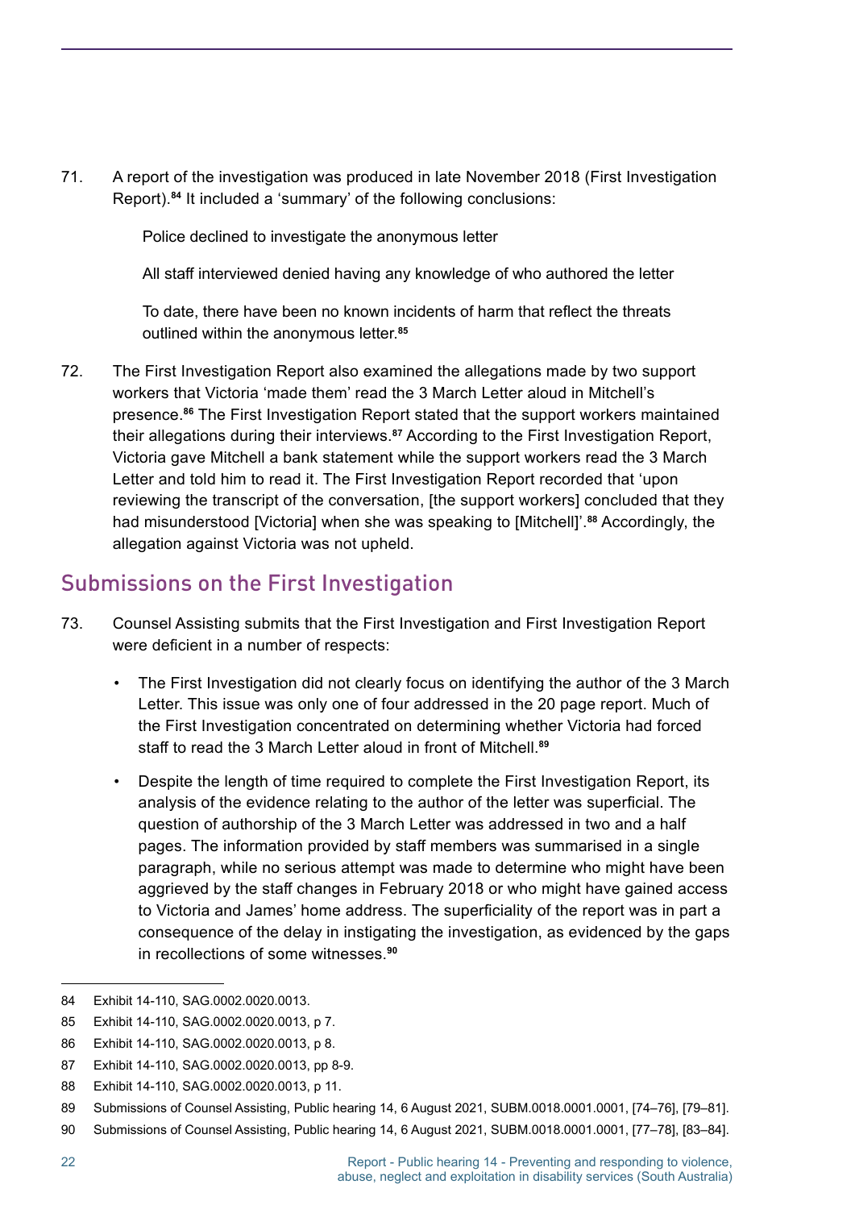71. A report of the investigation was produced in late November 2018 (First Investigation Report).[84] It included a 'summary' of the following conclusions:

> Police declined to investigate the anonymous letter
>
> All staff interviewed denied having any knowledge of who authored the letter
>
> To date, there have been no known incidents of harm that reflect the threats outlined within the anonymous letter.[85]

72. The First Investigation Report also examined the allegations made by two support workers that Victoria 'made them' read the 3 March Letter aloud in Mitchell's presence.[86] The First Investigation Report stated that the support workers maintained their allegations during their interviews.[87] According to the First Investigation Report, Victoria gave Mitchell a bank statement while the support workers read the 3 March Letter and told him to read it. The First Investigation Report recorded that 'upon reviewing the transcript of the conversation, [the support workers] concluded that they had misunderstood [Victoria] when she was speaking to [Mitchell]'.[88] Accordingly, the allegation against Victoria was not upheld.

## Submissions on the First Investigation

73. Counsel Assisting submits that the First Investigation and First Investigation Report were deficient in a number of respects:

- The First Investigation did not clearly focus on identifying the author of the 3 March Letter. This issue was only one of four addressed in the 20 page report. Much of the First Investigation concentrated on determining whether Victoria had forced staff to read the 3 March Letter aloud in front of Mitchell.[89]
- Despite the length of time required to complete the First Investigation Report, its analysis of the evidence relating to the author of the letter was superficial. The question of authorship of the 3 March Letter was addressed in two and a half pages. The information provided by staff members was summarised in a single paragraph, while no serious attempt was made to determine who might have been aggrieved by the staff changes in February 2018 or who might have gained access to Victoria and James' home address. The superficiality of the report was in part a consequence of the delay in instigating the investigation, as evidenced by the gaps in recollections of some witnesses.[90]

---

84 Exhibit 14-110, SAG.0002.0020.0013.

85 Exhibit 14-110, SAG.0002.0020.0013, p 7.

86 Exhibit 14-110, SAG.0002.0020.0013, p 8.

87 Exhibit 14-110, SAG.0002.0020.0013, pp 8-9.

88 Exhibit 14-110, SAG.0002.0020.0013, p 11.

89 Submissions of Counsel Assisting, Public hearing 14, 6 August 2021, SUBM.0018.0001.0001, [74–76], [79–81].

90 Submissions of Counsel Assisting, Public hearing 14, 6 August 2021, SUBM.0018.0001.0001, [77–78], [83–84].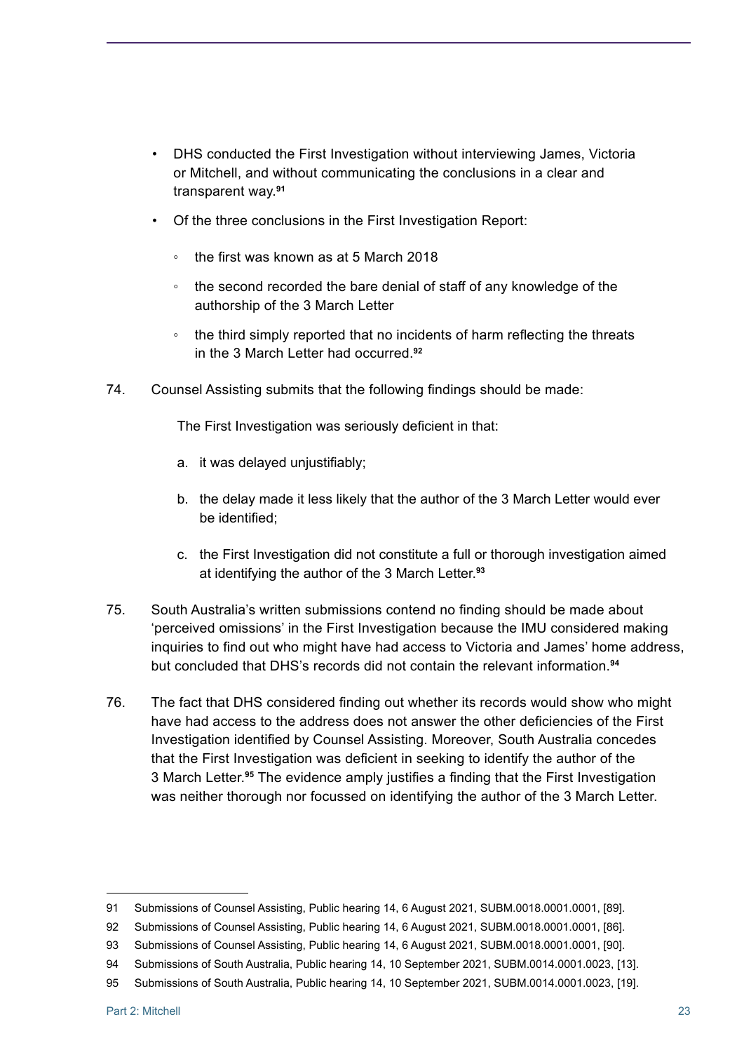- DHS conducted the First Investigation without interviewing James, Victoria or Mitchell, and without communicating the conclusions in a clear and transparent way.[91]
- Of the three conclusions in the First Investigation Report:
    - the first was known as at 5 March 2018
    - the second recorded the bare denial of staff of any knowledge of the authorship of the 3 March Letter
    - the third simply reported that no incidents of harm reflecting the threats in the 3 March Letter had occurred.[92]

74. Counsel Assisting submits that the following findings should be made:

    The First Investigation was seriously deficient in that:

    a. it was delayed unjustifiably;

    b. the delay made it less likely that the author of the 3 March Letter would ever be identified;

    c. the First Investigation did not constitute a full or thorough investigation aimed at identifying the author of the 3 March Letter.[93]

75. South Australia's written submissions contend no finding should be made about 'perceived omissions' in the First Investigation because the IMU considered making inquiries to find out who might have had access to Victoria and James' home address, but concluded that DHS's records did not contain the relevant information.[94]

76. The fact that DHS considered finding out whether its records would show who might have had access to the address does not answer the other deficiencies of the First Investigation identified by Counsel Assisting. Moreover, South Australia concedes that the First Investigation was deficient in seeking to identify the author of the 3 March Letter.[95] The evidence amply justifies a finding that the First Investigation was neither thorough nor focussed on identifying the author of the 3 March Letter.

---

91 Submissions of Counsel Assisting, Public hearing 14, 6 August 2021, SUBM.0018.0001.0001, [89].

92 Submissions of Counsel Assisting, Public hearing 14, 6 August 2021, SUBM.0018.0001.0001, [86].

93 Submissions of Counsel Assisting, Public hearing 14, 6 August 2021, SUBM.0018.0001.0001, [90].

94 Submissions of South Australia, Public hearing 14, 10 September 2021, SUBM.0014.0001.0023, [13].

95 Submissions of South Australia, Public hearing 14, 10 September 2021, SUBM.0014.0001.0023, [19].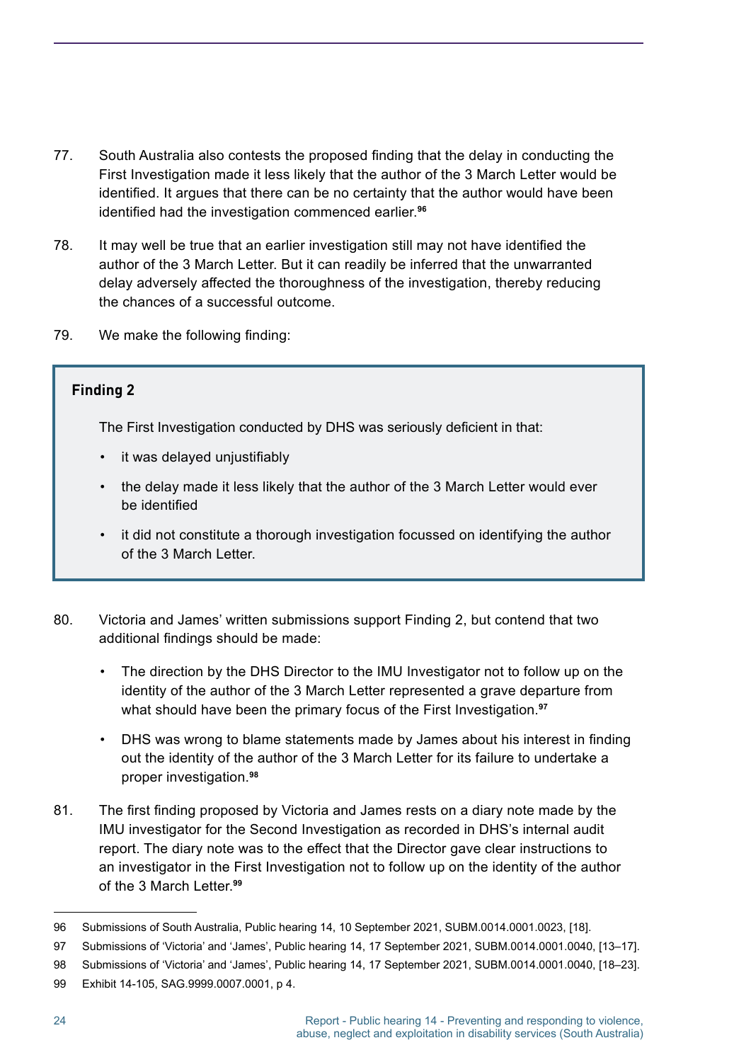77. South Australia also contests the proposed finding that the delay in conducting the First Investigation made it less likely that the author of the 3 March Letter would be identified. It argues that there can be no certainty that the author would have been identified had the investigation commenced earlier.[96]

78. It may well be true that an earlier investigation still may not have identified the author of the 3 March Letter. But it can readily be inferred that the unwarranted delay adversely affected the thoroughness of the investigation, thereby reducing the chances of a successful outcome.

79. We make the following finding:

> **Finding 2**
>
> The First Investigation conducted by DHS was seriously deficient in that:
>
> - it was delayed unjustifiably
> - the delay made it less likely that the author of the 3 March Letter would ever be identified
> - it did not constitute a thorough investigation focussed on identifying the author of the 3 March Letter.

80. Victoria and James' written submissions support Finding 2, but contend that two additional findings should be made:

    - The direction by the DHS Director to the IMU Investigator not to follow up on the identity of the author of the 3 March Letter represented a grave departure from what should have been the primary focus of the First Investigation.[97]
    - DHS was wrong to blame statements made by James about his interest in finding out the identity of the author of the 3 March Letter for its failure to undertake a proper investigation.[98]

81. The first finding proposed by Victoria and James rests on a diary note made by the IMU investigator for the Second Investigation as recorded in DHS's internal audit report. The diary note was to the effect that the Director gave clear instructions to an investigator in the First Investigation not to follow up on the identity of the author of the 3 March Letter.[99]

---

96 Submissions of South Australia, Public hearing 14, 10 September 2021, SUBM.0014.0001.0023, [18].

97 Submissions of 'Victoria' and 'James', Public hearing 14, 17 September 2021, SUBM.0014.0001.0040, [13–17].

98 Submissions of 'Victoria' and 'James', Public hearing 14, 17 September 2021, SUBM.0014.0001.0040, [18–23].

99 Exhibit 14-105, SAG.9999.0007.0001, p 4.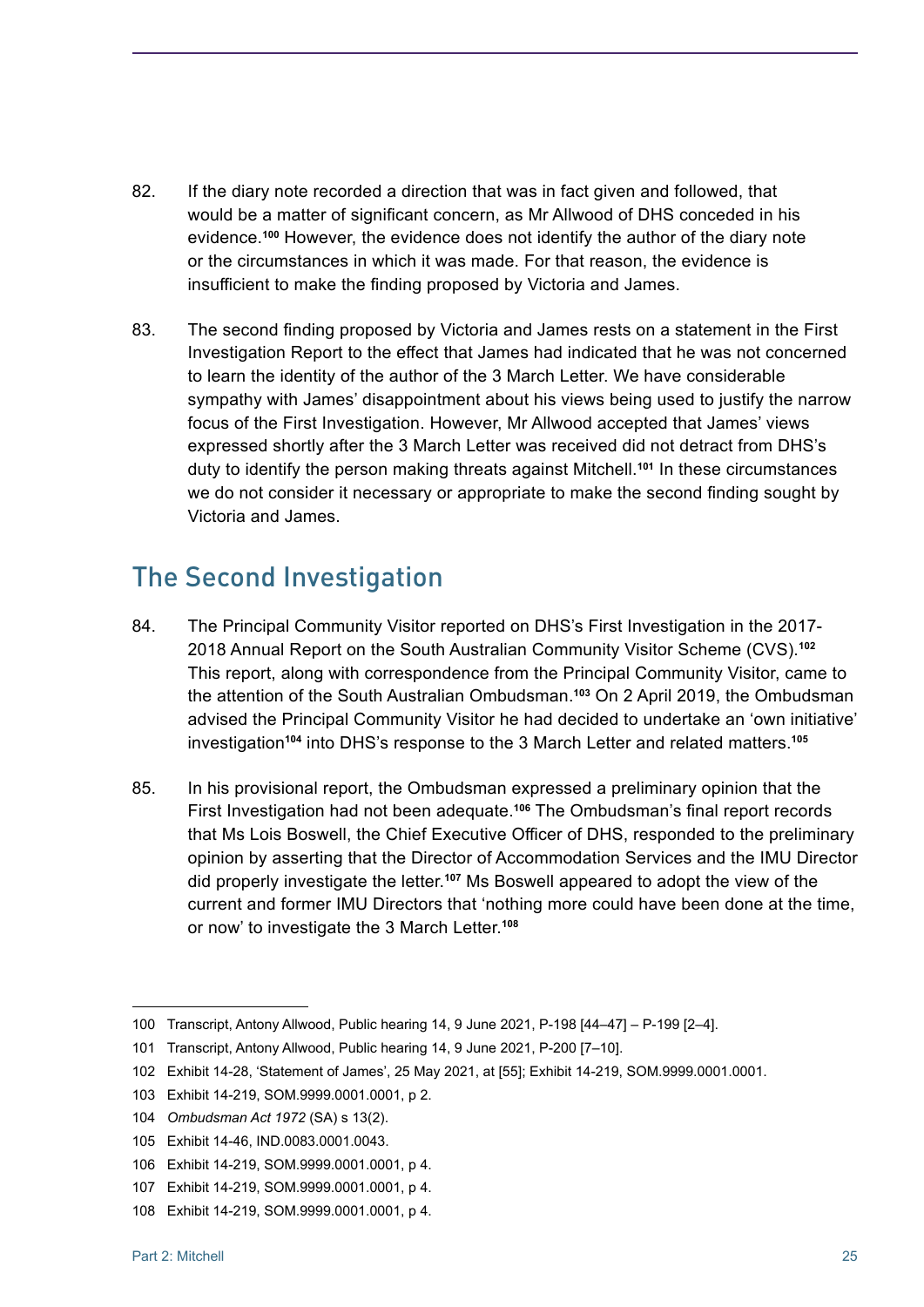82. If the diary note recorded a direction that was in fact given and followed, that would be a matter of significant concern, as Mr Allwood of DHS conceded in his evidence.[100] However, the evidence does not identify the author of the diary note or the circumstances in which it was made. For that reason, the evidence is insufficient to make the finding proposed by Victoria and James.

83. The second finding proposed by Victoria and James rests on a statement in the First Investigation Report to the effect that James had indicated that he was not concerned to learn the identity of the author of the 3 March Letter. We have considerable sympathy with James' disappointment about his views being used to justify the narrow focus of the First Investigation. However, Mr Allwood accepted that James' views expressed shortly after the 3 March Letter was received did not detract from DHS's duty to identify the person making threats against Mitchell.[101] In these circumstances we do not consider it necessary or appropriate to make the second finding sought by Victoria and James.

## The Second Investigation

84. The Principal Community Visitor reported on DHS's First Investigation in the 2017-2018 Annual Report on the South Australian Community Visitor Scheme (CVS).[102] This report, along with correspondence from the Principal Community Visitor, came to the attention of the South Australian Ombudsman.[103] On 2 April 2019, the Ombudsman advised the Principal Community Visitor he had decided to undertake an 'own initiative' investigation[104] into DHS's response to the 3 March Letter and related matters.[105]

85. In his provisional report, the Ombudsman expressed a preliminary opinion that the First Investigation had not been adequate.[106] The Ombudsman's final report records that Ms Lois Boswell, the Chief Executive Officer of DHS, responded to the preliminary opinion by asserting that the Director of Accommodation Services and the IMU Director did properly investigate the letter.[107] Ms Boswell appeared to adopt the view of the current and former IMU Directors that 'nothing more could have been done at the time, or now' to investigate the 3 March Letter.[108]

---

100 Transcript, Antony Allwood, Public hearing 14, 9 June 2021, P-198 [44–47] – P-199 [2–4].

101 Transcript, Antony Allwood, Public hearing 14, 9 June 2021, P-200 [7–10].

102 Exhibit 14-28, 'Statement of James', 25 May 2021, at [55]; Exhibit 14-219, SOM.9999.0001.0001.

103 Exhibit 14-219, SOM.9999.0001.0001, p 2.

104 *Ombudsman Act 1972* (SA) s 13(2).

105 Exhibit 14-46, IND.0083.0001.0043.

106 Exhibit 14-219, SOM.9999.0001.0001, p 4.

107 Exhibit 14-219, SOM.9999.0001.0001, p 4.

108 Exhibit 14-219, SOM.9999.0001.0001, p 4.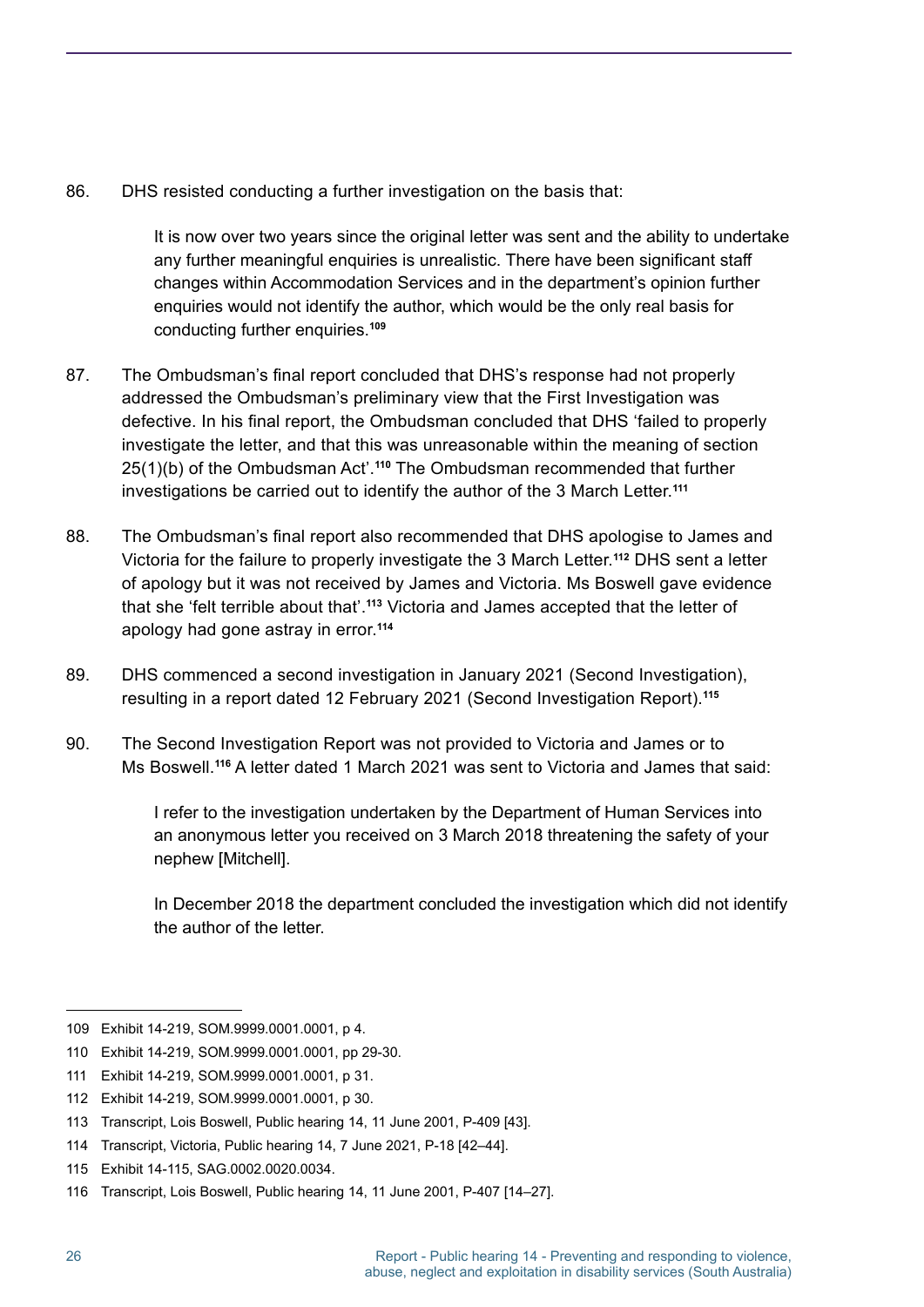86. DHS resisted conducting a further investigation on the basis that:

> It is now over two years since the original letter was sent and the ability to undertake any further meaningful enquiries is unrealistic. There have been significant staff changes within Accommodation Services and in the department's opinion further enquiries would not identify the author, which would be the only real basis for conducting further enquiries.[109]

87. The Ombudsman's final report concluded that DHS's response had not properly addressed the Ombudsman's preliminary view that the First Investigation was defective. In his final report, the Ombudsman concluded that DHS 'failed to properly investigate the letter, and that this was unreasonable within the meaning of section 25(1)(b) of the Ombudsman Act'.[110] The Ombudsman recommended that further investigations be carried out to identify the author of the 3 March Letter.[111]

88. The Ombudsman's final report also recommended that DHS apologise to James and Victoria for the failure to properly investigate the 3 March Letter.[112] DHS sent a letter of apology but it was not received by James and Victoria. Ms Boswell gave evidence that she 'felt terrible about that'.[113] Victoria and James accepted that the letter of apology had gone astray in error.[114]

89. DHS commenced a second investigation in January 2021 (Second Investigation), resulting in a report dated 12 February 2021 (Second Investigation Report).[115]

90. The Second Investigation Report was not provided to Victoria and James or to Ms Boswell.[116] A letter dated 1 March 2021 was sent to Victoria and James that said:

> I refer to the investigation undertaken by the Department of Human Services into an anonymous letter you received on 3 March 2018 threatening the safety of your nephew [Mitchell].
>
> In December 2018 the department concluded the investigation which did not identify the author of the letter.

---

109 Exhibit 14-219, SOM.9999.0001.0001, p 4.

110 Exhibit 14-219, SOM.9999.0001.0001, pp 29-30.

111 Exhibit 14-219, SOM.9999.0001.0001, p 31.

112 Exhibit 14-219, SOM.9999.0001.0001, p 30.

113 Transcript, Lois Boswell, Public hearing 14, 11 June 2001, P-409 [43].

114 Transcript, Victoria, Public hearing 14, 7 June 2021, P-18 [42–44].

115 Exhibit 14-115, SAG.0002.0020.0034.

116 Transcript, Lois Boswell, Public hearing 14, 11 June 2001, P-407 [14–27].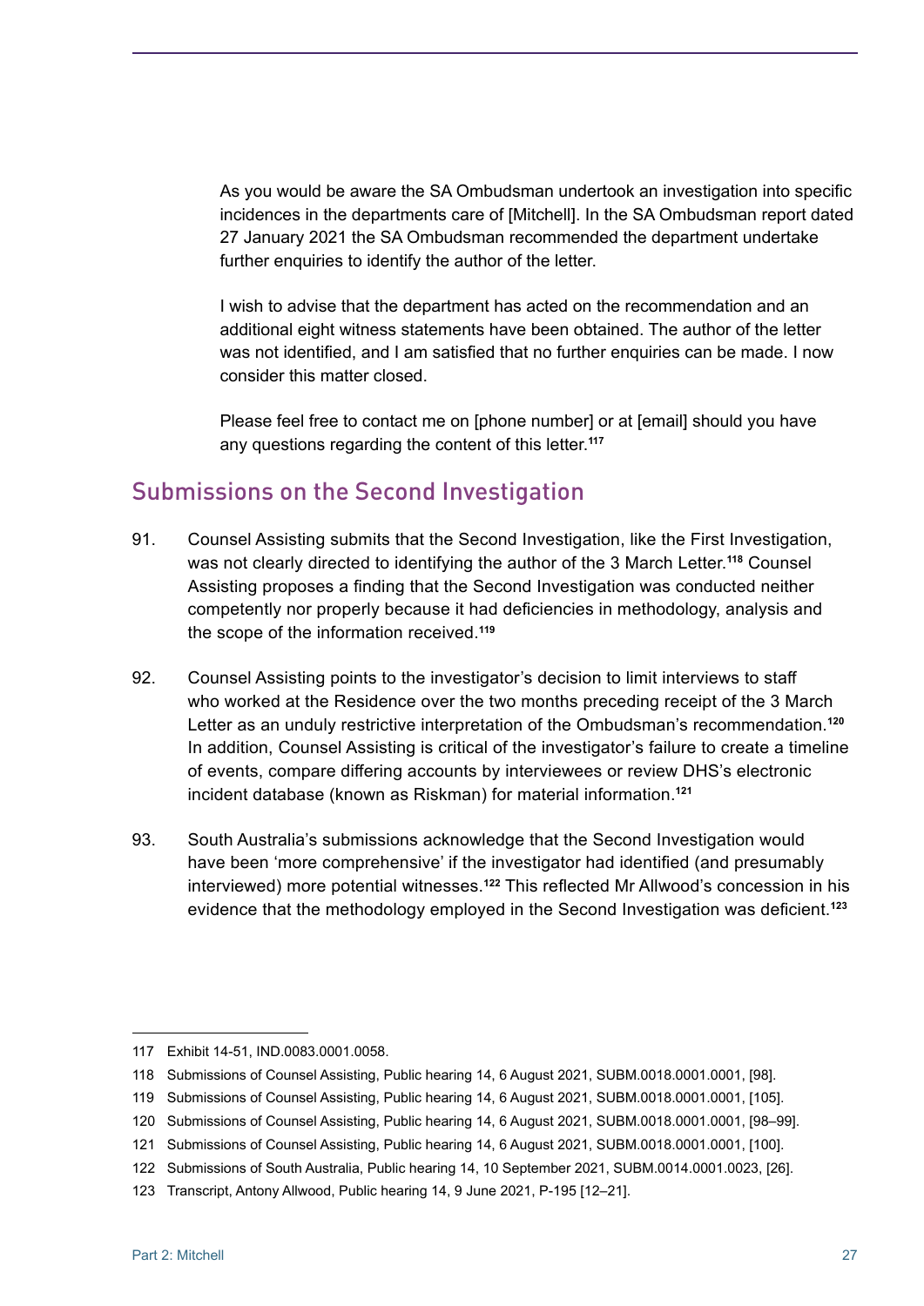> As you would be aware the SA Ombudsman undertook an investigation into specific incidences in the departments care of [Mitchell]. In the SA Ombudsman report dated 27 January 2021 the SA Ombudsman recommended the department undertake further enquiries to identify the author of the letter.
>
> I wish to advise that the department has acted on the recommendation and an additional eight witness statements have been obtained. The author of the letter was not identified, and I am satisfied that no further enquiries can be made. I now consider this matter closed.
>
> Please feel free to contact me on [phone number] or at [email] should you have any questions regarding the content of this letter.[117]

## Submissions on the Second Investigation

91. Counsel Assisting submits that the Second Investigation, like the First Investigation, was not clearly directed to identifying the author of the 3 March Letter.[118] Counsel Assisting proposes a finding that the Second Investigation was conducted neither competently nor properly because it had deficiencies in methodology, analysis and the scope of the information received.[119]

92. Counsel Assisting points to the investigator's decision to limit interviews to staff who worked at the Residence over the two months preceding receipt of the 3 March Letter as an unduly restrictive interpretation of the Ombudsman's recommendation.[120] In addition, Counsel Assisting is critical of the investigator's failure to create a timeline of events, compare differing accounts by interviewees or review DHS's electronic incident database (known as Riskman) for material information.[121]

93. South Australia's submissions acknowledge that the Second Investigation would have been 'more comprehensive' if the investigator had identified (and presumably interviewed) more potential witnesses.[122] This reflected Mr Allwood's concession in his evidence that the methodology employed in the Second Investigation was deficient.[123]

---

117 Exhibit 14-51, IND.0083.0001.0058.

118 Submissions of Counsel Assisting, Public hearing 14, 6 August 2021, SUBM.0018.0001.0001, [98].

119 Submissions of Counsel Assisting, Public hearing 14, 6 August 2021, SUBM.0018.0001.0001, [105].

120 Submissions of Counsel Assisting, Public hearing 14, 6 August 2021, SUBM.0018.0001.0001, [98–99].

121 Submissions of Counsel Assisting, Public hearing 14, 6 August 2021, SUBM.0018.0001.0001, [100].

122 Submissions of South Australia, Public hearing 14, 10 September 2021, SUBM.0014.0001.0023, [26].

123 Transcript, Antony Allwood, Public hearing 14, 9 June 2021, P-195 [12–21].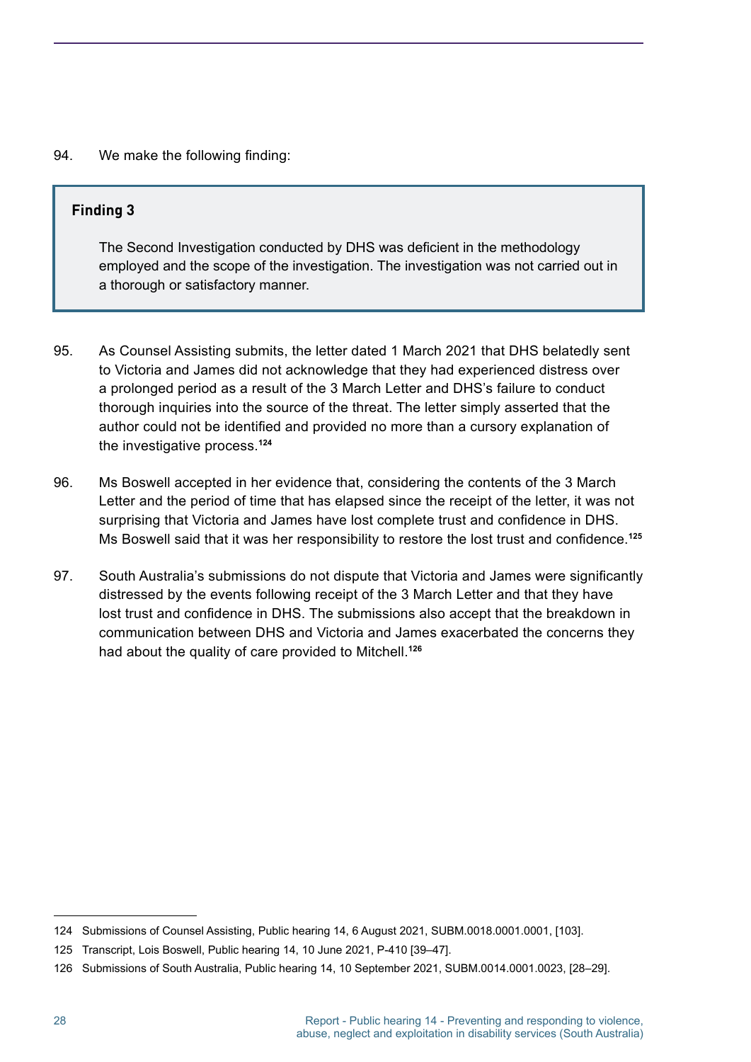94. We make the following finding:

> **Finding 3**
>
> The Second Investigation conducted by DHS was deficient in the methodology employed and the scope of the investigation. The investigation was not carried out in a thorough or satisfactory manner.

95. As Counsel Assisting submits, the letter dated 1 March 2021 that DHS belatedly sent to Victoria and James did not acknowledge that they had experienced distress over a prolonged period as a result of the 3 March Letter and DHS's failure to conduct thorough inquiries into the source of the threat. The letter simply asserted that the author could not be identified and provided no more than a cursory explanation of the investigative process.[124]

96. Ms Boswell accepted in her evidence that, considering the contents of the 3 March Letter and the period of time that has elapsed since the receipt of the letter, it was not surprising that Victoria and James have lost complete trust and confidence in DHS. Ms Boswell said that it was her responsibility to restore the lost trust and confidence.[125]

97. South Australia's submissions do not dispute that Victoria and James were significantly distressed by the events following receipt of the 3 March Letter and that they have lost trust and confidence in DHS. The submissions also accept that the breakdown in communication between DHS and Victoria and James exacerbated the concerns they had about the quality of care provided to Mitchell.[126]

---

124 Submissions of Counsel Assisting, Public hearing 14, 6 August 2021, SUBM.0018.0001.0001, [103].

125 Transcript, Lois Boswell, Public hearing 14, 10 June 2021, P-410 [39–47].

126 Submissions of South Australia, Public hearing 14, 10 September 2021, SUBM.0014.0001.0023, [28–29].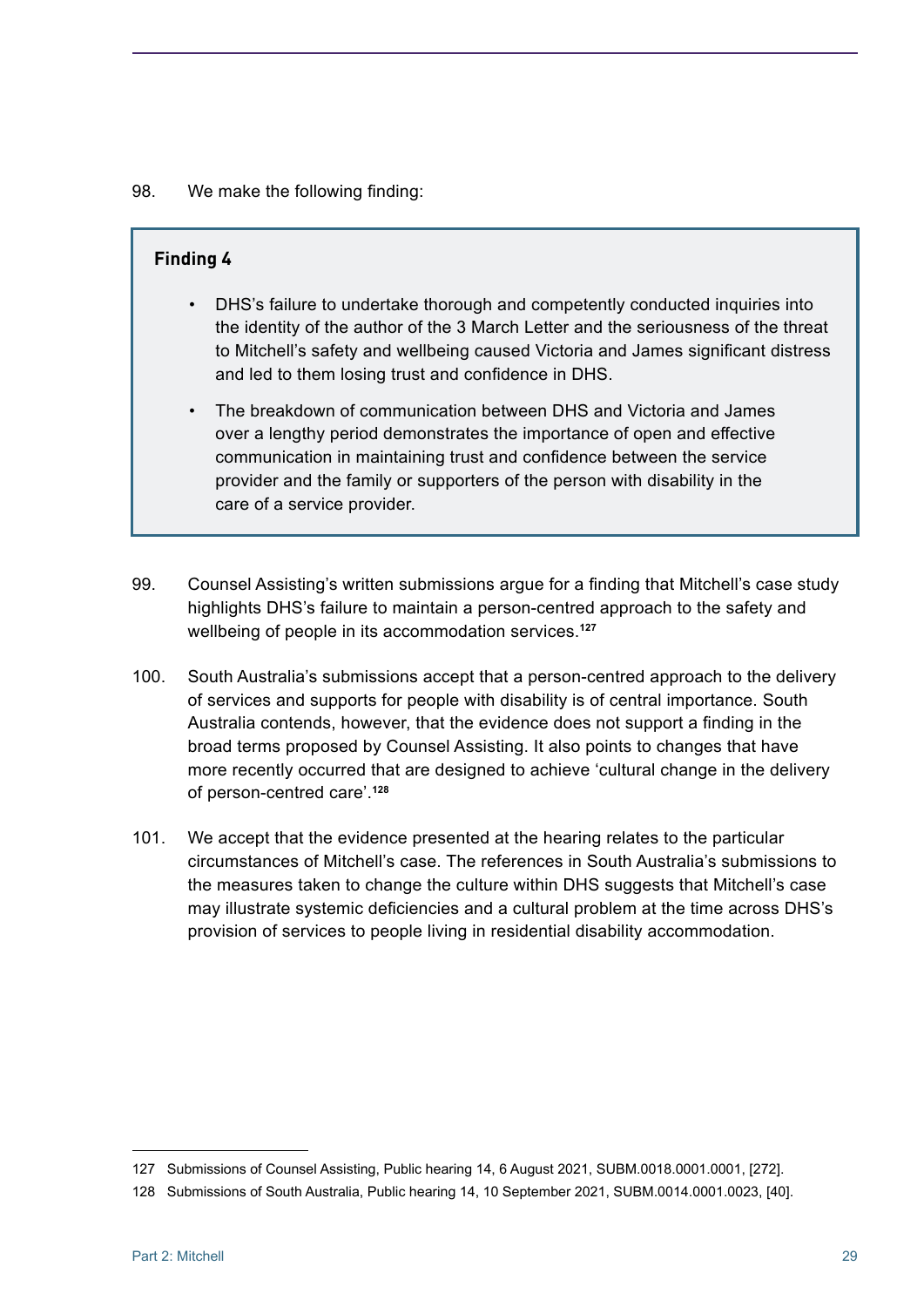98. We make the following finding:

> **Finding 4**
>
> - DHS's failure to undertake thorough and competently conducted inquiries into the identity of the author of the 3 March Letter and the seriousness of the threat to Mitchell's safety and wellbeing caused Victoria and James significant distress and led to them losing trust and confidence in DHS.
> - The breakdown of communication between DHS and Victoria and James over a lengthy period demonstrates the importance of open and effective communication in maintaining trust and confidence between the service provider and the family or supporters of the person with disability in the care of a service provider.

99. Counsel Assisting's written submissions argue for a finding that Mitchell's case study highlights DHS's failure to maintain a person-centred approach to the safety and wellbeing of people in its accommodation services.[127]

100. South Australia's submissions accept that a person-centred approach to the delivery of services and supports for people with disability is of central importance. South Australia contends, however, that the evidence does not support a finding in the broad terms proposed by Counsel Assisting. It also points to changes that have more recently occurred that are designed to achieve 'cultural change in the delivery of person-centred care'.[128]

101. We accept that the evidence presented at the hearing relates to the particular circumstances of Mitchell's case. The references in South Australia's submissions to the measures taken to change the culture within DHS suggests that Mitchell's case may illustrate systemic deficiencies and a cultural problem at the time across DHS's provision of services to people living in residential disability accommodation.

---

127 Submissions of Counsel Assisting, Public hearing 14, 6 August 2021, SUBM.0018.0001.0001, [272].

128 Submissions of South Australia, Public hearing 14, 10 September 2021, SUBM.0014.0001.0023, [40].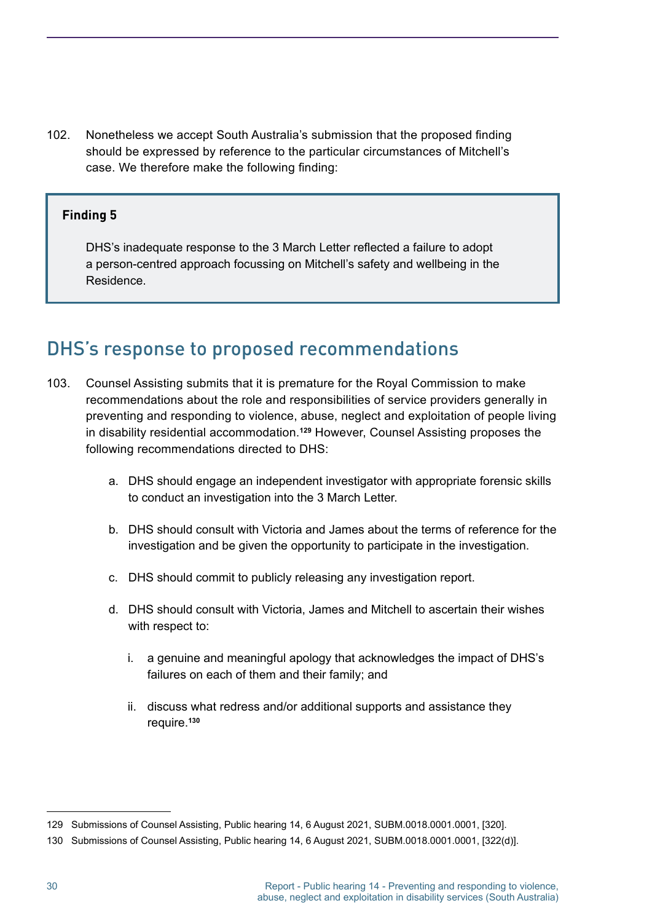102. Nonetheless we accept South Australia's submission that the proposed finding should be expressed by reference to the particular circumstances of Mitchell's case. We therefore make the following finding:

> **Finding 5**
>
> DHS's inadequate response to the 3 March Letter reflected a failure to adopt a person-centred approach focussing on Mitchell's safety and wellbeing in the Residence.

## DHS's response to proposed recommendations

103. Counsel Assisting submits that it is premature for the Royal Commission to make recommendations about the role and responsibilities of service providers generally in preventing and responding to violence, abuse, neglect and exploitation of people living in disability residential accommodation.[129] However, Counsel Assisting proposes the following recommendations directed to DHS:

    a. DHS should engage an independent investigator with appropriate forensic skills to conduct an investigation into the 3 March Letter.

    b. DHS should consult with Victoria and James about the terms of reference for the investigation and be given the opportunity to participate in the investigation.

    c. DHS should commit to publicly releasing any investigation report.

    d. DHS should consult with Victoria, James and Mitchell to ascertain their wishes with respect to:

        i. a genuine and meaningful apology that acknowledges the impact of DHS's failures on each of them and their family; and

        ii. discuss what redress and/or additional supports and assistance they require.[130]

---

129 Submissions of Counsel Assisting, Public hearing 14, 6 August 2021, SUBM.0018.0001.0001, [320].

130 Submissions of Counsel Assisting, Public hearing 14, 6 August 2021, SUBM.0018.0001.0001, [322(d)].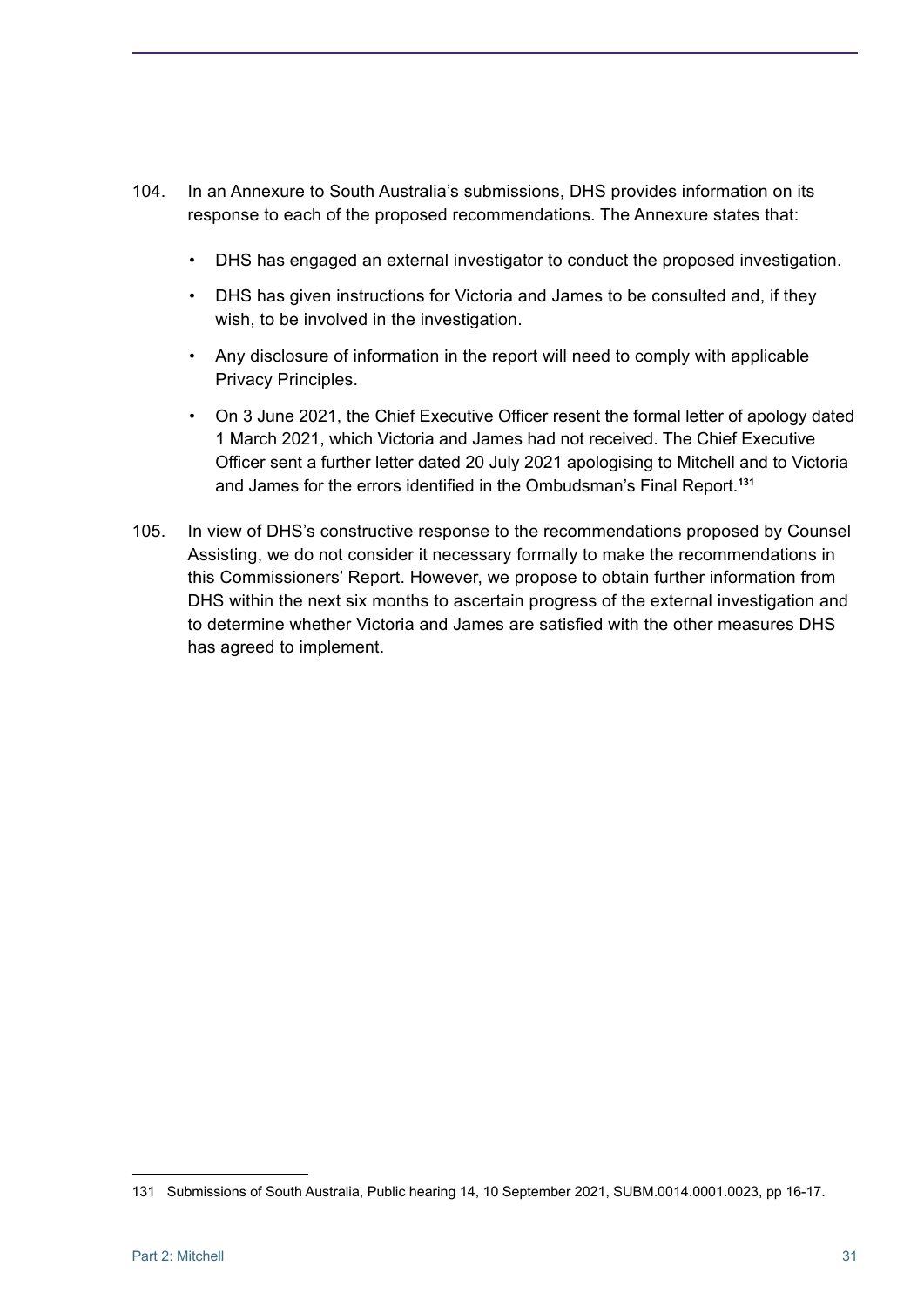104. In an Annexure to South Australia's submissions, DHS provides information on its response to each of the proposed recommendations. The Annexure states that:

   - DHS has engaged an external investigator to conduct the proposed investigation.
   - DHS has given instructions for Victoria and James to be consulted and, if they wish, to be involved in the investigation.
   - Any disclosure of information in the report will need to comply with applicable Privacy Principles.
   - On 3 June 2021, the Chief Executive Officer resent the formal letter of apology dated 1 March 2021, which Victoria and James had not received. The Chief Executive Officer sent a further letter dated 20 July 2021 apologising to Mitchell and to Victoria and James for the errors identified in the Ombudsman's Final Report.[131]

105. In view of DHS's constructive response to the recommendations proposed by Counsel Assisting, we do not consider it necessary formally to make the recommendations in this Commissioners' Report. However, we propose to obtain further information from DHS within the next six months to ascertain progress of the external investigation and to determine whether Victoria and James are satisfied with the other measures DHS has agreed to implement.

131 Submissions of South Australia, Public hearing 14, 10 September 2021, SUBM.0014.0001.0023, pp 16-17.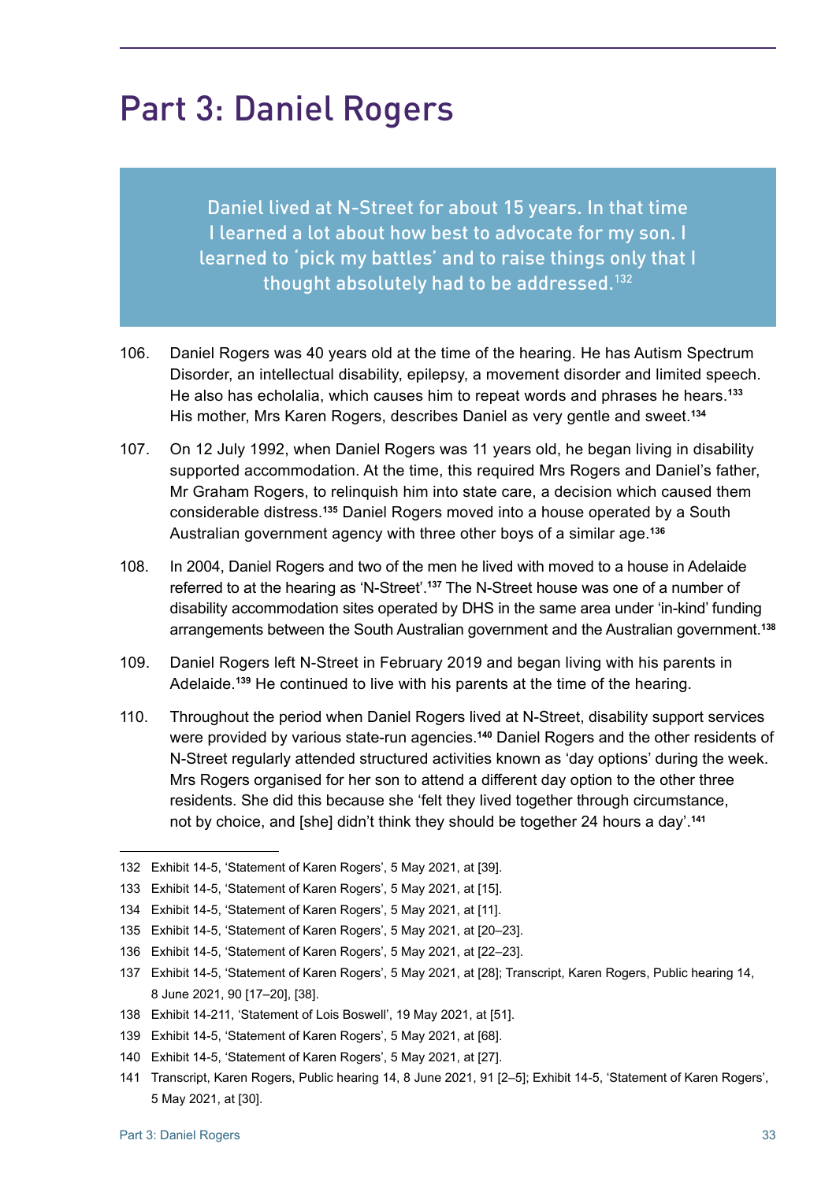# Part 3: Daniel Rogers

> Daniel lived at N-Street for about 15 years. In that time I learned a lot about how best to advocate for my son. I learned to 'pick my battles' and to raise things only that I thought absolutely had to be addressed.[132]

106. Daniel Rogers was 40 years old at the time of the hearing. He has Autism Spectrum Disorder, an intellectual disability, epilepsy, a movement disorder and limited speech. He also has echolalia, which causes him to repeat words and phrases he hears.[133] His mother, Mrs Karen Rogers, describes Daniel as very gentle and sweet.[134]

107. On 12 July 1992, when Daniel Rogers was 11 years old, he began living in disability supported accommodation. At the time, this required Mrs Rogers and Daniel's father, Mr Graham Rogers, to relinquish him into state care, a decision which caused them considerable distress.[135] Daniel Rogers moved into a house operated by a South Australian government agency with three other boys of a similar age.[136]

108. In 2004, Daniel Rogers and two of the men he lived with moved to a house in Adelaide referred to at the hearing as 'N-Street'.[137] The N-Street house was one of a number of disability accommodation sites operated by DHS in the same area under 'in-kind' funding arrangements between the South Australian government and the Australian government.[138]

109. Daniel Rogers left N-Street in February 2019 and began living with his parents in Adelaide.[139] He continued to live with his parents at the time of the hearing.

110. Throughout the period when Daniel Rogers lived at N-Street, disability support services were provided by various state-run agencies.[140] Daniel Rogers and the other residents of N-Street regularly attended structured activities known as 'day options' during the week. Mrs Rogers organised for her son to attend a different day option to the other three residents. She did this because she 'felt they lived together through circumstance, not by choice, and [she] didn't think they should be together 24 hours a day'.[141]

---

132 Exhibit 14-5, 'Statement of Karen Rogers', 5 May 2021, at [39].

133 Exhibit 14-5, 'Statement of Karen Rogers', 5 May 2021, at [15].

134 Exhibit 14-5, 'Statement of Karen Rogers', 5 May 2021, at [11].

135 Exhibit 14-5, 'Statement of Karen Rogers', 5 May 2021, at [20–23].

136 Exhibit 14-5, 'Statement of Karen Rogers', 5 May 2021, at [22–23].

137 Exhibit 14-5, 'Statement of Karen Rogers', 5 May 2021, at [28]; Transcript, Karen Rogers, Public hearing 14, 8 June 2021, 90 [17–20], [38].

138 Exhibit 14-211, 'Statement of Lois Boswell', 19 May 2021, at [51].

139 Exhibit 14-5, 'Statement of Karen Rogers', 5 May 2021, at [68].

140 Exhibit 14-5, 'Statement of Karen Rogers', 5 May 2021, at [27].

141 Transcript, Karen Rogers, Public hearing 14, 8 June 2021, 91 [2–5]; Exhibit 14-5, 'Statement of Karen Rogers', 5 May 2021, at [30].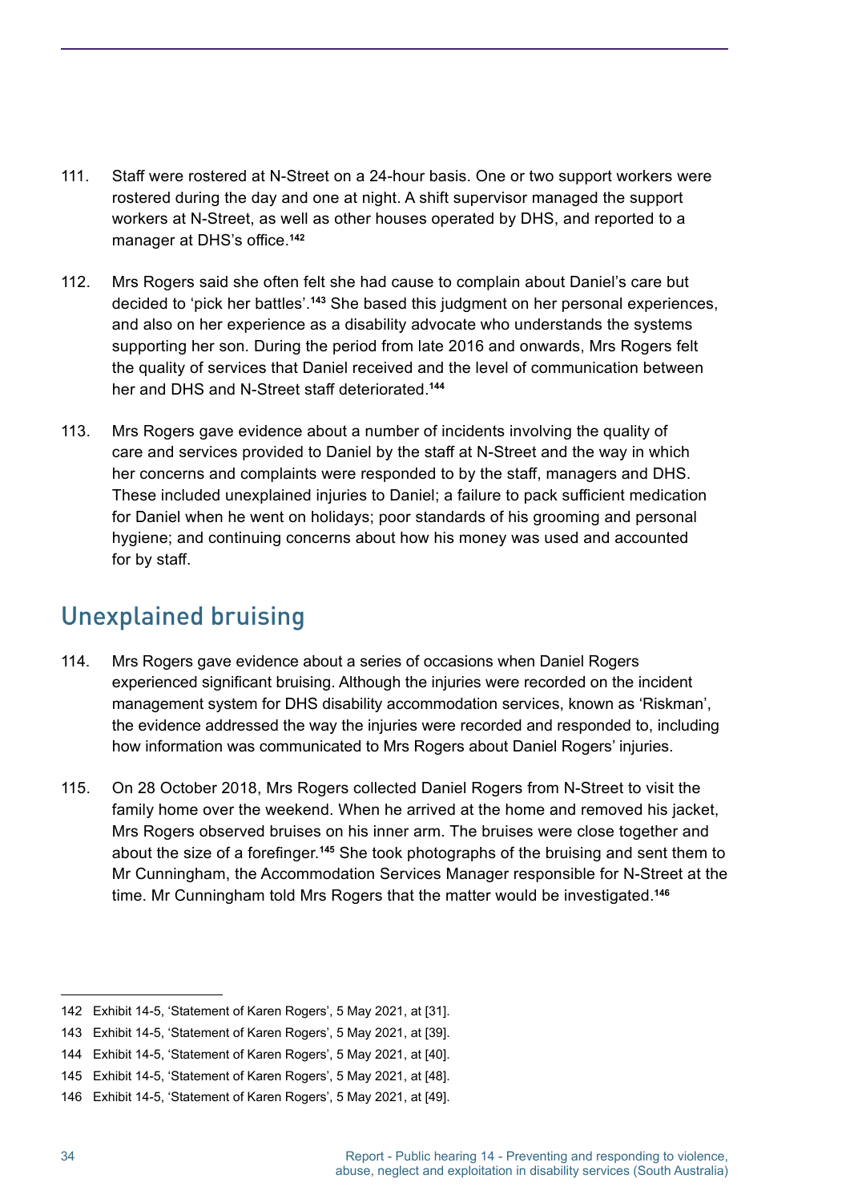111. Staff were rostered at N-Street on a 24-hour basis. One or two support workers were rostered during the day and one at night. A shift supervisor managed the support workers at N-Street, as well as other houses operated by DHS, and reported to a manager at DHS's office.[142]

112. Mrs Rogers said she often felt she had cause to complain about Daniel's care but decided to 'pick her battles'.[143] She based this judgment on her personal experiences, and also on her experience as a disability advocate who understands the systems supporting her son. During the period from late 2016 and onwards, Mrs Rogers felt the quality of services that Daniel received and the level of communication between her and DHS and N-Street staff deteriorated.[144]

113. Mrs Rogers gave evidence about a number of incidents involving the quality of care and services provided to Daniel by the staff at N-Street and the way in which her concerns and complaints were responded to by the staff, managers and DHS. These included unexplained injuries to Daniel; a failure to pack sufficient medication for Daniel when he went on holidays; poor standards of his grooming and personal hygiene; and continuing concerns about how his money was used and accounted for by staff.

## Unexplained bruising

114. Mrs Rogers gave evidence about a series of occasions when Daniel Rogers experienced significant bruising. Although the injuries were recorded on the incident management system for DHS disability accommodation services, known as 'Riskman', the evidence addressed the way the injuries were recorded and responded to, including how information was communicated to Mrs Rogers about Daniel Rogers' injuries.

115. On 28 October 2018, Mrs Rogers collected Daniel Rogers from N-Street to visit the family home over the weekend. When he arrived at the home and removed his jacket, Mrs Rogers observed bruises on his inner arm. The bruises were close together and about the size of a forefinger.[145] She took photographs of the bruising and sent them to Mr Cunningham, the Accommodation Services Manager responsible for N-Street at the time. Mr Cunningham told Mrs Rogers that the matter would be investigated.[146]

---

142 Exhibit 14-5, 'Statement of Karen Rogers', 5 May 2021, at [31].

143 Exhibit 14-5, 'Statement of Karen Rogers', 5 May 2021, at [39].

144 Exhibit 14-5, 'Statement of Karen Rogers', 5 May 2021, at [40].

145 Exhibit 14-5, 'Statement of Karen Rogers', 5 May 2021, at [48].

146 Exhibit 14-5, 'Statement of Karen Rogers', 5 May 2021, at [49].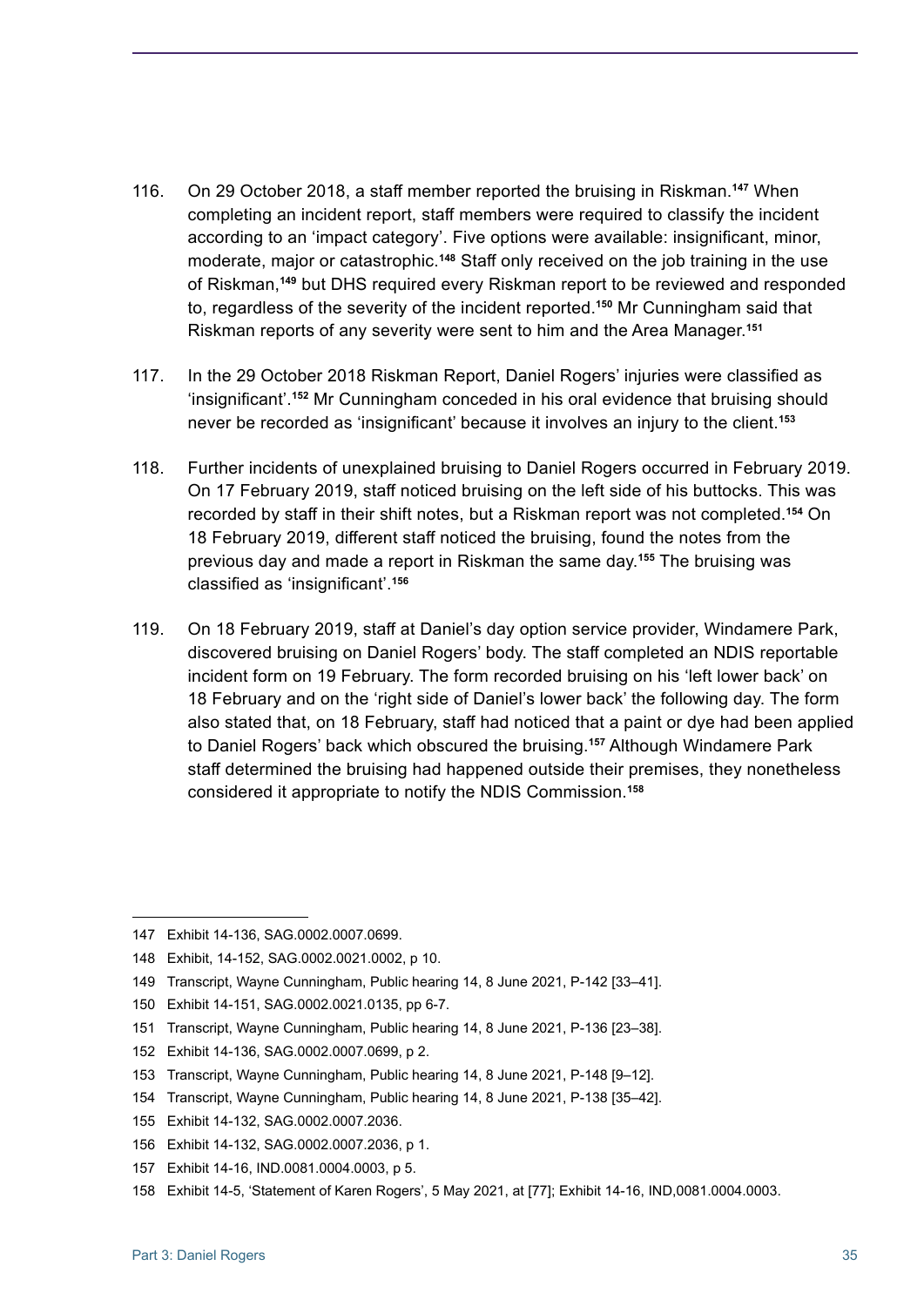116. On 29 October 2018, a staff member reported the bruising in Riskman.[147] When completing an incident report, staff members were required to classify the incident according to an 'impact category'. Five options were available: insignificant, minor, moderate, major or catastrophic.[148] Staff only received on the job training in the use of Riskman,[149] but DHS required every Riskman report to be reviewed and responded to, regardless of the severity of the incident reported.[150] Mr Cunningham said that Riskman reports of any severity were sent to him and the Area Manager.[151]

117. In the 29 October 2018 Riskman Report, Daniel Rogers' injuries were classified as 'insignificant'.[152] Mr Cunningham conceded in his oral evidence that bruising should never be recorded as 'insignificant' because it involves an injury to the client.[153]

118. Further incidents of unexplained bruising to Daniel Rogers occurred in February 2019. On 17 February 2019, staff noticed bruising on the left side of his buttocks. This was recorded by staff in their shift notes, but a Riskman report was not completed.[154] On 18 February 2019, different staff noticed the bruising, found the notes from the previous day and made a report in Riskman the same day.[155] The bruising was classified as 'insignificant'.[156]

119. On 18 February 2019, staff at Daniel's day option service provider, Windamere Park, discovered bruising on Daniel Rogers' body. The staff completed an NDIS reportable incident form on 19 February. The form recorded bruising on his 'left lower back' on 18 February and on the 'right side of Daniel's lower back' the following day. The form also stated that, on 18 February, staff had noticed that a paint or dye had been applied to Daniel Rogers' back which obscured the bruising.[157] Although Windamere Park staff determined the bruising had happened outside their premises, they nonetheless considered it appropriate to notify the NDIS Commission.[158]

---

147 Exhibit 14-136, SAG.0002.0007.0699.

148 Exhibit, 14-152, SAG.0002.0021.0002, p 10.

149 Transcript, Wayne Cunningham, Public hearing 14, 8 June 2021, P-142 [33–41].

150 Exhibit 14-151, SAG.0002.0021.0135, pp 6-7.

151 Transcript, Wayne Cunningham, Public hearing 14, 8 June 2021, P-136 [23–38].

152 Exhibit 14-136, SAG.0002.0007.0699, p 2.

153 Transcript, Wayne Cunningham, Public hearing 14, 8 June 2021, P-148 [9–12].

154 Transcript, Wayne Cunningham, Public hearing 14, 8 June 2021, P-138 [35–42].

155 Exhibit 14-132, SAG.0002.0007.2036.

156 Exhibit 14-132, SAG.0002.0007.2036, p 1.

157 Exhibit 14-16, IND.0081.0004.0003, p 5.

158 Exhibit 14-5, 'Statement of Karen Rogers', 5 May 2021, at [77]; Exhibit 14-16, IND,0081.0004.0003.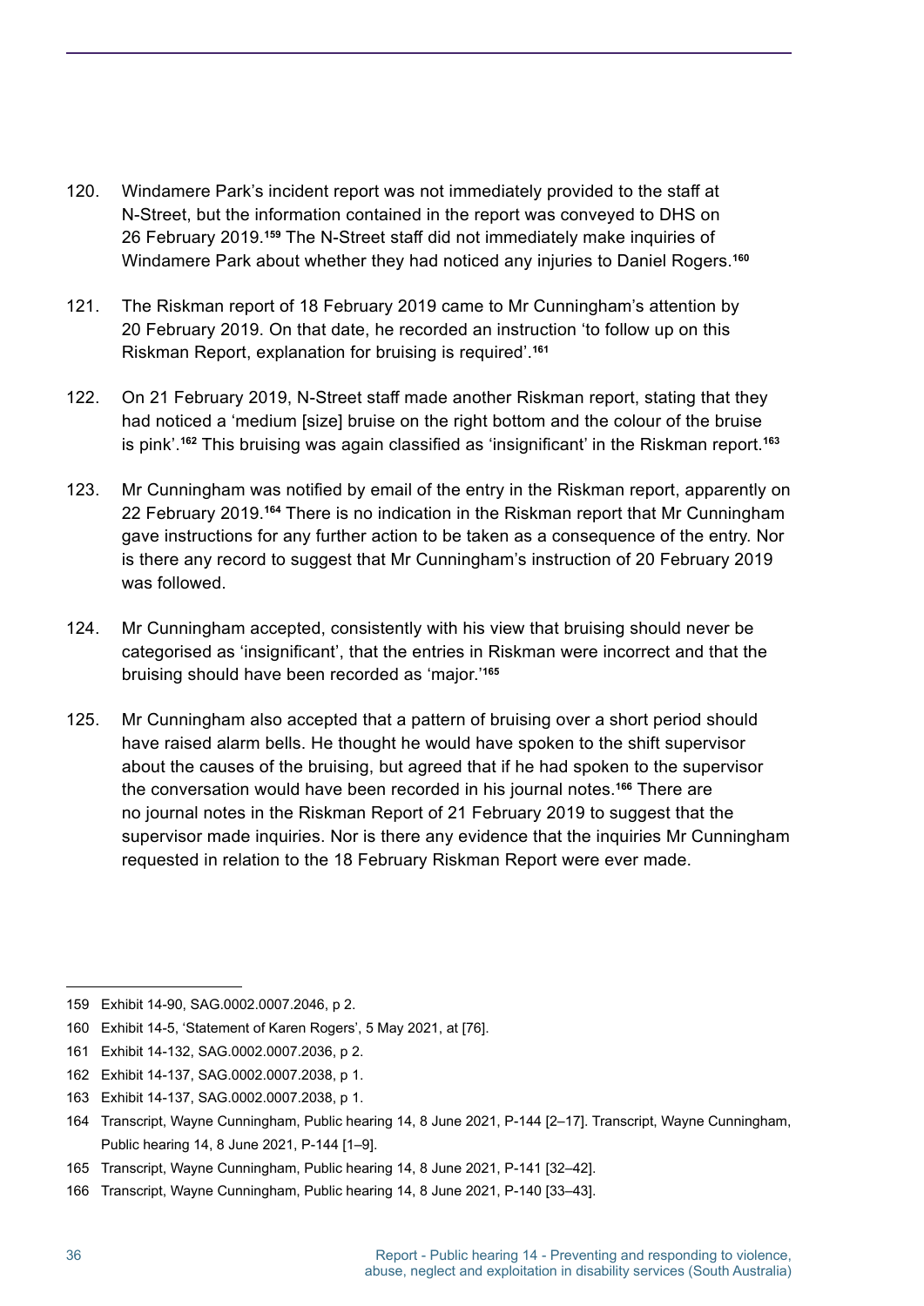120. Windamere Park's incident report was not immediately provided to the staff at N-Street, but the information contained in the report was conveyed to DHS on 26 February 2019.[159] The N-Street staff did not immediately make inquiries of Windamere Park about whether they had noticed any injuries to Daniel Rogers.[160]

121. The Riskman report of 18 February 2019 came to Mr Cunningham's attention by 20 February 2019. On that date, he recorded an instruction 'to follow up on this Riskman Report, explanation for bruising is required'.[161]

122. On 21 February 2019, N-Street staff made another Riskman report, stating that they had noticed a 'medium [size] bruise on the right bottom and the colour of the bruise is pink'.[162] This bruising was again classified as 'insignificant' in the Riskman report.[163]

123. Mr Cunningham was notified by email of the entry in the Riskman report, apparently on 22 February 2019.[164] There is no indication in the Riskman report that Mr Cunningham gave instructions for any further action to be taken as a consequence of the entry. Nor is there any record to suggest that Mr Cunningham's instruction of 20 February 2019 was followed.

124. Mr Cunningham accepted, consistently with his view that bruising should never be categorised as 'insignificant', that the entries in Riskman were incorrect and that the bruising should have been recorded as 'major.'[165]

125. Mr Cunningham also accepted that a pattern of bruising over a short period should have raised alarm bells. He thought he would have spoken to the shift supervisor about the causes of the bruising, but agreed that if he had spoken to the supervisor the conversation would have been recorded in his journal notes.[166] There are no journal notes in the Riskman Report of 21 February 2019 to suggest that the supervisor made inquiries. Nor is there any evidence that the inquiries Mr Cunningham requested in relation to the 18 February Riskman Report were ever made.

---

159 Exhibit 14-90, SAG.0002.0007.2046, p 2.

160 Exhibit 14-5, 'Statement of Karen Rogers', 5 May 2021, at [76].

161 Exhibit 14-132, SAG.0002.0007.2036, p 2.

162 Exhibit 14-137, SAG.0002.0007.2038, p 1.

163 Exhibit 14-137, SAG.0002.0007.2038, p 1.

164 Transcript, Wayne Cunningham, Public hearing 14, 8 June 2021, P-144 [2–17]. Transcript, Wayne Cunningham, Public hearing 14, 8 June 2021, P-144 [1–9].

165 Transcript, Wayne Cunningham, Public hearing 14, 8 June 2021, P-141 [32–42].

166 Transcript, Wayne Cunningham, Public hearing 14, 8 June 2021, P-140 [33–43].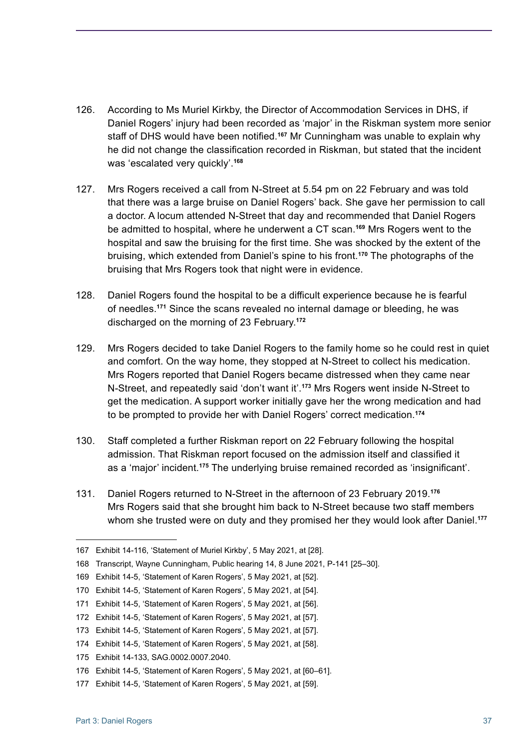126. According to Ms Muriel Kirkby, the Director of Accommodation Services in DHS, if Daniel Rogers' injury had been recorded as 'major' in the Riskman system more senior staff of DHS would have been notified.[167] Mr Cunningham was unable to explain why he did not change the classification recorded in Riskman, but stated that the incident was 'escalated very quickly'.[168]

127. Mrs Rogers received a call from N-Street at 5.54 pm on 22 February and was told that there was a large bruise on Daniel Rogers' back. She gave her permission to call a doctor. A locum attended N-Street that day and recommended that Daniel Rogers be admitted to hospital, where he underwent a CT scan.[169] Mrs Rogers went to the hospital and saw the bruising for the first time. She was shocked by the extent of the bruising, which extended from Daniel's spine to his front.[170] The photographs of the bruising that Mrs Rogers took that night were in evidence.

128. Daniel Rogers found the hospital to be a difficult experience because he is fearful of needles.[171] Since the scans revealed no internal damage or bleeding, he was discharged on the morning of 23 February.[172]

129. Mrs Rogers decided to take Daniel Rogers to the family home so he could rest in quiet and comfort. On the way home, they stopped at N-Street to collect his medication. Mrs Rogers reported that Daniel Rogers became distressed when they came near N-Street, and repeatedly said 'don't want it'.[173] Mrs Rogers went inside N-Street to get the medication. A support worker initially gave her the wrong medication and had to be prompted to provide her with Daniel Rogers' correct medication.[174]

130. Staff completed a further Riskman report on 22 February following the hospital admission. That Riskman report focused on the admission itself and classified it as a 'major' incident.[175] The underlying bruise remained recorded as 'insignificant'.

131. Daniel Rogers returned to N-Street in the afternoon of 23 February 2019.[176] Mrs Rogers said that she brought him back to N-Street because two staff members whom she trusted were on duty and they promised her they would look after Daniel.[177]

---

167 Exhibit 14-116, 'Statement of Muriel Kirkby', 5 May 2021, at [28].

168 Transcript, Wayne Cunningham, Public hearing 14, 8 June 2021, P-141 [25–30].

169 Exhibit 14-5, 'Statement of Karen Rogers', 5 May 2021, at [52].

170 Exhibit 14-5, 'Statement of Karen Rogers', 5 May 2021, at [54].

171 Exhibit 14-5, 'Statement of Karen Rogers', 5 May 2021, at [56].

172 Exhibit 14-5, 'Statement of Karen Rogers', 5 May 2021, at [57].

173 Exhibit 14-5, 'Statement of Karen Rogers', 5 May 2021, at [57].

174 Exhibit 14-5, 'Statement of Karen Rogers', 5 May 2021, at [58].

175 Exhibit 14-133, SAG.0002.0007.2040.

176 Exhibit 14-5, 'Statement of Karen Rogers', 5 May 2021, at [60–61].

177 Exhibit 14-5, 'Statement of Karen Rogers', 5 May 2021, at [59].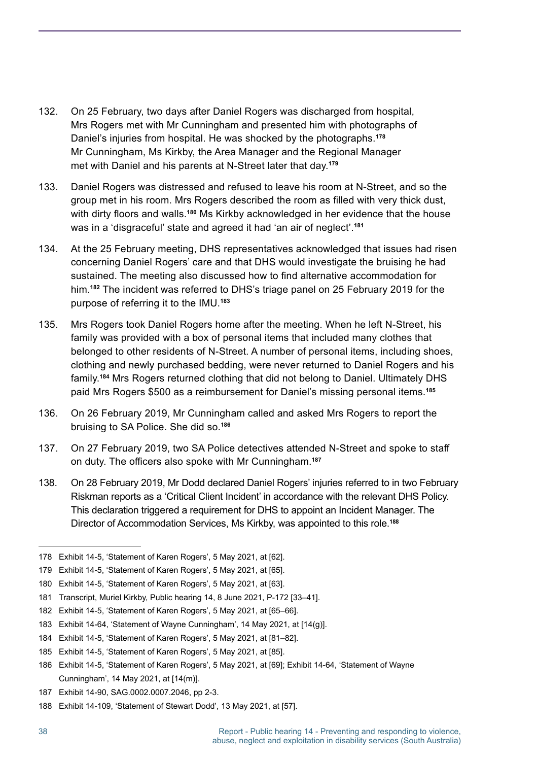132. On 25 February, two days after Daniel Rogers was discharged from hospital, Mrs Rogers met with Mr Cunningham and presented him with photographs of Daniel's injuries from hospital. He was shocked by the photographs.[178] Mr Cunningham, Ms Kirkby, the Area Manager and the Regional Manager met with Daniel and his parents at N-Street later that day.[179]

133. Daniel Rogers was distressed and refused to leave his room at N-Street, and so the group met in his room. Mrs Rogers described the room as filled with very thick dust, with dirty floors and walls.[180] Ms Kirkby acknowledged in her evidence that the house was in a 'disgraceful' state and agreed it had 'an air of neglect'.[181]

134. At the 25 February meeting, DHS representatives acknowledged that issues had risen concerning Daniel Rogers' care and that DHS would investigate the bruising he had sustained. The meeting also discussed how to find alternative accommodation for him.[182] The incident was referred to DHS's triage panel on 25 February 2019 for the purpose of referring it to the IMU.[183]

135. Mrs Rogers took Daniel Rogers home after the meeting. When he left N-Street, his family was provided with a box of personal items that included many clothes that belonged to other residents of N-Street. A number of personal items, including shoes, clothing and newly purchased bedding, were never returned to Daniel Rogers and his family.[184] Mrs Rogers returned clothing that did not belong to Daniel. Ultimately DHS paid Mrs Rogers $500 as a reimbursement for Daniel's missing personal items.[185]

136. On 26 February 2019, Mr Cunningham called and asked Mrs Rogers to report the bruising to SA Police. She did so.[186]

137. On 27 February 2019, two SA Police detectives attended N-Street and spoke to staff on duty. The officers also spoke with Mr Cunningham.[187]

138. On 28 February 2019, Mr Dodd declared Daniel Rogers' injuries referred to in two February Riskman reports as a 'Critical Client Incident' in accordance with the relevant DHS Policy. This declaration triggered a requirement for DHS to appoint an Incident Manager. The Director of Accommodation Services, Ms Kirkby, was appointed to this role.[188]

---

178 Exhibit 14-5, 'Statement of Karen Rogers', 5 May 2021, at [62].

179 Exhibit 14-5, 'Statement of Karen Rogers', 5 May 2021, at [65].

180 Exhibit 14-5, 'Statement of Karen Rogers', 5 May 2021, at [63].

181 Transcript, Muriel Kirkby, Public hearing 14, 8 June 2021, P-172 [33–41].

182 Exhibit 14-5, 'Statement of Karen Rogers', 5 May 2021, at [65–66].

183 Exhibit 14-64, 'Statement of Wayne Cunningham', 14 May 2021, at [14(g)].

184 Exhibit 14-5, 'Statement of Karen Rogers', 5 May 2021, at [81–82].

185 Exhibit 14-5, 'Statement of Karen Rogers', 5 May 2021, at [85].

186 Exhibit 14-5, 'Statement of Karen Rogers', 5 May 2021, at [69]; Exhibit 14-64, 'Statement of Wayne Cunningham', 14 May 2021, at [14(m)].

187 Exhibit 14-90, SAG.0002.0007.2046, pp 2-3.

188 Exhibit 14-109, 'Statement of Stewart Dodd', 13 May 2021, at [57].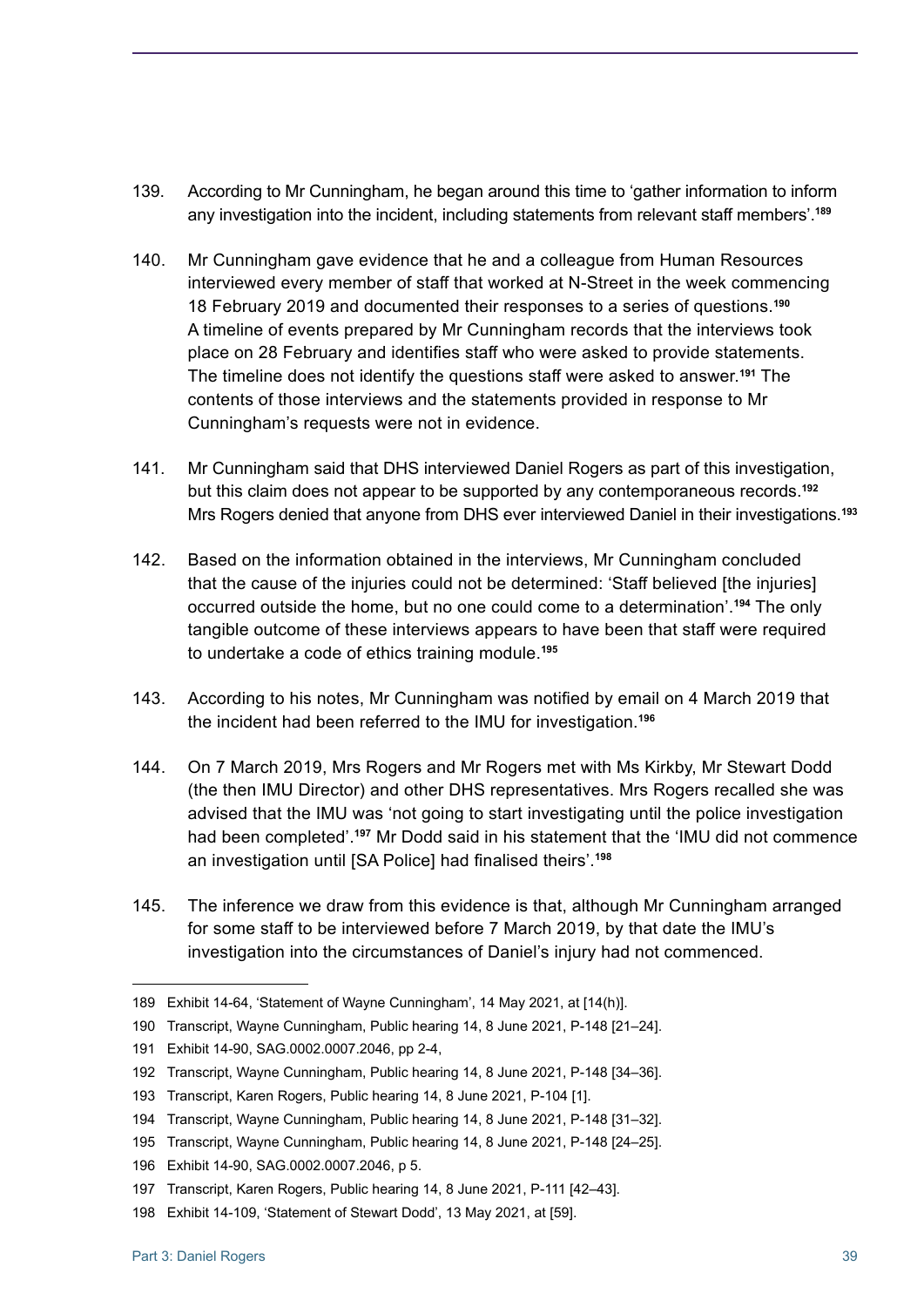139. According to Mr Cunningham, he began around this time to 'gather information to inform any investigation into the incident, including statements from relevant staff members'.[189]

140. Mr Cunningham gave evidence that he and a colleague from Human Resources interviewed every member of staff that worked at N-Street in the week commencing 18 February 2019 and documented their responses to a series of questions.[190] A timeline of events prepared by Mr Cunningham records that the interviews took place on 28 February and identifies staff who were asked to provide statements. The timeline does not identify the questions staff were asked to answer.[191] The contents of those interviews and the statements provided in response to Mr Cunningham's requests were not in evidence.

141. Mr Cunningham said that DHS interviewed Daniel Rogers as part of this investigation, but this claim does not appear to be supported by any contemporaneous records.[192] Mrs Rogers denied that anyone from DHS ever interviewed Daniel in their investigations.[193]

142. Based on the information obtained in the interviews, Mr Cunningham concluded that the cause of the injuries could not be determined: 'Staff believed [the injuries] occurred outside the home, but no one could come to a determination'.[194] The only tangible outcome of these interviews appears to have been that staff were required to undertake a code of ethics training module.[195]

143. According to his notes, Mr Cunningham was notified by email on 4 March 2019 that the incident had been referred to the IMU for investigation.[196]

144. On 7 March 2019, Mrs Rogers and Mr Rogers met with Ms Kirkby, Mr Stewart Dodd (the then IMU Director) and other DHS representatives. Mrs Rogers recalled she was advised that the IMU was 'not going to start investigating until the police investigation had been completed'.[197] Mr Dodd said in his statement that the 'IMU did not commence an investigation until [SA Police] had finalised theirs'.[198]

145. The inference we draw from this evidence is that, although Mr Cunningham arranged for some staff to be interviewed before 7 March 2019, by that date the IMU's investigation into the circumstances of Daniel's injury had not commenced.

---

189 Exhibit 14-64, 'Statement of Wayne Cunningham', 14 May 2021, at [14(h)].

190 Transcript, Wayne Cunningham, Public hearing 14, 8 June 2021, P-148 [21–24].

191 Exhibit 14-90, SAG.0002.0007.2046, pp 2-4,

192 Transcript, Wayne Cunningham, Public hearing 14, 8 June 2021, P-148 [34–36].

193 Transcript, Karen Rogers, Public hearing 14, 8 June 2021, P-104 [1].

194 Transcript, Wayne Cunningham, Public hearing 14, 8 June 2021, P-148 [31–32].

195 Transcript, Wayne Cunningham, Public hearing 14, 8 June 2021, P-148 [24–25].

196 Exhibit 14-90, SAG.0002.0007.2046, p 5.

197 Transcript, Karen Rogers, Public hearing 14, 8 June 2021, P-111 [42–43].

198 Exhibit 14-109, 'Statement of Stewart Dodd', 13 May 2021, at [59].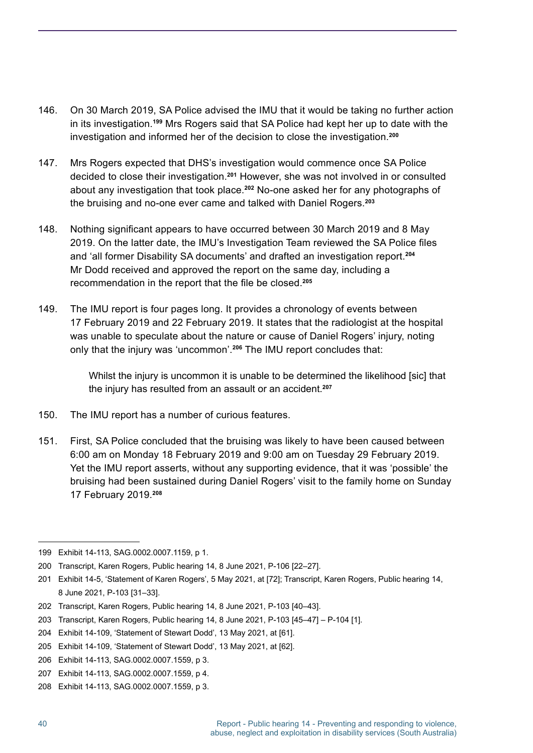146. On 30 March 2019, SA Police advised the IMU that it would be taking no further action in its investigation.[199] Mrs Rogers said that SA Police had kept her up to date with the investigation and informed her of the decision to close the investigation.[200]

147. Mrs Rogers expected that DHS's investigation would commence once SA Police decided to close their investigation.[201] However, she was not involved in or consulted about any investigation that took place.[202] No-one asked her for any photographs of the bruising and no-one ever came and talked with Daniel Rogers.[203]

148. Nothing significant appears to have occurred between 30 March 2019 and 8 May 2019. On the latter date, the IMU's Investigation Team reviewed the SA Police files and 'all former Disability SA documents' and drafted an investigation report.[204] Mr Dodd received and approved the report on the same day, including a recommendation in the report that the file be closed.[205]

149. The IMU report is four pages long. It provides a chronology of events between 17 February 2019 and 22 February 2019. It states that the radiologist at the hospital was unable to speculate about the nature or cause of Daniel Rogers' injury, noting only that the injury was 'uncommon'.[206] The IMU report concludes that:

> Whilst the injury is uncommon it is unable to be determined the likelihood [sic] that the injury has resulted from an assault or an accident.[207]

150. The IMU report has a number of curious features.

151. First, SA Police concluded that the bruising was likely to have been caused between 6:00 am on Monday 18 February 2019 and 9:00 am on Tuesday 29 February 2019. Yet the IMU report asserts, without any supporting evidence, that it was 'possible' the bruising had been sustained during Daniel Rogers' visit to the family home on Sunday 17 February 2019.[208]

---

199 Exhibit 14-113, SAG.0002.0007.1159, p 1.

200 Transcript, Karen Rogers, Public hearing 14, 8 June 2021, P-106 [22–27].

201 Exhibit 14-5, 'Statement of Karen Rogers', 5 May 2021, at [72]; Transcript, Karen Rogers, Public hearing 14, 8 June 2021, P-103 [31–33].

202 Transcript, Karen Rogers, Public hearing 14, 8 June 2021, P-103 [40–43].

203 Transcript, Karen Rogers, Public hearing 14, 8 June 2021, P-103 [45–47] – P-104 [1].

204 Exhibit 14-109, 'Statement of Stewart Dodd', 13 May 2021, at [61].

205 Exhibit 14-109, 'Statement of Stewart Dodd', 13 May 2021, at [62].

206 Exhibit 14-113, SAG.0002.0007.1559, p 3.

207 Exhibit 14-113, SAG.0002.0007.1559, p 4.

208 Exhibit 14-113, SAG.0002.0007.1559, p 3.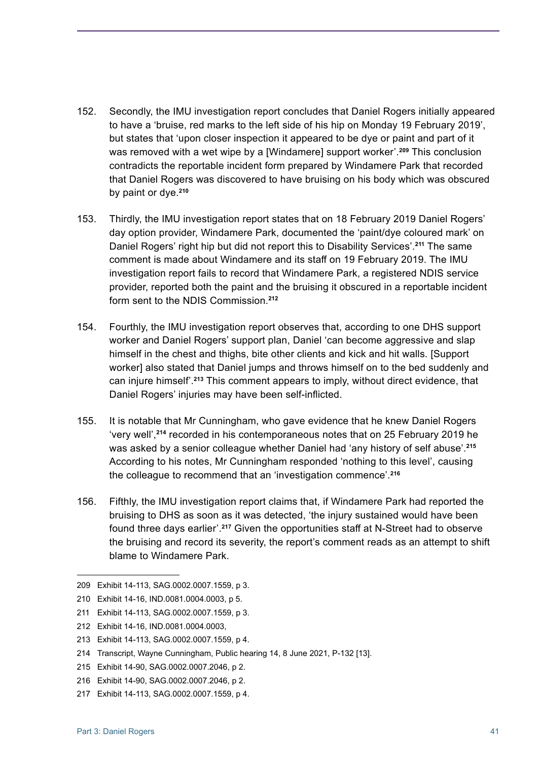152. Secondly, the IMU investigation report concludes that Daniel Rogers initially appeared to have a 'bruise, red marks to the left side of his hip on Monday 19 February 2019', but states that 'upon closer inspection it appeared to be dye or paint and part of it was removed with a wet wipe by a [Windamere] support worker'.[209] This conclusion contradicts the reportable incident form prepared by Windamere Park that recorded that Daniel Rogers was discovered to have bruising on his body which was obscured by paint or dye.[210]

153. Thirdly, the IMU investigation report states that on 18 February 2019 Daniel Rogers' day option provider, Windamere Park, documented the 'paint/dye coloured mark' on Daniel Rogers' right hip but did not report this to Disability Services'.[211] The same comment is made about Windamere and its staff on 19 February 2019. The IMU investigation report fails to record that Windamere Park, a registered NDIS service provider, reported both the paint and the bruising it obscured in a reportable incident form sent to the NDIS Commission.[212]

154. Fourthly, the IMU investigation report observes that, according to one DHS support worker and Daniel Rogers' support plan, Daniel 'can become aggressive and slap himself in the chest and thighs, bite other clients and kick and hit walls. [Support worker] also stated that Daniel jumps and throws himself on to the bed suddenly and can injure himself'.[213] This comment appears to imply, without direct evidence, that Daniel Rogers' injuries may have been self-inflicted.

155. It is notable that Mr Cunningham, who gave evidence that he knew Daniel Rogers 'very well',[214] recorded in his contemporaneous notes that on 25 February 2019 he was asked by a senior colleague whether Daniel had 'any history of self abuse'.[215] According to his notes, Mr Cunningham responded 'nothing to this level', causing the colleague to recommend that an 'investigation commence'.[216]

156. Fifthly, the IMU investigation report claims that, if Windamere Park had reported the bruising to DHS as soon as it was detected, 'the injury sustained would have been found three days earlier'.[217] Given the opportunities staff at N-Street had to observe the bruising and record its severity, the report's comment reads as an attempt to shift blame to Windamere Park.

---

209 Exhibit 14-113, SAG.0002.0007.1559, p 3.

210 Exhibit 14-16, IND.0081.0004.0003, p 5.

211 Exhibit 14-113, SAG.0002.0007.1559, p 3.

212 Exhibit 14-16, IND.0081.0004.0003,

213 Exhibit 14-113, SAG.0002.0007.1559, p 4.

214 Transcript, Wayne Cunningham, Public hearing 14, 8 June 2021, P-132 [13].

215 Exhibit 14-90, SAG.0002.0007.2046, p 2.

216 Exhibit 14-90, SAG.0002.0007.2046, p 2.

217 Exhibit 14-113, SAG.0002.0007.1559, p 4.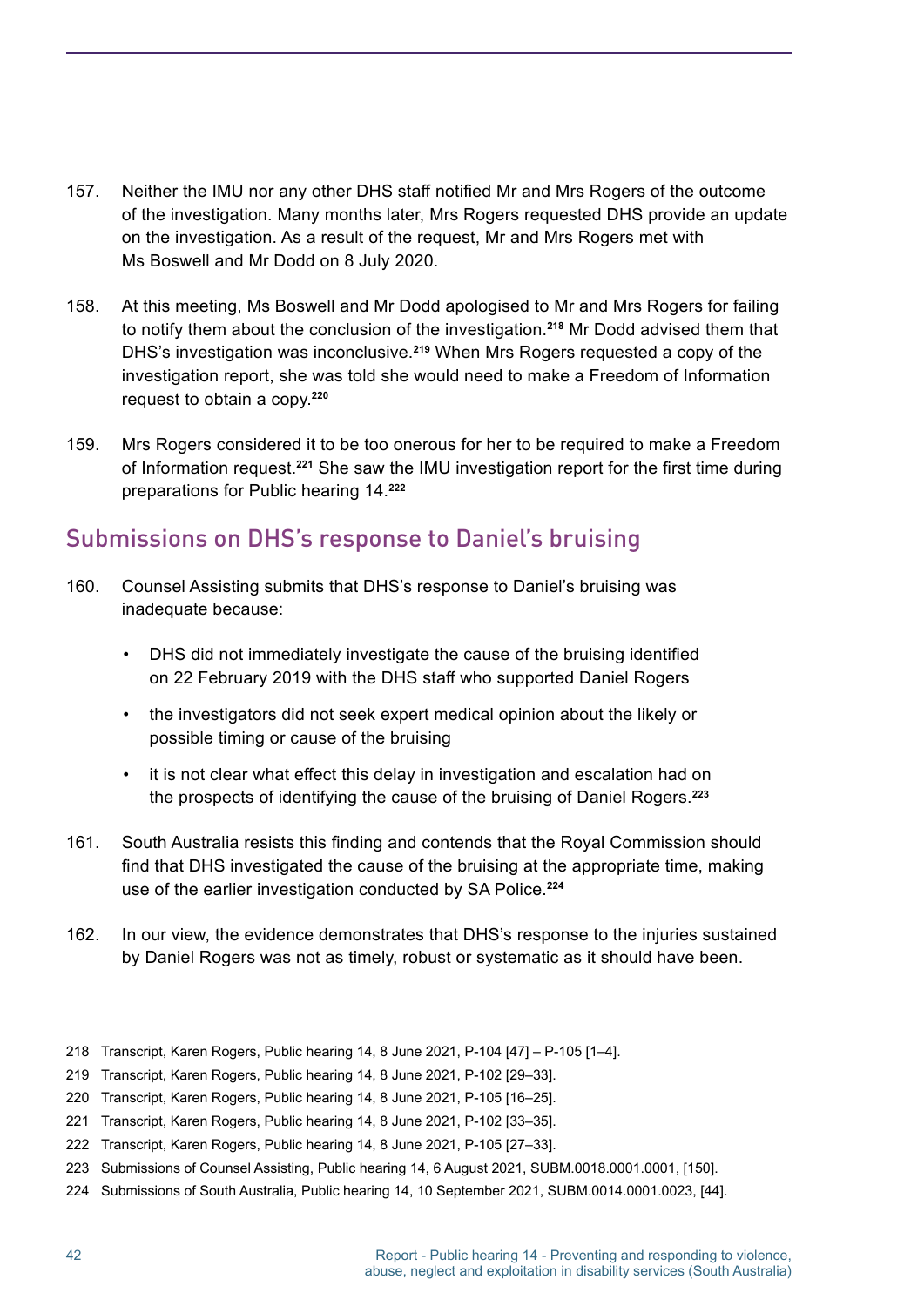157. Neither the IMU nor any other DHS staff notified Mr and Mrs Rogers of the outcome of the investigation. Many months later, Mrs Rogers requested DHS provide an update on the investigation. As a result of the request, Mr and Mrs Rogers met with Ms Boswell and Mr Dodd on 8 July 2020.

158. At this meeting, Ms Boswell and Mr Dodd apologised to Mr and Mrs Rogers for failing to notify them about the conclusion of the investigation.[218] Mr Dodd advised them that DHS's investigation was inconclusive.[219] When Mrs Rogers requested a copy of the investigation report, she was told she would need to make a Freedom of Information request to obtain a copy.[220]

159. Mrs Rogers considered it to be too onerous for her to be required to make a Freedom of Information request.[221] She saw the IMU investigation report for the first time during preparations for Public hearing 14.[222]

## Submissions on DHS's response to Daniel's bruising

160. Counsel Assisting submits that DHS's response to Daniel's bruising was inadequate because:

    - DHS did not immediately investigate the cause of the bruising identified on 22 February 2019 with the DHS staff who supported Daniel Rogers
    - the investigators did not seek expert medical opinion about the likely or possible timing or cause of the bruising
    - it is not clear what effect this delay in investigation and escalation had on the prospects of identifying the cause of the bruising of Daniel Rogers.[223]

161. South Australia resists this finding and contends that the Royal Commission should find that DHS investigated the cause of the bruising at the appropriate time, making use of the earlier investigation conducted by SA Police.[224]

162. In our view, the evidence demonstrates that DHS's response to the injuries sustained by Daniel Rogers was not as timely, robust or systematic as it should have been.

---

218 Transcript, Karen Rogers, Public hearing 14, 8 June 2021, P-104 [47] – P-105 [1–4].

219 Transcript, Karen Rogers, Public hearing 14, 8 June 2021, P-102 [29–33].

220 Transcript, Karen Rogers, Public hearing 14, 8 June 2021, P-105 [16–25].

221 Transcript, Karen Rogers, Public hearing 14, 8 June 2021, P-102 [33–35].

222 Transcript, Karen Rogers, Public hearing 14, 8 June 2021, P-105 [27–33].

223 Submissions of Counsel Assisting, Public hearing 14, 6 August 2021, SUBM.0018.0001.0001, [150].

224 Submissions of South Australia, Public hearing 14, 10 September 2021, SUBM.0014.0001.0023, [44].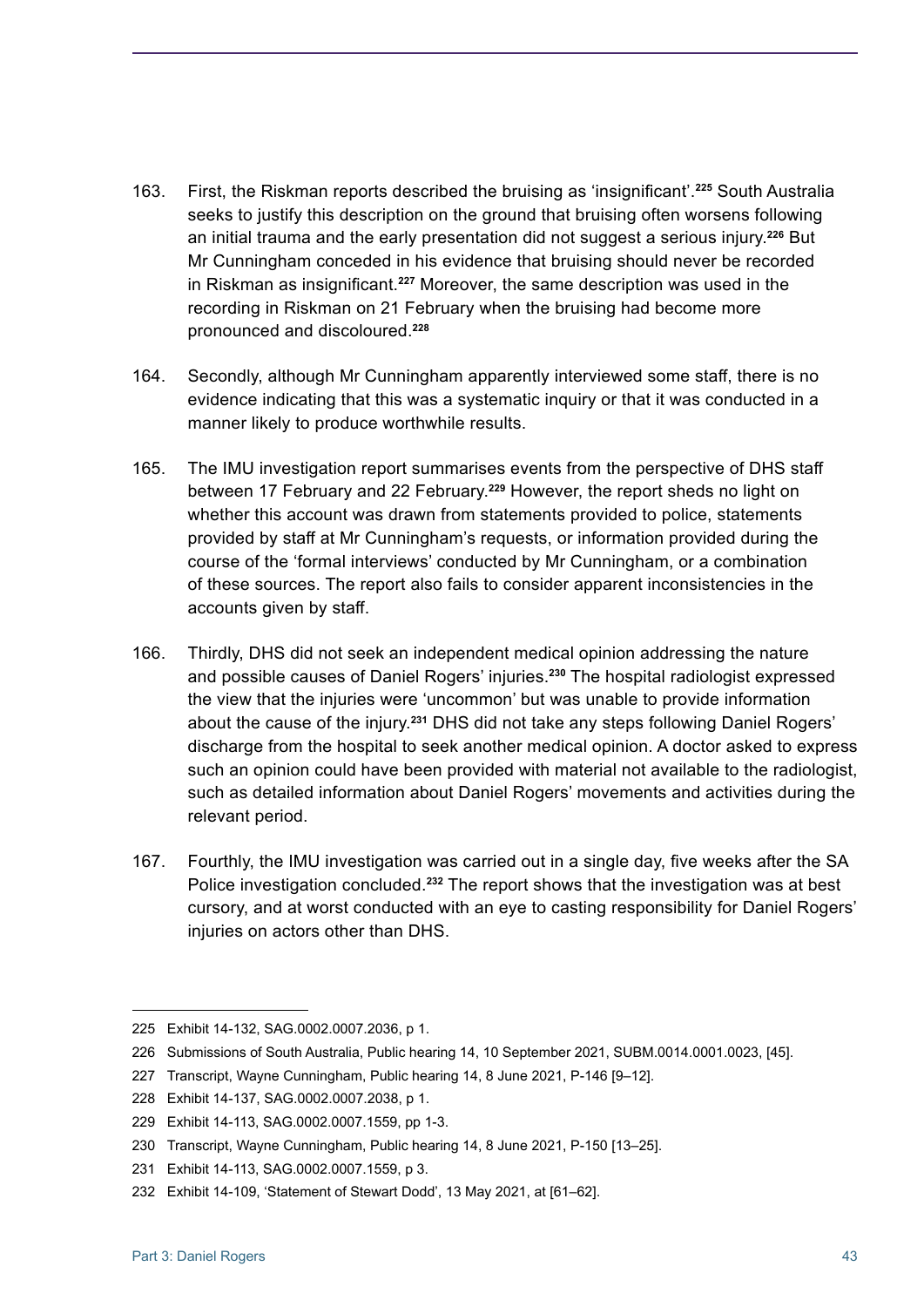163. First, the Riskman reports described the bruising as 'insignificant'.[225] South Australia seeks to justify this description on the ground that bruising often worsens following an initial trauma and the early presentation did not suggest a serious injury.[226] But Mr Cunningham conceded in his evidence that bruising should never be recorded in Riskman as insignificant.[227] Moreover, the same description was used in the recording in Riskman on 21 February when the bruising had become more pronounced and discoloured.[228]

164. Secondly, although Mr Cunningham apparently interviewed some staff, there is no evidence indicating that this was a systematic inquiry or that it was conducted in a manner likely to produce worthwhile results.

165. The IMU investigation report summarises events from the perspective of DHS staff between 17 February and 22 February.[229] However, the report sheds no light on whether this account was drawn from statements provided to police, statements provided by staff at Mr Cunningham's requests, or information provided during the course of the 'formal interviews' conducted by Mr Cunningham, or a combination of these sources. The report also fails to consider apparent inconsistencies in the accounts given by staff.

166. Thirdly, DHS did not seek an independent medical opinion addressing the nature and possible causes of Daniel Rogers' injuries.[230] The hospital radiologist expressed the view that the injuries were 'uncommon' but was unable to provide information about the cause of the injury.[231] DHS did not take any steps following Daniel Rogers' discharge from the hospital to seek another medical opinion. A doctor asked to express such an opinion could have been provided with material not available to the radiologist, such as detailed information about Daniel Rogers' movements and activities during the relevant period.

167. Fourthly, the IMU investigation was carried out in a single day, five weeks after the SA Police investigation concluded.[232] The report shows that the investigation was at best cursory, and at worst conducted with an eye to casting responsibility for Daniel Rogers' injuries on actors other than DHS.

---

225 Exhibit 14-132, SAG.0002.0007.2036, p 1.

226 Submissions of South Australia, Public hearing 14, 10 September 2021, SUBM.0014.0001.0023, [45].

227 Transcript, Wayne Cunningham, Public hearing 14, 8 June 2021, P-146 [9–12].

228 Exhibit 14-137, SAG.0002.0007.2038, p 1.

229 Exhibit 14-113, SAG.0002.0007.1559, pp 1-3.

230 Transcript, Wayne Cunningham, Public hearing 14, 8 June 2021, P-150 [13–25].

231 Exhibit 14-113, SAG.0002.0007.1559, p 3.

232 Exhibit 14-109, 'Statement of Stewart Dodd', 13 May 2021, at [61–62].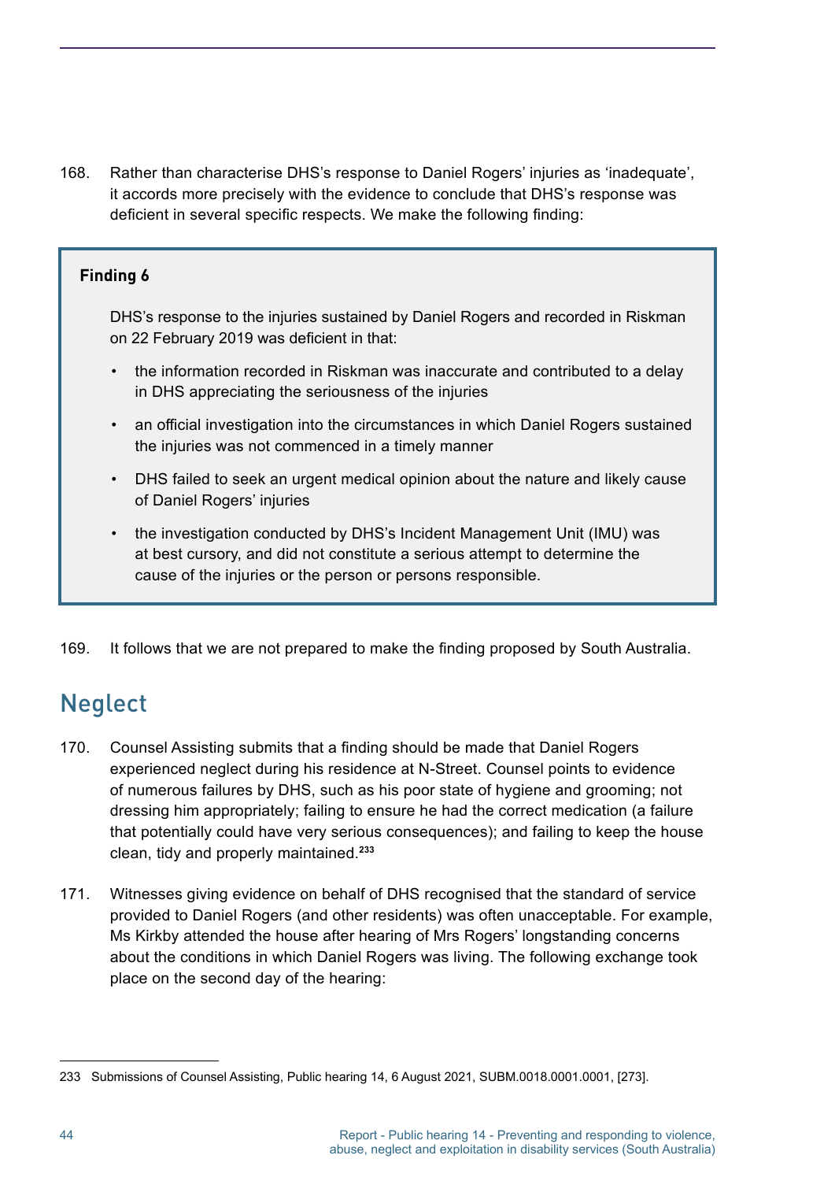168. Rather than characterise DHS's response to Daniel Rogers' injuries as 'inadequate', it accords more precisely with the evidence to conclude that DHS's response was deficient in several specific respects. We make the following finding:

> **Finding 6**
>
> DHS's response to the injuries sustained by Daniel Rogers and recorded in Riskman on 22 February 2019 was deficient in that:
>
> - the information recorded in Riskman was inaccurate and contributed to a delay in DHS appreciating the seriousness of the injuries
> - an official investigation into the circumstances in which Daniel Rogers sustained the injuries was not commenced in a timely manner
> - DHS failed to seek an urgent medical opinion about the nature and likely cause of Daniel Rogers' injuries
> - the investigation conducted by DHS's Incident Management Unit (IMU) was at best cursory, and did not constitute a serious attempt to determine the cause of the injuries or the person or persons responsible.

169. It follows that we are not prepared to make the finding proposed by South Australia.

## Neglect

170. Counsel Assisting submits that a finding should be made that Daniel Rogers experienced neglect during his residence at N-Street. Counsel points to evidence of numerous failures by DHS, such as his poor state of hygiene and grooming; not dressing him appropriately; failing to ensure he had the correct medication (a failure that potentially could have very serious consequences); and failing to keep the house clean, tidy and properly maintained.[233]

171. Witnesses giving evidence on behalf of DHS recognised that the standard of service provided to Daniel Rogers (and other residents) was often unacceptable. For example, Ms Kirkby attended the house after hearing of Mrs Rogers' longstanding concerns about the conditions in which Daniel Rogers was living. The following exchange took place on the second day of the hearing:

---

233 Submissions of Counsel Assisting, Public hearing 14, 6 August 2021, SUBM.0018.0001.0001, [273].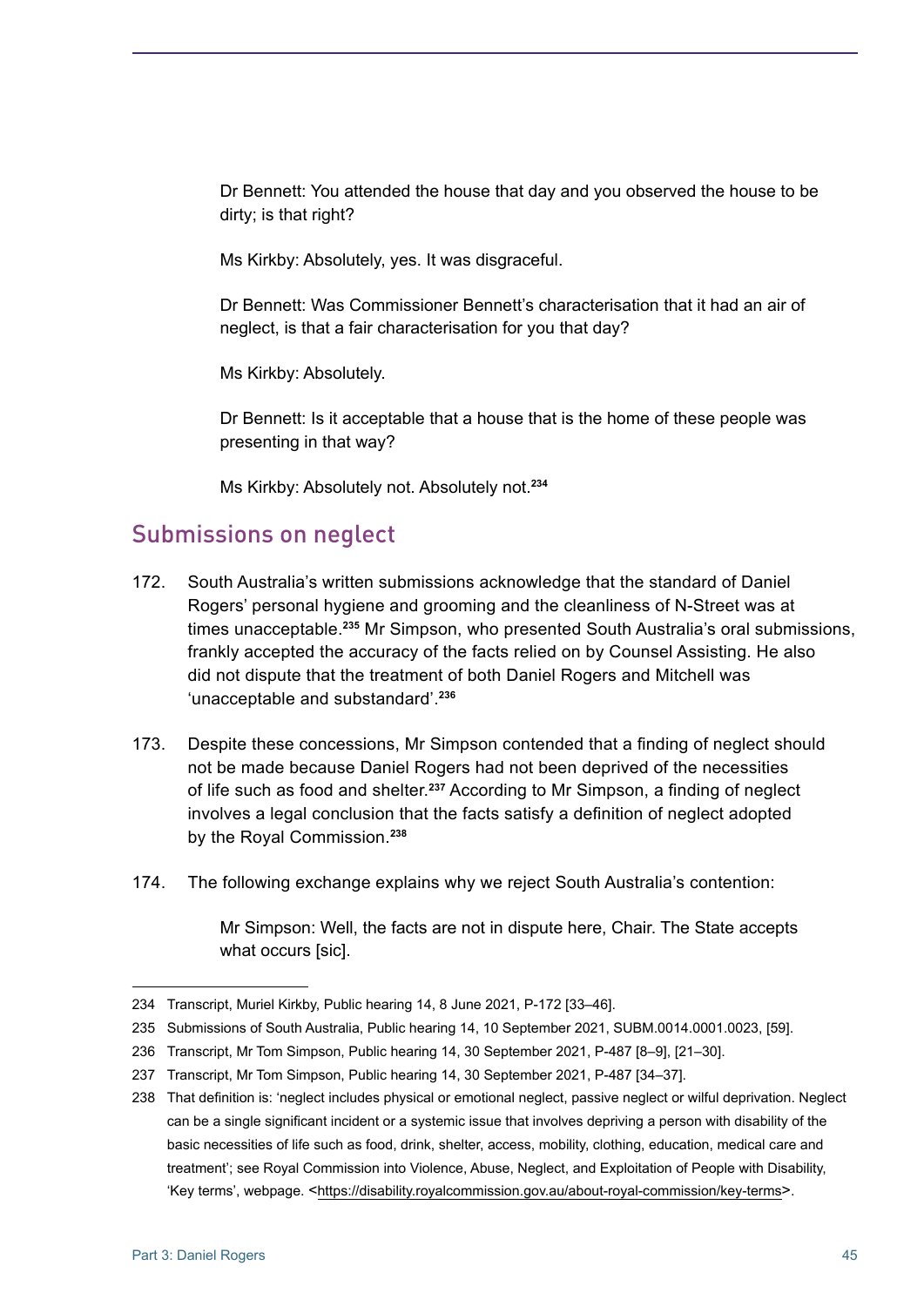Dr Bennett: You attended the house that day and you observed the house to be dirty; is that right?

Ms Kirkby: Absolutely, yes. It was disgraceful.

Dr Bennett: Was Commissioner Bennett's characterisation that it had an air of neglect, is that a fair characterisation for you that day?

Ms Kirkby: Absolutely.

Dr Bennett: Is it acceptable that a house that is the home of these people was presenting in that way?

Ms Kirkby: Absolutely not. Absolutely not.[234]

## Submissions on neglect

172. South Australia's written submissions acknowledge that the standard of Daniel Rogers' personal hygiene and grooming and the cleanliness of N-Street was at times unacceptable.[235] Mr Simpson, who presented South Australia's oral submissions, frankly accepted the accuracy of the facts relied on by Counsel Assisting. He also did not dispute that the treatment of both Daniel Rogers and Mitchell was 'unacceptable and substandard'.[236]

173. Despite these concessions, Mr Simpson contended that a finding of neglect should not be made because Daniel Rogers had not been deprived of the necessities of life such as food and shelter.[237] According to Mr Simpson, a finding of neglect involves a legal conclusion that the facts satisfy a definition of neglect adopted by the Royal Commission.[238]

174. The following exchange explains why we reject South Australia's contention:

Mr Simpson: Well, the facts are not in dispute here, Chair. The State accepts what occurs [sic].

---

234 Transcript, Muriel Kirkby, Public hearing 14, 8 June 2021, P-172 [33–46].

235 Submissions of South Australia, Public hearing 14, 10 September 2021, SUBM.0014.0001.0023, [59].

236 Transcript, Mr Tom Simpson, Public hearing 14, 30 September 2021, P-487 [8–9], [21–30].

237 Transcript, Mr Tom Simpson, Public hearing 14, 30 September 2021, P-487 [34–37].

238 That definition is: 'neglect includes physical or emotional neglect, passive neglect or wilful deprivation. Neglect can be a single significant incident or a systemic issue that involves depriving a person with disability of the basic necessities of life such as food, drink, shelter, access, mobility, clothing, education, medical care and treatment'; see Royal Commission into Violence, Abuse, Neglect, and Exploitation of People with Disability, 'Key terms', webpage. <https://disability.royalcommission.gov.au/about-royal-commission/key-terms>.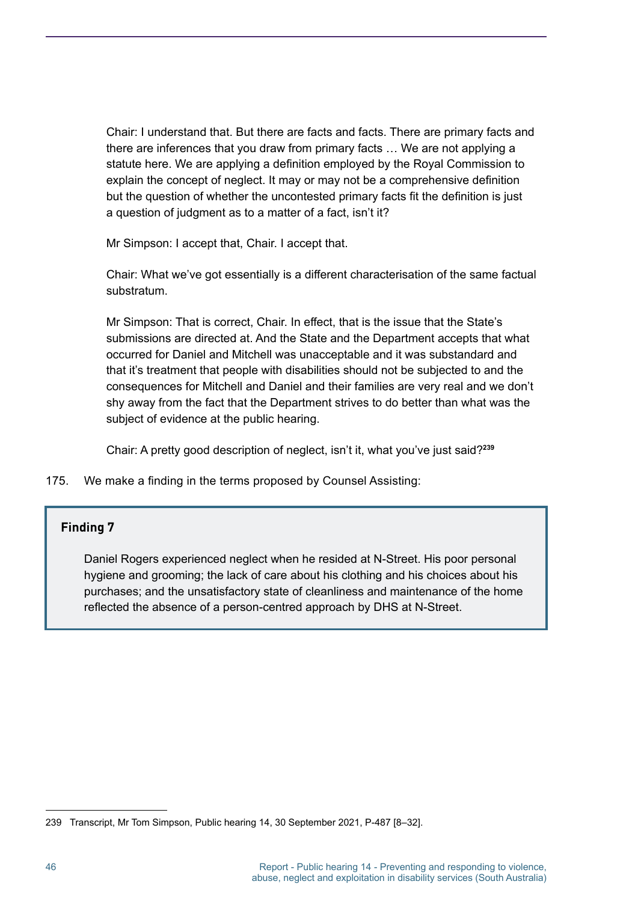> Chair: I understand that. But there are facts and facts. There are primary facts and there are inferences that you draw from primary facts … We are not applying a statute here. We are applying a definition employed by the Royal Commission to explain the concept of neglect. It may or may not be a comprehensive definition but the question of whether the uncontested primary facts fit the definition is just a question of judgment as to a matter of a fact, isn't it?
>
> Mr Simpson: I accept that, Chair. I accept that.
>
> Chair: What we've got essentially is a different characterisation of the same factual substratum.
>
> Mr Simpson: That is correct, Chair. In effect, that is the issue that the State's submissions are directed at. And the State and the Department accepts that what occurred for Daniel and Mitchell was unacceptable and it was substandard and that it's treatment that people with disabilities should not be subjected to and the consequences for Mitchell and Daniel and their families are very real and we don't shy away from the fact that the Department strives to do better than what was the subject of evidence at the public hearing.
>
> Chair: A pretty good description of neglect, isn't it, what you've just said?[239]

175. We make a finding in the terms proposed by Counsel Assisting:

> **Finding 7**
>
> Daniel Rogers experienced neglect when he resided at N-Street. His poor personal hygiene and grooming; the lack of care about his clothing and his choices about his purchases; and the unsatisfactory state of cleanliness and maintenance of the home reflected the absence of a person-centred approach by DHS at N-Street.

---

239 Transcript, Mr Tom Simpson, Public hearing 14, 30 September 2021, P-487 [8–32].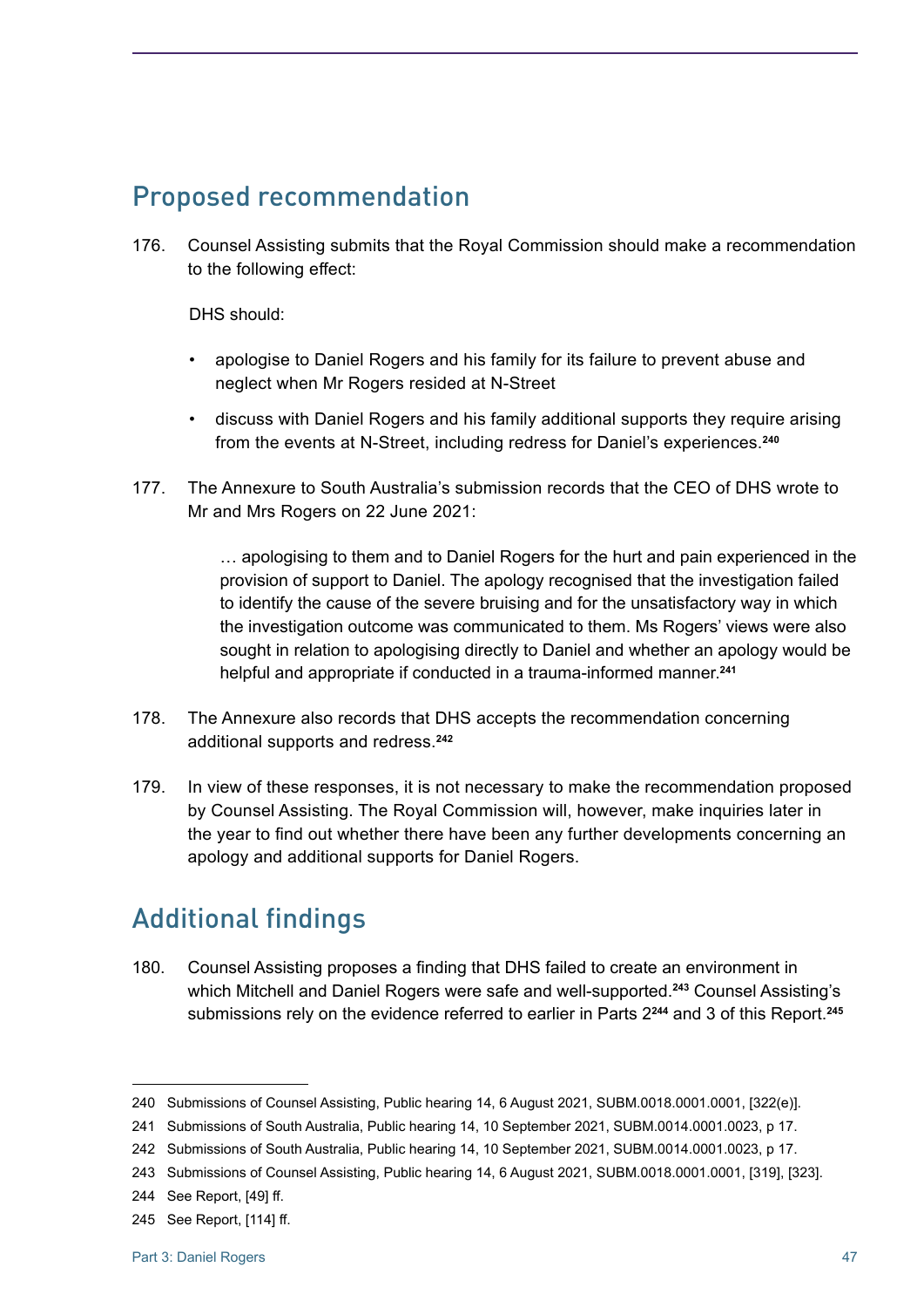## Proposed recommendation

176. Counsel Assisting submits that the Royal Commission should make a recommendation to the following effect:

    DHS should:

    - apologise to Daniel Rogers and his family for its failure to prevent abuse and neglect when Mr Rogers resided at N-Street
    - discuss with Daniel Rogers and his family additional supports they require arising from the events at N-Street, including redress for Daniel's experiences.[240]

177. The Annexure to South Australia's submission records that the CEO of DHS wrote to Mr and Mrs Rogers on 22 June 2021:

    > … apologising to them and to Daniel Rogers for the hurt and pain experienced in the provision of support to Daniel. The apology recognised that the investigation failed to identify the cause of the severe bruising and for the unsatisfactory way in which the investigation outcome was communicated to them. Ms Rogers' views were also sought in relation to apologising directly to Daniel and whether an apology would be helpful and appropriate if conducted in a trauma-informed manner.[241]

178. The Annexure also records that DHS accepts the recommendation concerning additional supports and redress.[242]

179. In view of these responses, it is not necessary to make the recommendation proposed by Counsel Assisting. The Royal Commission will, however, make inquiries later in the year to find out whether there have been any further developments concerning an apology and additional supports for Daniel Rogers.

## Additional findings

180. Counsel Assisting proposes a finding that DHS failed to create an environment in which Mitchell and Daniel Rogers were safe and well-supported.[243] Counsel Assisting's submissions rely on the evidence referred to earlier in Parts 2[244] and 3 of this Report.[245]

---

240 Submissions of Counsel Assisting, Public hearing 14, 6 August 2021, SUBM.0018.0001.0001, [322(e)].

241 Submissions of South Australia, Public hearing 14, 10 September 2021, SUBM.0014.0001.0023, p 17.

242 Submissions of South Australia, Public hearing 14, 10 September 2021, SUBM.0014.0001.0023, p 17.

243 Submissions of Counsel Assisting, Public hearing 14, 6 August 2021, SUBM.0018.0001.0001, [319], [323].

244 See Report, [49] ff.

245 See Report, [114] ff.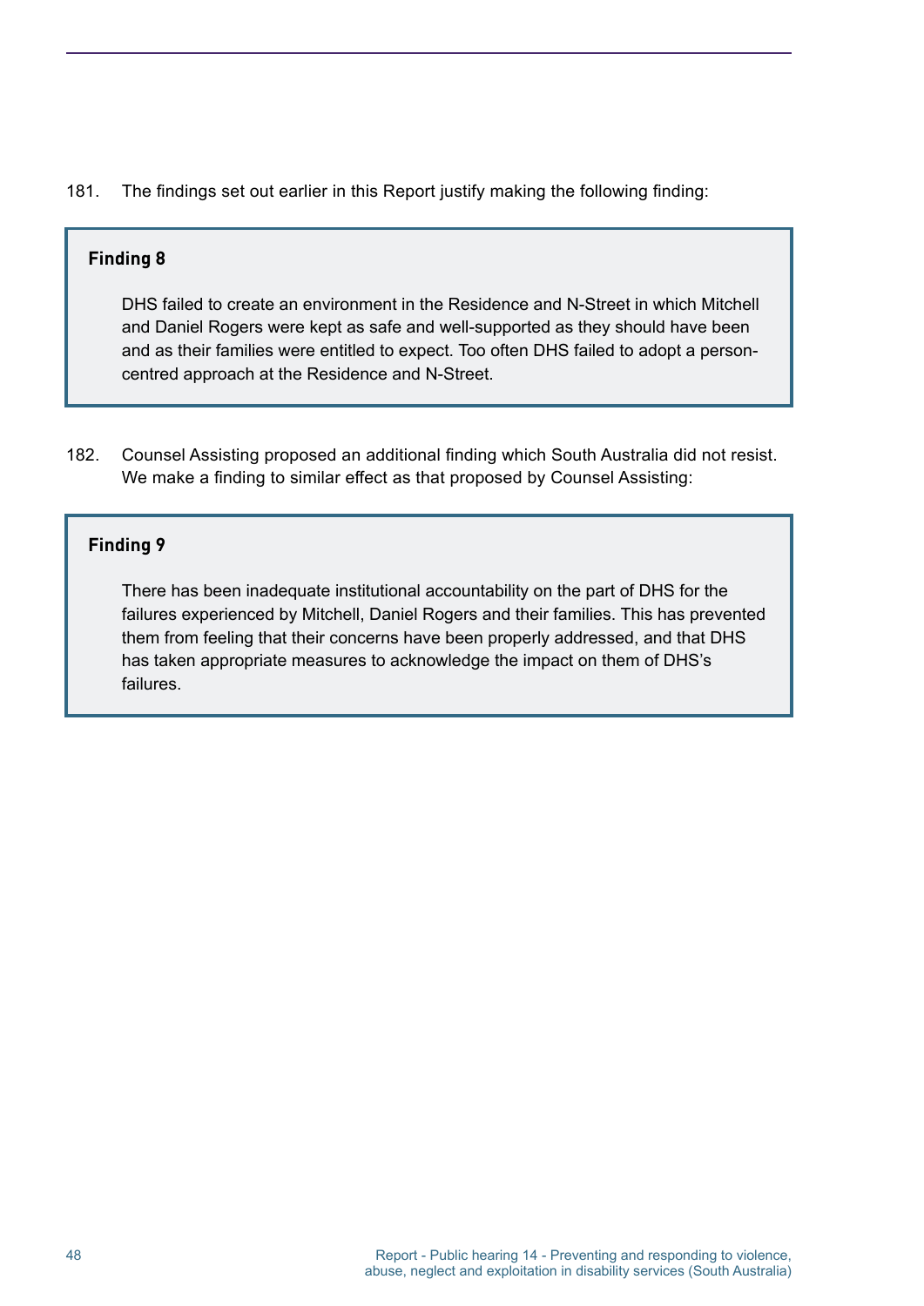181. The findings set out earlier in this Report justify making the following finding:

> **Finding 8**
>
> DHS failed to create an environment in the Residence and N-Street in which Mitchell and Daniel Rogers were kept as safe and well-supported as they should have been and as their families were entitled to expect. Too often DHS failed to adopt a person-centred approach at the Residence and N-Street.

182. Counsel Assisting proposed an additional finding which South Australia did not resist. We make a finding to similar effect as that proposed by Counsel Assisting:

> **Finding 9**
>
> There has been inadequate institutional accountability on the part of DHS for the failures experienced by Mitchell, Daniel Rogers and their families. This has prevented them from feeling that their concerns have been properly addressed, and that DHS has taken appropriate measures to acknowledge the impact on them of DHS's failures.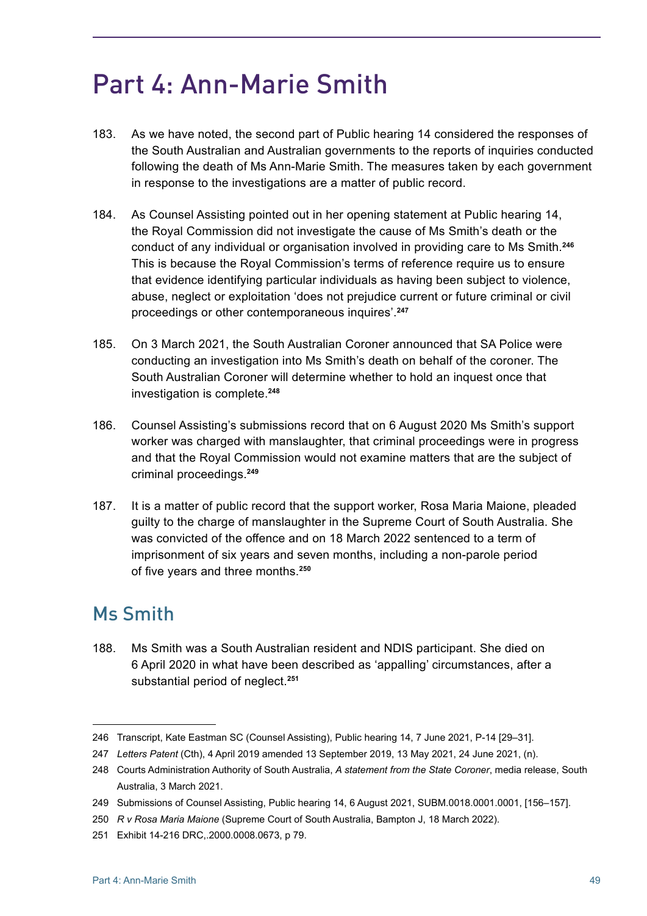# Part 4: Ann-Marie Smith

183. As we have noted, the second part of Public hearing 14 considered the responses of the South Australian and Australian governments to the reports of inquiries conducted following the death of Ms Ann-Marie Smith. The measures taken by each government in response to the investigations are a matter of public record.

184. As Counsel Assisting pointed out in her opening statement at Public hearing 14, the Royal Commission did not investigate the cause of Ms Smith's death or the conduct of any individual or organisation involved in providing care to Ms Smith.[246] This is because the Royal Commission's terms of reference require us to ensure that evidence identifying particular individuals as having been subject to violence, abuse, neglect or exploitation 'does not prejudice current or future criminal or civil proceedings or other contemporaneous inquires'.[247]

185. On 3 March 2021, the South Australian Coroner announced that SA Police were conducting an investigation into Ms Smith's death on behalf of the coroner. The South Australian Coroner will determine whether to hold an inquest once that investigation is complete.[248]

186. Counsel Assisting's submissions record that on 6 August 2020 Ms Smith's support worker was charged with manslaughter, that criminal proceedings were in progress and that the Royal Commission would not examine matters that are the subject of criminal proceedings.[249]

187. It is a matter of public record that the support worker, Rosa Maria Maione, pleaded guilty to the charge of manslaughter in the Supreme Court of South Australia. She was convicted of the offence and on 18 March 2022 sentenced to a term of imprisonment of six years and seven months, including a non-parole period of five years and three months.[250]

## Ms Smith

188. Ms Smith was a South Australian resident and NDIS participant. She died on 6 April 2020 in what have been described as 'appalling' circumstances, after a substantial period of neglect.[251]

---

246 Transcript, Kate Eastman SC (Counsel Assisting), Public hearing 14, 7 June 2021, P-14 [29–31].

247 *Letters Patent* (Cth), 4 April 2019 amended 13 September 2019, 13 May 2021, 24 June 2021, (n).

248 Courts Administration Authority of South Australia, *A statement from the State Coroner*, media release, South Australia, 3 March 2021.

249 Submissions of Counsel Assisting, Public hearing 14, 6 August 2021, SUBM.0018.0001.0001, [156–157].

250 *R v Rosa Maria Maione* (Supreme Court of South Australia, Bampton J, 18 March 2022).

251 Exhibit 14-216 DRC,.2000.0008.0673, p 79.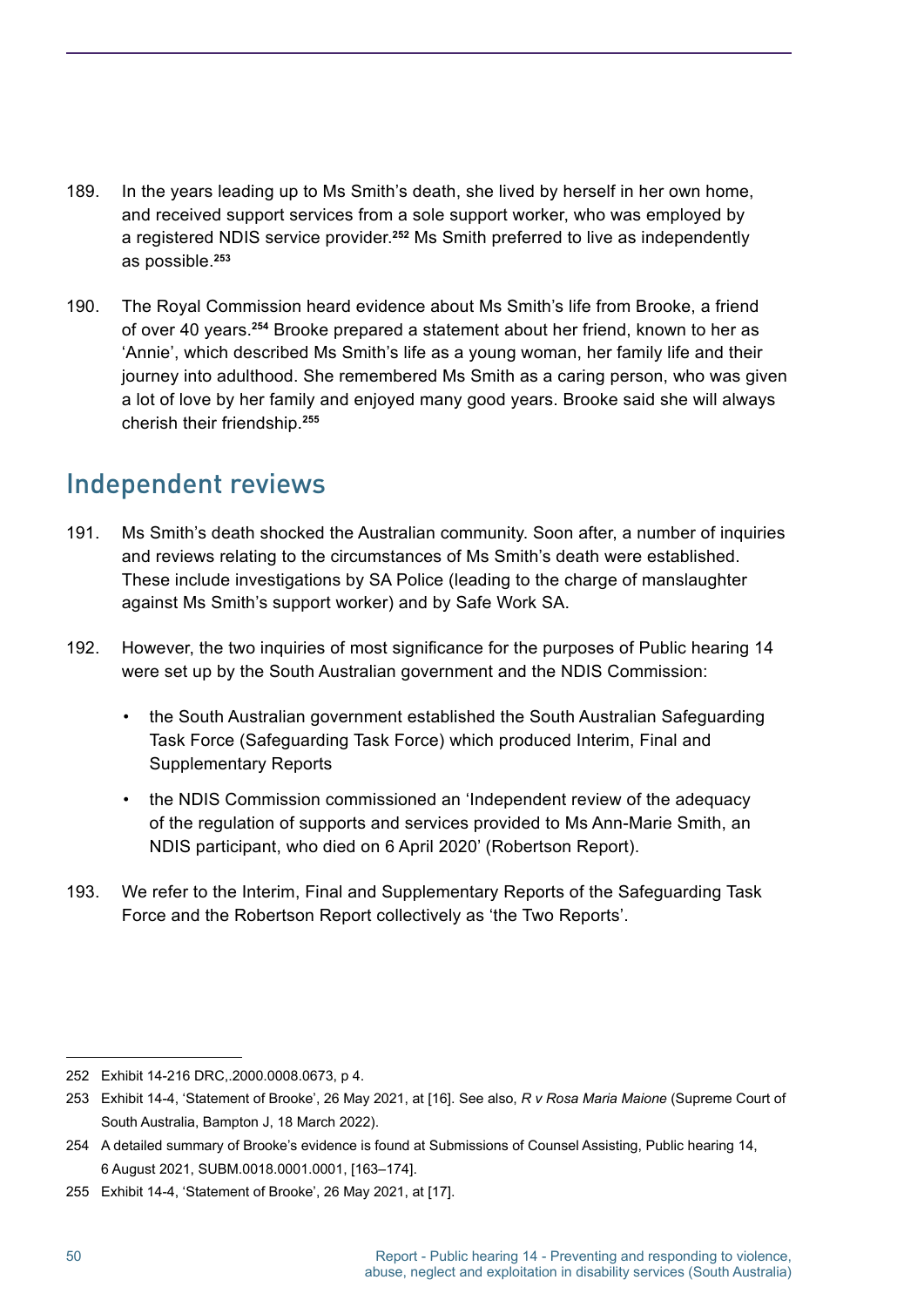189. In the years leading up to Ms Smith's death, she lived by herself in her own home, and received support services from a sole support worker, who was employed by a registered NDIS service provider.[252] Ms Smith preferred to live as independently as possible.[253]

190. The Royal Commission heard evidence about Ms Smith's life from Brooke, a friend of over 40 years.[254] Brooke prepared a statement about her friend, known to her as 'Annie', which described Ms Smith's life as a young woman, her family life and their journey into adulthood. She remembered Ms Smith as a caring person, who was given a lot of love by her family and enjoyed many good years. Brooke said she will always cherish their friendship.[255]

## Independent reviews

191. Ms Smith's death shocked the Australian community. Soon after, a number of inquiries and reviews relating to the circumstances of Ms Smith's death were established. These include investigations by SA Police (leading to the charge of manslaughter against Ms Smith's support worker) and by Safe Work SA.

192. However, the two inquiries of most significance for the purposes of Public hearing 14 were set up by the South Australian government and the NDIS Commission:

    - the South Australian government established the South Australian Safeguarding Task Force (Safeguarding Task Force) which produced Interim, Final and Supplementary Reports
    - the NDIS Commission commissioned an 'Independent review of the adequacy of the regulation of supports and services provided to Ms Ann-Marie Smith, an NDIS participant, who died on 6 April 2020' (Robertson Report).

193. We refer to the Interim, Final and Supplementary Reports of the Safeguarding Task Force and the Robertson Report collectively as 'the Two Reports'.

---

252 Exhibit 14-216 DRC,.2000.0008.0673, p 4.

253 Exhibit 14-4, 'Statement of Brooke', 26 May 2021, at [16]. See also, *R v Rosa Maria Maione* (Supreme Court of South Australia, Bampton J, 18 March 2022).

254 A detailed summary of Brooke's evidence is found at Submissions of Counsel Assisting, Public hearing 14, 6 August 2021, SUBM.0018.0001.0001, [163–174].

255 Exhibit 14-4, 'Statement of Brooke', 26 May 2021, at [17].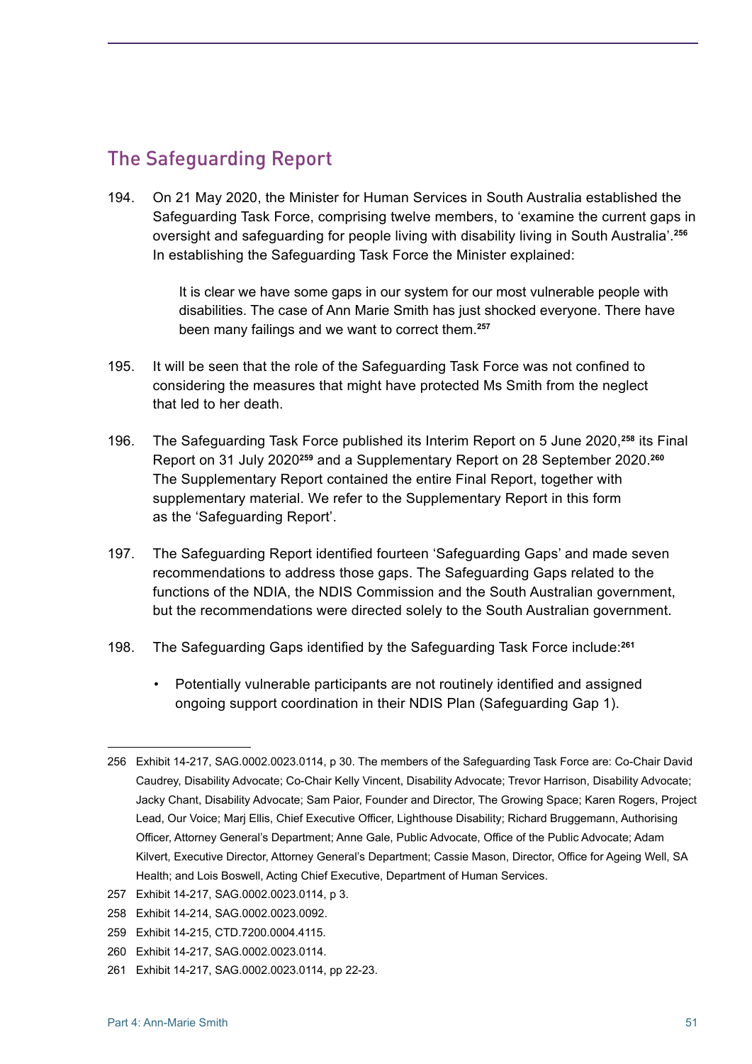## The Safeguarding Report

194. On 21 May 2020, the Minister for Human Services in South Australia established the Safeguarding Task Force, comprising twelve members, to 'examine the current gaps in oversight and safeguarding for people living with disability living in South Australia'.[256] In establishing the Safeguarding Task Force the Minister explained:

> It is clear we have some gaps in our system for our most vulnerable people with disabilities. The case of Ann Marie Smith has just shocked everyone. There have been many failings and we want to correct them.[257]

195. It will be seen that the role of the Safeguarding Task Force was not confined to considering the measures that might have protected Ms Smith from the neglect that led to her death.

196. The Safeguarding Task Force published its Interim Report on 5 June 2020,[258] its Final Report on 31 July 2020[259] and a Supplementary Report on 28 September 2020.[260] The Supplementary Report contained the entire Final Report, together with supplementary material. We refer to the Supplementary Report in this form as the 'Safeguarding Report'.

197. The Safeguarding Report identified fourteen 'Safeguarding Gaps' and made seven recommendations to address those gaps. The Safeguarding Gaps related to the functions of the NDIA, the NDIS Commission and the South Australian government, but the recommendations were directed solely to the South Australian government.

198. The Safeguarding Gaps identified by the Safeguarding Task Force include:[261]

- Potentially vulnerable participants are not routinely identified and assigned ongoing support coordination in their NDIS Plan (Safeguarding Gap 1).

---

256 Exhibit 14-217, SAG.0002.0023.0114, p 30. The members of the Safeguarding Task Force are: Co-Chair David Caudrey, Disability Advocate; Co-Chair Kelly Vincent, Disability Advocate; Trevor Harrison, Disability Advocate; Jacky Chant, Disability Advocate; Sam Paior, Founder and Director, The Growing Space; Karen Rogers, Project Lead, Our Voice; Marj Ellis, Chief Executive Officer, Lighthouse Disability; Richard Bruggemann, Authorising Officer, Attorney General's Department; Anne Gale, Public Advocate, Office of the Public Advocate; Adam Kilvert, Executive Director, Attorney General's Department; Cassie Mason, Director, Office for Ageing Well, SA Health; and Lois Boswell, Acting Chief Executive, Department of Human Services.

257 Exhibit 14-217, SAG.0002.0023.0114, p 3.

258 Exhibit 14-214, SAG.0002.0023.0092.

259 Exhibit 14-215, CTD.7200.0004.4115.

260 Exhibit 14-217, SAG.0002.0023.0114.

261 Exhibit 14-217, SAG.0002.0023.0114, pp 22-23.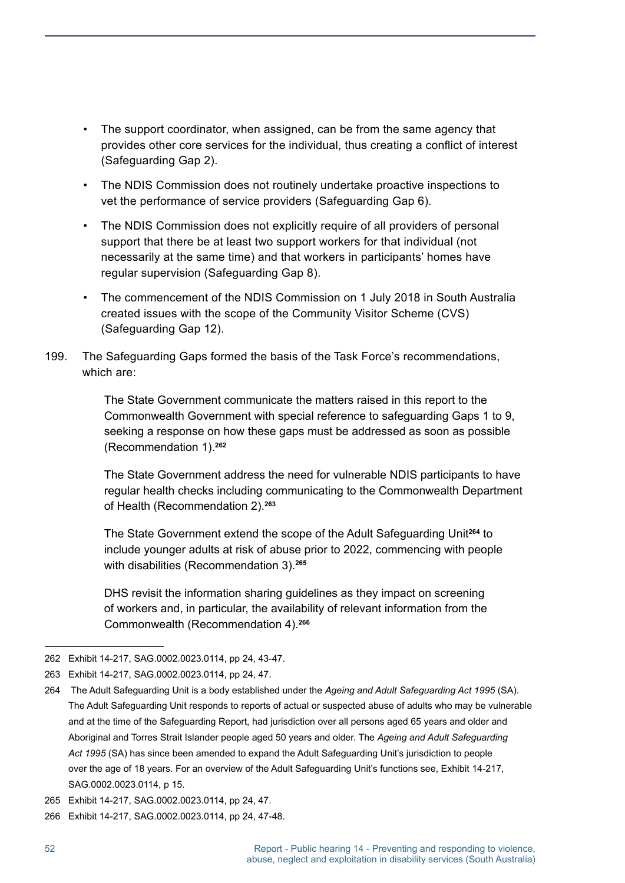- The support coordinator, when assigned, can be from the same agency that provides other core services for the individual, thus creating a conflict of interest (Safeguarding Gap 2).
- The NDIS Commission does not routinely undertake proactive inspections to vet the performance of service providers (Safeguarding Gap 6).
- The NDIS Commission does not explicitly require of all providers of personal support that there be at least two support workers for that individual (not necessarily at the same time) and that workers in participants' homes have regular supervision (Safeguarding Gap 8).
- The commencement of the NDIS Commission on 1 July 2018 in South Australia created issues with the scope of the Community Visitor Scheme (CVS) (Safeguarding Gap 12).

199. The Safeguarding Gaps formed the basis of the Task Force's recommendations, which are:

> The State Government communicate the matters raised in this report to the Commonwealth Government with special reference to safeguarding Gaps 1 to 9, seeking a response on how these gaps must be addressed as soon as possible (Recommendation 1).[262]
>
> The State Government address the need for vulnerable NDIS participants to have regular health checks including communicating to the Commonwealth Department of Health (Recommendation 2).[263]
>
> The State Government extend the scope of the Adult Safeguarding Unit[264] to include younger adults at risk of abuse prior to 2022, commencing with people with disabilities (Recommendation 3).[265]
>
> DHS revisit the information sharing guidelines as they impact on screening of workers and, in particular, the availability of relevant information from the Commonwealth (Recommendation 4).[266]

---

262 Exhibit 14-217, SAG.0002.0023.0114, pp 24, 43-47.

263 Exhibit 14-217, SAG.0002.0023.0114, pp 24, 47.

264 The Adult Safeguarding Unit is a body established under the *Ageing and Adult Safeguarding Act 1995* (SA). The Adult Safeguarding Unit responds to reports of actual or suspected abuse of adults who may be vulnerable and at the time of the Safeguarding Report, had jurisdiction over all persons aged 65 years and older and Aboriginal and Torres Strait Islander people aged 50 years and older. The *Ageing and Adult Safeguarding Act 1995* (SA) has since been amended to expand the Adult Safeguarding Unit's jurisdiction to people over the age of 18 years. For an overview of the Adult Safeguarding Unit's functions see, Exhibit 14-217, SAG.0002.0023.0114, p 15.

265 Exhibit 14-217, SAG.0002.0023.0114, pp 24, 47.

266 Exhibit 14-217, SAG.0002.0023.0114, pp 24, 47-48.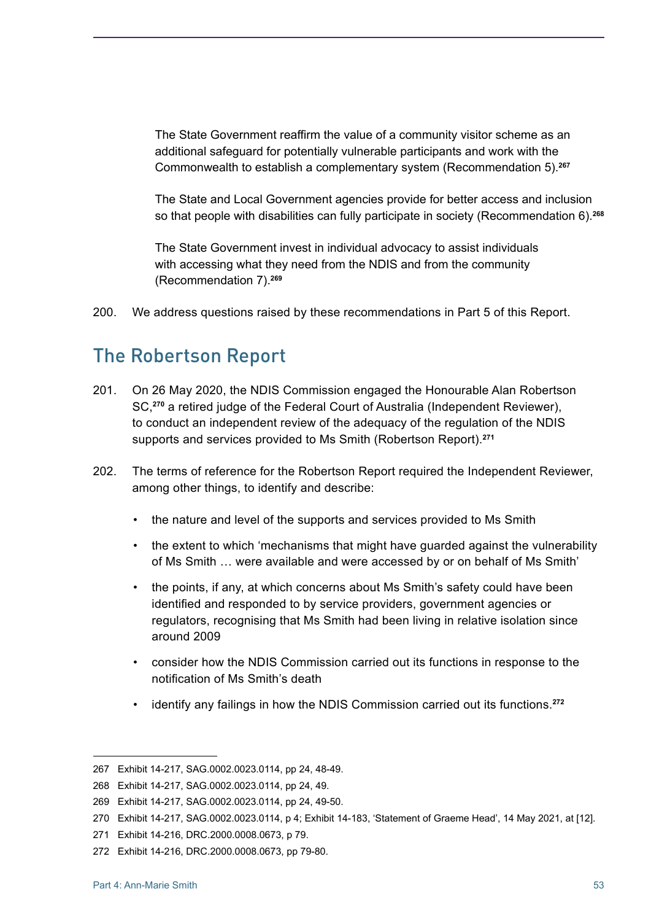The State Government reaffirm the value of a community visitor scheme as an additional safeguard for potentially vulnerable participants and work with the Commonwealth to establish a complementary system (Recommendation 5).[267]

The State and Local Government agencies provide for better access and inclusion so that people with disabilities can fully participate in society (Recommendation 6).[268]

The State Government invest in individual advocacy to assist individuals with accessing what they need from the NDIS and from the community (Recommendation 7).[269]

200. We address questions raised by these recommendations in Part 5 of this Report.

## The Robertson Report

201. On 26 May 2020, the NDIS Commission engaged the Honourable Alan Robertson SC,[270] a retired judge of the Federal Court of Australia (Independent Reviewer), to conduct an independent review of the adequacy of the regulation of the NDIS supports and services provided to Ms Smith (Robertson Report).[271]

202. The terms of reference for the Robertson Report required the Independent Reviewer, among other things, to identify and describe:

- the nature and level of the supports and services provided to Ms Smith
- the extent to which 'mechanisms that might have guarded against the vulnerability of Ms Smith … were available and were accessed by or on behalf of Ms Smith'
- the points, if any, at which concerns about Ms Smith's safety could have been identified and responded to by service providers, government agencies or regulators, recognising that Ms Smith had been living in relative isolation since around 2009
- consider how the NDIS Commission carried out its functions in response to the notification of Ms Smith's death
- identify any failings in how the NDIS Commission carried out its functions.[272]

---

267 Exhibit 14-217, SAG.0002.0023.0114, pp 24, 48-49.

268 Exhibit 14-217, SAG.0002.0023.0114, pp 24, 49.

269 Exhibit 14-217, SAG.0002.0023.0114, pp 24, 49-50.

270 Exhibit 14-217, SAG.0002.0023.0114, p 4; Exhibit 14-183, 'Statement of Graeme Head', 14 May 2021, at [12].

271 Exhibit 14-216, DRC.2000.0008.0673, p 79.

272 Exhibit 14-216, DRC.2000.0008.0673, pp 79-80.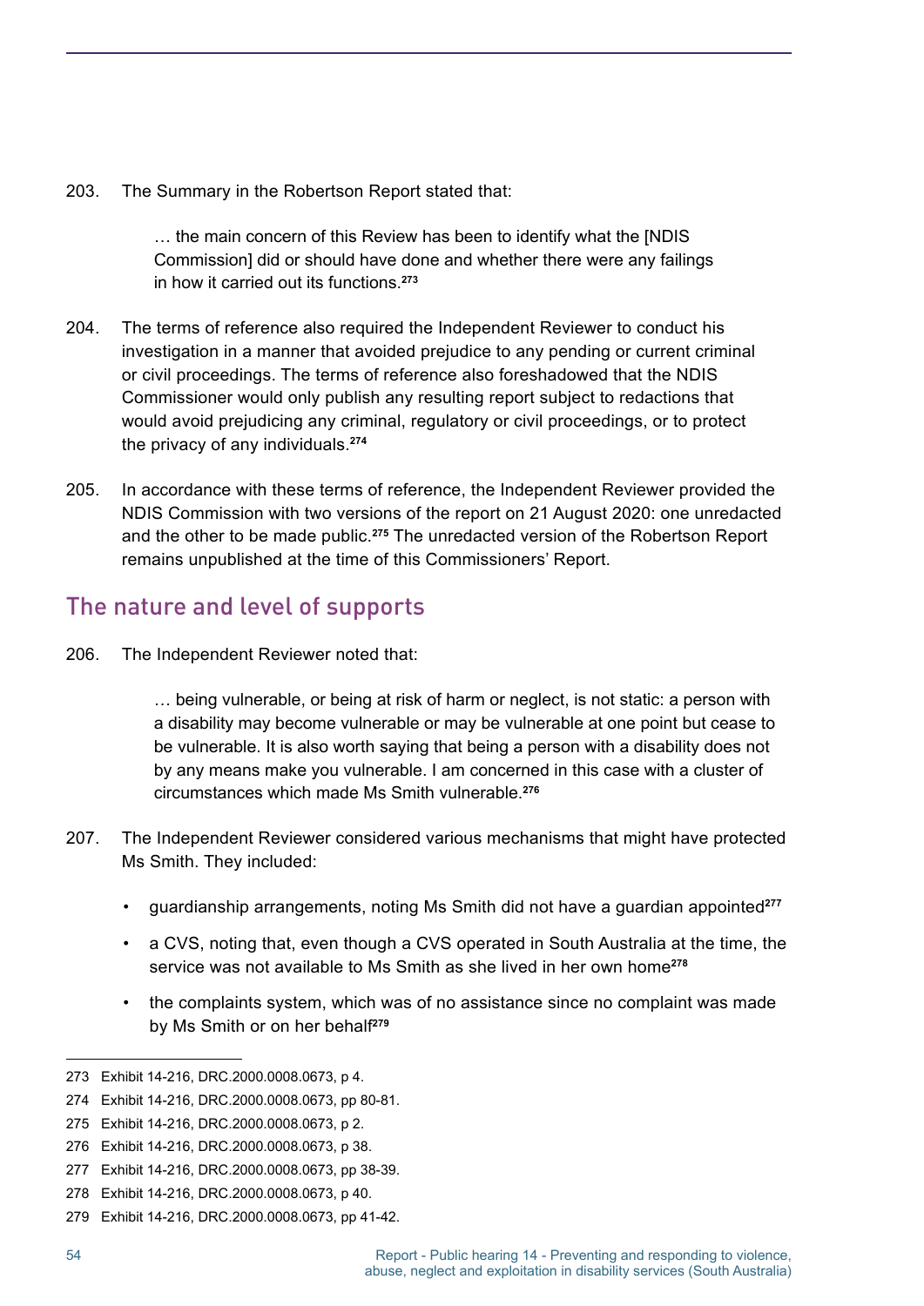203. The Summary in the Robertson Report stated that:

> … the main concern of this Review has been to identify what the [NDIS Commission] did or should have done and whether there were any failings in how it carried out its functions.[273]

204. The terms of reference also required the Independent Reviewer to conduct his investigation in a manner that avoided prejudice to any pending or current criminal or civil proceedings. The terms of reference also foreshadowed that the NDIS Commissioner would only publish any resulting report subject to redactions that would avoid prejudicing any criminal, regulatory or civil proceedings, or to protect the privacy of any individuals.[274]

205. In accordance with these terms of reference, the Independent Reviewer provided the NDIS Commission with two versions of the report on 21 August 2020: one unredacted and the other to be made public.[275] The unredacted version of the Robertson Report remains unpublished at the time of this Commissioners' Report.

## The nature and level of supports

206. The Independent Reviewer noted that:

> … being vulnerable, or being at risk of harm or neglect, is not static: a person with a disability may become vulnerable or may be vulnerable at one point but cease to be vulnerable. It is also worth saying that being a person with a disability does not by any means make you vulnerable. I am concerned in this case with a cluster of circumstances which made Ms Smith vulnerable.[276]

207. The Independent Reviewer considered various mechanisms that might have protected Ms Smith. They included:

- guardianship arrangements, noting Ms Smith did not have a guardian appointed[277]
- a CVS, noting that, even though a CVS operated in South Australia at the time, the service was not available to Ms Smith as she lived in her own home[278]
- the complaints system, which was of no assistance since no complaint was made by Ms Smith or on her behalf[279]

---

273 Exhibit 14-216, DRC.2000.0008.0673, p 4.

274 Exhibit 14-216, DRC.2000.0008.0673, pp 80-81.

275 Exhibit 14-216, DRC.2000.0008.0673, p 2.

276 Exhibit 14-216, DRC.2000.0008.0673, p 38.

277 Exhibit 14-216, DRC.2000.0008.0673, pp 38-39.

278 Exhibit 14-216, DRC.2000.0008.0673, p 40.

279 Exhibit 14-216, DRC.2000.0008.0673, pp 41-42.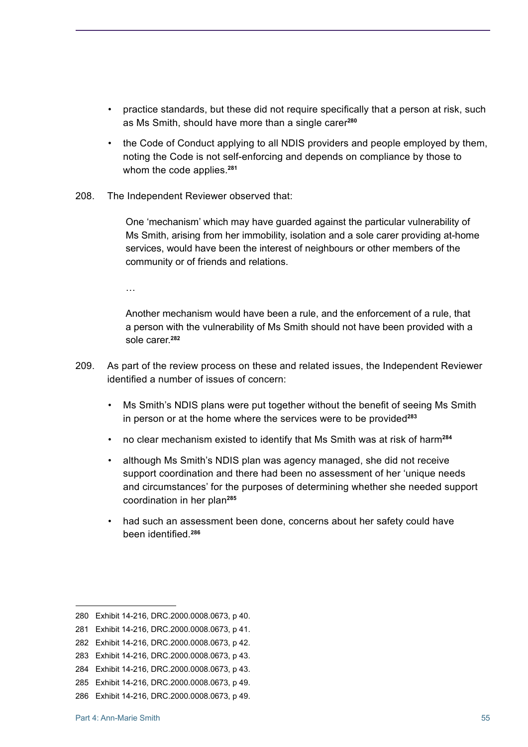- practice standards, but these did not require specifically that a person at risk, such as Ms Smith, should have more than a single carer[280]
- the Code of Conduct applying to all NDIS providers and people employed by them, noting the Code is not self-enforcing and depends on compliance by those to whom the code applies.[281]

208. The Independent Reviewer observed that:

> One 'mechanism' which may have guarded against the particular vulnerability of Ms Smith, arising from her immobility, isolation and a sole carer providing at-home services, would have been the interest of neighbours or other members of the community or of friends and relations.
>
> …
>
> Another mechanism would have been a rule, and the enforcement of a rule, that a person with the vulnerability of Ms Smith should not have been provided with a sole carer.[282]

209. As part of the review process on these and related issues, the Independent Reviewer identified a number of issues of concern:

- Ms Smith's NDIS plans were put together without the benefit of seeing Ms Smith in person or at the home where the services were to be provided[283]
- no clear mechanism existed to identify that Ms Smith was at risk of harm[284]
- although Ms Smith's NDIS plan was agency managed, she did not receive support coordination and there had been no assessment of her 'unique needs and circumstances' for the purposes of determining whether she needed support coordination in her plan[285]
- had such an assessment been done, concerns about her safety could have been identified.[286]

---

280 Exhibit 14-216, DRC.2000.0008.0673, p 40.

281 Exhibit 14-216, DRC.2000.0008.0673, p 41.

282 Exhibit 14-216, DRC.2000.0008.0673, p 42.

283 Exhibit 14-216, DRC.2000.0008.0673, p 43.

284 Exhibit 14-216, DRC.2000.0008.0673, p 43.

285 Exhibit 14-216, DRC.2000.0008.0673, p 49.

286 Exhibit 14-216, DRC.2000.0008.0673, p 49.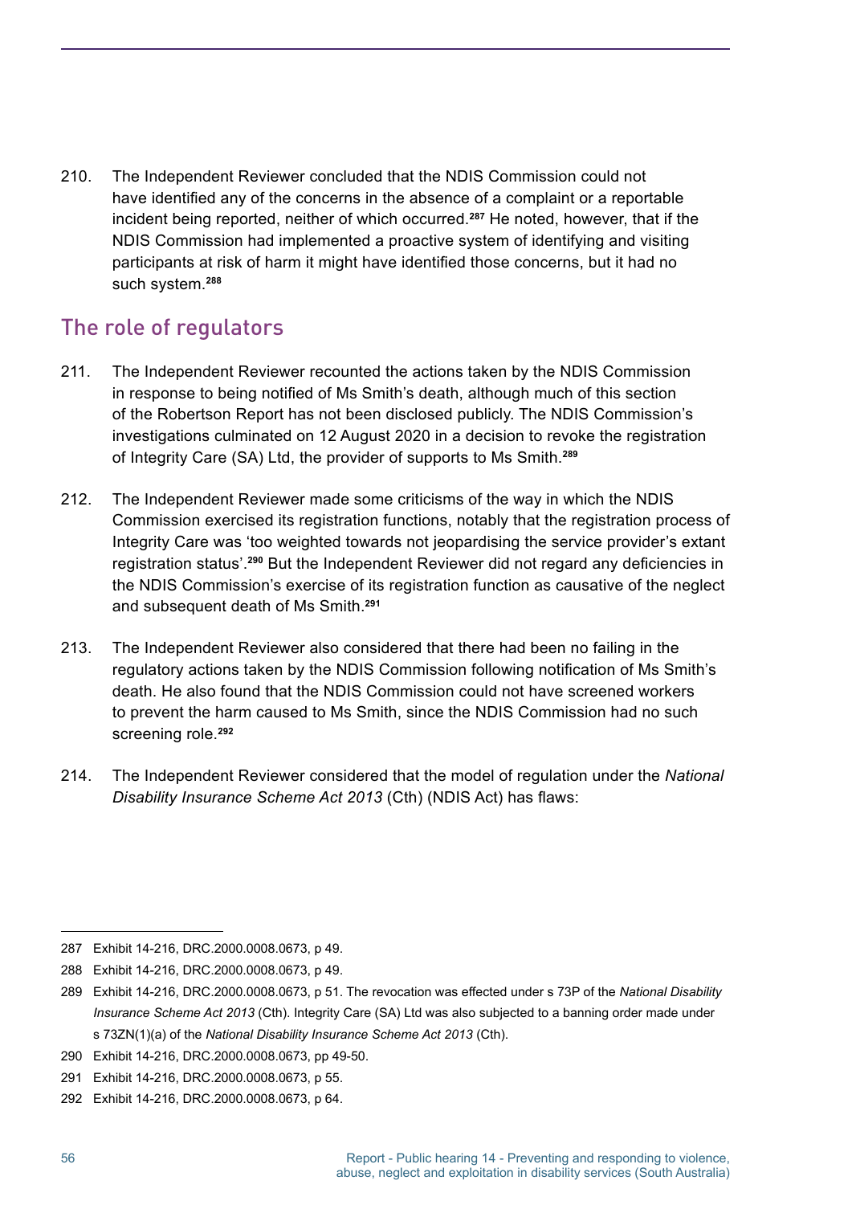210. The Independent Reviewer concluded that the NDIS Commission could not have identified any of the concerns in the absence of a complaint or a reportable incident being reported, neither of which occurred.[287] He noted, however, that if the NDIS Commission had implemented a proactive system of identifying and visiting participants at risk of harm it might have identified those concerns, but it had no such system.[288]

## The role of regulators

211. The Independent Reviewer recounted the actions taken by the NDIS Commission in response to being notified of Ms Smith's death, although much of this section of the Robertson Report has not been disclosed publicly. The NDIS Commission's investigations culminated on 12 August 2020 in a decision to revoke the registration of Integrity Care (SA) Ltd, the provider of supports to Ms Smith.[289]

212. The Independent Reviewer made some criticisms of the way in which the NDIS Commission exercised its registration functions, notably that the registration process of Integrity Care was 'too weighted towards not jeopardising the service provider's extant registration status'.[290] But the Independent Reviewer did not regard any deficiencies in the NDIS Commission's exercise of its registration function as causative of the neglect and subsequent death of Ms Smith.[291]

213. The Independent Reviewer also considered that there had been no failing in the regulatory actions taken by the NDIS Commission following notification of Ms Smith's death. He also found that the NDIS Commission could not have screened workers to prevent the harm caused to Ms Smith, since the NDIS Commission had no such screening role.[292]

214. The Independent Reviewer considered that the model of regulation under the *National Disability Insurance Scheme Act 2013* (Cth) (NDIS Act) has flaws:

---

287 Exhibit 14-216, DRC.2000.0008.0673, p 49.

288 Exhibit 14-216, DRC.2000.0008.0673, p 49.

289 Exhibit 14-216, DRC.2000.0008.0673, p 51. The revocation was effected under s 73P of the *National Disability Insurance Scheme Act 2013* (Cth). Integrity Care (SA) Ltd was also subjected to a banning order made under s 73ZN(1)(a) of the *National Disability Insurance Scheme Act 2013* (Cth).

290 Exhibit 14-216, DRC.2000.0008.0673, pp 49-50.

291 Exhibit 14-216, DRC.2000.0008.0673, p 55.

292 Exhibit 14-216, DRC.2000.0008.0673, p 64.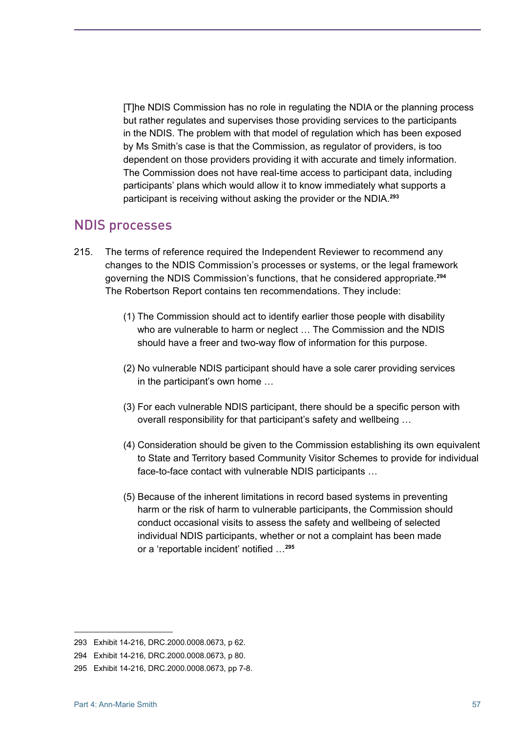> [T]he NDIS Commission has no role in regulating the NDIA or the planning process but rather regulates and supervises those providing services to the participants in the NDIS. The problem with that model of regulation which has been exposed by Ms Smith's case is that the Commission, as regulator of providers, is too dependent on those providers providing it with accurate and timely information. The Commission does not have real-time access to participant data, including participants' plans which would allow it to know immediately what supports a participant is receiving without asking the provider or the NDIA.[293]

## NDIS processes

215. The terms of reference required the Independent Reviewer to recommend any changes to the NDIS Commission's processes or systems, or the legal framework governing the NDIS Commission's functions, that he considered appropriate.[294] The Robertson Report contains ten recommendations. They include:

> (1) The Commission should act to identify earlier those people with disability who are vulnerable to harm or neglect … The Commission and the NDIS should have a freer and two-way flow of information for this purpose.
>
> (2) No vulnerable NDIS participant should have a sole carer providing services in the participant's own home …
>
> (3) For each vulnerable NDIS participant, there should be a specific person with overall responsibility for that participant's safety and wellbeing …
>
> (4) Consideration should be given to the Commission establishing its own equivalent to State and Territory based Community Visitor Schemes to provide for individual face-to-face contact with vulnerable NDIS participants …
>
> (5) Because of the inherent limitations in record based systems in preventing harm or the risk of harm to vulnerable participants, the Commission should conduct occasional visits to assess the safety and wellbeing of selected individual NDIS participants, whether or not a complaint has been made or a 'reportable incident' notified …[295]

---

293 Exhibit 14-216, DRC.2000.0008.0673, p 62.

294 Exhibit 14-216, DRC.2000.0008.0673, p 80.

295 Exhibit 14-216, DRC.2000.0008.0673, pp 7-8.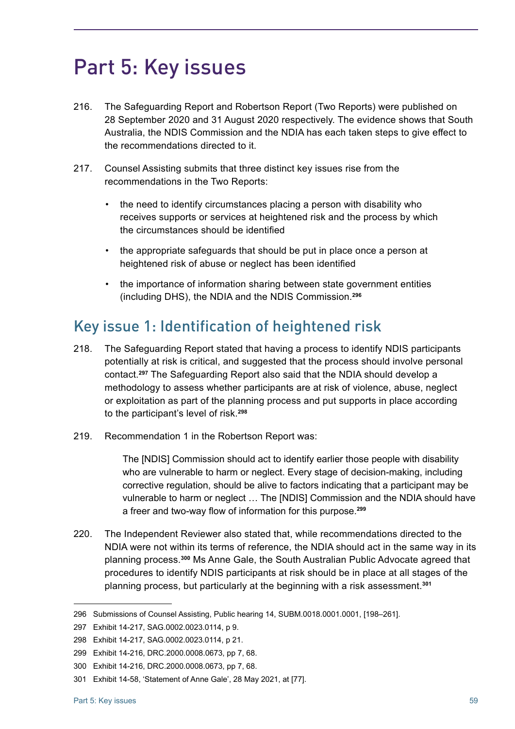# Part 5: Key issues

216. The Safeguarding Report and Robertson Report (Two Reports) were published on 28 September 2020 and 31 August 2020 respectively. The evidence shows that South Australia, the NDIS Commission and the NDIA has each taken steps to give effect to the recommendations directed to it.

217. Counsel Assisting submits that three distinct key issues rise from the recommendations in the Two Reports:

- the need to identify circumstances placing a person with disability who receives supports or services at heightened risk and the process by which the circumstances should be identified
- the appropriate safeguards that should be put in place once a person at heightened risk of abuse or neglect has been identified
- the importance of information sharing between state government entities (including DHS), the NDIA and the NDIS Commission.[296]

## Key issue 1: Identification of heightened risk

218. The Safeguarding Report stated that having a process to identify NDIS participants potentially at risk is critical, and suggested that the process should involve personal contact.[297] The Safeguarding Report also said that the NDIA should develop a methodology to assess whether participants are at risk of violence, abuse, neglect or exploitation as part of the planning process and put supports in place according to the participant's level of risk.[298]

219. Recommendation 1 in the Robertson Report was:

> The [NDIS] Commission should act to identify earlier those people with disability who are vulnerable to harm or neglect. Every stage of decision-making, including corrective regulation, should be alive to factors indicating that a participant may be vulnerable to harm or neglect … The [NDIS] Commission and the NDIA should have a freer and two-way flow of information for this purpose.[299]

220. The Independent Reviewer also stated that, while recommendations directed to the NDIA were not within its terms of reference, the NDIA should act in the same way in its planning process.[300] Ms Anne Gale, the South Australian Public Advocate agreed that procedures to identify NDIS participants at risk should be in place at all stages of the planning process, but particularly at the beginning with a risk assessment.[301]

---

296 Submissions of Counsel Assisting, Public hearing 14, SUBM.0018.0001.0001, [198–261].

297 Exhibit 14-217, SAG.0002.0023.0114, p 9.

298 Exhibit 14-217, SAG.0002.0023.0114, p 21.

299 Exhibit 14-216, DRC.2000.0008.0673, pp 7, 68.

300 Exhibit 14-216, DRC.2000.0008.0673, pp 7, 68.

301 Exhibit 14-58, 'Statement of Anne Gale', 28 May 2021, at [77].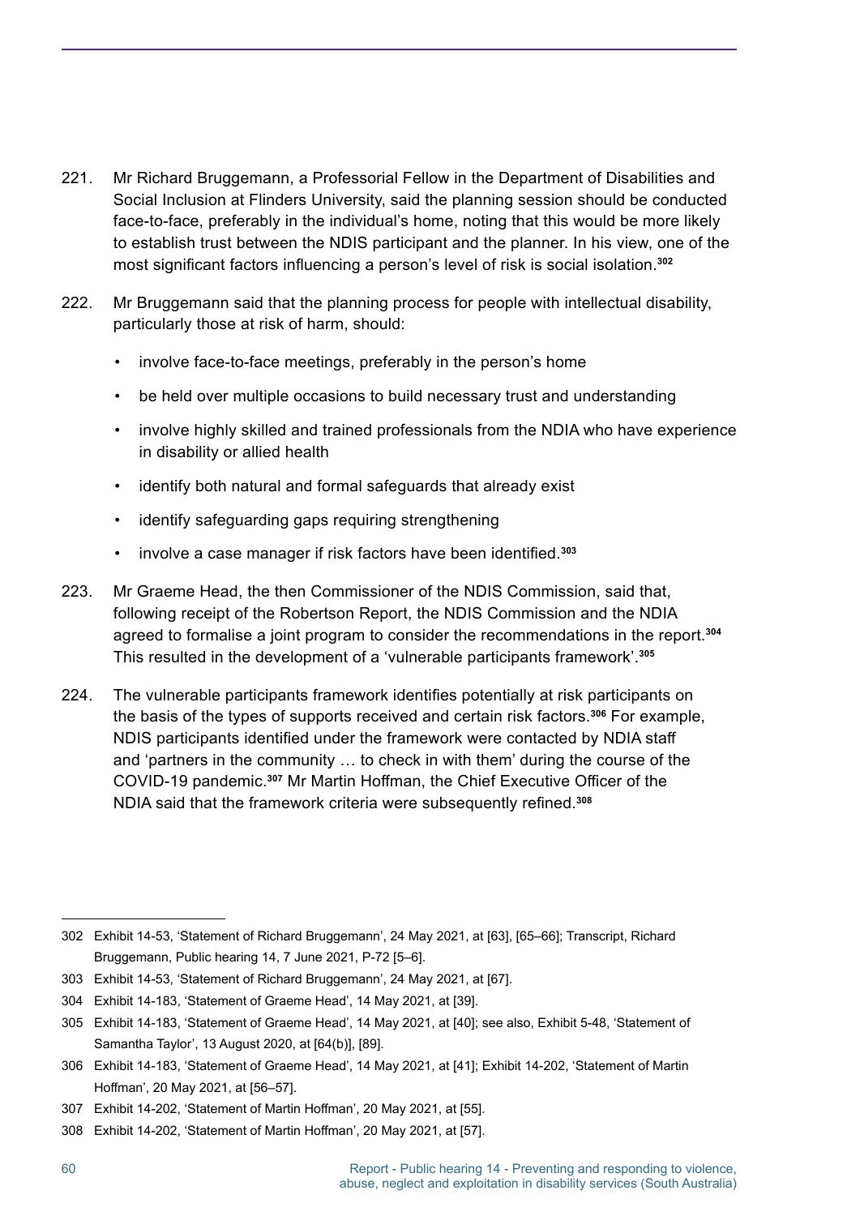221. Mr Richard Bruggemann, a Professorial Fellow in the Department of Disabilities and Social Inclusion at Flinders University, said the planning session should be conducted face-to-face, preferably in the individual's home, noting that this would be more likely to establish trust between the NDIS participant and the planner. In his view, one of the most significant factors influencing a person's level of risk is social isolation.[302]

222. Mr Bruggemann said that the planning process for people with intellectual disability, particularly those at risk of harm, should:

- involve face-to-face meetings, preferably in the person's home
- be held over multiple occasions to build necessary trust and understanding
- involve highly skilled and trained professionals from the NDIA who have experience in disability or allied health
- identify both natural and formal safeguards that already exist
- identify safeguarding gaps requiring strengthening
- involve a case manager if risk factors have been identified.[303]

223. Mr Graeme Head, the then Commissioner of the NDIS Commission, said that, following receipt of the Robertson Report, the NDIS Commission and the NDIA agreed to formalise a joint program to consider the recommendations in the report.[304] This resulted in the development of a 'vulnerable participants framework'.[305]

224. The vulnerable participants framework identifies potentially at risk participants on the basis of the types of supports received and certain risk factors.[306] For example, NDIS participants identified under the framework were contacted by NDIA staff and 'partners in the community … to check in with them' during the course of the COVID-19 pandemic.[307] Mr Martin Hoffman, the Chief Executive Officer of the NDIA said that the framework criteria were subsequently refined.[308]

---

302 Exhibit 14-53, 'Statement of Richard Bruggemann', 24 May 2021, at [63], [65–66]; Transcript, Richard Bruggemann, Public hearing 14, 7 June 2021, P-72 [5–6].

303 Exhibit 14-53, 'Statement of Richard Bruggemann', 24 May 2021, at [67].

304 Exhibit 14-183, 'Statement of Graeme Head', 14 May 2021, at [39].

305 Exhibit 14-183, 'Statement of Graeme Head', 14 May 2021, at [40]; see also, Exhibit 5-48, 'Statement of Samantha Taylor', 13 August 2020, at [64(b)], [89].

306 Exhibit 14-183, 'Statement of Graeme Head', 14 May 2021, at [41]; Exhibit 14-202, 'Statement of Martin Hoffman', 20 May 2021, at [56–57].

307 Exhibit 14-202, 'Statement of Martin Hoffman', 20 May 2021, at [55].

308 Exhibit 14-202, 'Statement of Martin Hoffman', 20 May 2021, at [57].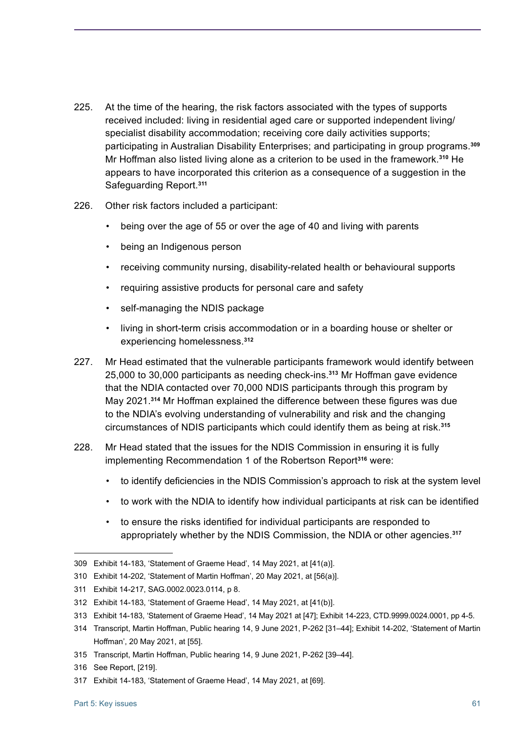225. At the time of the hearing, the risk factors associated with the types of supports received included: living in residential aged care or supported independent living/ specialist disability accommodation; receiving core daily activities supports; participating in Australian Disability Enterprises; and participating in group programs.[309] Mr Hoffman also listed living alone as a criterion to be used in the framework.[310] He appears to have incorporated this criterion as a consequence of a suggestion in the Safeguarding Report.[311]

226. Other risk factors included a participant:

- being over the age of 55 or over the age of 40 and living with parents
- being an Indigenous person
- receiving community nursing, disability-related health or behavioural supports
- requiring assistive products for personal care and safety
- self-managing the NDIS package
- living in short-term crisis accommodation or in a boarding house or shelter or experiencing homelessness.[312]

227. Mr Head estimated that the vulnerable participants framework would identify between 25,000 to 30,000 participants as needing check-ins.[313] Mr Hoffman gave evidence that the NDIA contacted over 70,000 NDIS participants through this program by May 2021.[314] Mr Hoffman explained the difference between these figures was due to the NDIA's evolving understanding of vulnerability and risk and the changing circumstances of NDIS participants which could identify them as being at risk.[315]

228. Mr Head stated that the issues for the NDIS Commission in ensuring it is fully implementing Recommendation 1 of the Robertson Report[316] were:

- to identify deficiencies in the NDIS Commission's approach to risk at the system level
- to work with the NDIA to identify how individual participants at risk can be identified
- to ensure the risks identified for individual participants are responded to appropriately whether by the NDIS Commission, the NDIA or other agencies.[317]

---

309 Exhibit 14-183, 'Statement of Graeme Head', 14 May 2021, at [41(a)].

310 Exhibit 14-202, 'Statement of Martin Hoffman', 20 May 2021, at [56(a)].

311 Exhibit 14-217, SAG.0002.0023.0114, p 8.

312 Exhibit 14-183, 'Statement of Graeme Head', 14 May 2021, at [41(b)].

313 Exhibit 14-183, 'Statement of Graeme Head', 14 May 2021 at [47]; Exhibit 14-223, CTD.9999.0024.0001, pp 4-5.

314 Transcript, Martin Hoffman, Public hearing 14, 9 June 2021, P-262 [31–44]; Exhibit 14-202, 'Statement of Martin Hoffman', 20 May 2021, at [55].

315 Transcript, Martin Hoffman, Public hearing 14, 9 June 2021, P-262 [39–44].

316 See Report, [219].

317 Exhibit 14-183, 'Statement of Graeme Head', 14 May 2021, at [69].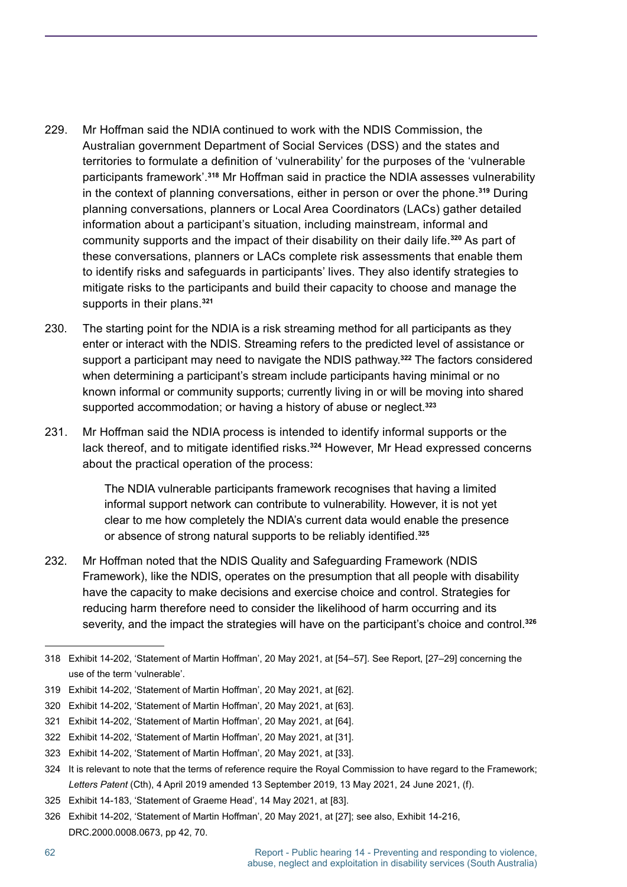229. Mr Hoffman said the NDIA continued to work with the NDIS Commission, the Australian government Department of Social Services (DSS) and the states and territories to formulate a definition of 'vulnerability' for the purposes of the 'vulnerable participants framework'.[318] Mr Hoffman said in practice the NDIA assesses vulnerability in the context of planning conversations, either in person or over the phone.[319] During planning conversations, planners or Local Area Coordinators (LACs) gather detailed information about a participant's situation, including mainstream, informal and community supports and the impact of their disability on their daily life.[320] As part of these conversations, planners or LACs complete risk assessments that enable them to identify risks and safeguards in participants' lives. They also identify strategies to mitigate risks to the participants and build their capacity to choose and manage the supports in their plans.[321]

230. The starting point for the NDIA is a risk streaming method for all participants as they enter or interact with the NDIS. Streaming refers to the predicted level of assistance or support a participant may need to navigate the NDIS pathway.[322] The factors considered when determining a participant's stream include participants having minimal or no known informal or community supports; currently living in or will be moving into shared supported accommodation; or having a history of abuse or neglect.[323]

231. Mr Hoffman said the NDIA process is intended to identify informal supports or the lack thereof, and to mitigate identified risks.[324] However, Mr Head expressed concerns about the practical operation of the process:

> The NDIA vulnerable participants framework recognises that having a limited informal support network can contribute to vulnerability. However, it is not yet clear to me how completely the NDIA's current data would enable the presence or absence of strong natural supports to be reliably identified.[325]

232. Mr Hoffman noted that the NDIS Quality and Safeguarding Framework (NDIS Framework), like the NDIS, operates on the presumption that all people with disability have the capacity to make decisions and exercise choice and control. Strategies for reducing harm therefore need to consider the likelihood of harm occurring and its severity, and the impact the strategies will have on the participant's choice and control.[326]

---

318 Exhibit 14-202, 'Statement of Martin Hoffman', 20 May 2021, at [54–57]. See Report, [27–29] concerning the use of the term 'vulnerable'.

319 Exhibit 14-202, 'Statement of Martin Hoffman', 20 May 2021, at [62].

320 Exhibit 14-202, 'Statement of Martin Hoffman', 20 May 2021, at [63].

321 Exhibit 14-202, 'Statement of Martin Hoffman', 20 May 2021, at [64].

322 Exhibit 14-202, 'Statement of Martin Hoffman', 20 May 2021, at [31].

323 Exhibit 14-202, 'Statement of Martin Hoffman', 20 May 2021, at [33].

324 It is relevant to note that the terms of reference require the Royal Commission to have regard to the Framework; *Letters Patent* (Cth), 4 April 2019 amended 13 September 2019, 13 May 2021, 24 June 2021, (f).

325 Exhibit 14-183, 'Statement of Graeme Head', 14 May 2021, at [83].

326 Exhibit 14-202, 'Statement of Martin Hoffman', 20 May 2021, at [27]; see also, Exhibit 14-216, DRC.2000.0008.0673, pp 42, 70.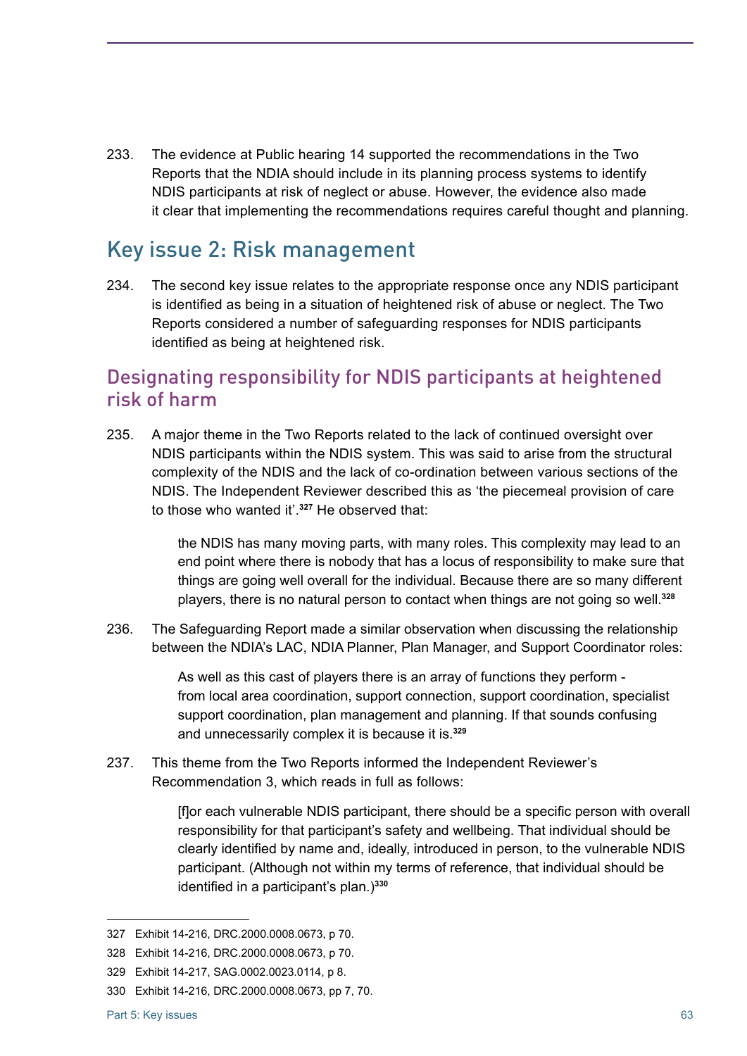233. The evidence at Public hearing 14 supported the recommendations in the Two Reports that the NDIA should include in its planning process systems to identify NDIS participants at risk of neglect or abuse. However, the evidence also made it clear that implementing the recommendations requires careful thought and planning.

## Key issue 2: Risk management

234. The second key issue relates to the appropriate response once any NDIS participant is identified as being in a situation of heightened risk of abuse or neglect. The Two Reports considered a number of safeguarding responses for NDIS participants identified as being at heightened risk.

### Designating responsibility for NDIS participants at heightened risk of harm

235. A major theme in the Two Reports related to the lack of continued oversight over NDIS participants within the NDIS system. This was said to arise from the structural complexity of the NDIS and the lack of co-ordination between various sections of the NDIS. The Independent Reviewer described this as 'the piecemeal provision of care to those who wanted it'.[327] He observed that:

> the NDIS has many moving parts, with many roles. This complexity may lead to an end point where there is nobody that has a locus of responsibility to make sure that things are going well overall for the individual. Because there are so many different players, there is no natural person to contact when things are not going so well.[328]

236. The Safeguarding Report made a similar observation when discussing the relationship between the NDIA's LAC, NDIA Planner, Plan Manager, and Support Coordinator roles:

> As well as this cast of players there is an array of functions they perform - from local area coordination, support connection, support coordination, specialist support coordination, plan management and planning. If that sounds confusing and unnecessarily complex it is because it is.[329]

237. This theme from the Two Reports informed the Independent Reviewer's Recommendation 3, which reads in full as follows:

> [f]or each vulnerable NDIS participant, there should be a specific person with overall responsibility for that participant's safety and wellbeing. That individual should be clearly identified by name and, ideally, introduced in person, to the vulnerable NDIS participant. (Although not within my terms of reference, that individual should be identified in a participant's plan.)[330]

---

327 Exhibit 14-216, DRC.2000.0008.0673, p 70.

328 Exhibit 14-216, DRC.2000.0008.0673, p 70.

329 Exhibit 14-217, SAG.0002.0023.0114, p 8.

330 Exhibit 14-216, DRC.2000.0008.0673, pp 7, 70.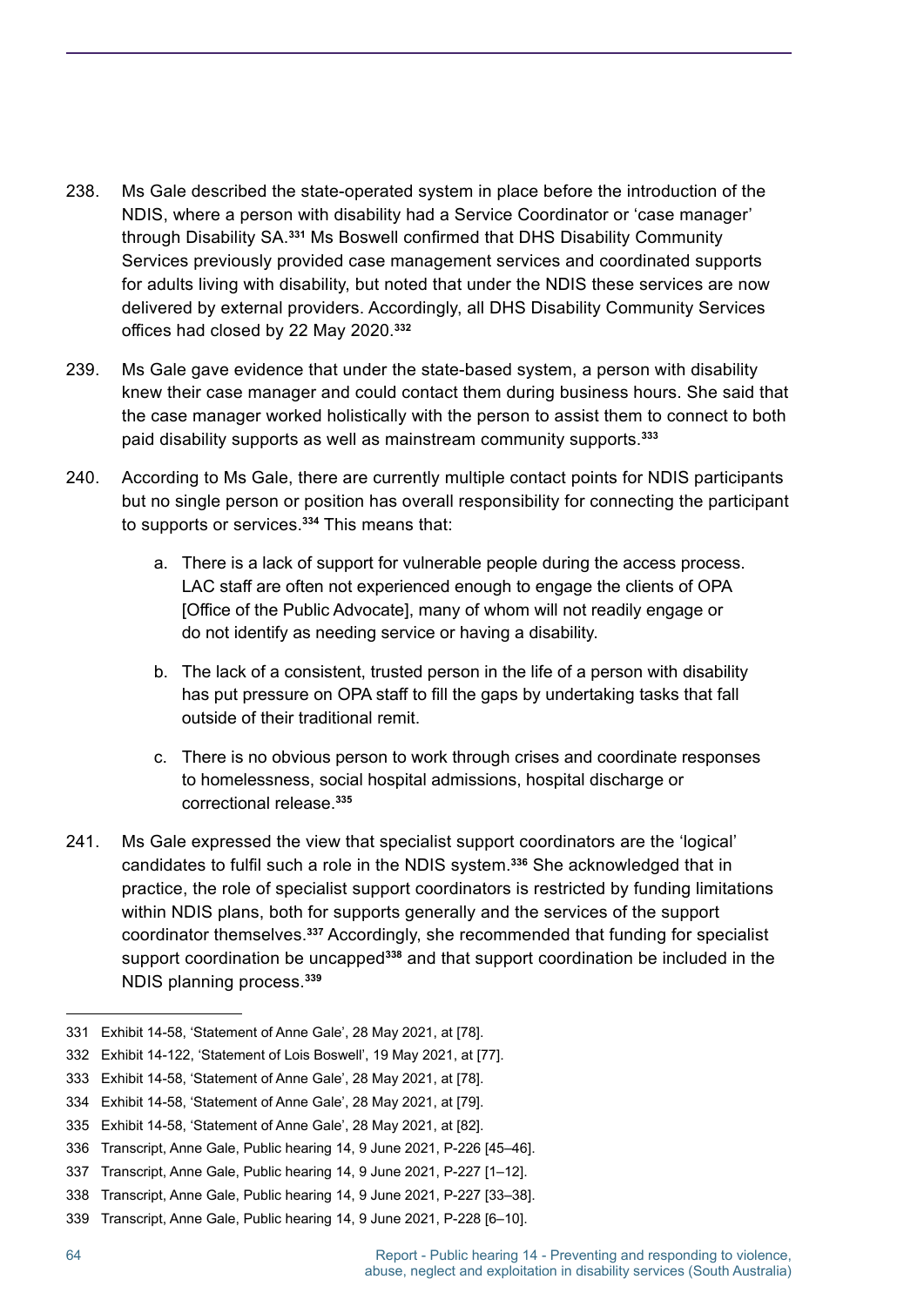238. Ms Gale described the state-operated system in place before the introduction of the NDIS, where a person with disability had a Service Coordinator or 'case manager' through Disability SA.[331] Ms Boswell confirmed that DHS Disability Community Services previously provided case management services and coordinated supports for adults living with disability, but noted that under the NDIS these services are now delivered by external providers. Accordingly, all DHS Disability Community Services offices had closed by 22 May 2020.[332]

239. Ms Gale gave evidence that under the state-based system, a person with disability knew their case manager and could contact them during business hours. She said that the case manager worked holistically with the person to assist them to connect to both paid disability supports as well as mainstream community supports.[333]

240. According to Ms Gale, there are currently multiple contact points for NDIS participants but no single person or position has overall responsibility for connecting the participant to supports or services.[334] This means that:

    a. There is a lack of support for vulnerable people during the access process. LAC staff are often not experienced enough to engage the clients of OPA [Office of the Public Advocate], many of whom will not readily engage or do not identify as needing service or having a disability.

    b. The lack of a consistent, trusted person in the life of a person with disability has put pressure on OPA staff to fill the gaps by undertaking tasks that fall outside of their traditional remit.

    c. There is no obvious person to work through crises and coordinate responses to homelessness, social hospital admissions, hospital discharge or correctional release.[335]

241. Ms Gale expressed the view that specialist support coordinators are the 'logical' candidates to fulfil such a role in the NDIS system.[336] She acknowledged that in practice, the role of specialist support coordinators is restricted by funding limitations within NDIS plans, both for supports generally and the services of the support coordinator themselves.[337] Accordingly, she recommended that funding for specialist support coordination be uncapped[338] and that support coordination be included in the NDIS planning process.[339]

---

331 Exhibit 14-58, 'Statement of Anne Gale', 28 May 2021, at [78].

332 Exhibit 14-122, 'Statement of Lois Boswell', 19 May 2021, at [77].

333 Exhibit 14-58, 'Statement of Anne Gale', 28 May 2021, at [78].

334 Exhibit 14-58, 'Statement of Anne Gale', 28 May 2021, at [79].

335 Exhibit 14-58, 'Statement of Anne Gale', 28 May 2021, at [82].

336 Transcript, Anne Gale, Public hearing 14, 9 June 2021, P-226 [45–46].

337 Transcript, Anne Gale, Public hearing 14, 9 June 2021, P-227 [1–12].

338 Transcript, Anne Gale, Public hearing 14, 9 June 2021, P-227 [33–38].

339 Transcript, Anne Gale, Public hearing 14, 9 June 2021, P-228 [6–10].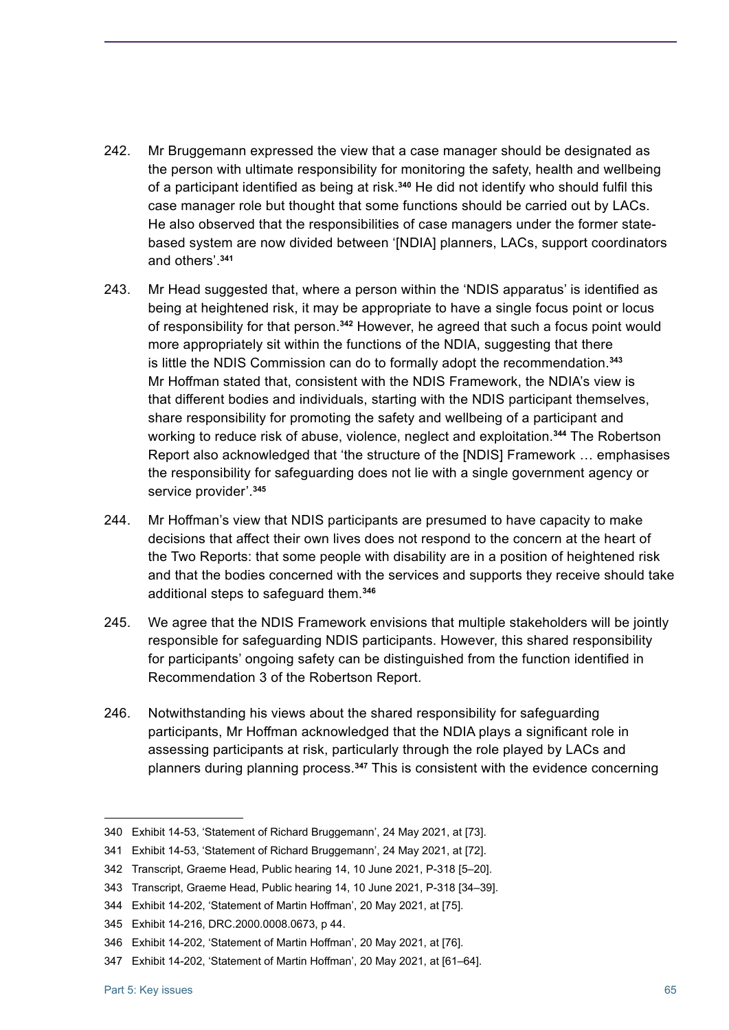242. Mr Bruggemann expressed the view that a case manager should be designated as the person with ultimate responsibility for monitoring the safety, health and wellbeing of a participant identified as being at risk.[340] He did not identify who should fulfil this case manager role but thought that some functions should be carried out by LACs. He also observed that the responsibilities of case managers under the former state-based system are now divided between '[NDIA] planners, LACs, support coordinators and others'.[341]

243. Mr Head suggested that, where a person within the 'NDIS apparatus' is identified as being at heightened risk, it may be appropriate to have a single focus point or locus of responsibility for that person.[342] However, he agreed that such a focus point would more appropriately sit within the functions of the NDIA, suggesting that there is little the NDIS Commission can do to formally adopt the recommendation.[343] Mr Hoffman stated that, consistent with the NDIS Framework, the NDIA's view is that different bodies and individuals, starting with the NDIS participant themselves, share responsibility for promoting the safety and wellbeing of a participant and working to reduce risk of abuse, violence, neglect and exploitation.[344] The Robertson Report also acknowledged that 'the structure of the [NDIS] Framework … emphasises the responsibility for safeguarding does not lie with a single government agency or service provider'.[345]

244. Mr Hoffman's view that NDIS participants are presumed to have capacity to make decisions that affect their own lives does not respond to the concern at the heart of the Two Reports: that some people with disability are in a position of heightened risk and that the bodies concerned with the services and supports they receive should take additional steps to safeguard them.[346]

245. We agree that the NDIS Framework envisions that multiple stakeholders will be jointly responsible for safeguarding NDIS participants. However, this shared responsibility for participants' ongoing safety can be distinguished from the function identified in Recommendation 3 of the Robertson Report.

246. Notwithstanding his views about the shared responsibility for safeguarding participants, Mr Hoffman acknowledged that the NDIA plays a significant role in assessing participants at risk, particularly through the role played by LACs and planners during planning process.[347] This is consistent with the evidence concerning

---

340 Exhibit 14-53, 'Statement of Richard Bruggemann', 24 May 2021, at [73].

341 Exhibit 14-53, 'Statement of Richard Bruggemann', 24 May 2021, at [72].

342 Transcript, Graeme Head, Public hearing 14, 10 June 2021, P-318 [5–20].

343 Transcript, Graeme Head, Public hearing 14, 10 June 2021, P-318 [34–39].

344 Exhibit 14-202, 'Statement of Martin Hoffman', 20 May 2021, at [75].

345 Exhibit 14-216, DRC.2000.0008.0673, p 44.

346 Exhibit 14-202, 'Statement of Martin Hoffman', 20 May 2021, at [76].

347 Exhibit 14-202, 'Statement of Martin Hoffman', 20 May 2021, at [61–64].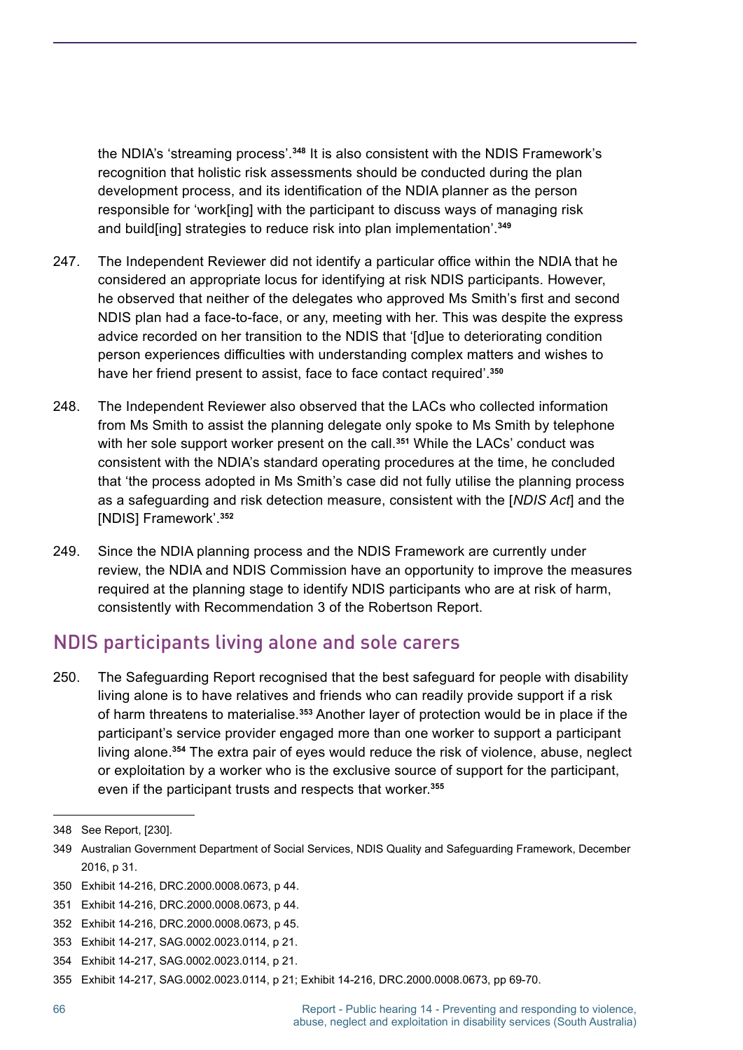the NDIA's 'streaming process'.[348] It is also consistent with the NDIS Framework's recognition that holistic risk assessments should be conducted during the plan development process, and its identification of the NDIA planner as the person responsible for 'work[ing] with the participant to discuss ways of managing risk and build[ing] strategies to reduce risk into plan implementation'.[349]

247. The Independent Reviewer did not identify a particular office within the NDIA that he considered an appropriate locus for identifying at risk NDIS participants. However, he observed that neither of the delegates who approved Ms Smith's first and second NDIS plan had a face-to-face, or any, meeting with her. This was despite the express advice recorded on her transition to the NDIS that '[d]ue to deteriorating condition person experiences difficulties with understanding complex matters and wishes to have her friend present to assist, face to face contact required'.[350]

248. The Independent Reviewer also observed that the LACs who collected information from Ms Smith to assist the planning delegate only spoke to Ms Smith by telephone with her sole support worker present on the call.[351] While the LACs' conduct was consistent with the NDIA's standard operating procedures at the time, he concluded that 'the process adopted in Ms Smith's case did not fully utilise the planning process as a safeguarding and risk detection measure, consistent with the [*NDIS Act*] and the [NDIS] Framework'.[352]

249. Since the NDIA planning process and the NDIS Framework are currently under review, the NDIA and NDIS Commission have an opportunity to improve the measures required at the planning stage to identify NDIS participants who are at risk of harm, consistently with Recommendation 3 of the Robertson Report.

## NDIS participants living alone and sole carers

250. The Safeguarding Report recognised that the best safeguard for people with disability living alone is to have relatives and friends who can readily provide support if a risk of harm threatens to materialise.[353] Another layer of protection would be in place if the participant's service provider engaged more than one worker to support a participant living alone.[354] The extra pair of eyes would reduce the risk of violence, abuse, neglect or exploitation by a worker who is the exclusive source of support for the participant, even if the participant trusts and respects that worker.[355]

---

348 See Report, [230].

349 Australian Government Department of Social Services, NDIS Quality and Safeguarding Framework, December 2016, p 31.

350 Exhibit 14-216, DRC.2000.0008.0673, p 44.

351 Exhibit 14-216, DRC.2000.0008.0673, p 44.

352 Exhibit 14-216, DRC.2000.0008.0673, p 45.

353 Exhibit 14-217, SAG.0002.0023.0114, p 21.

354 Exhibit 14-217, SAG.0002.0023.0114, p 21.

355 Exhibit 14-217, SAG.0002.0023.0114, p 21; Exhibit 14-216, DRC.2000.0008.0673, pp 69-70.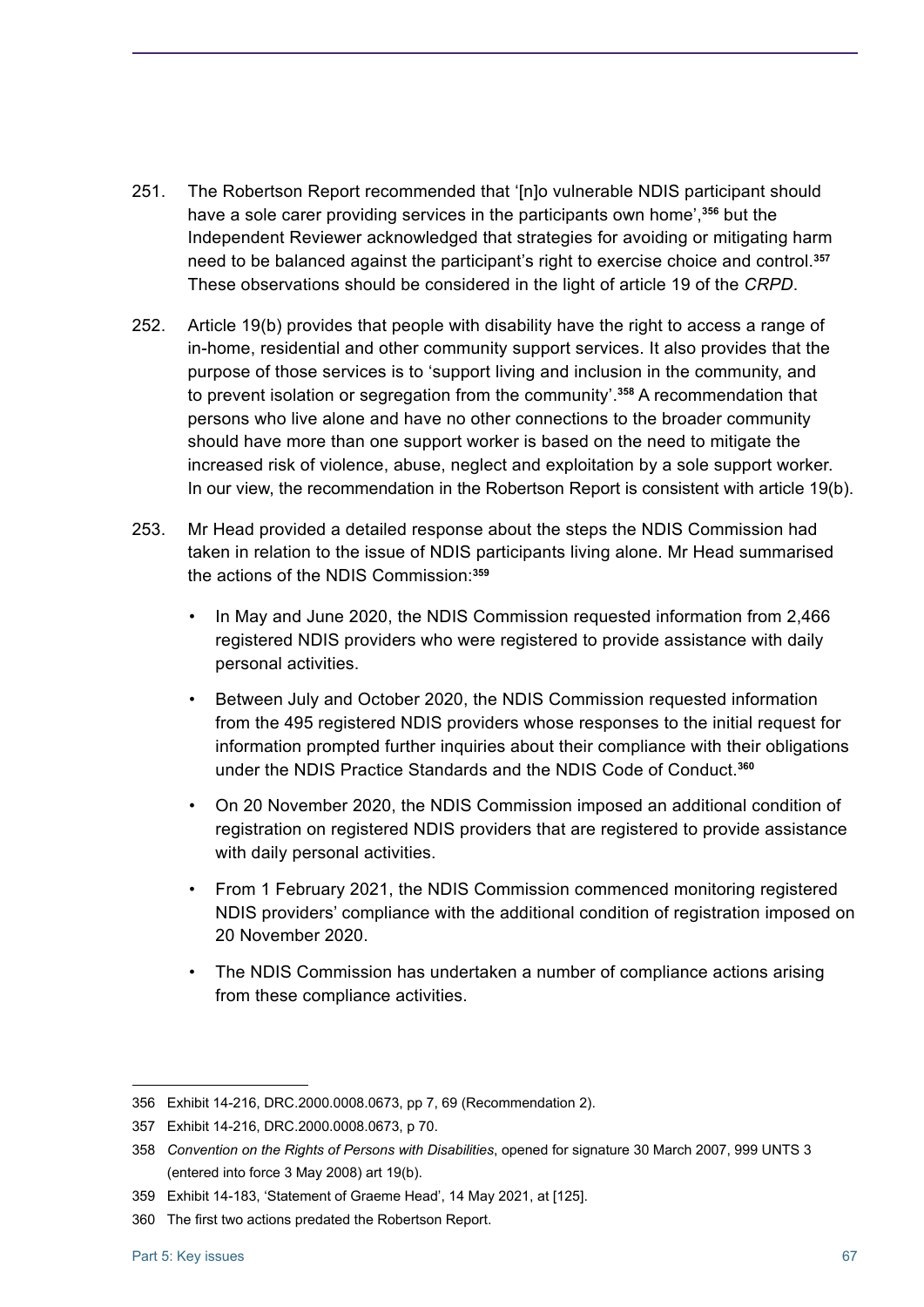251. The Robertson Report recommended that '[n]o vulnerable NDIS participant should have a sole carer providing services in the participants own home',[356] but the Independent Reviewer acknowledged that strategies for avoiding or mitigating harm need to be balanced against the participant's right to exercise choice and control.[357] These observations should be considered in the light of article 19 of the *CRPD*.

252. Article 19(b) provides that people with disability have the right to access a range of in-home, residential and other community support services. It also provides that the purpose of those services is to 'support living and inclusion in the community, and to prevent isolation or segregation from the community'.[358] A recommendation that persons who live alone and have no other connections to the broader community should have more than one support worker is based on the need to mitigate the increased risk of violence, abuse, neglect and exploitation by a sole support worker. In our view, the recommendation in the Robertson Report is consistent with article 19(b).

253. Mr Head provided a detailed response about the steps the NDIS Commission had taken in relation to the issue of NDIS participants living alone. Mr Head summarised the actions of the NDIS Commission:[359]

- In May and June 2020, the NDIS Commission requested information from 2,466 registered NDIS providers who were registered to provide assistance with daily personal activities.
- Between July and October 2020, the NDIS Commission requested information from the 495 registered NDIS providers whose responses to the initial request for information prompted further inquiries about their compliance with their obligations under the NDIS Practice Standards and the NDIS Code of Conduct.[360]
- On 20 November 2020, the NDIS Commission imposed an additional condition of registration on registered NDIS providers that are registered to provide assistance with daily personal activities.
- From 1 February 2021, the NDIS Commission commenced monitoring registered NDIS providers' compliance with the additional condition of registration imposed on 20 November 2020.
- The NDIS Commission has undertaken a number of compliance actions arising from these compliance activities.

---

356 Exhibit 14-216, DRC.2000.0008.0673, pp 7, 69 (Recommendation 2).

357 Exhibit 14-216, DRC.2000.0008.0673, p 70.

358 *Convention on the Rights of Persons with Disabilities*, opened for signature 30 March 2007, 999 UNTS 3 (entered into force 3 May 2008) art 19(b).

359 Exhibit 14-183, 'Statement of Graeme Head', 14 May 2021, at [125].

360 The first two actions predated the Robertson Report.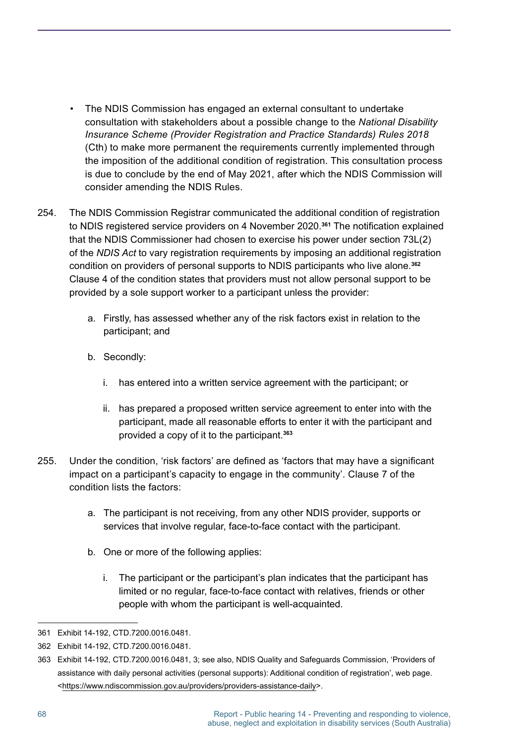- The NDIS Commission has engaged an external consultant to undertake consultation with stakeholders about a possible change to the *National Disability Insurance Scheme (Provider Registration and Practice Standards) Rules 2018* (Cth) to make more permanent the requirements currently implemented through the imposition of the additional condition of registration. This consultation process is due to conclude by the end of May 2021, after which the NDIS Commission will consider amending the NDIS Rules.

254. The NDIS Commission Registrar communicated the additional condition of registration to NDIS registered service providers on 4 November 2020.[361] The notification explained that the NDIS Commissioner had chosen to exercise his power under section 73L(2) of the *NDIS Act* to vary registration requirements by imposing an additional registration condition on providers of personal supports to NDIS participants who live alone.[362] Clause 4 of the condition states that providers must not allow personal support to be provided by a sole support worker to a participant unless the provider:

    a. Firstly, has assessed whether any of the risk factors exist in relation to the participant; and

    b. Secondly:

        i. has entered into a written service agreement with the participant; or

        ii. has prepared a proposed written service agreement to enter into with the participant, made all reasonable efforts to enter it with the participant and provided a copy of it to the participant.[363]

255. Under the condition, 'risk factors' are defined as 'factors that may have a significant impact on a participant's capacity to engage in the community'. Clause 7 of the condition lists the factors:

    a. The participant is not receiving, from any other NDIS provider, supports or services that involve regular, face-to-face contact with the participant.

    b. One or more of the following applies:

        i. The participant or the participant's plan indicates that the participant has limited or no regular, face-to-face contact with relatives, friends or other people with whom the participant is well-acquainted.

---

361 Exhibit 14-192, CTD.7200.0016.0481.

362 Exhibit 14-192, CTD.7200.0016.0481.

363 Exhibit 14-192, CTD.7200.0016.0481, 3; see also, NDIS Quality and Safeguards Commission, 'Providers of assistance with daily personal activities (personal supports): Additional condition of registration', web page. <https://www.ndiscommission.gov.au/providers/providers-assistance-daily>.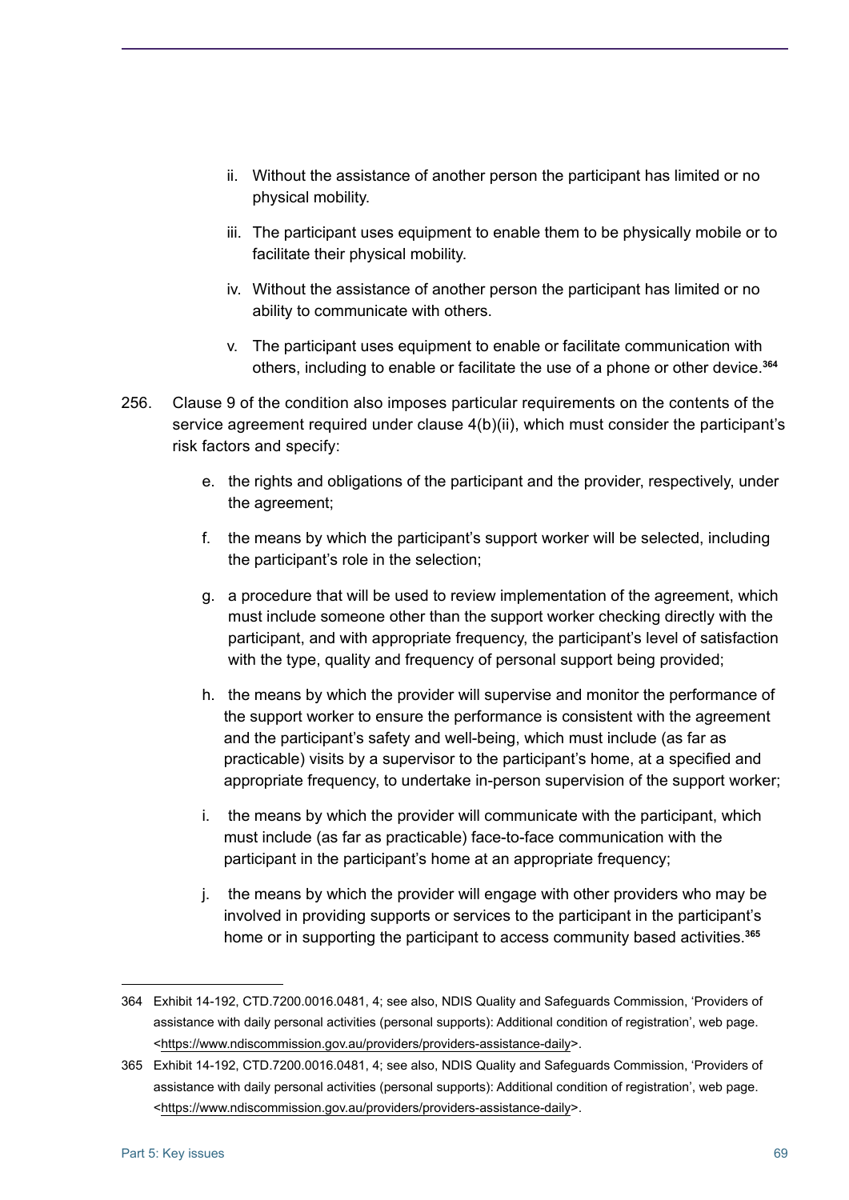ii. Without the assistance of another person the participant has limited or no physical mobility.

iii. The participant uses equipment to enable them to be physically mobile or to facilitate their physical mobility.

iv. Without the assistance of another person the participant has limited or no ability to communicate with others.

v. The participant uses equipment to enable or facilitate communication with others, including to enable or facilitate the use of a phone or other device.[364]

256. Clause 9 of the condition also imposes particular requirements on the contents of the service agreement required under clause 4(b)(ii), which must consider the participant's risk factors and specify:

e. the rights and obligations of the participant and the provider, respectively, under the agreement;

f. the means by which the participant's support worker will be selected, including the participant's role in the selection;

g. a procedure that will be used to review implementation of the agreement, which must include someone other than the support worker checking directly with the participant, and with appropriate frequency, the participant's level of satisfaction with the type, quality and frequency of personal support being provided;

h. the means by which the provider will supervise and monitor the performance of the support worker to ensure the performance is consistent with the agreement and the participant's safety and well-being, which must include (as far as practicable) visits by a supervisor to the participant's home, at a specified and appropriate frequency, to undertake in-person supervision of the support worker;

i. the means by which the provider will communicate with the participant, which must include (as far as practicable) face-to-face communication with the participant in the participant's home at an appropriate frequency;

j. the means by which the provider will engage with other providers who may be involved in providing supports or services to the participant in the participant's home or in supporting the participant to access community based activities.[365]

---

364 Exhibit 14-192, CTD.7200.0016.0481, 4; see also, NDIS Quality and Safeguards Commission, 'Providers of assistance with daily personal activities (personal supports): Additional condition of registration', web page. <https://www.ndiscommission.gov.au/providers/providers-assistance-daily>.

365 Exhibit 14-192, CTD.7200.0016.0481, 4; see also, NDIS Quality and Safeguards Commission, 'Providers of assistance with daily personal activities (personal supports): Additional condition of registration', web page. <https://www.ndiscommission.gov.au/providers/providers-assistance-daily>.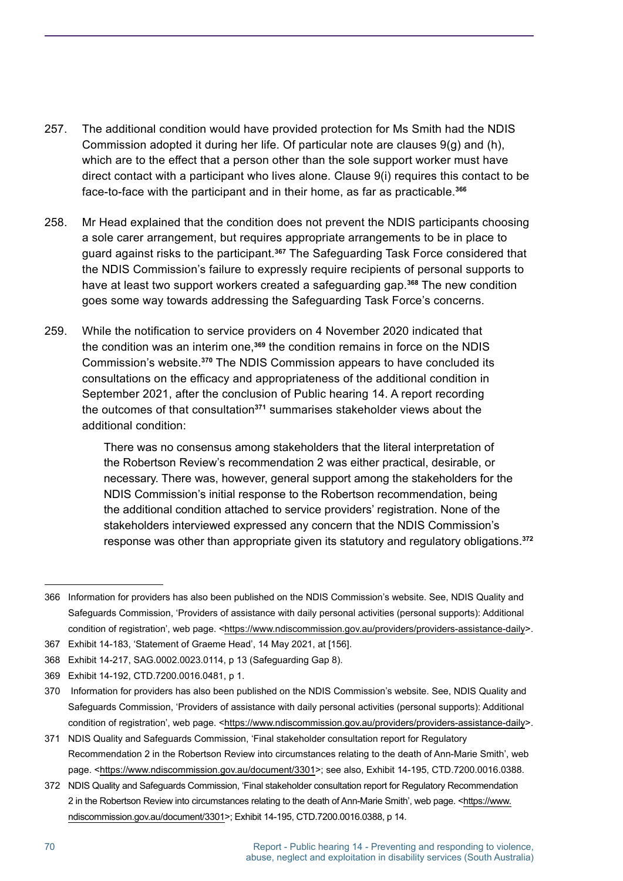257. The additional condition would have provided protection for Ms Smith had the NDIS Commission adopted it during her life. Of particular note are clauses 9(g) and (h), which are to the effect that a person other than the sole support worker must have direct contact with a participant who lives alone. Clause 9(i) requires this contact to be face-to-face with the participant and in their home, as far as practicable.[366]

258. Mr Head explained that the condition does not prevent the NDIS participants choosing a sole carer arrangement, but requires appropriate arrangements to be in place to guard against risks to the participant.[367] The Safeguarding Task Force considered that the NDIS Commission's failure to expressly require recipients of personal supports to have at least two support workers created a safeguarding gap.[368] The new condition goes some way towards addressing the Safeguarding Task Force's concerns.

259. While the notification to service providers on 4 November 2020 indicated that the condition was an interim one,[369] the condition remains in force on the NDIS Commission's website.[370] The NDIS Commission appears to have concluded its consultations on the efficacy and appropriateness of the additional condition in September 2021, after the conclusion of Public hearing 14. A report recording the outcomes of that consultation[371] summarises stakeholder views about the additional condition:

> There was no consensus among stakeholders that the literal interpretation of the Robertson Review's recommendation 2 was either practical, desirable, or necessary. There was, however, general support among the stakeholders for the NDIS Commission's initial response to the Robertson recommendation, being the additional condition attached to service providers' registration. None of the stakeholders interviewed expressed any concern that the NDIS Commission's response was other than appropriate given its statutory and regulatory obligations.[372]

---

366 Information for providers has also been published on the NDIS Commission's website. See, NDIS Quality and Safeguards Commission, 'Providers of assistance with daily personal activities (personal supports): Additional condition of registration', web page. <https://www.ndiscommission.gov.au/providers/providers-assistance-daily>.

367 Exhibit 14-183, 'Statement of Graeme Head', 14 May 2021, at [156].

368 Exhibit 14-217, SAG.0002.0023.0114, p 13 (Safeguarding Gap 8).

369 Exhibit 14-192, CTD.7200.0016.0481, p 1.

370 Information for providers has also been published on the NDIS Commission's website. See, NDIS Quality and Safeguards Commission, 'Providers of assistance with daily personal activities (personal supports): Additional condition of registration', web page. <https://www.ndiscommission.gov.au/providers/providers-assistance-daily>.

371 NDIS Quality and Safeguards Commission, 'Final stakeholder consultation report for Regulatory Recommendation 2 in the Robertson Review into circumstances relating to the death of Ann-Marie Smith', web page. <https://www.ndiscommission.gov.au/document/3301>; see also, Exhibit 14-195, CTD.7200.0016.0388.

372 NDIS Quality and Safeguards Commission, 'Final stakeholder consultation report for Regulatory Recommendation 2 in the Robertson Review into circumstances relating to the death of Ann-Marie Smith', web page. <https://www.ndiscommission.gov.au/document/3301>; Exhibit 14-195, CTD.7200.0016.0388, p 14.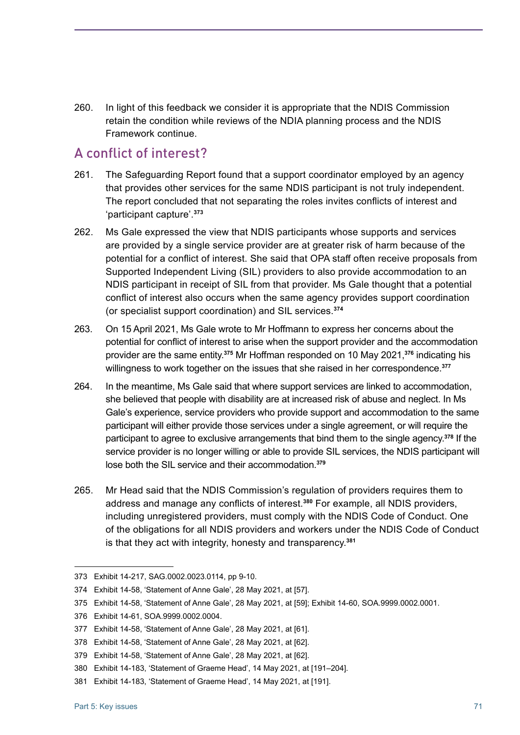260. In light of this feedback we consider it is appropriate that the NDIS Commission retain the condition while reviews of the NDIA planning process and the NDIS Framework continue.

## A conflict of interest?

261. The Safeguarding Report found that a support coordinator employed by an agency that provides other services for the same NDIS participant is not truly independent. The report concluded that not separating the roles invites conflicts of interest and 'participant capture'.[373]

262. Ms Gale expressed the view that NDIS participants whose supports and services are provided by a single service provider are at greater risk of harm because of the potential for a conflict of interest. She said that OPA staff often receive proposals from Supported Independent Living (SIL) providers to also provide accommodation to an NDIS participant in receipt of SIL from that provider. Ms Gale thought that a potential conflict of interest also occurs when the same agency provides support coordination (or specialist support coordination) and SIL services.[374]

263. On 15 April 2021, Ms Gale wrote to Mr Hoffmann to express her concerns about the potential for conflict of interest to arise when the support provider and the accommodation provider are the same entity.[375] Mr Hoffman responded on 10 May 2021,[376] indicating his willingness to work together on the issues that she raised in her correspondence.[377]

264. In the meantime, Ms Gale said that where support services are linked to accommodation, she believed that people with disability are at increased risk of abuse and neglect. In Ms Gale's experience, service providers who provide support and accommodation to the same participant will either provide those services under a single agreement, or will require the participant to agree to exclusive arrangements that bind them to the single agency.[378] If the service provider is no longer willing or able to provide SIL services, the NDIS participant will lose both the SIL service and their accommodation.[379]

265. Mr Head said that the NDIS Commission's regulation of providers requires them to address and manage any conflicts of interest.[380] For example, all NDIS providers, including unregistered providers, must comply with the NDIS Code of Conduct. One of the obligations for all NDIS providers and workers under the NDIS Code of Conduct is that they act with integrity, honesty and transparency.[381]

---

373 Exhibit 14-217, SAG.0002.0023.0114, pp 9-10.

374 Exhibit 14-58, 'Statement of Anne Gale', 28 May 2021, at [57].

375 Exhibit 14-58, 'Statement of Anne Gale', 28 May 2021, at [59]; Exhibit 14-60, SOA.9999.0002.0001.

376 Exhibit 14-61, SOA.9999.0002.0004.

377 Exhibit 14-58, 'Statement of Anne Gale', 28 May 2021, at [61].

378 Exhibit 14-58, 'Statement of Anne Gale', 28 May 2021, at [62].

379 Exhibit 14-58, 'Statement of Anne Gale', 28 May 2021, at [62].

380 Exhibit 14-183, 'Statement of Graeme Head', 14 May 2021, at [191–204].

381 Exhibit 14-183, 'Statement of Graeme Head', 14 May 2021, at [191].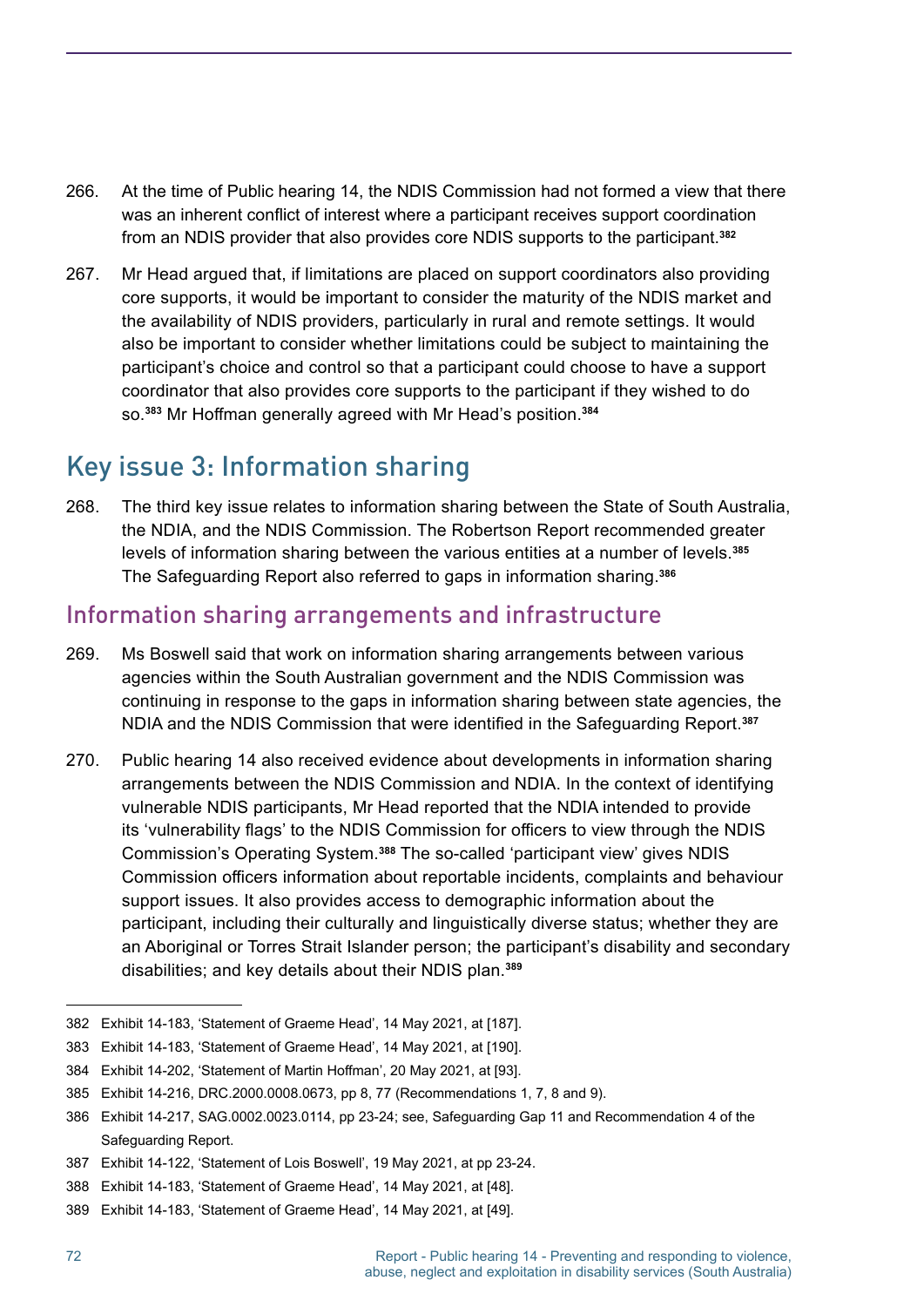266. At the time of Public hearing 14, the NDIS Commission had not formed a view that there was an inherent conflict of interest where a participant receives support coordination from an NDIS provider that also provides core NDIS supports to the participant.[382]

267. Mr Head argued that, if limitations are placed on support coordinators also providing core supports, it would be important to consider the maturity of the NDIS market and the availability of NDIS providers, particularly in rural and remote settings. It would also be important to consider whether limitations could be subject to maintaining the participant's choice and control so that a participant could choose to have a support coordinator that also provides core supports to the participant if they wished to do so.[383] Mr Hoffman generally agreed with Mr Head's position.[384]

## Key issue 3: Information sharing

268. The third key issue relates to information sharing between the State of South Australia, the NDIA, and the NDIS Commission. The Robertson Report recommended greater levels of information sharing between the various entities at a number of levels.[385] The Safeguarding Report also referred to gaps in information sharing.[386]

### Information sharing arrangements and infrastructure

269. Ms Boswell said that work on information sharing arrangements between various agencies within the South Australian government and the NDIS Commission was continuing in response to the gaps in information sharing between state agencies, the NDIA and the NDIS Commission that were identified in the Safeguarding Report.[387]

270. Public hearing 14 also received evidence about developments in information sharing arrangements between the NDIS Commission and NDIA. In the context of identifying vulnerable NDIS participants, Mr Head reported that the NDIA intended to provide its 'vulnerability flags' to the NDIS Commission for officers to view through the NDIS Commission's Operating System.[388] The so-called 'participant view' gives NDIS Commission officers information about reportable incidents, complaints and behaviour support issues. It also provides access to demographic information about the participant, including their culturally and linguistically diverse status; whether they are an Aboriginal or Torres Strait Islander person; the participant's disability and secondary disabilities; and key details about their NDIS plan.[389]

---

382 Exhibit 14-183, 'Statement of Graeme Head', 14 May 2021, at [187].

383 Exhibit 14-183, 'Statement of Graeme Head', 14 May 2021, at [190].

384 Exhibit 14-202, 'Statement of Martin Hoffman', 20 May 2021, at [93].

385 Exhibit 14-216, DRC.2000.0008.0673, pp 8, 77 (Recommendations 1, 7, 8 and 9).

386 Exhibit 14-217, SAG.0002.0023.0114, pp 23-24; see, Safeguarding Gap 11 and Recommendation 4 of the Safeguarding Report.

387 Exhibit 14-122, 'Statement of Lois Boswell', 19 May 2021, at pp 23-24.

388 Exhibit 14-183, 'Statement of Graeme Head', 14 May 2021, at [48].

389 Exhibit 14-183, 'Statement of Graeme Head', 14 May 2021, at [49].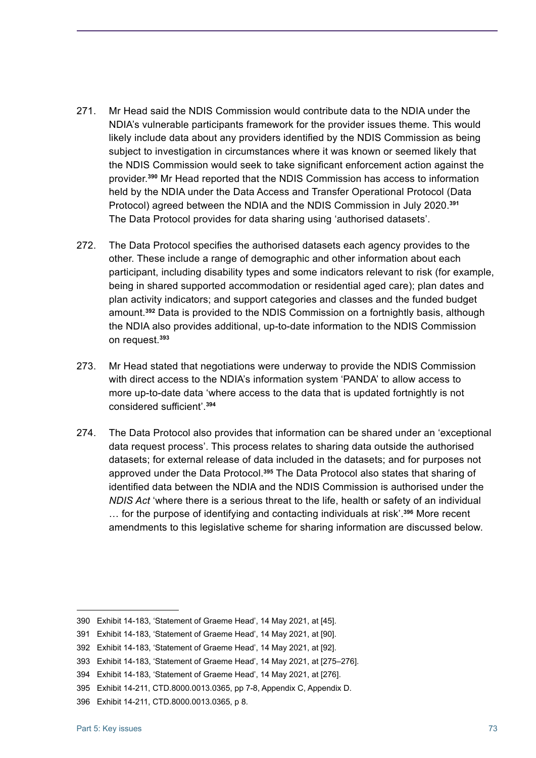271. Mr Head said the NDIS Commission would contribute data to the NDIA under the NDIA's vulnerable participants framework for the provider issues theme. This would likely include data about any providers identified by the NDIS Commission as being subject to investigation in circumstances where it was known or seemed likely that the NDIS Commission would seek to take significant enforcement action against the provider.[390] Mr Head reported that the NDIS Commission has access to information held by the NDIA under the Data Access and Transfer Operational Protocol (Data Protocol) agreed between the NDIA and the NDIS Commission in July 2020.[391] The Data Protocol provides for data sharing using 'authorised datasets'.

272. The Data Protocol specifies the authorised datasets each agency provides to the other. These include a range of demographic and other information about each participant, including disability types and some indicators relevant to risk (for example, being in shared supported accommodation or residential aged care); plan dates and plan activity indicators; and support categories and classes and the funded budget amount.[392] Data is provided to the NDIS Commission on a fortnightly basis, although the NDIA also provides additional, up-to-date information to the NDIS Commission on request.[393]

273. Mr Head stated that negotiations were underway to provide the NDIS Commission with direct access to the NDIA's information system 'PANDA' to allow access to more up-to-date data 'where access to the data that is updated fortnightly is not considered sufficient'.[394]

274. The Data Protocol also provides that information can be shared under an 'exceptional data request process'. This process relates to sharing data outside the authorised datasets; for external release of data included in the datasets; and for purposes not approved under the Data Protocol.[395] The Data Protocol also states that sharing of identified data between the NDIA and the NDIS Commission is authorised under the *NDIS Act* 'where there is a serious threat to the life, health or safety of an individual … for the purpose of identifying and contacting individuals at risk'.[396] More recent amendments to this legislative scheme for sharing information are discussed below.

---

390 Exhibit 14-183, 'Statement of Graeme Head', 14 May 2021, at [45].

391 Exhibit 14-183, 'Statement of Graeme Head', 14 May 2021, at [90].

392 Exhibit 14-183, 'Statement of Graeme Head', 14 May 2021, at [92].

393 Exhibit 14-183, 'Statement of Graeme Head', 14 May 2021, at [275–276].

394 Exhibit 14-183, 'Statement of Graeme Head', 14 May 2021, at [276].

395 Exhibit 14-211, CTD.8000.0013.0365, pp 7-8, Appendix C, Appendix D.

396 Exhibit 14-211, CTD.8000.0013.0365, p 8.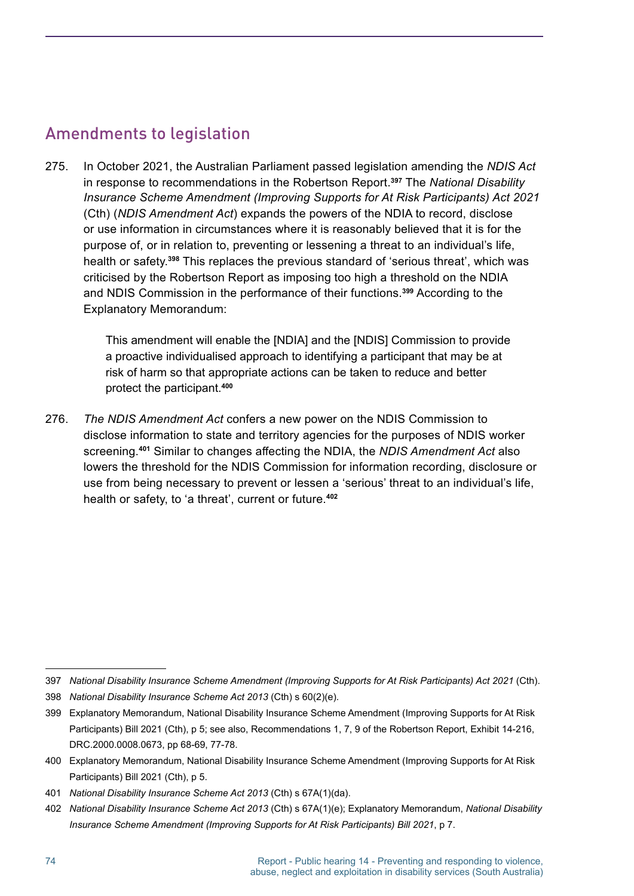## Amendments to legislation

275. In October 2021, the Australian Parliament passed legislation amending the *NDIS Act* in response to recommendations in the Robertson Report.[397] The *National Disability Insurance Scheme Amendment (Improving Supports for At Risk Participants) Act 2021* (Cth) (*NDIS Amendment Act*) expands the powers of the NDIA to record, disclose or use information in circumstances where it is reasonably believed that it is for the purpose of, or in relation to, preventing or lessening a threat to an individual's life, health or safety.[398] This replaces the previous standard of 'serious threat', which was criticised by the Robertson Report as imposing too high a threshold on the NDIA and NDIS Commission in the performance of their functions.[399] According to the Explanatory Memorandum:

> This amendment will enable the [NDIA] and the [NDIS] Commission to provide a proactive individualised approach to identifying a participant that may be at risk of harm so that appropriate actions can be taken to reduce and better protect the participant.[400]

276. *The NDIS Amendment Act* confers a new power on the NDIS Commission to disclose information to state and territory agencies for the purposes of NDIS worker screening.[401] Similar to changes affecting the NDIA, the *NDIS Amendment Act* also lowers the threshold for the NDIS Commission for information recording, disclosure or use from being necessary to prevent or lessen a 'serious' threat to an individual's life, health or safety, to 'a threat', current or future.[402]

---

397 *National Disability Insurance Scheme Amendment (Improving Supports for At Risk Participants) Act 2021* (Cth).

398 *National Disability Insurance Scheme Act 2013* (Cth) s 60(2)(e).

399 Explanatory Memorandum, National Disability Insurance Scheme Amendment (Improving Supports for At Risk Participants) Bill 2021 (Cth), p 5; see also, Recommendations 1, 7, 9 of the Robertson Report, Exhibit 14-216, DRC.2000.0008.0673, pp 68-69, 77-78.

400 Explanatory Memorandum, National Disability Insurance Scheme Amendment (Improving Supports for At Risk Participants) Bill 2021 (Cth), p 5.

401 *National Disability Insurance Scheme Act 2013* (Cth) s 67A(1)(da).

402 *National Disability Insurance Scheme Act 2013* (Cth) s 67A(1)(e); Explanatory Memorandum, *National Disability Insurance Scheme Amendment (Improving Supports for At Risk Participants) Bill 2021*, p 7.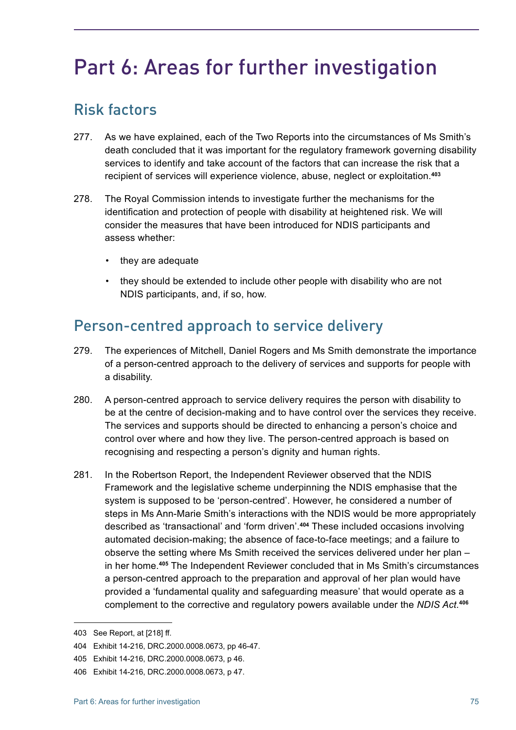# Part 6: Areas for further investigation

## Risk factors

277. As we have explained, each of the Two Reports into the circumstances of Ms Smith's death concluded that it was important for the regulatory framework governing disability services to identify and take account of the factors that can increase the risk that a recipient of services will experience violence, abuse, neglect or exploitation.[403]

278. The Royal Commission intends to investigate further the mechanisms for the identification and protection of people with disability at heightened risk. We will consider the measures that have been introduced for NDIS participants and assess whether:

   - they are adequate
   - they should be extended to include other people with disability who are not NDIS participants, and, if so, how.

## Person-centred approach to service delivery

279. The experiences of Mitchell, Daniel Rogers and Ms Smith demonstrate the importance of a person-centred approach to the delivery of services and supports for people with a disability.

280. A person-centred approach to service delivery requires the person with disability to be at the centre of decision-making and to have control over the services they receive. The services and supports should be directed to enhancing a person's choice and control over where and how they live. The person-centred approach is based on recognising and respecting a person's dignity and human rights.

281. In the Robertson Report, the Independent Reviewer observed that the NDIS Framework and the legislative scheme underpinning the NDIS emphasise that the system is supposed to be 'person-centred'. However, he considered a number of steps in Ms Ann-Marie Smith's interactions with the NDIS would be more appropriately described as 'transactional' and 'form driven'.[404] These included occasions involving automated decision-making; the absence of face-to-face meetings; and a failure to observe the setting where Ms Smith received the services delivered under her plan – in her home.[405] The Independent Reviewer concluded that in Ms Smith's circumstances a person-centred approach to the preparation and approval of her plan would have provided a 'fundamental quality and safeguarding measure' that would operate as a complement to the corrective and regulatory powers available under the *NDIS Act*.[406]

---

403 See Report, at [218] ff.

404 Exhibit 14-216, DRC.2000.0008.0673, pp 46-47.

405 Exhibit 14-216, DRC.2000.0008.0673, p 46.

406 Exhibit 14-216, DRC.2000.0008.0673, p 47.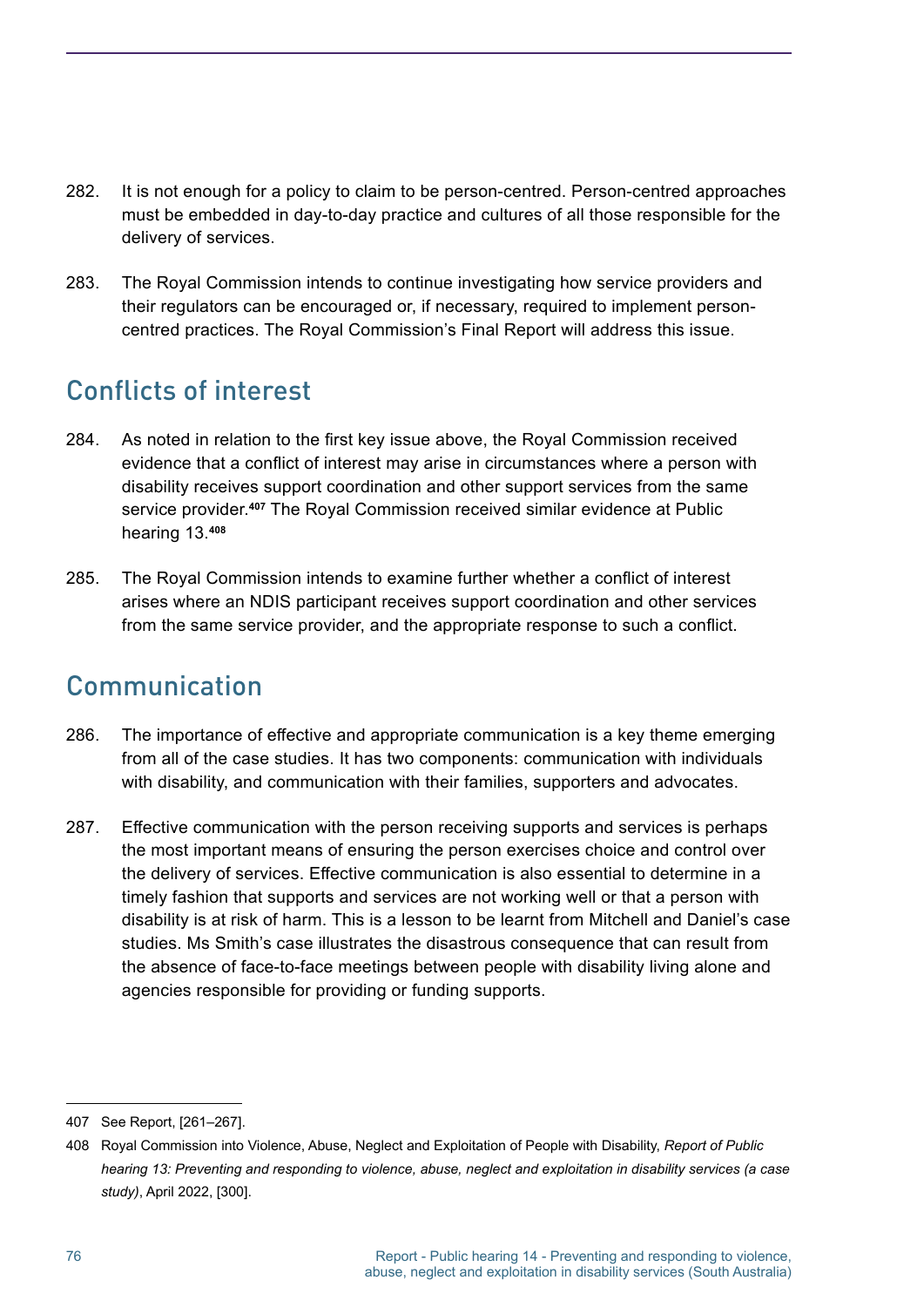282. It is not enough for a policy to claim to be person-centred. Person-centred approaches must be embedded in day-to-day practice and cultures of all those responsible for the delivery of services.

283. The Royal Commission intends to continue investigating how service providers and their regulators can be encouraged or, if necessary, required to implement person-centred practices. The Royal Commission's Final Report will address this issue.

## Conflicts of interest

284. As noted in relation to the first key issue above, the Royal Commission received evidence that a conflict of interest may arise in circumstances where a person with disability receives support coordination and other support services from the same service provider.[407] The Royal Commission received similar evidence at Public hearing 13.[408]

285. The Royal Commission intends to examine further whether a conflict of interest arises where an NDIS participant receives support coordination and other services from the same service provider, and the appropriate response to such a conflict.

## Communication

286. The importance of effective and appropriate communication is a key theme emerging from all of the case studies. It has two components: communication with individuals with disability, and communication with their families, supporters and advocates.

287. Effective communication with the person receiving supports and services is perhaps the most important means of ensuring the person exercises choice and control over the delivery of services. Effective communication is also essential to determine in a timely fashion that supports and services are not working well or that a person with disability is at risk of harm. This is a lesson to be learnt from Mitchell and Daniel's case studies. Ms Smith's case illustrates the disastrous consequence that can result from the absence of face-to-face meetings between people with disability living alone and agencies responsible for providing or funding supports.

---

407 See Report, [261–267].

408 Royal Commission into Violence, Abuse, Neglect and Exploitation of People with Disability, *Report of Public hearing 13: Preventing and responding to violence, abuse, neglect and exploitation in disability services (a case study)*, April 2022, [300].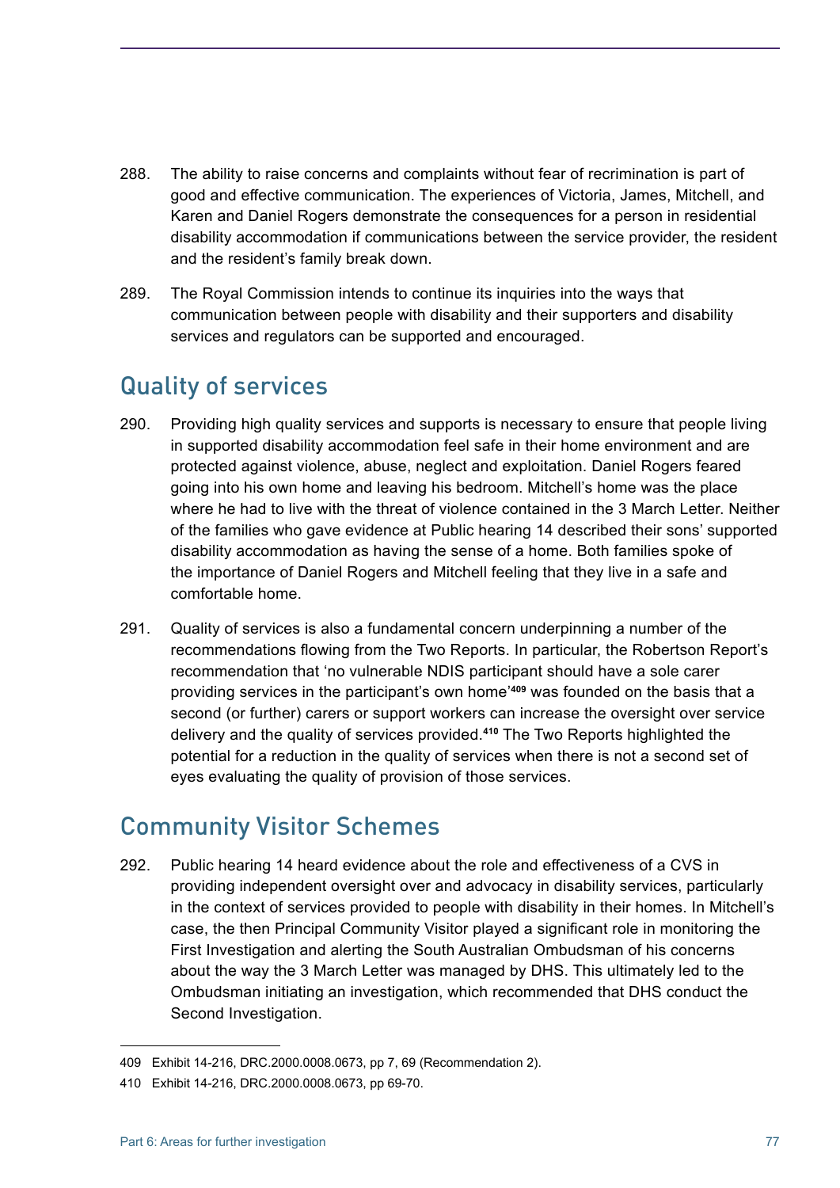288. The ability to raise concerns and complaints without fear of recrimination is part of good and effective communication. The experiences of Victoria, James, Mitchell, and Karen and Daniel Rogers demonstrate the consequences for a person in residential disability accommodation if communications between the service provider, the resident and the resident's family break down.

289. The Royal Commission intends to continue its inquiries into the ways that communication between people with disability and their supporters and disability services and regulators can be supported and encouraged.

## Quality of services

290. Providing high quality services and supports is necessary to ensure that people living in supported disability accommodation feel safe in their home environment and are protected against violence, abuse, neglect and exploitation. Daniel Rogers feared going into his own home and leaving his bedroom. Mitchell's home was the place where he had to live with the threat of violence contained in the 3 March Letter. Neither of the families who gave evidence at Public hearing 14 described their sons' supported disability accommodation as having the sense of a home. Both families spoke of the importance of Daniel Rogers and Mitchell feeling that they live in a safe and comfortable home.

291. Quality of services is also a fundamental concern underpinning a number of the recommendations flowing from the Two Reports. In particular, the Robertson Report's recommendation that 'no vulnerable NDIS participant should have a sole carer providing services in the participant's own home'[409] was founded on the basis that a second (or further) carers or support workers can increase the oversight over service delivery and the quality of services provided.[410] The Two Reports highlighted the potential for a reduction in the quality of services when there is not a second set of eyes evaluating the quality of provision of those services.

## Community Visitor Schemes

292. Public hearing 14 heard evidence about the role and effectiveness of a CVS in providing independent oversight over and advocacy in disability services, particularly in the context of services provided to people with disability in their homes. In Mitchell's case, the then Principal Community Visitor played a significant role in monitoring the First Investigation and alerting the South Australian Ombudsman of his concerns about the way the 3 March Letter was managed by DHS. This ultimately led to the Ombudsman initiating an investigation, which recommended that DHS conduct the Second Investigation.

---

409 Exhibit 14-216, DRC.2000.0008.0673, pp 7, 69 (Recommendation 2).

410 Exhibit 14-216, DRC.2000.0008.0673, pp 69-70.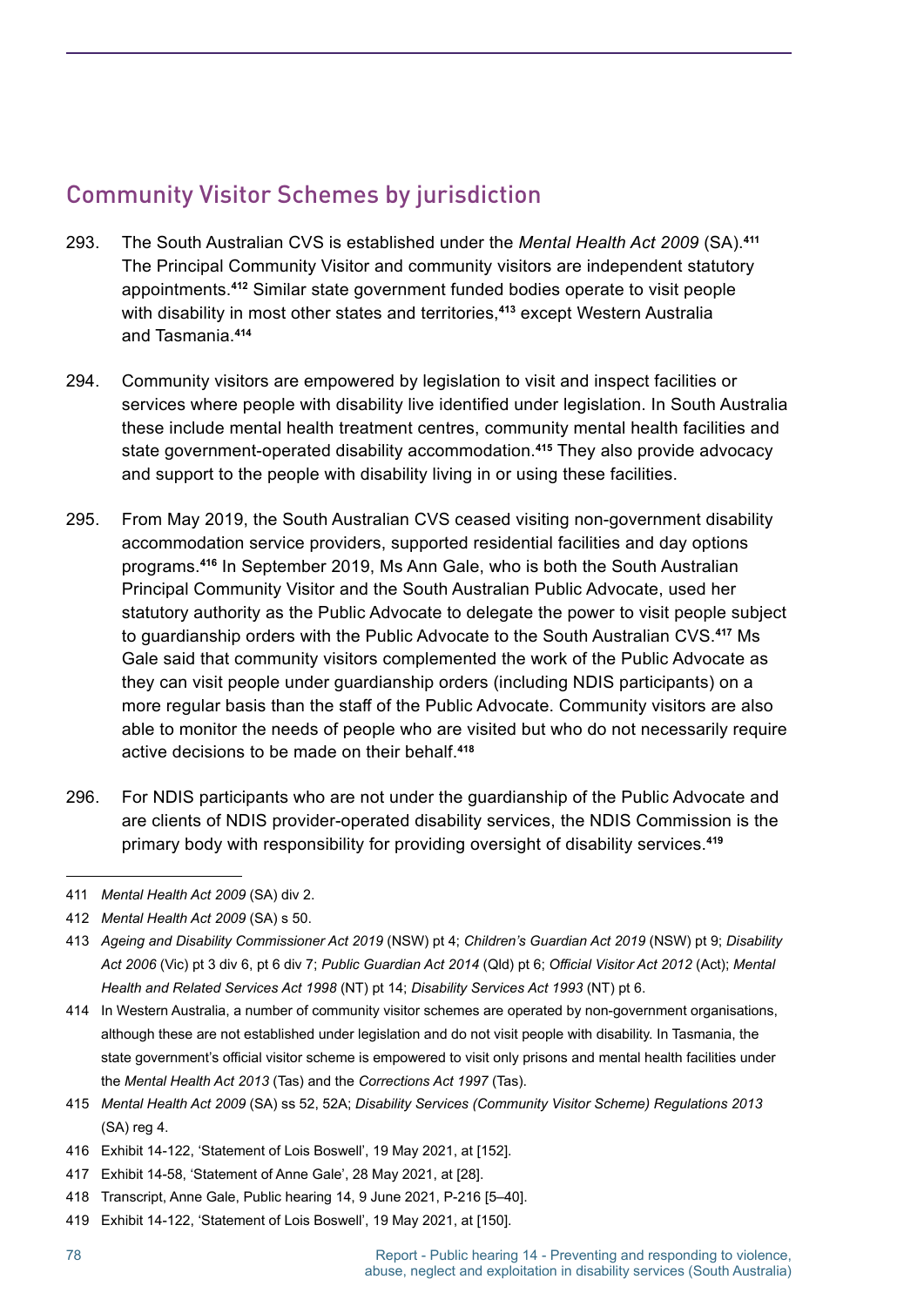## Community Visitor Schemes by jurisdiction

293. The South Australian CVS is established under the *Mental Health Act 2009* (SA).[411] The Principal Community Visitor and community visitors are independent statutory appointments.[412] Similar state government funded bodies operate to visit people with disability in most other states and territories,[413] except Western Australia and Tasmania.[414]

294. Community visitors are empowered by legislation to visit and inspect facilities or services where people with disability live identified under legislation. In South Australia these include mental health treatment centres, community mental health facilities and state government-operated disability accommodation.[415] They also provide advocacy and support to the people with disability living in or using these facilities.

295. From May 2019, the South Australian CVS ceased visiting non-government disability accommodation service providers, supported residential facilities and day options programs.[416] In September 2019, Ms Ann Gale, who is both the South Australian Principal Community Visitor and the South Australian Public Advocate, used her statutory authority as the Public Advocate to delegate the power to visit people subject to guardianship orders with the Public Advocate to the South Australian CVS.[417] Ms Gale said that community visitors complemented the work of the Public Advocate as they can visit people under guardianship orders (including NDIS participants) on a more regular basis than the staff of the Public Advocate. Community visitors are also able to monitor the needs of people who are visited but who do not necessarily require active decisions to be made on their behalf.[418]

296. For NDIS participants who are not under the guardianship of the Public Advocate and are clients of NDIS provider-operated disability services, the NDIS Commission is the primary body with responsibility for providing oversight of disability services.[419]

---

411 *Mental Health Act 2009* (SA) div 2.

412 *Mental Health Act 2009* (SA) s 50.

413 *Ageing and Disability Commissioner Act 2019* (NSW) pt 4; *Children's Guardian Act 2019* (NSW) pt 9; *Disability Act 2006* (Vic) pt 3 div 6, pt 6 div 7; *Public Guardian Act 2014* (Qld) pt 6; *Official Visitor Act 2012* (Act); *Mental Health and Related Services Act 1998* (NT) pt 14; *Disability Services Act 1993* (NT) pt 6.

414 In Western Australia, a number of community visitor schemes are operated by non-government organisations, although these are not established under legislation and do not visit people with disability. In Tasmania, the state government's official visitor scheme is empowered to visit only prisons and mental health facilities under the *Mental Health Act 2013* (Tas) and the *Corrections Act 1997* (Tas).

415 *Mental Health Act 2009* (SA) ss 52, 52A; *Disability Services (Community Visitor Scheme) Regulations 2013* (SA) reg 4.

416 Exhibit 14-122, 'Statement of Lois Boswell', 19 May 2021, at [152].

417 Exhibit 14-58, 'Statement of Anne Gale', 28 May 2021, at [28].

418 Transcript, Anne Gale, Public hearing 14, 9 June 2021, P-216 [5–40].

419 Exhibit 14-122, 'Statement of Lois Boswell', 19 May 2021, at [150].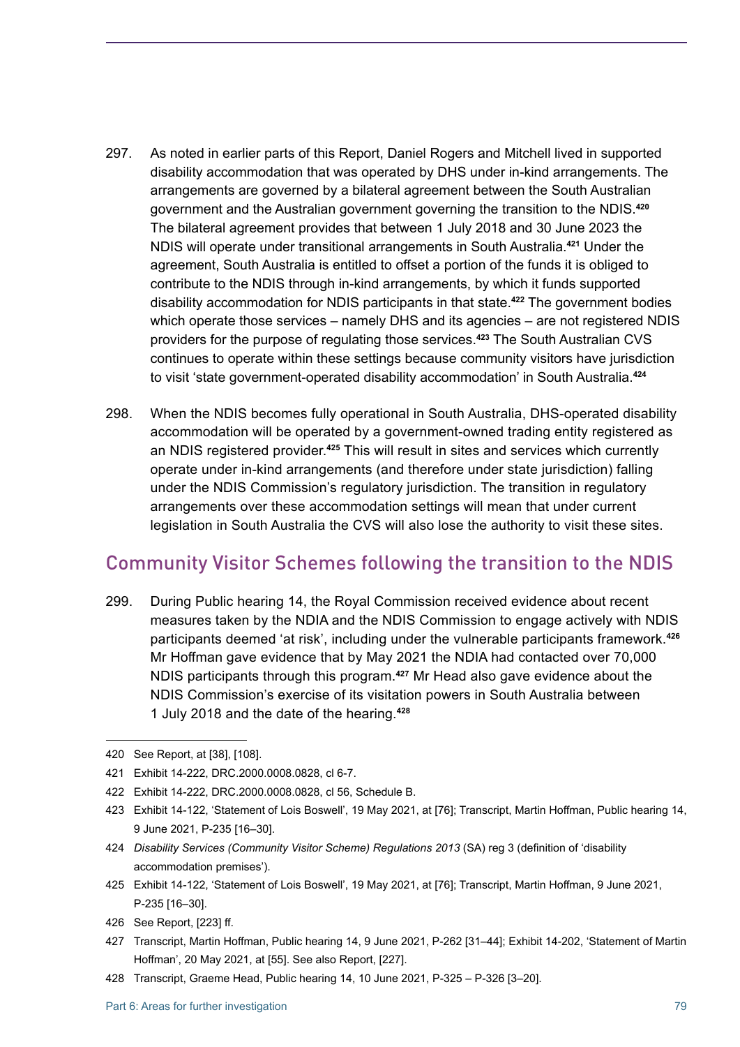297. As noted in earlier parts of this Report, Daniel Rogers and Mitchell lived in supported disability accommodation that was operated by DHS under in-kind arrangements. The arrangements are governed by a bilateral agreement between the South Australian government and the Australian government governing the transition to the NDIS.[420] The bilateral agreement provides that between 1 July 2018 and 30 June 2023 the NDIS will operate under transitional arrangements in South Australia.[421] Under the agreement, South Australia is entitled to offset a portion of the funds it is obliged to contribute to the NDIS through in-kind arrangements, by which it funds supported disability accommodation for NDIS participants in that state.[422] The government bodies which operate those services – namely DHS and its agencies – are not registered NDIS providers for the purpose of regulating those services.[423] The South Australian CVS continues to operate within these settings because community visitors have jurisdiction to visit 'state government-operated disability accommodation' in South Australia.[424]

298. When the NDIS becomes fully operational in South Australia, DHS-operated disability accommodation will be operated by a government-owned trading entity registered as an NDIS registered provider.[425] This will result in sites and services which currently operate under in-kind arrangements (and therefore under state jurisdiction) falling under the NDIS Commission's regulatory jurisdiction. The transition in regulatory arrangements over these accommodation settings will mean that under current legislation in South Australia the CVS will also lose the authority to visit these sites.

## Community Visitor Schemes following the transition to the NDIS

299. During Public hearing 14, the Royal Commission received evidence about recent measures taken by the NDIA and the NDIS Commission to engage actively with NDIS participants deemed 'at risk', including under the vulnerable participants framework.[426] Mr Hoffman gave evidence that by May 2021 the NDIA had contacted over 70,000 NDIS participants through this program.[427] Mr Head also gave evidence about the NDIS Commission's exercise of its visitation powers in South Australia between 1 July 2018 and the date of the hearing.[428]

---

420 See Report, at [38], [108].

421 Exhibit 14-222, DRC.2000.0008.0828, cl 6-7.

422 Exhibit 14-222, DRC.2000.0008.0828, cl 56, Schedule B.

423 Exhibit 14-122, 'Statement of Lois Boswell', 19 May 2021, at [76]; Transcript, Martin Hoffman, Public hearing 14, 9 June 2021, P-235 [16–30].

424 *Disability Services (Community Visitor Scheme) Regulations 2013* (SA) reg 3 (definition of 'disability accommodation premises').

425 Exhibit 14-122, 'Statement of Lois Boswell', 19 May 2021, at [76]; Transcript, Martin Hoffman, 9 June 2021, P-235 [16–30].

426 See Report, [223] ff.

427 Transcript, Martin Hoffman, Public hearing 14, 9 June 2021, P-262 [31–44]; Exhibit 14-202, 'Statement of Martin Hoffman', 20 May 2021, at [55]. See also Report, [227].

428 Transcript, Graeme Head, Public hearing 14, 10 June 2021, P-325 – P-326 [3–20].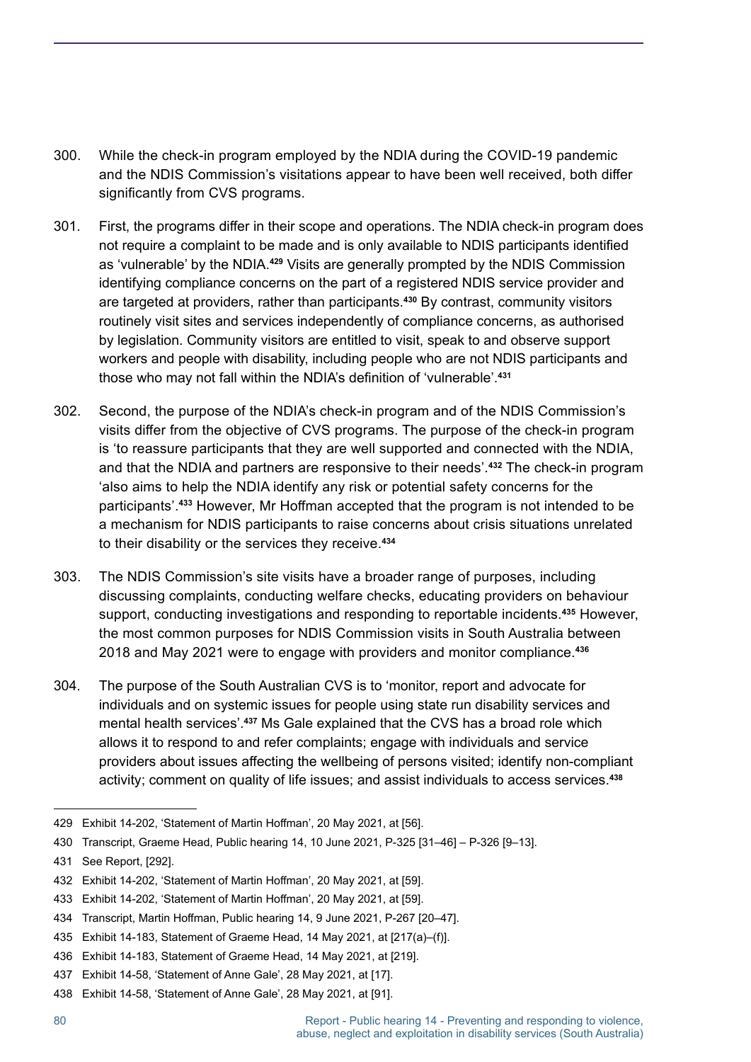300. While the check-in program employed by the NDIA during the COVID-19 pandemic and the NDIS Commission's visitations appear to have been well received, both differ significantly from CVS programs.

301. First, the programs differ in their scope and operations. The NDIA check-in program does not require a complaint to be made and is only available to NDIS participants identified as 'vulnerable' by the NDIA.[429] Visits are generally prompted by the NDIS Commission identifying compliance concerns on the part of a registered NDIS service provider and are targeted at providers, rather than participants.[430] By contrast, community visitors routinely visit sites and services independently of compliance concerns, as authorised by legislation. Community visitors are entitled to visit, speak to and observe support workers and people with disability, including people who are not NDIS participants and those who may not fall within the NDIA's definition of 'vulnerable'.[431]

302. Second, the purpose of the NDIA's check-in program and of the NDIS Commission's visits differ from the objective of CVS programs. The purpose of the check-in program is 'to reassure participants that they are well supported and connected with the NDIA, and that the NDIA and partners are responsive to their needs'.[432] The check-in program 'also aims to help the NDIA identify any risk or potential safety concerns for the participants'.[433] However, Mr Hoffman accepted that the program is not intended to be a mechanism for NDIS participants to raise concerns about crisis situations unrelated to their disability or the services they receive.[434]

303. The NDIS Commission's site visits have a broader range of purposes, including discussing complaints, conducting welfare checks, educating providers on behaviour support, conducting investigations and responding to reportable incidents.[435] However, the most common purposes for NDIS Commission visits in South Australia between 2018 and May 2021 were to engage with providers and monitor compliance.[436]

304. The purpose of the South Australian CVS is to 'monitor, report and advocate for individuals and on systemic issues for people using state run disability services and mental health services'.[437] Ms Gale explained that the CVS has a broad role which allows it to respond to and refer complaints; engage with individuals and service providers about issues affecting the wellbeing of persons visited; identify non-compliant activity; comment on quality of life issues; and assist individuals to access services.[438]

---

429 Exhibit 14-202, 'Statement of Martin Hoffman', 20 May 2021, at [56].

430 Transcript, Graeme Head, Public hearing 14, 10 June 2021, P-325 [31–46] – P-326 [9–13].

431 See Report, [292].

432 Exhibit 14-202, 'Statement of Martin Hoffman', 20 May 2021, at [59].

433 Exhibit 14-202, 'Statement of Martin Hoffman', 20 May 2021, at [59].

434 Transcript, Martin Hoffman, Public hearing 14, 9 June 2021, P-267 [20–47].

435 Exhibit 14-183, Statement of Graeme Head, 14 May 2021, at [217(a)–(f)].

436 Exhibit 14-183, Statement of Graeme Head, 14 May 2021, at [219].

437 Exhibit 14-58, 'Statement of Anne Gale', 28 May 2021, at [17].

438 Exhibit 14-58, 'Statement of Anne Gale', 28 May 2021, at [91].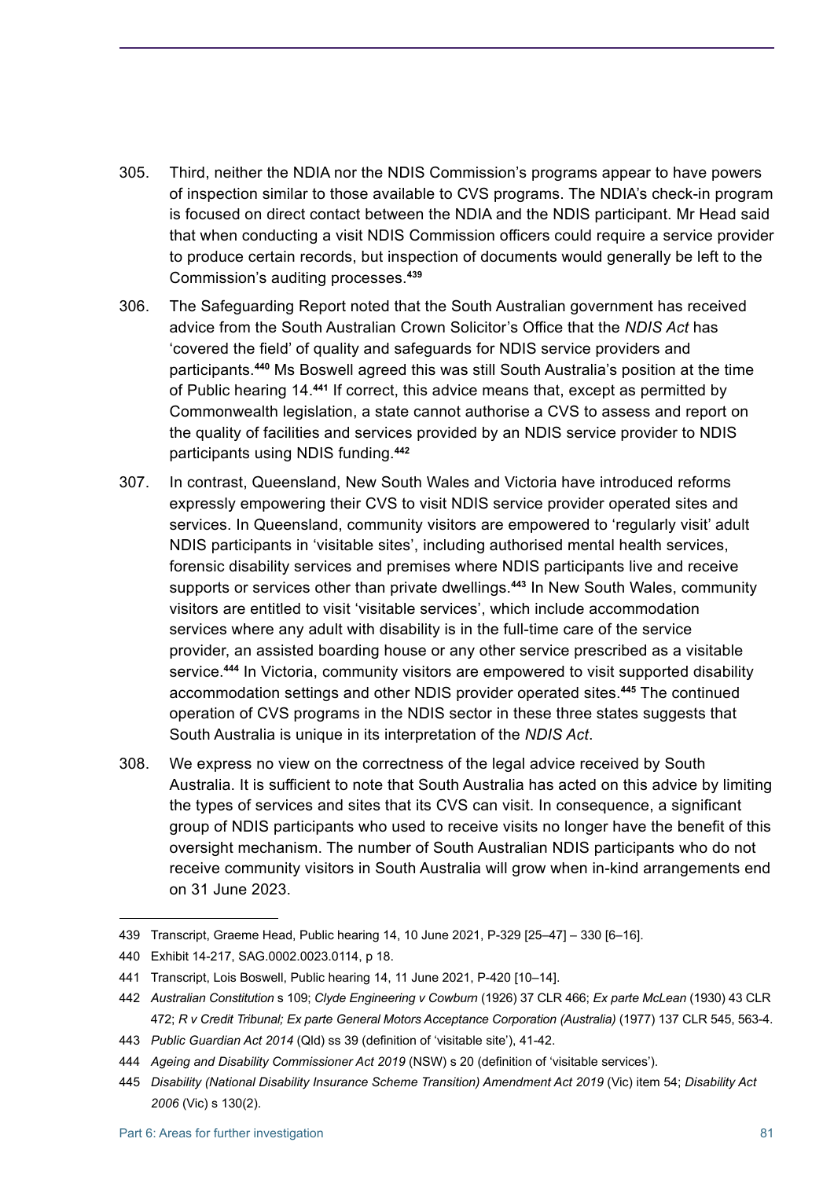305. Third, neither the NDIA nor the NDIS Commission's programs appear to have powers of inspection similar to those available to CVS programs. The NDIA's check-in program is focused on direct contact between the NDIA and the NDIS participant. Mr Head said that when conducting a visit NDIS Commission officers could require a service provider to produce certain records, but inspection of documents would generally be left to the Commission's auditing processes.[439]

306. The Safeguarding Report noted that the South Australian government has received advice from the South Australian Crown Solicitor's Office that the *NDIS Act* has 'covered the field' of quality and safeguards for NDIS service providers and participants.[440] Ms Boswell agreed this was still South Australia's position at the time of Public hearing 14.[441] If correct, this advice means that, except as permitted by Commonwealth legislation, a state cannot authorise a CVS to assess and report on the quality of facilities and services provided by an NDIS service provider to NDIS participants using NDIS funding.[442]

307. In contrast, Queensland, New South Wales and Victoria have introduced reforms expressly empowering their CVS to visit NDIS service provider operated sites and services. In Queensland, community visitors are empowered to 'regularly visit' adult NDIS participants in 'visitable sites', including authorised mental health services, forensic disability services and premises where NDIS participants live and receive supports or services other than private dwellings.[443] In New South Wales, community visitors are entitled to visit 'visitable services', which include accommodation services where any adult with disability is in the full-time care of the service provider, an assisted boarding house or any other service prescribed as a visitable service.[444] In Victoria, community visitors are empowered to visit supported disability accommodation settings and other NDIS provider operated sites.[445] The continued operation of CVS programs in the NDIS sector in these three states suggests that South Australia is unique in its interpretation of the *NDIS Act*.

308. We express no view on the correctness of the legal advice received by South Australia. It is sufficient to note that South Australia has acted on this advice by limiting the types of services and sites that its CVS can visit. In consequence, a significant group of NDIS participants who used to receive visits no longer have the benefit of this oversight mechanism. The number of South Australian NDIS participants who do not receive community visitors in South Australia will grow when in-kind arrangements end on 31 June 2023.

---

439 Transcript, Graeme Head, Public hearing 14, 10 June 2021, P-329 [25–47] – 330 [6–16].

440 Exhibit 14-217, SAG.0002.0023.0114, p 18.

441 Transcript, Lois Boswell, Public hearing 14, 11 June 2021, P-420 [10–14].

442 *Australian Constitution* s 109; *Clyde Engineering v Cowburn* (1926) 37 CLR 466; *Ex parte McLean* (1930) 43 CLR 472; *R v Credit Tribunal; Ex parte General Motors Acceptance Corporation (Australia)* (1977) 137 CLR 545, 563-4.

443 *Public Guardian Act 2014* (Qld) ss 39 (definition of 'visitable site'), 41-42.

444 *Ageing and Disability Commissioner Act 2019* (NSW) s 20 (definition of 'visitable services').

445 *Disability (National Disability Insurance Scheme Transition) Amendment Act 2019* (Vic) item 54; *Disability Act 2006* (Vic) s 130(2).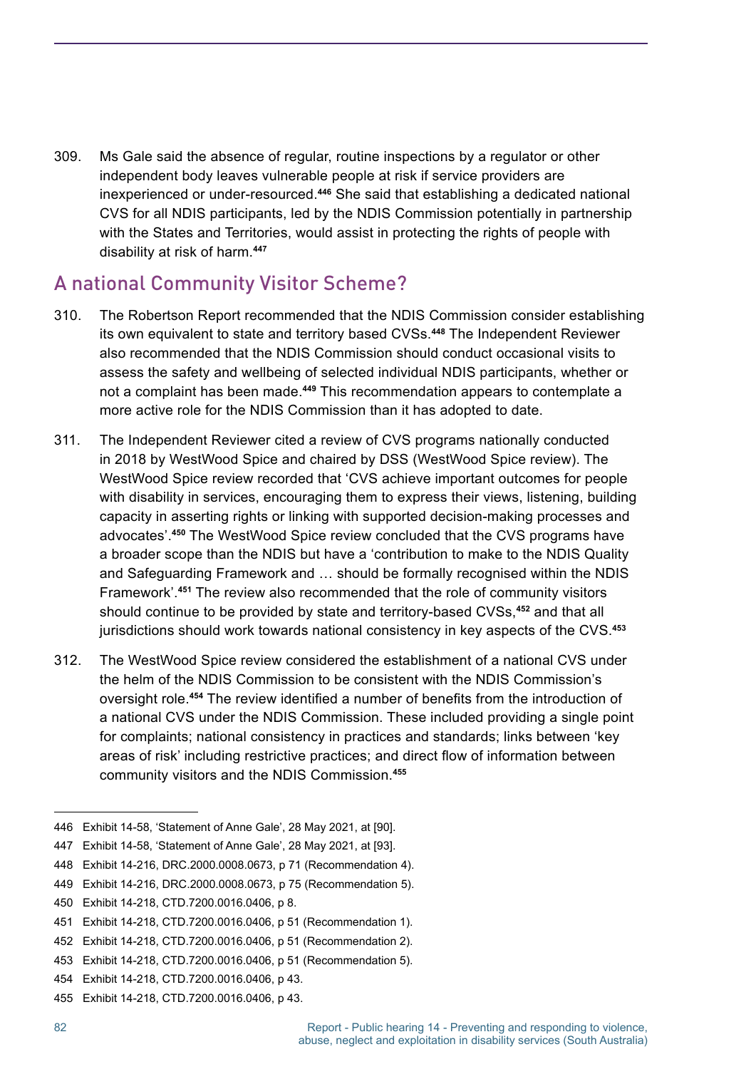309. Ms Gale said the absence of regular, routine inspections by a regulator or other independent body leaves vulnerable people at risk if service providers are inexperienced or under-resourced.[446] She said that establishing a dedicated national CVS for all NDIS participants, led by the NDIS Commission potentially in partnership with the States and Territories, would assist in protecting the rights of people with disability at risk of harm.[447]

## A national Community Visitor Scheme?

310. The Robertson Report recommended that the NDIS Commission consider establishing its own equivalent to state and territory based CVSs.[448] The Independent Reviewer also recommended that the NDIS Commission should conduct occasional visits to assess the safety and wellbeing of selected individual NDIS participants, whether or not a complaint has been made.[449] This recommendation appears to contemplate a more active role for the NDIS Commission than it has adopted to date.

311. The Independent Reviewer cited a review of CVS programs nationally conducted in 2018 by WestWood Spice and chaired by DSS (WestWood Spice review). The WestWood Spice review recorded that 'CVS achieve important outcomes for people with disability in services, encouraging them to express their views, listening, building capacity in asserting rights or linking with supported decision-making processes and advocates'.[450] The WestWood Spice review concluded that the CVS programs have a broader scope than the NDIS but have a 'contribution to make to the NDIS Quality and Safeguarding Framework and … should be formally recognised within the NDIS Framework'.[451] The review also recommended that the role of community visitors should continue to be provided by state and territory-based CVSs,[452] and that all jurisdictions should work towards national consistency in key aspects of the CVS.[453]

312. The WestWood Spice review considered the establishment of a national CVS under the helm of the NDIS Commission to be consistent with the NDIS Commission's oversight role.[454] The review identified a number of benefits from the introduction of a national CVS under the NDIS Commission. These included providing a single point for complaints; national consistency in practices and standards; links between 'key areas of risk' including restrictive practices; and direct flow of information between community visitors and the NDIS Commission.[455]

---

446 Exhibit 14-58, 'Statement of Anne Gale', 28 May 2021, at [90].

447 Exhibit 14-58, 'Statement of Anne Gale', 28 May 2021, at [93].

448 Exhibit 14-216, DRC.2000.0008.0673, p 71 (Recommendation 4).

449 Exhibit 14-216, DRC.2000.0008.0673, p 75 (Recommendation 5).

450 Exhibit 14-218, CTD.7200.0016.0406, p 8.

451 Exhibit 14-218, CTD.7200.0016.0406, p 51 (Recommendation 1).

452 Exhibit 14-218, CTD.7200.0016.0406, p 51 (Recommendation 2).

453 Exhibit 14-218, CTD.7200.0016.0406, p 51 (Recommendation 5).

454 Exhibit 14-218, CTD.7200.0016.0406, p 43.

455 Exhibit 14-218, CTD.7200.0016.0406, p 43.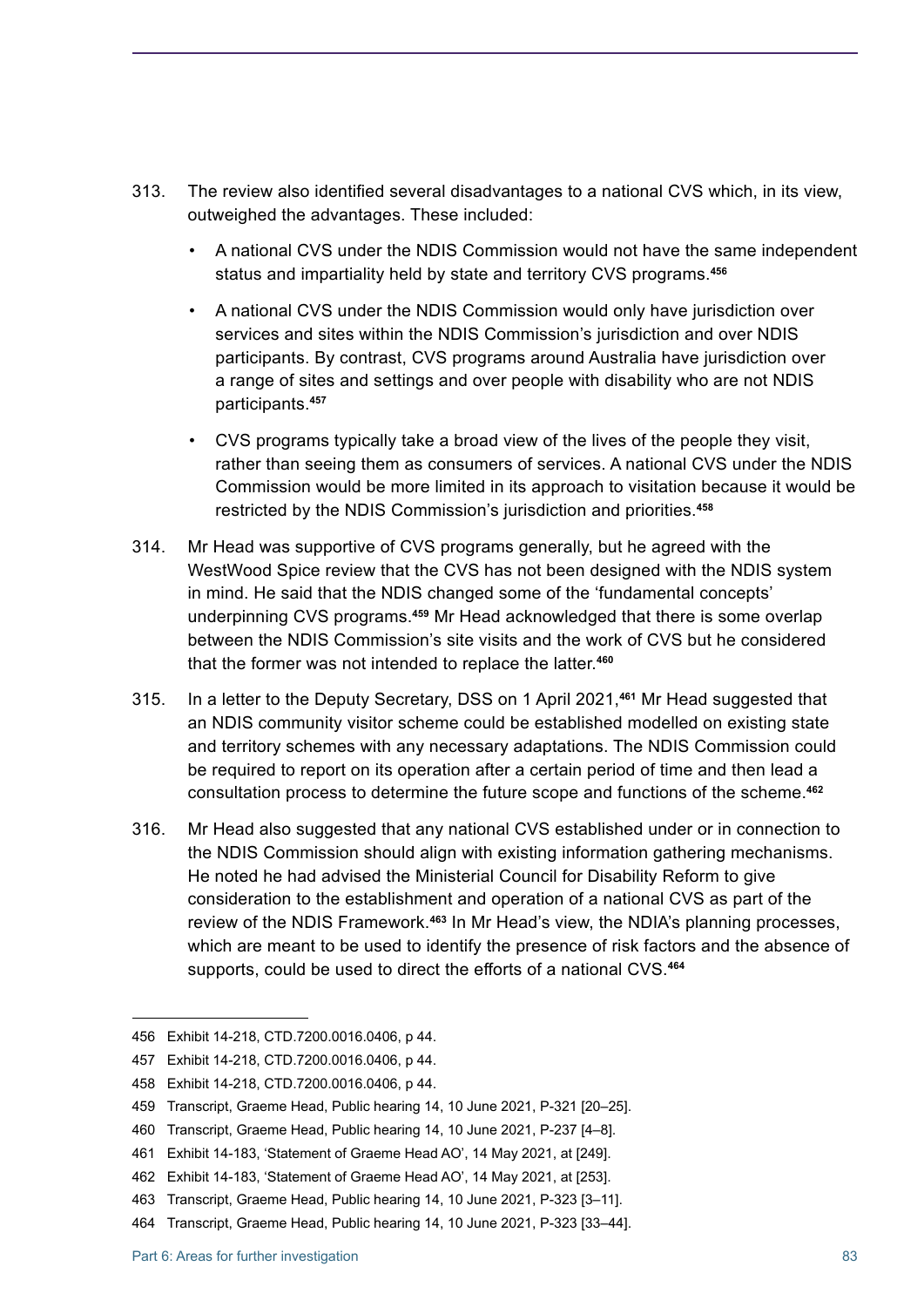313. The review also identified several disadvantages to a national CVS which, in its view, outweighed the advantages. These included:

- A national CVS under the NDIS Commission would not have the same independent status and impartiality held by state and territory CVS programs.[456]
- A national CVS under the NDIS Commission would only have jurisdiction over services and sites within the NDIS Commission's jurisdiction and over NDIS participants. By contrast, CVS programs around Australia have jurisdiction over a range of sites and settings and over people with disability who are not NDIS participants.[457]
- CVS programs typically take a broad view of the lives of the people they visit, rather than seeing them as consumers of services. A national CVS under the NDIS Commission would be more limited in its approach to visitation because it would be restricted by the NDIS Commission's jurisdiction and priorities.[458]

314. Mr Head was supportive of CVS programs generally, but he agreed with the WestWood Spice review that the CVS has not been designed with the NDIS system in mind. He said that the NDIS changed some of the 'fundamental concepts' underpinning CVS programs.[459] Mr Head acknowledged that there is some overlap between the NDIS Commission's site visits and the work of CVS but he considered that the former was not intended to replace the latter.[460]

315. In a letter to the Deputy Secretary, DSS on 1 April 2021,[461] Mr Head suggested that an NDIS community visitor scheme could be established modelled on existing state and territory schemes with any necessary adaptations. The NDIS Commission could be required to report on its operation after a certain period of time and then lead a consultation process to determine the future scope and functions of the scheme.[462]

316. Mr Head also suggested that any national CVS established under or in connection to the NDIS Commission should align with existing information gathering mechanisms. He noted he had advised the Ministerial Council for Disability Reform to give consideration to the establishment and operation of a national CVS as part of the review of the NDIS Framework.[463] In Mr Head's view, the NDIA's planning processes, which are meant to be used to identify the presence of risk factors and the absence of supports, could be used to direct the efforts of a national CVS.[464]

---

456 Exhibit 14-218, CTD.7200.0016.0406, p 44.

457 Exhibit 14-218, CTD.7200.0016.0406, p 44.

458 Exhibit 14-218, CTD.7200.0016.0406, p 44.

459 Transcript, Graeme Head, Public hearing 14, 10 June 2021, P-321 [20–25].

460 Transcript, Graeme Head, Public hearing 14, 10 June 2021, P-237 [4–8].

461 Exhibit 14-183, 'Statement of Graeme Head AO', 14 May 2021, at [249].

462 Exhibit 14-183, 'Statement of Graeme Head AO', 14 May 2021, at [253].

463 Transcript, Graeme Head, Public hearing 14, 10 June 2021, P-323 [3–11].

464 Transcript, Graeme Head, Public hearing 14, 10 June 2021, P-323 [33–44].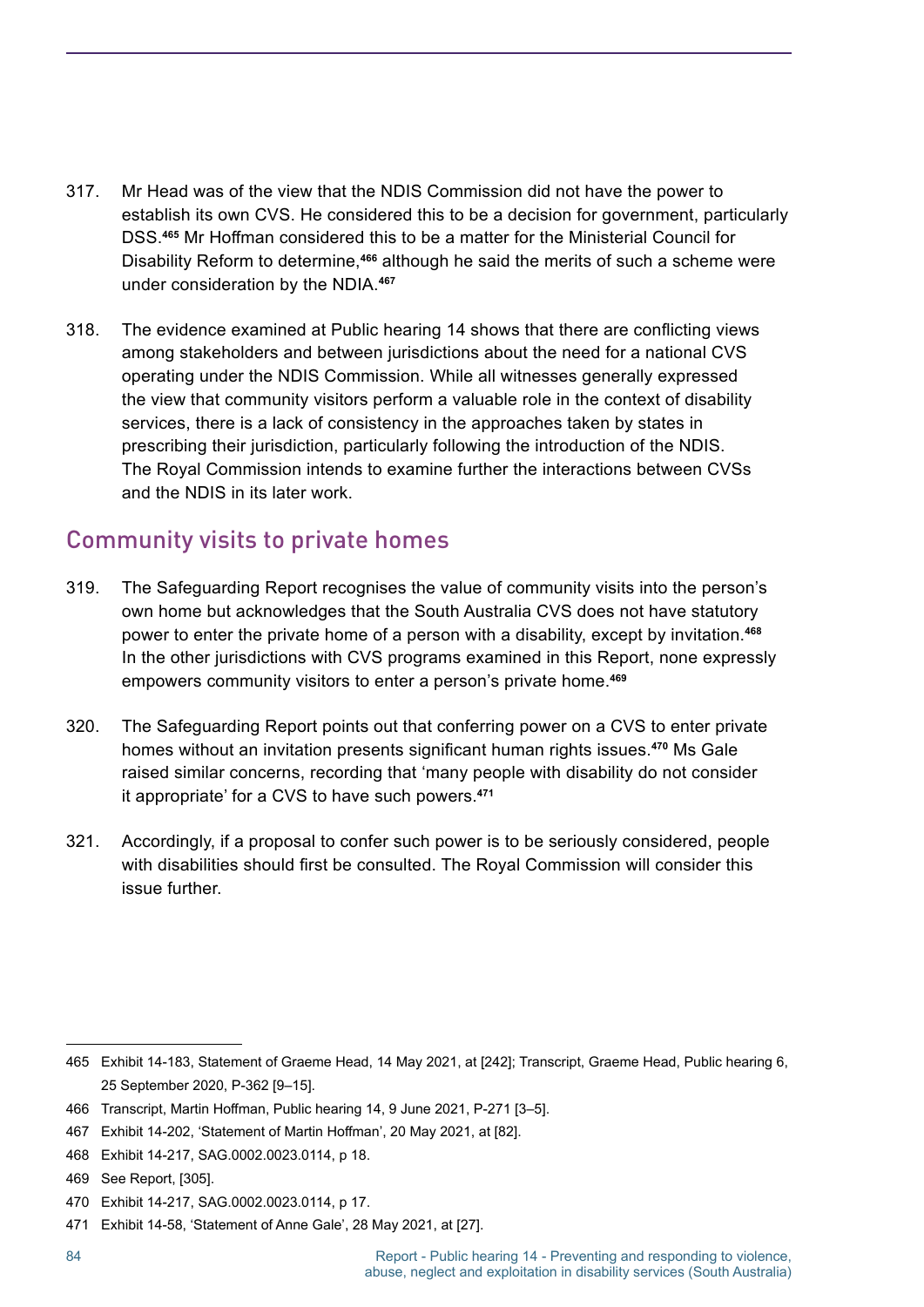317. Mr Head was of the view that the NDIS Commission did not have the power to establish its own CVS. He considered this to be a decision for government, particularly DSS.[465] Mr Hoffman considered this to be a matter for the Ministerial Council for Disability Reform to determine,[466] although he said the merits of such a scheme were under consideration by the NDIA.[467]

318. The evidence examined at Public hearing 14 shows that there are conflicting views among stakeholders and between jurisdictions about the need for a national CVS operating under the NDIS Commission. While all witnesses generally expressed the view that community visitors perform a valuable role in the context of disability services, there is a lack of consistency in the approaches taken by states in prescribing their jurisdiction, particularly following the introduction of the NDIS. The Royal Commission intends to examine further the interactions between CVSs and the NDIS in its later work.

## Community visits to private homes

319. The Safeguarding Report recognises the value of community visits into the person's own home but acknowledges that the South Australia CVS does not have statutory power to enter the private home of a person with a disability, except by invitation.[468] In the other jurisdictions with CVS programs examined in this Report, none expressly empowers community visitors to enter a person's private home.[469]

320. The Safeguarding Report points out that conferring power on a CVS to enter private homes without an invitation presents significant human rights issues.[470] Ms Gale raised similar concerns, recording that 'many people with disability do not consider it appropriate' for a CVS to have such powers.[471]

321. Accordingly, if a proposal to confer such power is to be seriously considered, people with disabilities should first be consulted. The Royal Commission will consider this issue further.

---

465 Exhibit 14-183, Statement of Graeme Head, 14 May 2021, at [242]; Transcript, Graeme Head, Public hearing 6, 25 September 2020, P-362 [9–15].

466 Transcript, Martin Hoffman, Public hearing 14, 9 June 2021, P-271 [3–5].

467 Exhibit 14-202, 'Statement of Martin Hoffman', 20 May 2021, at [82].

468 Exhibit 14-217, SAG.0002.0023.0114, p 18.

469 See Report, [305].

470 Exhibit 14-217, SAG.0002.0023.0114, p 17.

471 Exhibit 14-58, 'Statement of Anne Gale', 28 May 2021, at [27].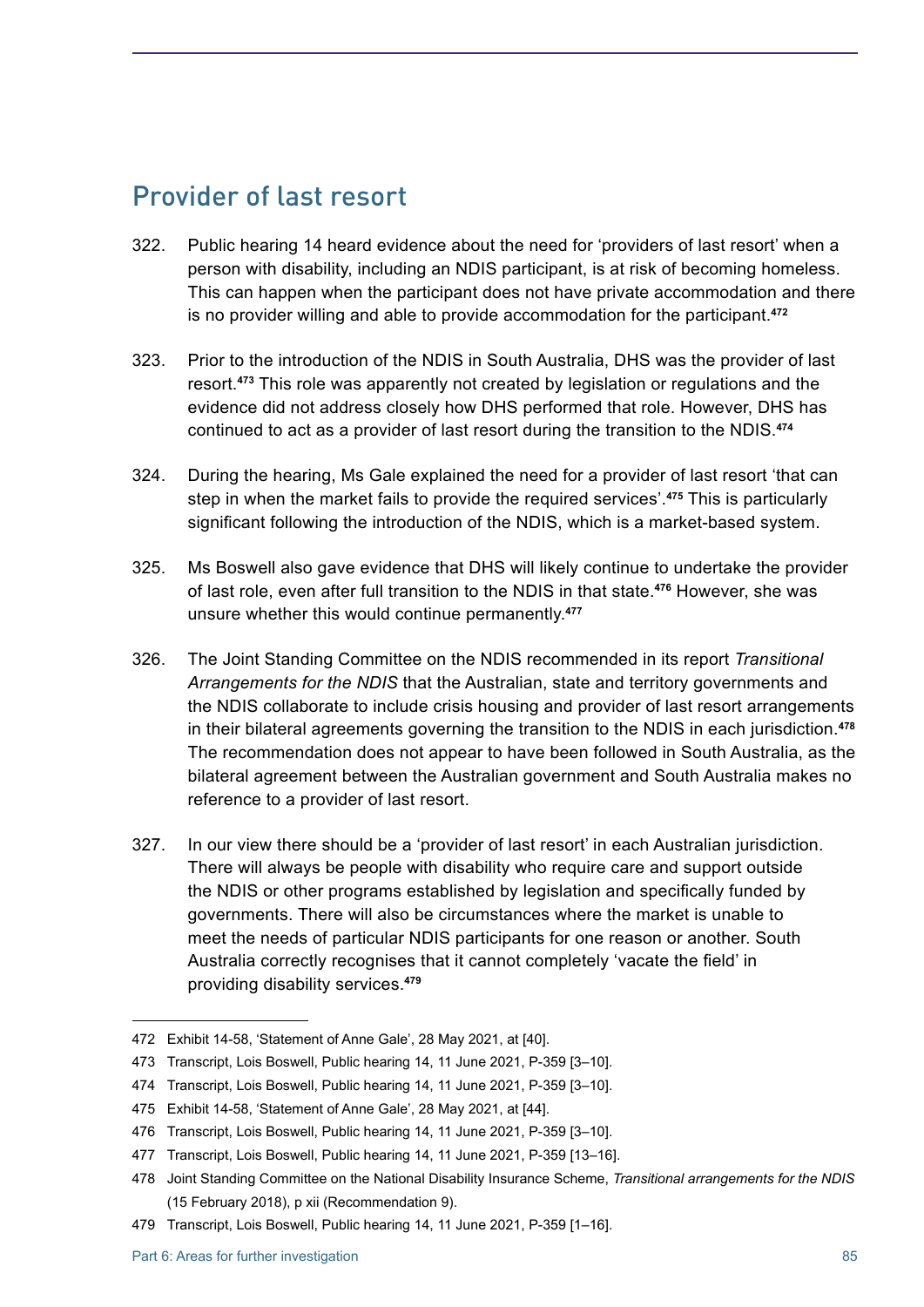## Provider of last resort

322. Public hearing 14 heard evidence about the need for 'providers of last resort' when a person with disability, including an NDIS participant, is at risk of becoming homeless. This can happen when the participant does not have private accommodation and there is no provider willing and able to provide accommodation for the participant.[472]

323. Prior to the introduction of the NDIS in South Australia, DHS was the provider of last resort.[473] This role was apparently not created by legislation or regulations and the evidence did not address closely how DHS performed that role. However, DHS has continued to act as a provider of last resort during the transition to the NDIS.[474]

324. During the hearing, Ms Gale explained the need for a provider of last resort 'that can step in when the market fails to provide the required services'.[475] This is particularly significant following the introduction of the NDIS, which is a market-based system.

325. Ms Boswell also gave evidence that DHS will likely continue to undertake the provider of last role, even after full transition to the NDIS in that state.[476] However, she was unsure whether this would continue permanently.[477]

326. The Joint Standing Committee on the NDIS recommended in its report *Transitional Arrangements for the NDIS* that the Australian, state and territory governments and the NDIS collaborate to include crisis housing and provider of last resort arrangements in their bilateral agreements governing the transition to the NDIS in each jurisdiction.[478] The recommendation does not appear to have been followed in South Australia, as the bilateral agreement between the Australian government and South Australia makes no reference to a provider of last resort.

327. In our view there should be a 'provider of last resort' in each Australian jurisdiction. There will always be people with disability who require care and support outside the NDIS or other programs established by legislation and specifically funded by governments. There will also be circumstances where the market is unable to meet the needs of particular NDIS participants for one reason or another. South Australia correctly recognises that it cannot completely 'vacate the field' in providing disability services.[479]

---

472 Exhibit 14-58, 'Statement of Anne Gale', 28 May 2021, at [40].

473 Transcript, Lois Boswell, Public hearing 14, 11 June 2021, P-359 [3–10].

474 Transcript, Lois Boswell, Public hearing 14, 11 June 2021, P-359 [3–10].

475 Exhibit 14-58, 'Statement of Anne Gale', 28 May 2021, at [44].

476 Transcript, Lois Boswell, Public hearing 14, 11 June 2021, P-359 [3–10].

477 Transcript, Lois Boswell, Public hearing 14, 11 June 2021, P-359 [13–16].

478 Joint Standing Committee on the National Disability Insurance Scheme, *Transitional arrangements for the NDIS* (15 February 2018), p xii (Recommendation 9).

479 Transcript, Lois Boswell, Public hearing 14, 11 June 2021, P-359 [1–16].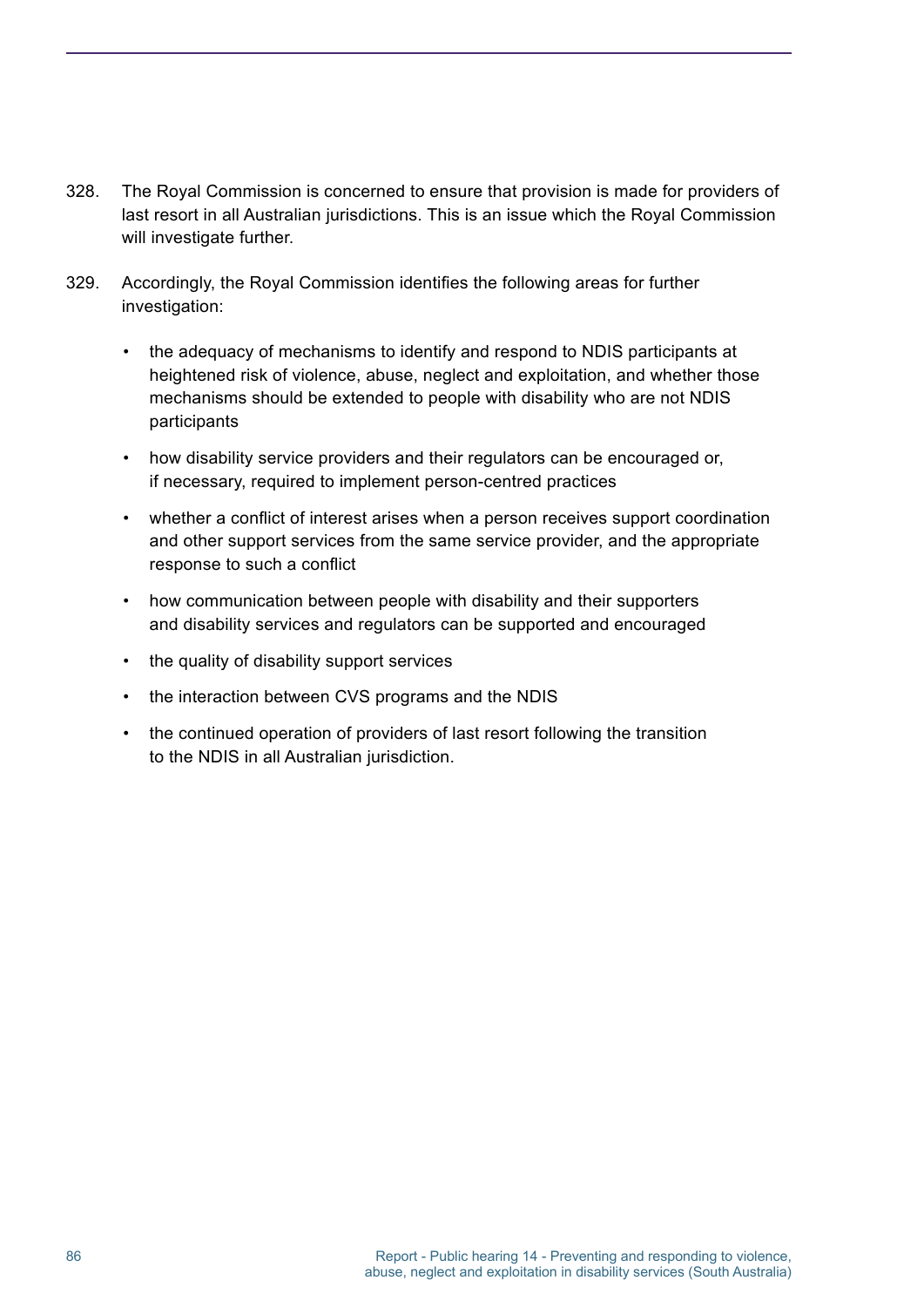328. The Royal Commission is concerned to ensure that provision is made for providers of last resort in all Australian jurisdictions. This is an issue which the Royal Commission will investigate further.

329. Accordingly, the Royal Commission identifies the following areas for further investigation:

- the adequacy of mechanisms to identify and respond to NDIS participants at heightened risk of violence, abuse, neglect and exploitation, and whether those mechanisms should be extended to people with disability who are not NDIS participants
- how disability service providers and their regulators can be encouraged or, if necessary, required to implement person-centred practices
- whether a conflict of interest arises when a person receives support coordination and other support services from the same service provider, and the appropriate response to such a conflict
- how communication between people with disability and their supporters and disability services and regulators can be supported and encouraged
- the quality of disability support services
- the interaction between CVS programs and the NDIS
- the continued operation of providers of last resort following the transition to the NDIS in all Australian jurisdiction.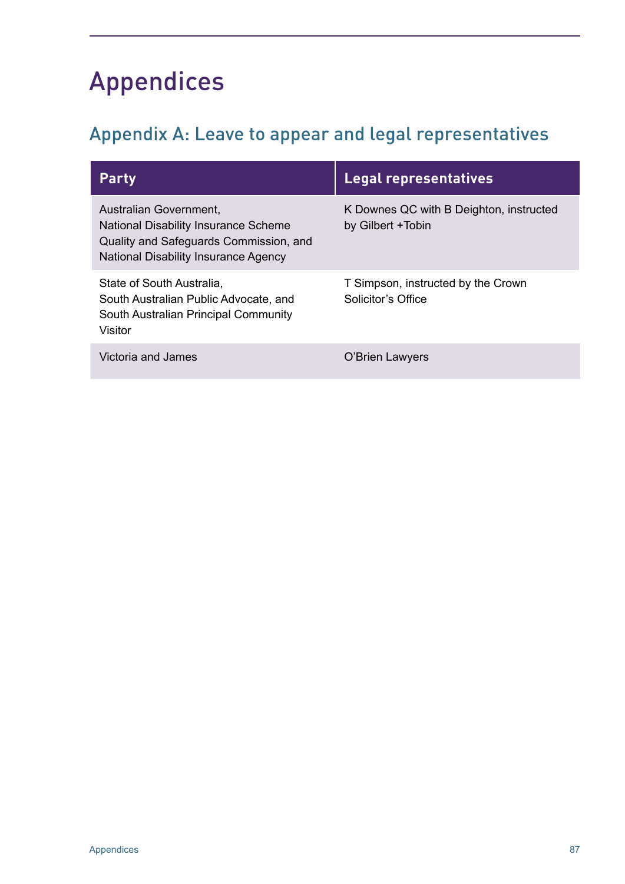# Appendices

## Appendix A: Leave to appear and legal representatives

| Party | Legal representatives |
|---|---|
| Australian Government, National Disability Insurance Scheme Quality and Safeguards Commission, and National Disability Insurance Agency | K Downes QC with B Deighton, instructed by Gilbert +Tobin |
| State of South Australia, South Australian Public Advocate, and South Australian Principal Community Visitor | T Simpson, instructed by the Crown Solicitor's Office |
| Victoria and James | O'Brien Lawyers |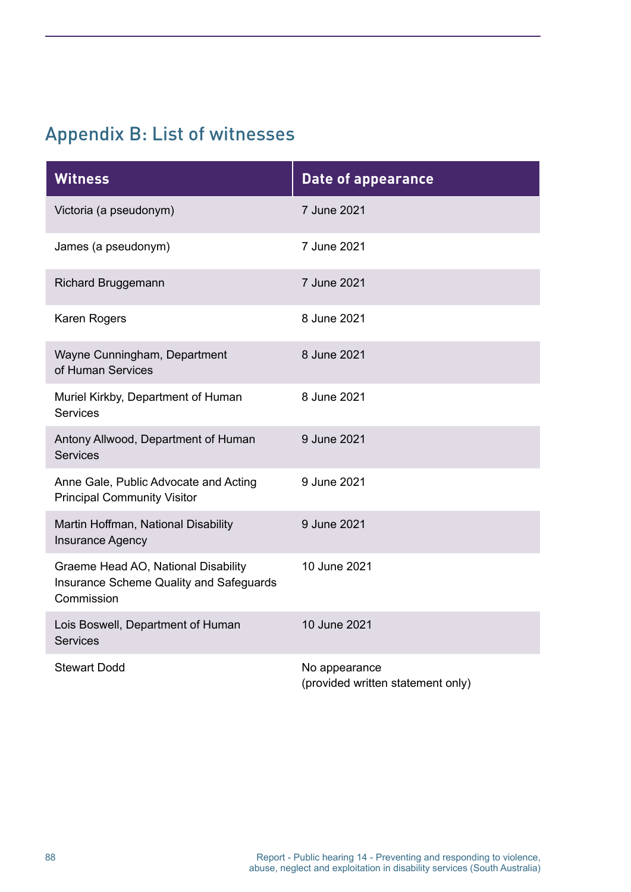## Appendix B: List of witnesses

| Witness | Date of appearance |
|---|---|
| Victoria (a pseudonym) | 7 June 2021 |
| James (a pseudonym) | 7 June 2021 |
| Richard Bruggemann | 7 June 2021 |
| Karen Rogers | 8 June 2021 |
| Wayne Cunningham, Department of Human Services | 8 June 2021 |
| Muriel Kirkby, Department of Human Services | 8 June 2021 |
| Antony Allwood, Department of Human Services | 9 June 2021 |
| Anne Gale, Public Advocate and Acting Principal Community Visitor | 9 June 2021 |
| Martin Hoffman, National Disability Insurance Agency | 9 June 2021 |
| Graeme Head AO, National Disability Insurance Scheme Quality and Safeguards Commission | 10 June 2021 |
| Lois Boswell, Department of Human Services | 10 June 2021 |
| Stewart Dodd | No appearance (provided written statement only) |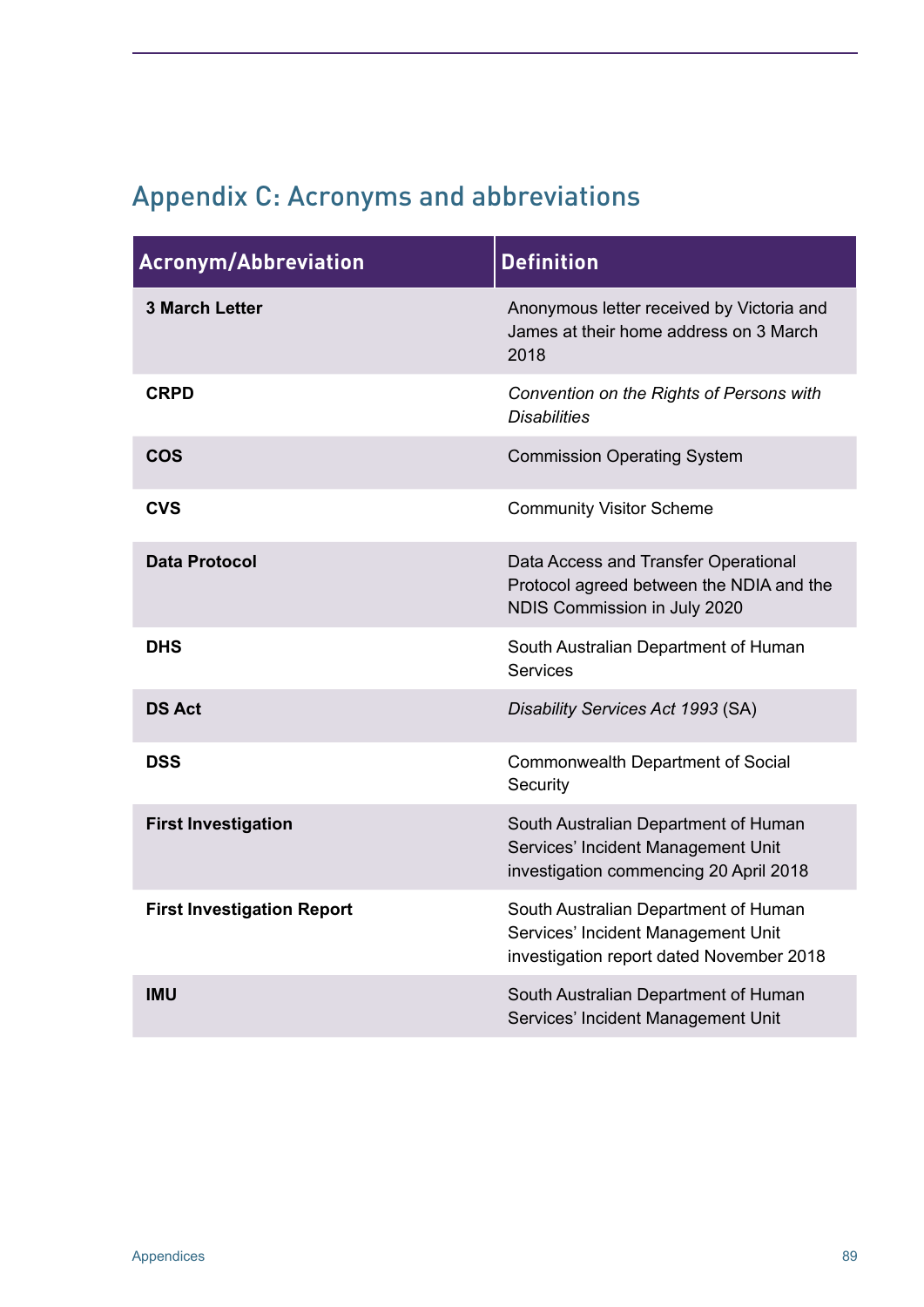## Appendix C: Acronyms and abbreviations

| Acronym/Abbreviation | Definition |
| --- | --- |
| **3 March Letter** | Anonymous letter received by Victoria and James at their home address on 3 March 2018 |
| **CRPD** | *Convention on the Rights of Persons with Disabilities* |
| **COS** | Commission Operating System |
| **CVS** | Community Visitor Scheme |
| **Data Protocol** | Data Access and Transfer Operational Protocol agreed between the NDIA and the NDIS Commission in July 2020 |
| **DHS** | South Australian Department of Human Services |
| **DS Act** | *Disability Services Act 1993* (SA) |
| **DSS** | Commonwealth Department of Social Security |
| **First Investigation** | South Australian Department of Human Services' Incident Management Unit investigation commencing 20 April 2018 |
| **First Investigation Report** | South Australian Department of Human Services' Incident Management Unit investigation report dated November 2018 |
| **IMU** | South Australian Department of Human Services' Incident Management Unit |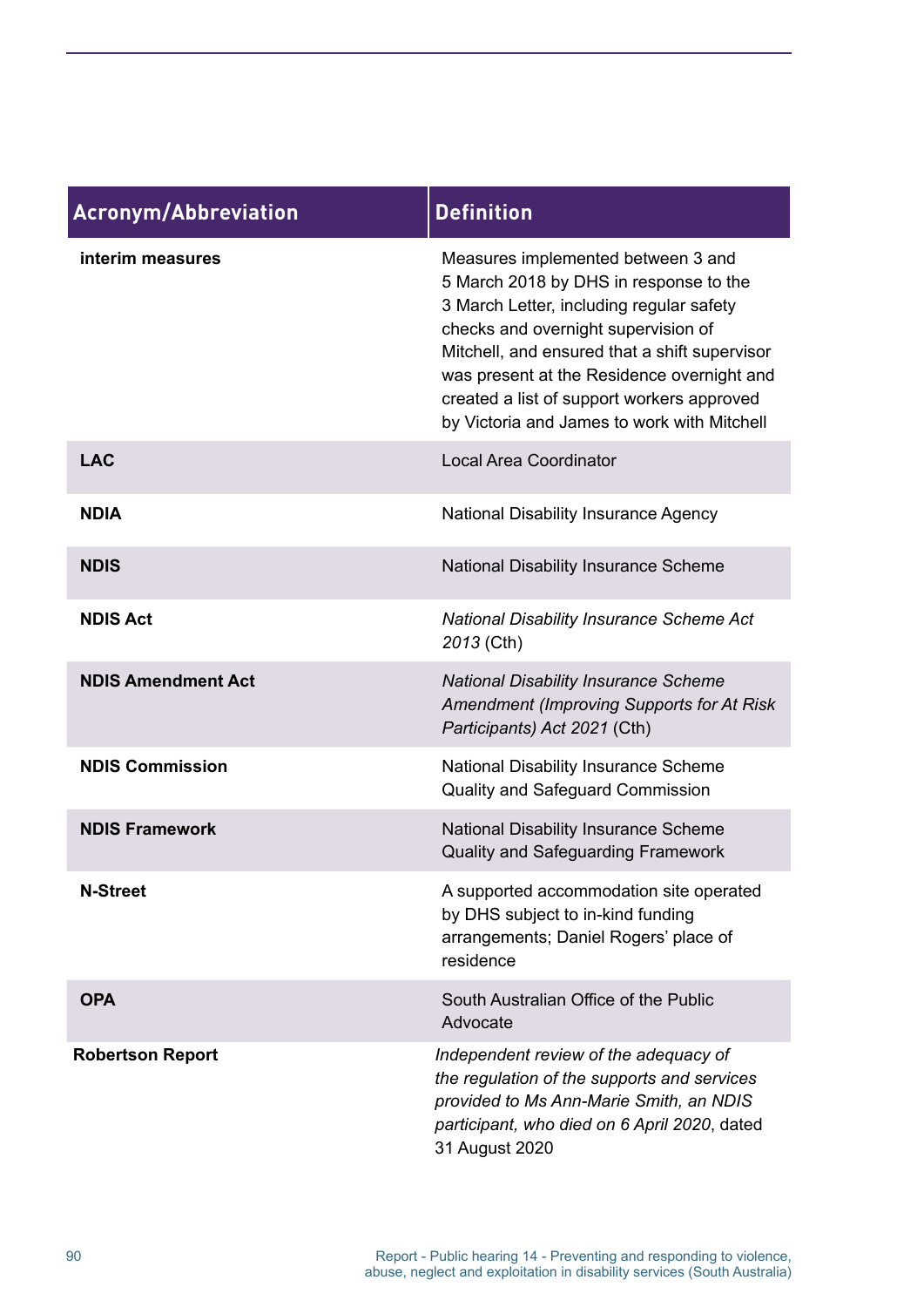| Acronym/Abbreviation | Definition |
|---|---|
| **interim measures** | Measures implemented between 3 and 5 March 2018 by DHS in response to the 3 March Letter, including regular safety checks and overnight supervision of Mitchell, and ensured that a shift supervisor was present at the Residence overnight and created a list of support workers approved by Victoria and James to work with Mitchell |
| **LAC** | Local Area Coordinator |
| **NDIA** | National Disability Insurance Agency |
| **NDIS** | National Disability Insurance Scheme |
| **NDIS Act** | *National Disability Insurance Scheme Act 2013* (Cth) |
| **NDIS Amendment Act** | *National Disability Insurance Scheme Amendment (Improving Supports for At Risk Participants) Act 2021* (Cth) |
| **NDIS Commission** | National Disability Insurance Scheme Quality and Safeguard Commission |
| **NDIS Framework** | National Disability Insurance Scheme Quality and Safeguarding Framework |
| **N-Street** | A supported accommodation site operated by DHS subject to in-kind funding arrangements; Daniel Rogers' place of residence |
| **OPA** | South Australian Office of the Public Advocate |
| **Robertson Report** | *Independent review of the adequacy of the regulation of the supports and services provided to Ms Ann-Marie Smith, an NDIS participant, who died on 6 April 2020*, dated 31 August 2020 |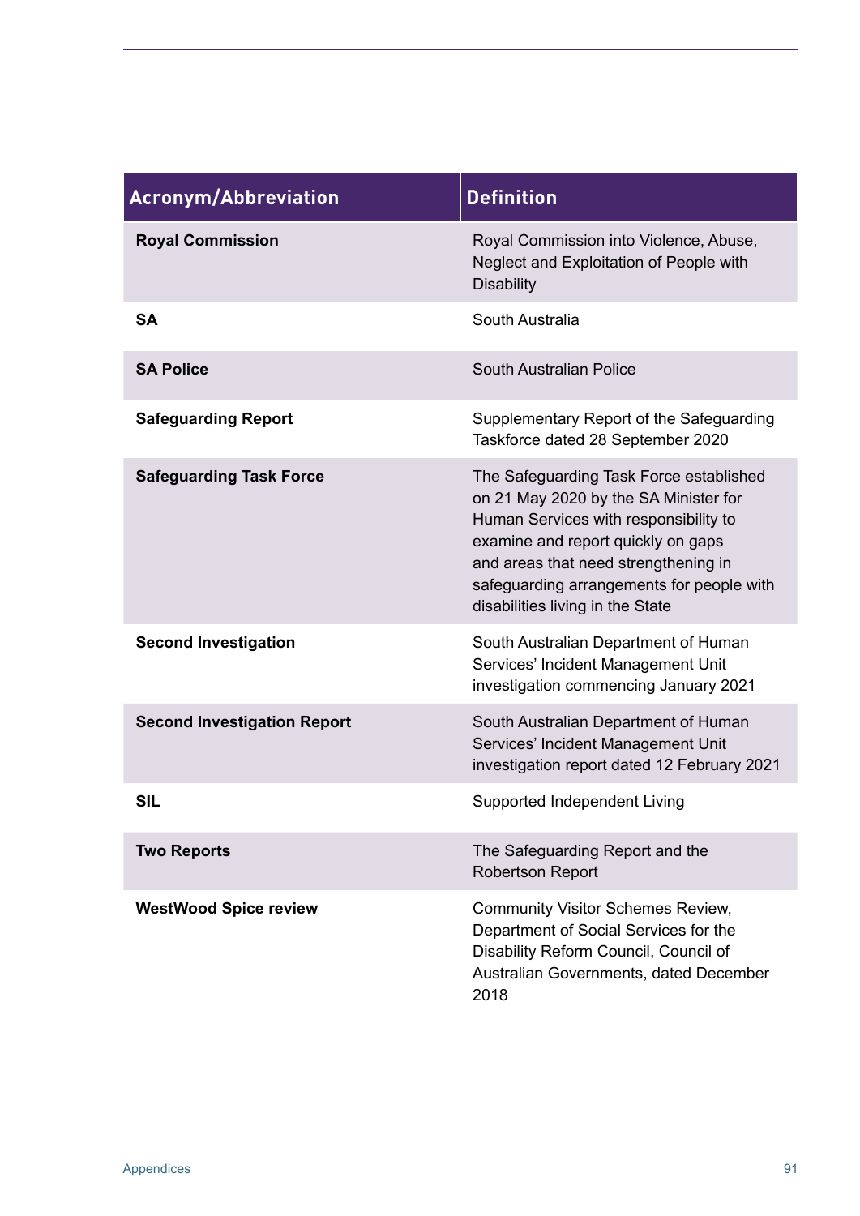| Acronym/Abbreviation | Definition |
|---|---|
| **Royal Commission** | Royal Commission into Violence, Abuse, Neglect and Exploitation of People with Disability |
| **SA** | South Australia |
| **SA Police** | South Australian Police |
| **Safeguarding Report** | Supplementary Report of the Safeguarding Taskforce dated 28 September 2020 |
| **Safeguarding Task Force** | The Safeguarding Task Force established on 21 May 2020 by the SA Minister for Human Services with responsibility to examine and report quickly on gaps and areas that need strengthening in safeguarding arrangements for people with disabilities living in the State |
| **Second Investigation** | South Australian Department of Human Services' Incident Management Unit investigation commencing January 2021 |
| **Second Investigation Report** | South Australian Department of Human Services' Incident Management Unit investigation report dated 12 February 2021 |
| **SIL** | Supported Independent Living |
| **Two Reports** | The Safeguarding Report and the Robertson Report |
| **WestWood Spice review** | Community Visitor Schemes Review, Department of Social Services for the Disability Reform Council, Council of Australian Governments, dated December 2018 |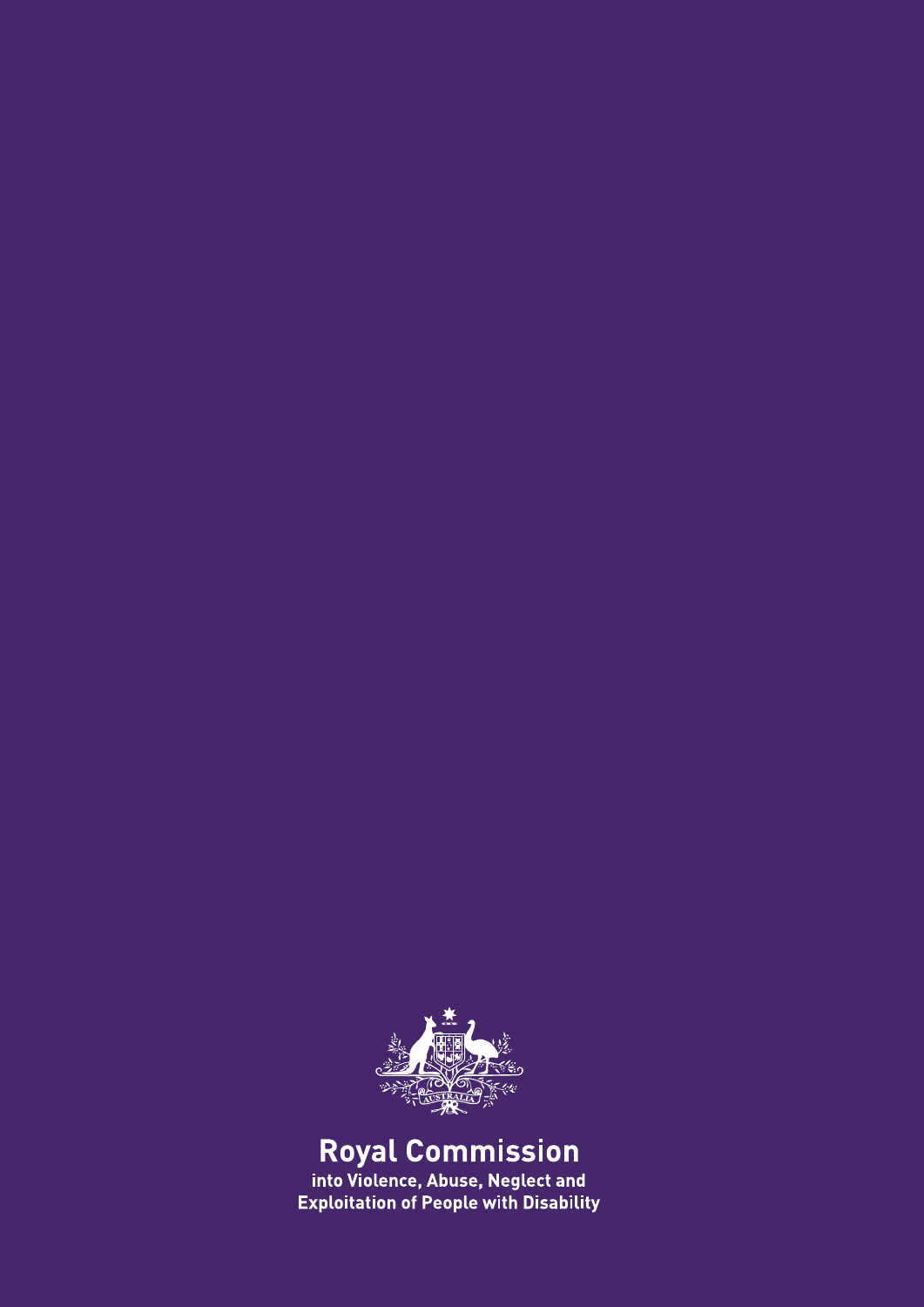**Royal Commission**
into Violence, Abuse, Neglect and Exploitation of People with Disability